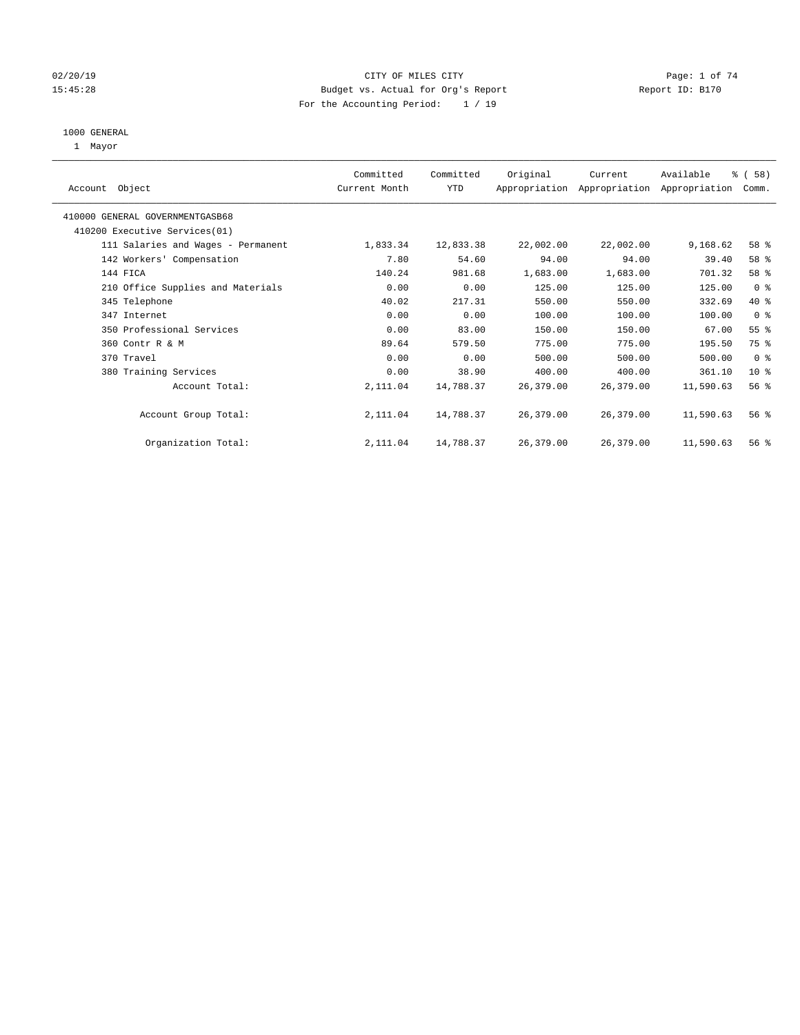CITY OF MILES CITY
Budget vs. Actual for Org's Report
For the Accounting Period: 1 / 19

02/20/19
15:45:28

Report ID: B170

1000 GENERAL
1 Mayor

| Account Object | Committed Current Month | Committed YTD | Original Appropriation | Current Appropriation | Available Appropriation | % ( 58) Comm. |
|---|---|---|---|---|---|---|
| 410000 GENERAL GOVERNMENTGASB68 | | | | | | |
| 410200 Executive Services(01) | | | | | | |
| 111 Salaries and Wages - Permanent | 1,833.34 | 12,833.38 | 22,002.00 | 22,002.00 | 9,168.62 | 58 % |
| 142 Workers' Compensation | 7.80 | 54.60 | 94.00 | 94.00 | 39.40 | 58 % |
| 144 FICA | 140.24 | 981.68 | 1,683.00 | 1,683.00 | 701.32 | 58 % |
| 210 Office Supplies and Materials | 0.00 | 0.00 | 125.00 | 125.00 | 125.00 | 0 % |
| 345 Telephone | 40.02 | 217.31 | 550.00 | 550.00 | 332.69 | 40 % |
| 347 Internet | 0.00 | 0.00 | 100.00 | 100.00 | 100.00 | 0 % |
| 350 Professional Services | 0.00 | 83.00 | 150.00 | 150.00 | 67.00 | 55 % |
| 360 Contr R & M | 89.64 | 579.50 | 775.00 | 775.00 | 195.50 | 75 % |
| 370 Travel | 0.00 | 0.00 | 500.00 | 500.00 | 500.00 | 0 % |
| 380 Training Services | 0.00 | 38.90 | 400.00 | 400.00 | 361.10 | 10 % |
| Account Total: | 2,111.04 | 14,788.37 | 26,379.00 | 26,379.00 | 11,590.63 | 56 % |
| Account Group Total: | 2,111.04 | 14,788.37 | 26,379.00 | 26,379.00 | 11,590.63 | 56 % |
| Organization Total: | 2,111.04 | 14,788.37 | 26,379.00 | 26,379.00 | 11,590.63 | 56 % |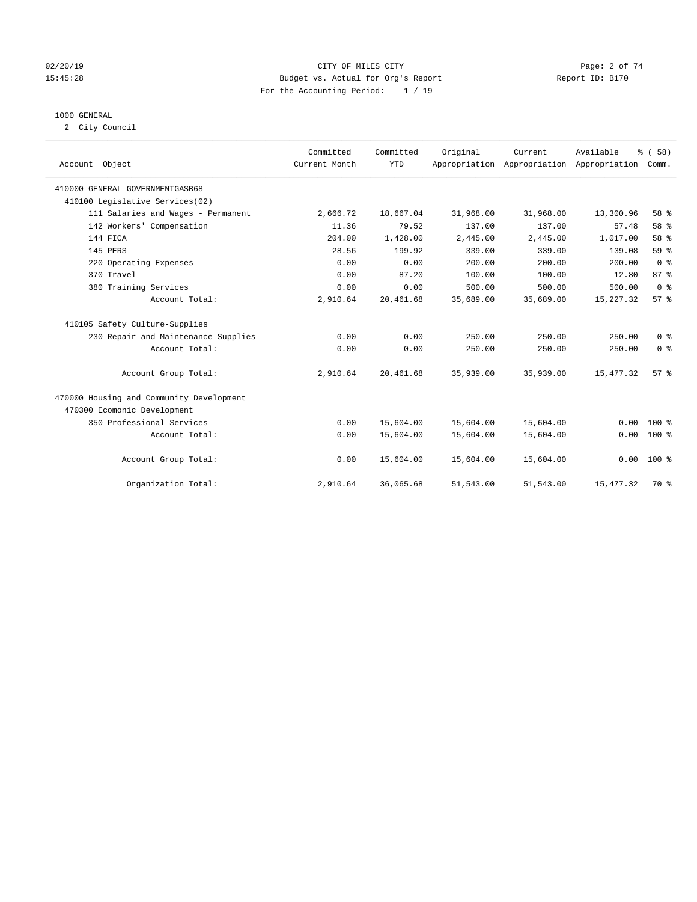CITY OF MILES CITY
Budget vs. Actual for Org's Report
For the Accounting Period: 1 / 19

02/20/19
15:45:28

Report ID: B170

1000 GENERAL
2 City Council

| Account Object | Committed Current Month | Committed YTD | Original Appropriation | Current Appropriation | Available Appropriation | % ( 58) Comm. |
|---|---|---|---|---|---|---|
| 410000 GENERAL GOVERNMENTGASB68 | | | | | | |
| 410100 Legislative Services(02) | | | | | | |
| 111 Salaries and Wages - Permanent | 2,666.72 | 18,667.04 | 31,968.00 | 31,968.00 | 13,300.96 | 58 % |
| 142 Workers' Compensation | 11.36 | 79.52 | 137.00 | 137.00 | 57.48 | 58 % |
| 144 FICA | 204.00 | 1,428.00 | 2,445.00 | 2,445.00 | 1,017.00 | 58 % |
| 145 PERS | 28.56 | 199.92 | 339.00 | 339.00 | 139.08 | 59 % |
| 220 Operating Expenses | 0.00 | 0.00 | 200.00 | 200.00 | 200.00 | 0 % |
| 370 Travel | 0.00 | 87.20 | 100.00 | 100.00 | 12.80 | 87 % |
| 380 Training Services | 0.00 | 0.00 | 500.00 | 500.00 | 500.00 | 0 % |
| Account Total: | 2,910.64 | 20,461.68 | 35,689.00 | 35,689.00 | 15,227.32 | 57 % |
| 410105 Safety Culture-Supplies | | | | | | |
| 230 Repair and Maintenance Supplies | 0.00 | 0.00 | 250.00 | 250.00 | 250.00 | 0 % |
| Account Total: | 0.00 | 0.00 | 250.00 | 250.00 | 250.00 | 0 % |
| Account Group Total: | 2,910.64 | 20,461.68 | 35,939.00 | 35,939.00 | 15,477.32 | 57 % |
| 470000 Housing and Community Development | | | | | | |
| 470300 Ecomonic Development | | | | | | |
| 350 Professional Services | 0.00 | 15,604.00 | 15,604.00 | 15,604.00 | 0.00 | 100 % |
| Account Total: | 0.00 | 15,604.00 | 15,604.00 | 15,604.00 | 0.00 | 100 % |
| Account Group Total: | 0.00 | 15,604.00 | 15,604.00 | 15,604.00 | 0.00 | 100 % |
| Organization Total: | 2,910.64 | 36,065.68 | 51,543.00 | 51,543.00 | 15,477.32 | 70 % |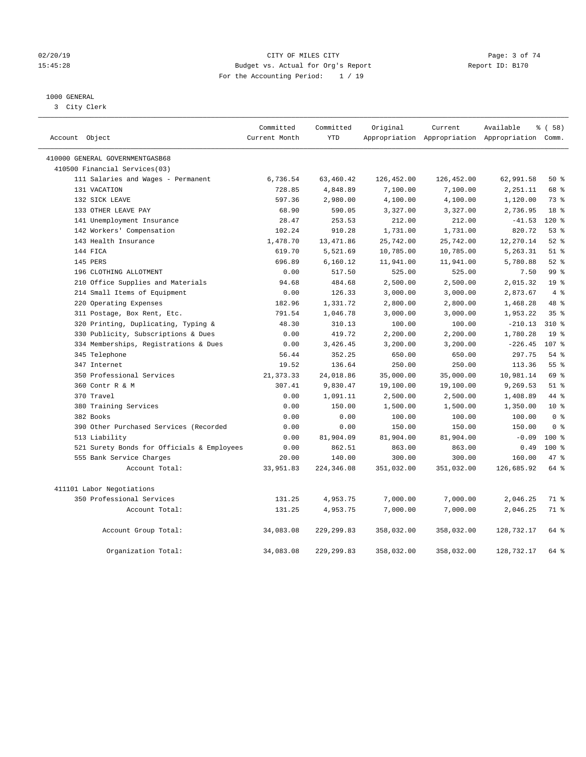CITY OF MILES CITY
Budget vs. Actual for Org's Report
For the Accounting Period: 1 / 19

02/20/19
15:45:28

Report ID: B170

1000 GENERAL
3 City Clerk

| Account Object | Committed Current Month | Committed YTD | Original Appropriation | Current Appropriation | Available Appropriation | % ( 58) Comm. |
|---|---|---|---|---|---|---|
| 410000 GENERAL GOVERNMENTGASB68 | | | | | | |
| 410500 Financial Services(03) | | | | | | |
| 111 Salaries and Wages - Permanent | 6,736.54 | 63,460.42 | 126,452.00 | 126,452.00 | 62,991.58 | 50 % |
| 131 VACATION | 728.85 | 4,848.89 | 7,100.00 | 7,100.00 | 2,251.11 | 68 % |
| 132 SICK LEAVE | 597.36 | 2,980.00 | 4,100.00 | 4,100.00 | 1,120.00 | 73 % |
| 133 OTHER LEAVE PAY | 68.90 | 590.05 | 3,327.00 | 3,327.00 | 2,736.95 | 18 % |
| 141 Unemployment Insurance | 28.47 | 253.53 | 212.00 | 212.00 | -41.53 | 120 % |
| 142 Workers' Compensation | 102.24 | 910.28 | 1,731.00 | 1,731.00 | 820.72 | 53 % |
| 143 Health Insurance | 1,478.70 | 13,471.86 | 25,742.00 | 25,742.00 | 12,270.14 | 52 % |
| 144 FICA | 619.70 | 5,521.69 | 10,785.00 | 10,785.00 | 5,263.31 | 51 % |
| 145 PERS | 696.89 | 6,160.12 | 11,941.00 | 11,941.00 | 5,780.88 | 52 % |
| 196 CLOTHING ALLOTMENT | 0.00 | 517.50 | 525.00 | 525.00 | 7.50 | 99 % |
| 210 Office Supplies and Materials | 94.68 | 484.68 | 2,500.00 | 2,500.00 | 2,015.32 | 19 % |
| 214 Small Items of Equipment | 0.00 | 126.33 | 3,000.00 | 3,000.00 | 2,873.67 | 4 % |
| 220 Operating Expenses | 182.96 | 1,331.72 | 2,800.00 | 2,800.00 | 1,468.28 | 48 % |
| 311 Postage, Box Rent, Etc. | 791.54 | 1,046.78 | 3,000.00 | 3,000.00 | 1,953.22 | 35 % |
| 320 Printing, Duplicating, Typing & | 48.30 | 310.13 | 100.00 | 100.00 | -210.13 | 310 % |
| 330 Publicity, Subscriptions & Dues | 0.00 | 419.72 | 2,200.00 | 2,200.00 | 1,780.28 | 19 % |
| 334 Memberships, Registrations & Dues | 0.00 | 3,426.45 | 3,200.00 | 3,200.00 | -226.45 | 107 % |
| 345 Telephone | 56.44 | 352.25 | 650.00 | 650.00 | 297.75 | 54 % |
| 347 Internet | 19.52 | 136.64 | 250.00 | 250.00 | 113.36 | 55 % |
| 350 Professional Services | 21,373.33 | 24,018.86 | 35,000.00 | 35,000.00 | 10,981.14 | 69 % |
| 360 Contr R & M | 307.41 | 9,830.47 | 19,100.00 | 19,100.00 | 9,269.53 | 51 % |
| 370 Travel | 0.00 | 1,091.11 | 2,500.00 | 2,500.00 | 1,408.89 | 44 % |
| 380 Training Services | 0.00 | 150.00 | 1,500.00 | 1,500.00 | 1,350.00 | 10 % |
| 382 Books | 0.00 | 0.00 | 100.00 | 100.00 | 100.00 | 0 % |
| 390 Other Purchased Services (Recorded | 0.00 | 0.00 | 150.00 | 150.00 | 150.00 | 0 % |
| 513 Liability | 0.00 | 81,904.09 | 81,904.00 | 81,904.00 | -0.09 | 100 % |
| 521 Surety Bonds for Officials & Employees | 0.00 | 862.51 | 863.00 | 863.00 | 0.49 | 100 % |
| 555 Bank Service Charges | 20.00 | 140.00 | 300.00 | 300.00 | 160.00 | 47 % |
| Account Total: | 33,951.83 | 224,346.08 | 351,032.00 | 351,032.00 | 126,685.92 | 64 % |
| 411101 Labor Negotiations | | | | | | |
| 350 Professional Services | 131.25 | 4,953.75 | 7,000.00 | 7,000.00 | 2,046.25 | 71 % |
| Account Total: | 131.25 | 4,953.75 | 7,000.00 | 7,000.00 | 2,046.25 | 71 % |
| Account Group Total: | 34,083.08 | 229,299.83 | 358,032.00 | 358,032.00 | 128,732.17 | 64 % |
| Organization Total: | 34,083.08 | 229,299.83 | 358,032.00 | 358,032.00 | 128,732.17 | 64 % |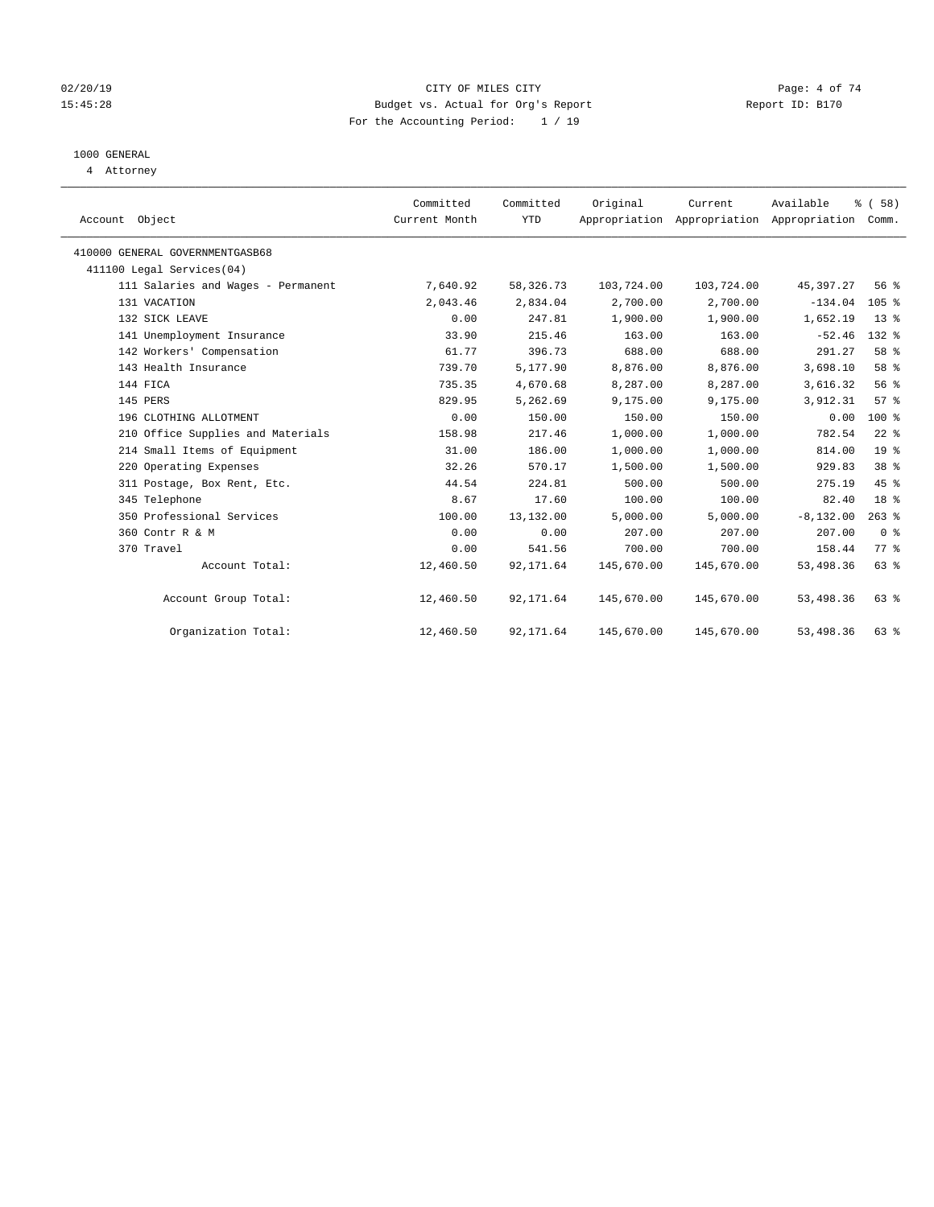02/20/19 CITY OF MILES CITY
15:45:28 Budget vs. Actual for Org's Report Report ID: B170
For the Accounting Period: 1 / 19

1000 GENERAL
4 Attorney

| Account Object | Committed Current Month | Committed YTD | Original Appropriation | Current Appropriation | Available Appropriation | % ( 58) Comm. |
|---|---|---|---|---|---|---|
| 410000 GENERAL GOVERNMENTGASB68 | | | | | | |
| 411100 Legal Services(04) | | | | | | |
| 111 Salaries and Wages - Permanent | 7,640.92 | 58,326.73 | 103,724.00 | 103,724.00 | 45,397.27 | 56 % |
| 131 VACATION | 2,043.46 | 2,834.04 | 2,700.00 | 2,700.00 | -134.04 | 105 % |
| 132 SICK LEAVE | 0.00 | 247.81 | 1,900.00 | 1,900.00 | 1,652.19 | 13 % |
| 141 Unemployment Insurance | 33.90 | 215.46 | 163.00 | 163.00 | -52.46 | 132 % |
| 142 Workers' Compensation | 61.77 | 396.73 | 688.00 | 688.00 | 291.27 | 58 % |
| 143 Health Insurance | 739.70 | 5,177.90 | 8,876.00 | 8,876.00 | 3,698.10 | 58 % |
| 144 FICA | 735.35 | 4,670.68 | 8,287.00 | 8,287.00 | 3,616.32 | 56 % |
| 145 PERS | 829.95 | 5,262.69 | 9,175.00 | 9,175.00 | 3,912.31 | 57 % |
| 196 CLOTHING ALLOTMENT | 0.00 | 150.00 | 150.00 | 150.00 | 0.00 | 100 % |
| 210 Office Supplies and Materials | 158.98 | 217.46 | 1,000.00 | 1,000.00 | 782.54 | 22 % |
| 214 Small Items of Equipment | 31.00 | 186.00 | 1,000.00 | 1,000.00 | 814.00 | 19 % |
| 220 Operating Expenses | 32.26 | 570.17 | 1,500.00 | 1,500.00 | 929.83 | 38 % |
| 311 Postage, Box Rent, Etc. | 44.54 | 224.81 | 500.00 | 500.00 | 275.19 | 45 % |
| 345 Telephone | 8.67 | 17.60 | 100.00 | 100.00 | 82.40 | 18 % |
| 350 Professional Services | 100.00 | 13,132.00 | 5,000.00 | 5,000.00 | -8,132.00 | 263 % |
| 360 Contr R & M | 0.00 | 0.00 | 207.00 | 207.00 | 207.00 | 0 % |
| 370 Travel | 0.00 | 541.56 | 700.00 | 700.00 | 158.44 | 77 % |
| Account Total: | 12,460.50 | 92,171.64 | 145,670.00 | 145,670.00 | 53,498.36 | 63 % |
| Account Group Total: | 12,460.50 | 92,171.64 | 145,670.00 | 145,670.00 | 53,498.36 | 63 % |
| Organization Total: | 12,460.50 | 92,171.64 | 145,670.00 | 145,670.00 | 53,498.36 | 63 % |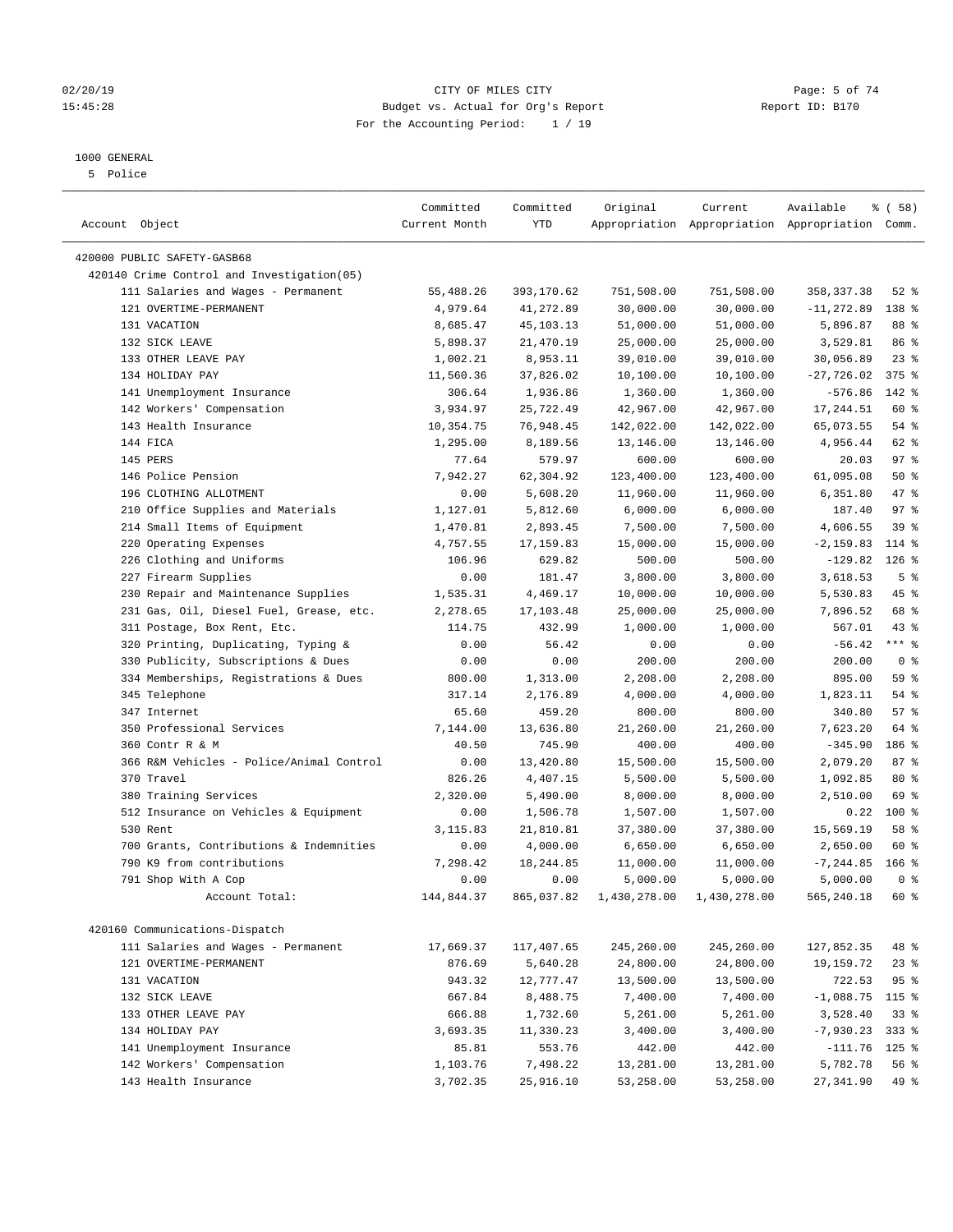CITY OF MILES CITY
Budget vs. Actual for Org's Report
For the Accounting Period: 1 / 19

02/20/19
15:45:28

Report ID: B170

1000 GENERAL
5 Police

| Account Object | Committed Current Month | Committed YTD | Original Appropriation | Current Appropriation | Available Appropriation | % ( 58) Comm. |
|---|---|---|---|---|---|---|
| 420000 PUBLIC SAFETY-GASB68 | | | | | | |
| 420140 Crime Control and Investigation(05) | | | | | | |
| 111 Salaries and Wages - Permanent | 55,488.26 | 393,170.62 | 751,508.00 | 751,508.00 | 358,337.38 | 52 % |
| 121 OVERTIME-PERMANENT | 4,979.64 | 41,272.89 | 30,000.00 | 30,000.00 | -11,272.89 | 138 % |
| 131 VACATION | 8,685.47 | 45,103.13 | 51,000.00 | 51,000.00 | 5,896.87 | 88 % |
| 132 SICK LEAVE | 5,898.37 | 21,470.19 | 25,000.00 | 25,000.00 | 3,529.81 | 86 % |
| 133 OTHER LEAVE PAY | 1,002.21 | 8,953.11 | 39,010.00 | 39,010.00 | 30,056.89 | 23 % |
| 134 HOLIDAY PAY | 11,560.36 | 37,826.02 | 10,100.00 | 10,100.00 | -27,726.02 | 375 % |
| 141 Unemployment Insurance | 306.64 | 1,936.86 | 1,360.00 | 1,360.00 | -576.86 | 142 % |
| 142 Workers' Compensation | 3,934.97 | 25,722.49 | 42,967.00 | 42,967.00 | 17,244.51 | 60 % |
| 143 Health Insurance | 10,354.75 | 76,948.45 | 142,022.00 | 142,022.00 | 65,073.55 | 54 % |
| 144 FICA | 1,295.00 | 8,189.56 | 13,146.00 | 13,146.00 | 4,956.44 | 62 % |
| 145 PERS | 77.64 | 579.97 | 600.00 | 600.00 | 20.03 | 97 % |
| 146 Police Pension | 7,942.27 | 62,304.92 | 123,400.00 | 123,400.00 | 61,095.08 | 50 % |
| 196 CLOTHING ALLOTMENT | 0.00 | 5,608.20 | 11,960.00 | 11,960.00 | 6,351.80 | 47 % |
| 210 Office Supplies and Materials | 1,127.01 | 5,812.60 | 6,000.00 | 6,000.00 | 187.40 | 97 % |
| 214 Small Items of Equipment | 1,470.81 | 2,893.45 | 7,500.00 | 7,500.00 | 4,606.55 | 39 % |
| 220 Operating Expenses | 4,757.55 | 17,159.83 | 15,000.00 | 15,000.00 | -2,159.83 | 114 % |
| 226 Clothing and Uniforms | 106.96 | 629.82 | 500.00 | 500.00 | -129.82 | 126 % |
| 227 Firearm Supplies | 0.00 | 181.47 | 3,800.00 | 3,800.00 | 3,618.53 | 5 % |
| 230 Repair and Maintenance Supplies | 1,535.31 | 4,469.17 | 10,000.00 | 10,000.00 | 5,530.83 | 45 % |
| 231 Gas, Oil, Diesel Fuel, Grease, etc. | 2,278.65 | 17,103.48 | 25,000.00 | 25,000.00 | 7,896.52 | 68 % |
| 311 Postage, Box Rent, Etc. | 114.75 | 432.99 | 1,000.00 | 1,000.00 | 567.01 | 43 % |
| 320 Printing, Duplicating, Typing & | 0.00 | 56.42 | 0.00 | 0.00 | -56.42 | *** % |
| 330 Publicity, Subscriptions & Dues | 0.00 | 0.00 | 200.00 | 200.00 | 200.00 | 0 % |
| 334 Memberships, Registrations & Dues | 800.00 | 1,313.00 | 2,208.00 | 2,208.00 | 895.00 | 59 % |
| 345 Telephone | 317.14 | 2,176.89 | 4,000.00 | 4,000.00 | 1,823.11 | 54 % |
| 347 Internet | 65.60 | 459.20 | 800.00 | 800.00 | 340.80 | 57 % |
| 350 Professional Services | 7,144.00 | 13,636.80 | 21,260.00 | 21,260.00 | 7,623.20 | 64 % |
| 360 Contr R & M | 40.50 | 745.90 | 400.00 | 400.00 | -345.90 | 186 % |
| 366 R&M Vehicles - Police/Animal Control | 0.00 | 13,420.80 | 15,500.00 | 15,500.00 | 2,079.20 | 87 % |
| 370 Travel | 826.26 | 4,407.15 | 5,500.00 | 5,500.00 | 1,092.85 | 80 % |
| 380 Training Services | 2,320.00 | 5,490.00 | 8,000.00 | 8,000.00 | 2,510.00 | 69 % |
| 512 Insurance on Vehicles & Equipment | 0.00 | 1,506.78 | 1,507.00 | 1,507.00 | 0.22 | 100 % |
| 530 Rent | 3,115.83 | 21,810.81 | 37,380.00 | 37,380.00 | 15,569.19 | 58 % |
| 700 Grants, Contributions & Indemnities | 0.00 | 4,000.00 | 6,650.00 | 6,650.00 | 2,650.00 | 60 % |
| 790 K9 from contributions | 7,298.42 | 18,244.85 | 11,000.00 | 11,000.00 | -7,244.85 | 166 % |
| 791 Shop With A Cop | 0.00 | 0.00 | 5,000.00 | 5,000.00 | 5,000.00 | 0 % |
| Account Total: | 144,844.37 | 865,037.82 | 1,430,278.00 | 1,430,278.00 | 565,240.18 | 60 % |
| 420160 Communications-Dispatch | | | | | | |
| 111 Salaries and Wages - Permanent | 17,669.37 | 117,407.65 | 245,260.00 | 245,260.00 | 127,852.35 | 48 % |
| 121 OVERTIME-PERMANENT | 876.69 | 5,640.28 | 24,800.00 | 24,800.00 | 19,159.72 | 23 % |
| 131 VACATION | 943.32 | 12,777.47 | 13,500.00 | 13,500.00 | 722.53 | 95 % |
| 132 SICK LEAVE | 667.84 | 8,488.75 | 7,400.00 | 7,400.00 | -1,088.75 | 115 % |
| 133 OTHER LEAVE PAY | 666.88 | 1,732.60 | 5,261.00 | 5,261.00 | 3,528.40 | 33 % |
| 134 HOLIDAY PAY | 3,693.35 | 11,330.23 | 3,400.00 | 3,400.00 | -7,930.23 | 333 % |
| 141 Unemployment Insurance | 85.81 | 553.76 | 442.00 | 442.00 | -111.76 | 125 % |
| 142 Workers' Compensation | 1,103.76 | 7,498.22 | 13,281.00 | 13,281.00 | 5,782.78 | 56 % |
| 143 Health Insurance | 3,702.35 | 25,916.10 | 53,258.00 | 53,258.00 | 27,341.90 | 49 % |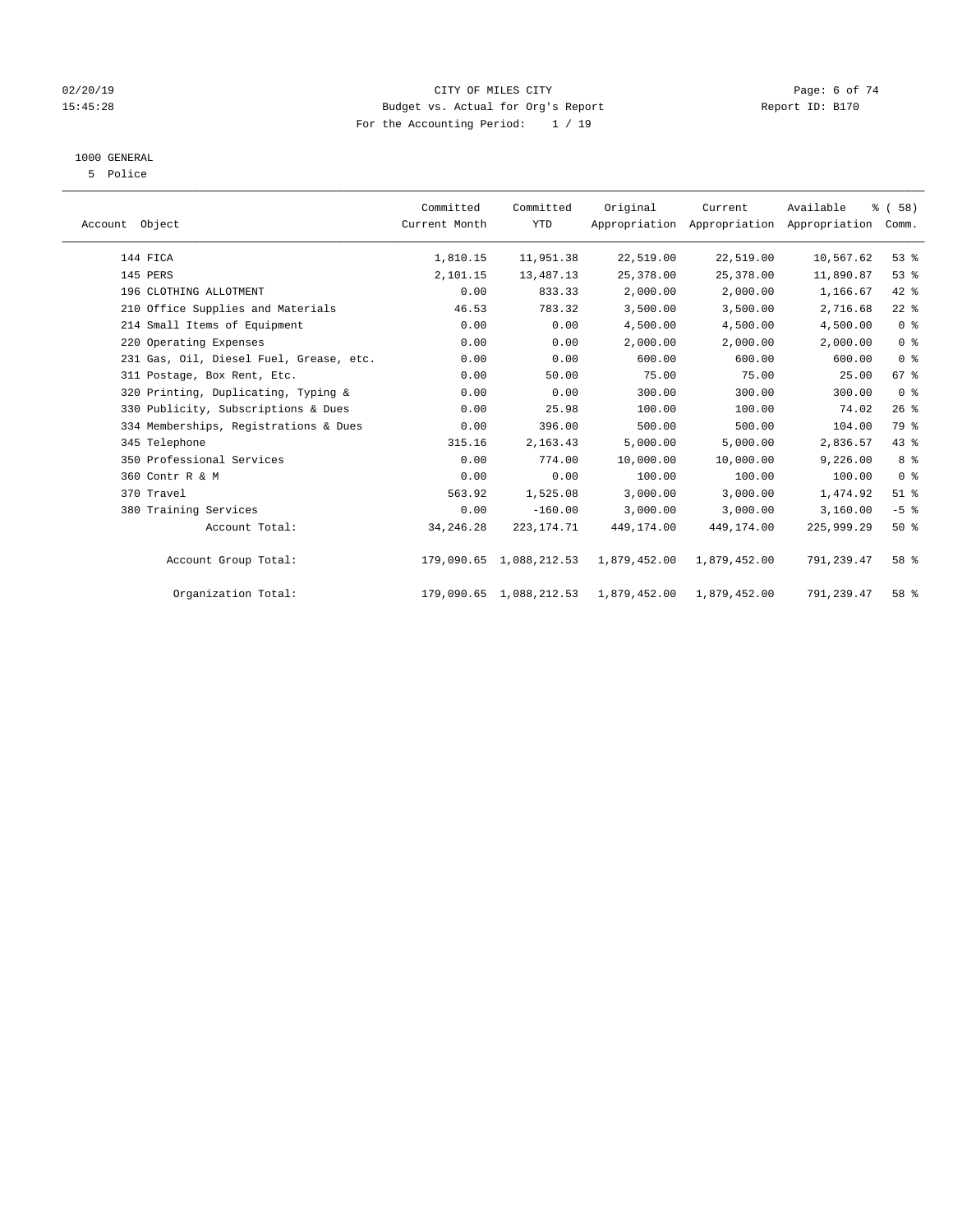CITY OF MILES CITY
Budget vs. Actual for Org's Report
For the Accounting Period: 1 / 19

02/20/19
15:45:28

Report ID: B170

1000 GENERAL
5 Police

| Account Object | Committed Current Month | Committed YTD | Original Appropriation | Current Appropriation | Available Appropriation | % ( 58) Comm. |
|---|---|---|---|---|---|---|
| 144 FICA | 1,810.15 | 11,951.38 | 22,519.00 | 22,519.00 | 10,567.62 | 53 % |
| 145 PERS | 2,101.15 | 13,487.13 | 25,378.00 | 25,378.00 | 11,890.87 | 53 % |
| 196 CLOTHING ALLOTMENT | 0.00 | 833.33 | 2,000.00 | 2,000.00 | 1,166.67 | 42 % |
| 210 Office Supplies and Materials | 46.53 | 783.32 | 3,500.00 | 3,500.00 | 2,716.68 | 22 % |
| 214 Small Items of Equipment | 0.00 | 0.00 | 4,500.00 | 4,500.00 | 4,500.00 | 0 % |
| 220 Operating Expenses | 0.00 | 0.00 | 2,000.00 | 2,000.00 | 2,000.00 | 0 % |
| 231 Gas, Oil, Diesel Fuel, Grease, etc. | 0.00 | 0.00 | 600.00 | 600.00 | 600.00 | 0 % |
| 311 Postage, Box Rent, Etc. | 0.00 | 50.00 | 75.00 | 75.00 | 25.00 | 67 % |
| 320 Printing, Duplicating, Typing & | 0.00 | 0.00 | 300.00 | 300.00 | 300.00 | 0 % |
| 330 Publicity, Subscriptions & Dues | 0.00 | 25.98 | 100.00 | 100.00 | 74.02 | 26 % |
| 334 Memberships, Registrations & Dues | 0.00 | 396.00 | 500.00 | 500.00 | 104.00 | 79 % |
| 345 Telephone | 315.16 | 2,163.43 | 5,000.00 | 5,000.00 | 2,836.57 | 43 % |
| 350 Professional Services | 0.00 | 774.00 | 10,000.00 | 10,000.00 | 9,226.00 | 8 % |
| 360 Contr R & M | 0.00 | 0.00 | 100.00 | 100.00 | 100.00 | 0 % |
| 370 Travel | 563.92 | 1,525.08 | 3,000.00 | 3,000.00 | 1,474.92 | 51 % |
| 380 Training Services | 0.00 | -160.00 | 3,000.00 | 3,000.00 | 3,160.00 | -5 % |
| Account Total: | 34,246.28 | 223,174.71 | 449,174.00 | 449,174.00 | 225,999.29 | 50 % |
| Account Group Total: | 179,090.65 | 1,088,212.53 | 1,879,452.00 | 1,879,452.00 | 791,239.47 | 58 % |
| Organization Total: | 179,090.65 | 1,088,212.53 | 1,879,452.00 | 1,879,452.00 | 791,239.47 | 58 % |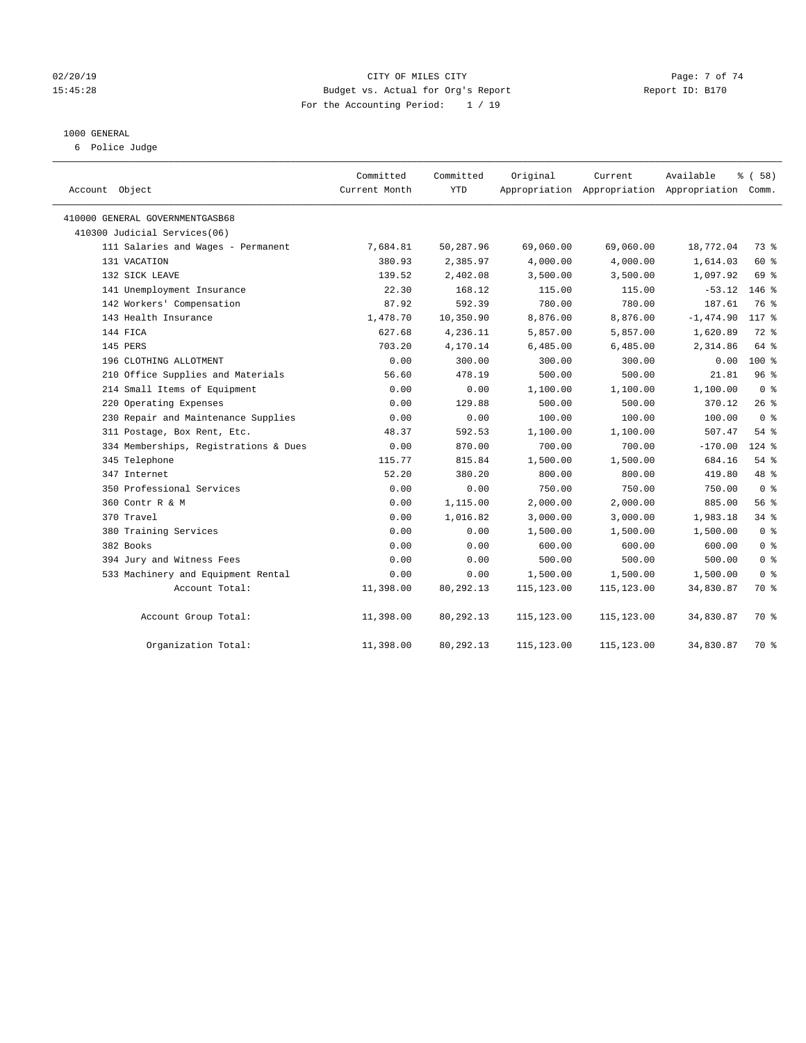02/20/19 CITY OF MILES CITY
15:45:28 Budget vs. Actual for Org's Report Report ID: B170
For the Accounting Period: 1 / 19

1000 GENERAL
6 Police Judge

| Account Object | Committed Current Month | Committed YTD | Original Appropriation | Current Appropriation | Available Appropriation | % ( 58) Comm. |
|---|---|---|---|---|---|---|
| 410000 GENERAL GOVERNMENTGASB68 | | | | | | |
| 410300 Judicial Services(06) | | | | | | |
| 111 Salaries and Wages - Permanent | 7,684.81 | 50,287.96 | 69,060.00 | 69,060.00 | 18,772.04 | 73 % |
| 131 VACATION | 380.93 | 2,385.97 | 4,000.00 | 4,000.00 | 1,614.03 | 60 % |
| 132 SICK LEAVE | 139.52 | 2,402.08 | 3,500.00 | 3,500.00 | 1,097.92 | 69 % |
| 141 Unemployment Insurance | 22.30 | 168.12 | 115.00 | 115.00 | -53.12 | 146 % |
| 142 Workers' Compensation | 87.92 | 592.39 | 780.00 | 780.00 | 187.61 | 76 % |
| 143 Health Insurance | 1,478.70 | 10,350.90 | 8,876.00 | 8,876.00 | -1,474.90 | 117 % |
| 144 FICA | 627.68 | 4,236.11 | 5,857.00 | 5,857.00 | 1,620.89 | 72 % |
| 145 PERS | 703.20 | 4,170.14 | 6,485.00 | 6,485.00 | 2,314.86 | 64 % |
| 196 CLOTHING ALLOTMENT | 0.00 | 300.00 | 300.00 | 300.00 | 0.00 | 100 % |
| 210 Office Supplies and Materials | 56.60 | 478.19 | 500.00 | 500.00 | 21.81 | 96 % |
| 214 Small Items of Equipment | 0.00 | 0.00 | 1,100.00 | 1,100.00 | 1,100.00 | 0 % |
| 220 Operating Expenses | 0.00 | 129.88 | 500.00 | 500.00 | 370.12 | 26 % |
| 230 Repair and Maintenance Supplies | 0.00 | 0.00 | 100.00 | 100.00 | 100.00 | 0 % |
| 311 Postage, Box Rent, Etc. | 48.37 | 592.53 | 1,100.00 | 1,100.00 | 507.47 | 54 % |
| 334 Memberships, Registrations & Dues | 0.00 | 870.00 | 700.00 | 700.00 | -170.00 | 124 % |
| 345 Telephone | 115.77 | 815.84 | 1,500.00 | 1,500.00 | 684.16 | 54 % |
| 347 Internet | 52.20 | 380.20 | 800.00 | 800.00 | 419.80 | 48 % |
| 350 Professional Services | 0.00 | 0.00 | 750.00 | 750.00 | 750.00 | 0 % |
| 360 Contr R & M | 0.00 | 1,115.00 | 2,000.00 | 2,000.00 | 885.00 | 56 % |
| 370 Travel | 0.00 | 1,016.82 | 3,000.00 | 3,000.00 | 1,983.18 | 34 % |
| 380 Training Services | 0.00 | 0.00 | 1,500.00 | 1,500.00 | 1,500.00 | 0 % |
| 382 Books | 0.00 | 0.00 | 600.00 | 600.00 | 600.00 | 0 % |
| 394 Jury and Witness Fees | 0.00 | 0.00 | 500.00 | 500.00 | 500.00 | 0 % |
| 533 Machinery and Equipment Rental | 0.00 | 0.00 | 1,500.00 | 1,500.00 | 1,500.00 | 0 % |
| Account Total: | 11,398.00 | 80,292.13 | 115,123.00 | 115,123.00 | 34,830.87 | 70 % |
| Account Group Total: | 11,398.00 | 80,292.13 | 115,123.00 | 115,123.00 | 34,830.87 | 70 % |
| Organization Total: | 11,398.00 | 80,292.13 | 115,123.00 | 115,123.00 | 34,830.87 | 70 % |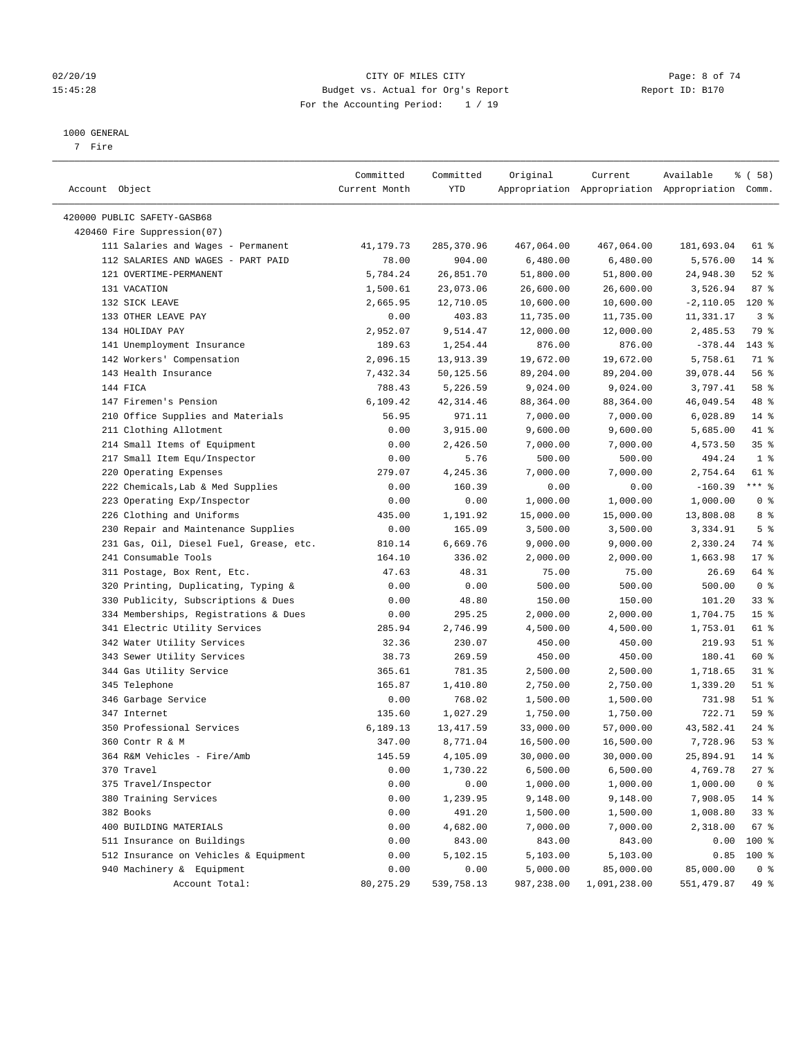CITY OF MILES CITY
Budget vs. Actual for Org's Report
For the Accounting Period: 1 / 19

02/20/19
15:45:28

Report ID: B170

1000 GENERAL
7 Fire

| Account Object | Committed Current Month | Committed YTD | Original Appropriation | Current Appropriation | Available Appropriation | % ( 58) Comm. |
|---|---|---|---|---|---|---|
| 420000 PUBLIC SAFETY-GASB68 | | | | | | |
| 420460 Fire Suppression(07) | | | | | | |
| 111 Salaries and Wages - Permanent | 41,179.73 | 285,370.96 | 467,064.00 | 467,064.00 | 181,693.04 | 61 % |
| 112 SALARIES AND WAGES - PART PAID | 78.00 | 904.00 | 6,480.00 | 6,480.00 | 5,576.00 | 14 % |
| 121 OVERTIME-PERMANENT | 5,784.24 | 26,851.70 | 51,800.00 | 51,800.00 | 24,948.30 | 52 % |
| 131 VACATION | 1,500.61 | 23,073.06 | 26,600.00 | 26,600.00 | 3,526.94 | 87 % |
| 132 SICK LEAVE | 2,665.95 | 12,710.05 | 10,600.00 | 10,600.00 | -2,110.05 | 120 % |
| 133 OTHER LEAVE PAY | 0.00 | 403.83 | 11,735.00 | 11,735.00 | 11,331.17 | 3 % |
| 134 HOLIDAY PAY | 2,952.07 | 9,514.47 | 12,000.00 | 12,000.00 | 2,485.53 | 79 % |
| 141 Unemployment Insurance | 189.63 | 1,254.44 | 876.00 | 876.00 | -378.44 | 143 % |
| 142 Workers' Compensation | 2,096.15 | 13,913.39 | 19,672.00 | 19,672.00 | 5,758.61 | 71 % |
| 143 Health Insurance | 7,432.34 | 50,125.56 | 89,204.00 | 89,204.00 | 39,078.44 | 56 % |
| 144 FICA | 788.43 | 5,226.59 | 9,024.00 | 9,024.00 | 3,797.41 | 58 % |
| 147 Firemen's Pension | 6,109.42 | 42,314.46 | 88,364.00 | 88,364.00 | 46,049.54 | 48 % |
| 210 Office Supplies and Materials | 56.95 | 971.11 | 7,000.00 | 7,000.00 | 6,028.89 | 14 % |
| 211 Clothing Allotment | 0.00 | 3,915.00 | 9,600.00 | 9,600.00 | 5,685.00 | 41 % |
| 214 Small Items of Equipment | 0.00 | 2,426.50 | 7,000.00 | 7,000.00 | 4,573.50 | 35 % |
| 217 Small Item Equ/Inspector | 0.00 | 5.76 | 500.00 | 500.00 | 494.24 | 1 % |
| 220 Operating Expenses | 279.07 | 4,245.36 | 7,000.00 | 7,000.00 | 2,754.64 | 61 % |
| 222 Chemicals,Lab & Med Supplies | 0.00 | 160.39 | 0.00 | 0.00 | -160.39 | *** % |
| 223 Operating Exp/Inspector | 0.00 | 0.00 | 1,000.00 | 1,000.00 | 1,000.00 | 0 % |
| 226 Clothing and Uniforms | 435.00 | 1,191.92 | 15,000.00 | 15,000.00 | 13,808.08 | 8 % |
| 230 Repair and Maintenance Supplies | 0.00 | 165.09 | 3,500.00 | 3,500.00 | 3,334.91 | 5 % |
| 231 Gas, Oil, Diesel Fuel, Grease, etc. | 810.14 | 6,669.76 | 9,000.00 | 9,000.00 | 2,330.24 | 74 % |
| 241 Consumable Tools | 164.10 | 336.02 | 2,000.00 | 2,000.00 | 1,663.98 | 17 % |
| 311 Postage, Box Rent, Etc. | 47.63 | 48.31 | 75.00 | 75.00 | 26.69 | 64 % |
| 320 Printing, Duplicating, Typing & | 0.00 | 0.00 | 500.00 | 500.00 | 500.00 | 0 % |
| 330 Publicity, Subscriptions & Dues | 0.00 | 48.80 | 150.00 | 150.00 | 101.20 | 33 % |
| 334 Memberships, Registrations & Dues | 0.00 | 295.25 | 2,000.00 | 2,000.00 | 1,704.75 | 15 % |
| 341 Electric Utility Services | 285.94 | 2,746.99 | 4,500.00 | 4,500.00 | 1,753.01 | 61 % |
| 342 Water Utility Services | 32.36 | 230.07 | 450.00 | 450.00 | 219.93 | 51 % |
| 343 Sewer Utility Services | 38.73 | 269.59 | 450.00 | 450.00 | 180.41 | 60 % |
| 344 Gas Utility Service | 365.61 | 781.35 | 2,500.00 | 2,500.00 | 1,718.65 | 31 % |
| 345 Telephone | 165.87 | 1,410.80 | 2,750.00 | 2,750.00 | 1,339.20 | 51 % |
| 346 Garbage Service | 0.00 | 768.02 | 1,500.00 | 1,500.00 | 731.98 | 51 % |
| 347 Internet | 135.60 | 1,027.29 | 1,750.00 | 1,750.00 | 722.71 | 59 % |
| 350 Professional Services | 6,189.13 | 13,417.59 | 33,000.00 | 57,000.00 | 43,582.41 | 24 % |
| 360 Contr R & M | 347.00 | 8,771.04 | 16,500.00 | 16,500.00 | 7,728.96 | 53 % |
| 364 R&M Vehicles - Fire/Amb | 145.59 | 4,105.09 | 30,000.00 | 30,000.00 | 25,894.91 | 14 % |
| 370 Travel | 0.00 | 1,730.22 | 6,500.00 | 6,500.00 | 4,769.78 | 27 % |
| 375 Travel/Inspector | 0.00 | 0.00 | 1,000.00 | 1,000.00 | 1,000.00 | 0 % |
| 380 Training Services | 0.00 | 1,239.95 | 9,148.00 | 9,148.00 | 7,908.05 | 14 % |
| 382 Books | 0.00 | 491.20 | 1,500.00 | 1,500.00 | 1,008.80 | 33 % |
| 400 BUILDING MATERIALS | 0.00 | 4,682.00 | 7,000.00 | 7,000.00 | 2,318.00 | 67 % |
| 511 Insurance on Buildings | 0.00 | 843.00 | 843.00 | 843.00 | 0.00 | 100 % |
| 512 Insurance on Vehicles & Equipment | 0.00 | 5,102.15 | 5,103.00 | 5,103.00 | 0.85 | 100 % |
| 940 Machinery & Equipment | 0.00 | 0.00 | 5,000.00 | 85,000.00 | 85,000.00 | 0 % |
| Account Total: | 80,275.29 | 539,758.13 | 987,238.00 | 1,091,238.00 | 551,479.87 | 49 % |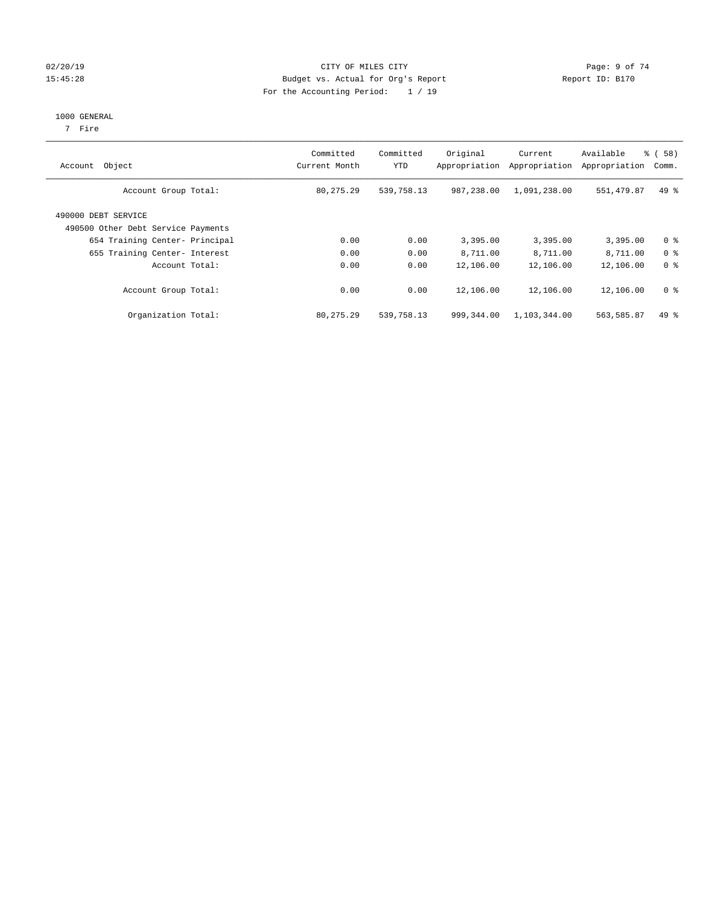CITY OF MILES CITY
Budget vs. Actual for Org's Report
For the Accounting Period: 1 / 19

02/20/19
15:45:28

Report ID: B170

1000 GENERAL
7 Fire

| Account Object | Committed Current Month | Committed YTD | Original Appropriation | Current Appropriation | Available Appropriation | % ( 58) Comm. |
|---|---|---|---|---|---|---|
| Account Group Total: | 80,275.29 | 539,758.13 | 987,238.00 | 1,091,238.00 | 551,479.87 | 49 % |
| 490000 DEBT SERVICE | | | | | | |
| 490500 Other Debt Service Payments | | | | | | |
| 654 Training Center- Principal | 0.00 | 0.00 | 3,395.00 | 3,395.00 | 3,395.00 | 0 % |
| 655 Training Center- Interest | 0.00 | 0.00 | 8,711.00 | 8,711.00 | 8,711.00 | 0 % |
| Account Total: | 0.00 | 0.00 | 12,106.00 | 12,106.00 | 12,106.00 | 0 % |
| Account Group Total: | 0.00 | 0.00 | 12,106.00 | 12,106.00 | 12,106.00 | 0 % |
| Organization Total: | 80,275.29 | 539,758.13 | 999,344.00 | 1,103,344.00 | 563,585.87 | 49 % |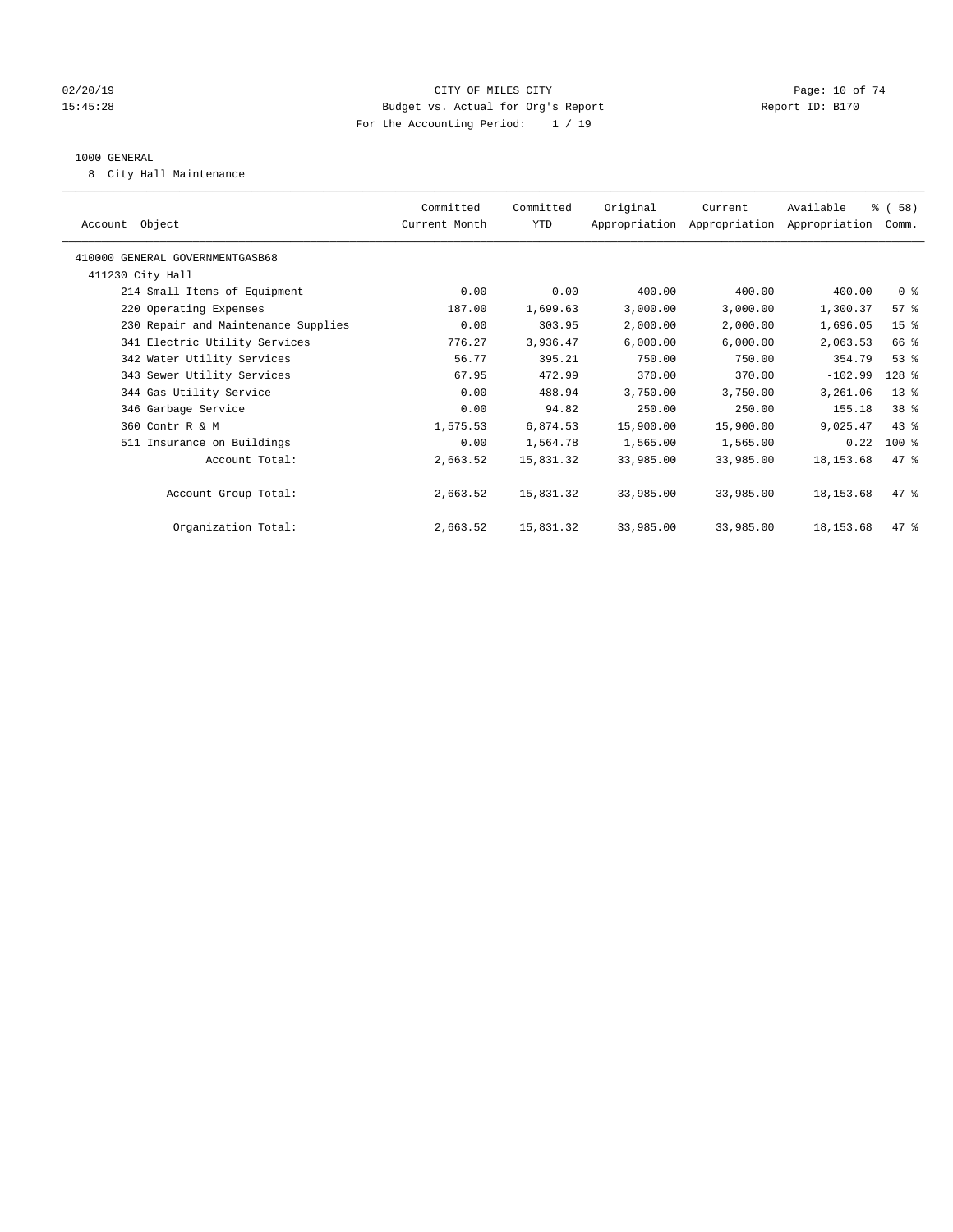CITY OF MILES CITY
Budget vs. Actual for Org's Report
For the Accounting Period: 1 / 19

02/20/19
15:45:28

Report ID: B170

1000 GENERAL

8 City Hall Maintenance

| Account Object | Committed Current Month | Committed YTD | Original Appropriation | Current Appropriation | Available Appropriation | % ( 58) Comm. |
|---|---|---|---|---|---|---|
| 410000 GENERAL GOVERNMENTGASB68 | | | | | | |
| 411230 City Hall | | | | | | |
| 214 Small Items of Equipment | 0.00 | 0.00 | 400.00 | 400.00 | 400.00 | 0 % |
| 220 Operating Expenses | 187.00 | 1,699.63 | 3,000.00 | 3,000.00 | 1,300.37 | 57 % |
| 230 Repair and Maintenance Supplies | 0.00 | 303.95 | 2,000.00 | 2,000.00 | 1,696.05 | 15 % |
| 341 Electric Utility Services | 776.27 | 3,936.47 | 6,000.00 | 6,000.00 | 2,063.53 | 66 % |
| 342 Water Utility Services | 56.77 | 395.21 | 750.00 | 750.00 | 354.79 | 53 % |
| 343 Sewer Utility Services | 67.95 | 472.99 | 370.00 | 370.00 | -102.99 | 128 % |
| 344 Gas Utility Service | 0.00 | 488.94 | 3,750.00 | 3,750.00 | 3,261.06 | 13 % |
| 346 Garbage Service | 0.00 | 94.82 | 250.00 | 250.00 | 155.18 | 38 % |
| 360 Contr R & M | 1,575.53 | 6,874.53 | 15,900.00 | 15,900.00 | 9,025.47 | 43 % |
| 511 Insurance on Buildings | 0.00 | 1,564.78 | 1,565.00 | 1,565.00 | 0.22 | 100 % |
| Account Total: | 2,663.52 | 15,831.32 | 33,985.00 | 33,985.00 | 18,153.68 | 47 % |
| Account Group Total: | 2,663.52 | 15,831.32 | 33,985.00 | 33,985.00 | 18,153.68 | 47 % |
| Organization Total: | 2,663.52 | 15,831.32 | 33,985.00 | 33,985.00 | 18,153.68 | 47 % |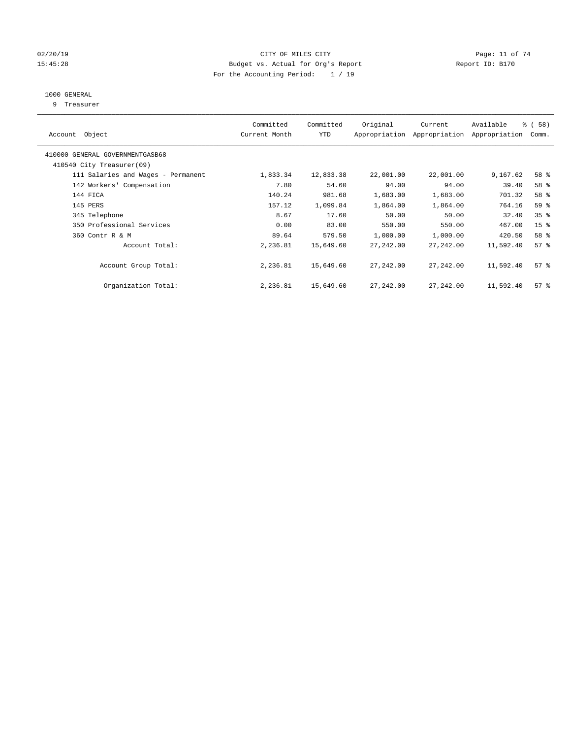CITY OF MILES CITY

Budget vs. Actual for Org's Report

For the Accounting Period: 1 / 19

02/20/19
15:45:28

Report ID: B170

1000 GENERAL

9 Treasurer

| Account Object | Committed Current Month | Committed YTD | Original Appropriation | Current Appropriation | Available Appropriation | % ( 58) Comm. |
|---|---|---|---|---|---|---|
| 410000 GENERAL GOVERNMENTGASB68 | | | | | | |
| 410540 City Treasurer(09) | | | | | | |
| 111 Salaries and Wages - Permanent | 1,833.34 | 12,833.38 | 22,001.00 | 22,001.00 | 9,167.62 | 58 % |
| 142 Workers' Compensation | 7.80 | 54.60 | 94.00 | 94.00 | 39.40 | 58 % |
| 144 FICA | 140.24 | 981.68 | 1,683.00 | 1,683.00 | 701.32 | 58 % |
| 145 PERS | 157.12 | 1,099.84 | 1,864.00 | 1,864.00 | 764.16 | 59 % |
| 345 Telephone | 8.67 | 17.60 | 50.00 | 50.00 | 32.40 | 35 % |
| 350 Professional Services | 0.00 | 83.00 | 550.00 | 550.00 | 467.00 | 15 % |
| 360 Contr R & M | 89.64 | 579.50 | 1,000.00 | 1,000.00 | 420.50 | 58 % |
| Account Total: | 2,236.81 | 15,649.60 | 27,242.00 | 27,242.00 | 11,592.40 | 57 % |
| Account Group Total: | 2,236.81 | 15,649.60 | 27,242.00 | 27,242.00 | 11,592.40 | 57 % |
| Organization Total: | 2,236.81 | 15,649.60 | 27,242.00 | 27,242.00 | 11,592.40 | 57 % |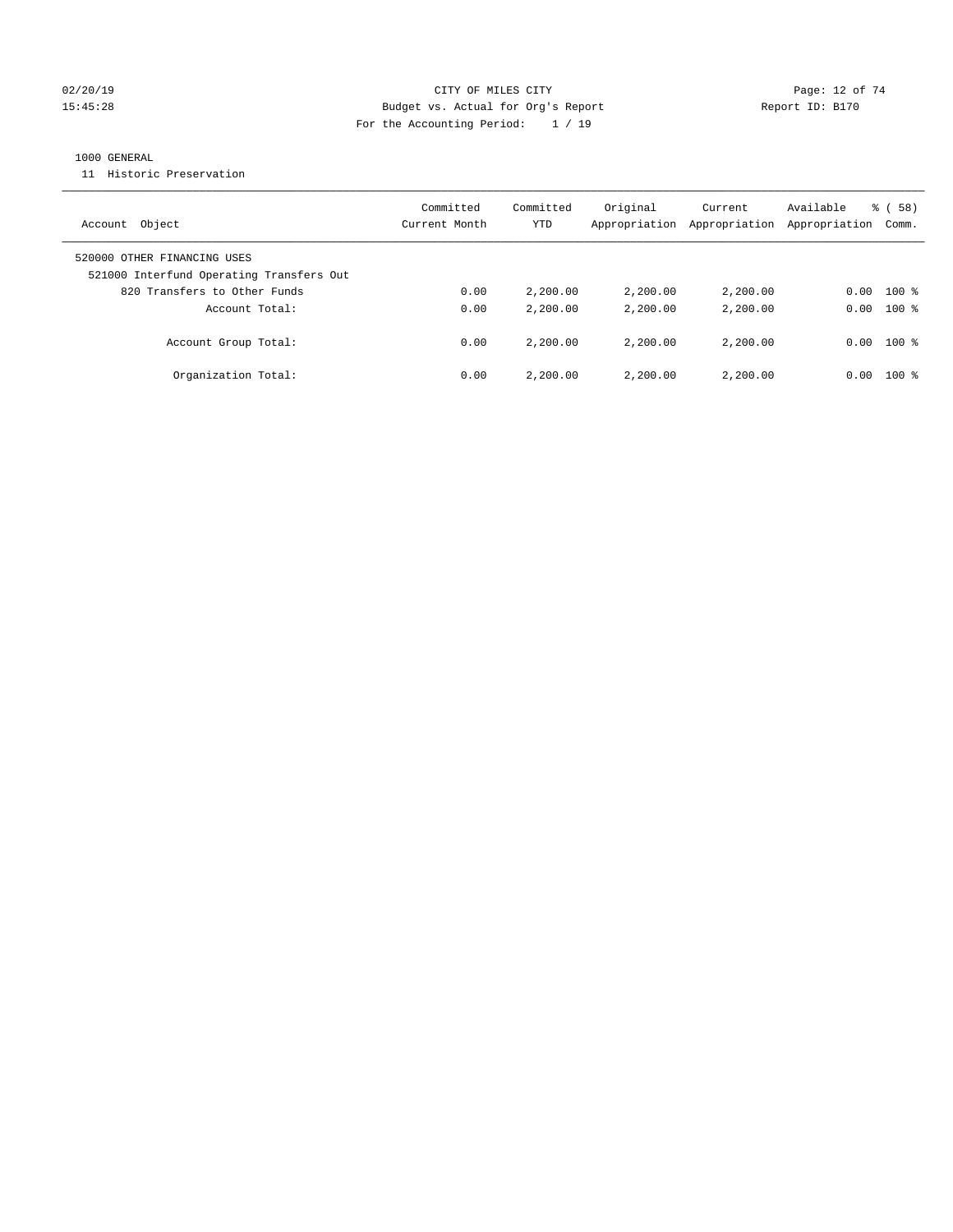CITY OF MILES CITY

Budget vs. Actual for Org's Report

For the Accounting Period: 1 / 19

02/20/19 15:45:28 Report ID: B170

## 1000 GENERAL

11 Historic Preservation

| Account Object | Committed Current Month | Committed YTD | Original Appropriation | Current Appropriation | Available Appropriation | % ( 58) Comm. |
|---|---|---|---|---|---|---|
| 520000 OTHER FINANCING USES | | | | | | |
| 521000 Interfund Operating Transfers Out | | | | | | |
| 820 Transfers to Other Funds | 0.00 | 2,200.00 | 2,200.00 | 2,200.00 | 0.00 | 100 % |
| Account Total: | 0.00 | 2,200.00 | 2,200.00 | 2,200.00 | 0.00 | 100 % |
| Account Group Total: | 0.00 | 2,200.00 | 2,200.00 | 2,200.00 | 0.00 | 100 % |
| Organization Total: | 0.00 | 2,200.00 | 2,200.00 | 2,200.00 | 0.00 | 100 % |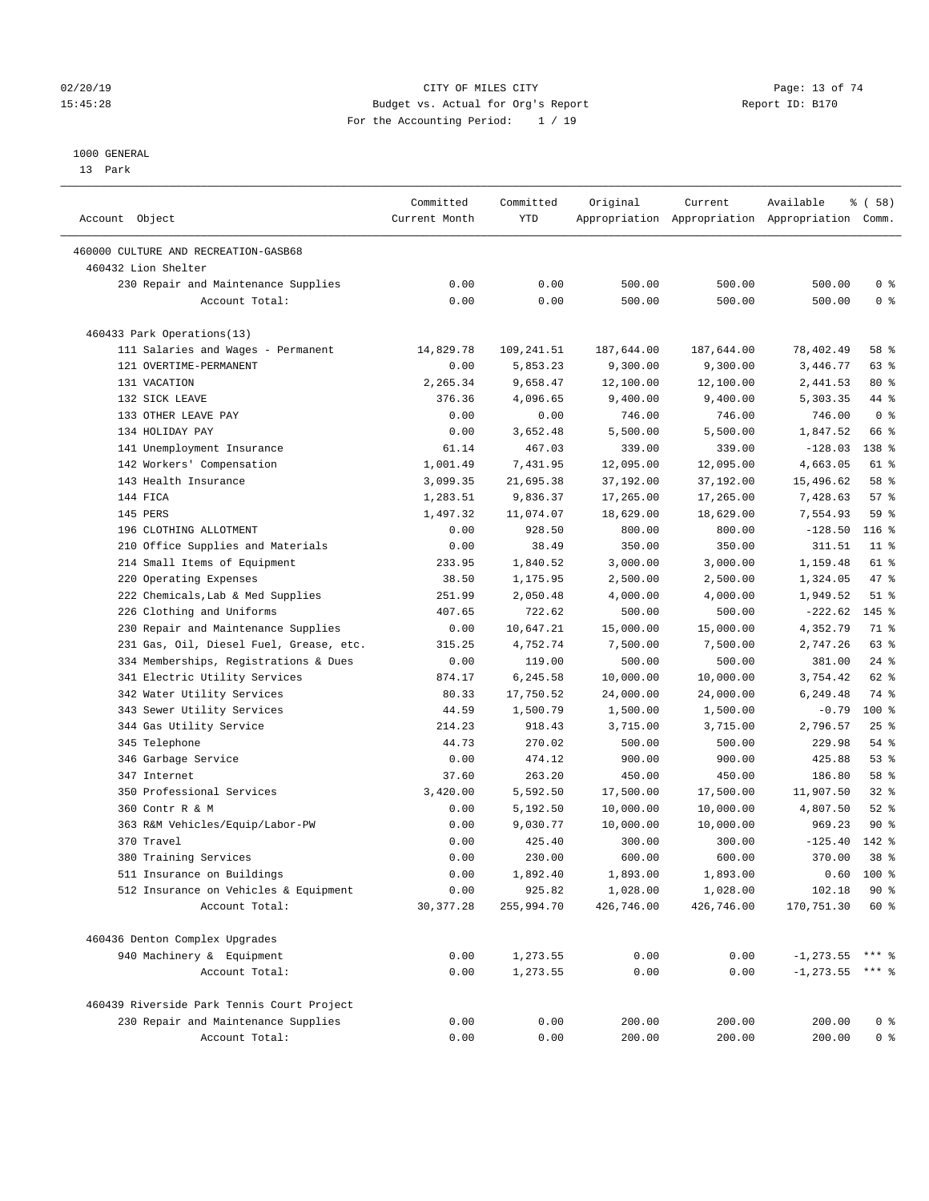CITY OF MILES CITY
Budget vs. Actual for Org's Report
For the Accounting Period: 1 / 19

02/20/19
15:45:28

Report ID: B170

1000 GENERAL
13 Park

| Account Object | Committed Current Month | Committed YTD | Original Appropriation | Current Appropriation | Available Appropriation | % ( 58) Comm. |
|---|---|---|---|---|---|---|
| 460000 CULTURE AND RECREATION-GASB68 | | | | | | |
| 460432 Lion Shelter | | | | | | |
| 230 Repair and Maintenance Supplies | 0.00 | 0.00 | 500.00 | 500.00 | 500.00 | 0 % |
| Account Total: | 0.00 | 0.00 | 500.00 | 500.00 | 500.00 | 0 % |
| 460433 Park Operations(13) | | | | | | |
| 111 Salaries and Wages - Permanent | 14,829.78 | 109,241.51 | 187,644.00 | 187,644.00 | 78,402.49 | 58 % |
| 121 OVERTIME-PERMANENT | 0.00 | 5,853.23 | 9,300.00 | 9,300.00 | 3,446.77 | 63 % |
| 131 VACATION | 2,265.34 | 9,658.47 | 12,100.00 | 12,100.00 | 2,441.53 | 80 % |
| 132 SICK LEAVE | 376.36 | 4,096.65 | 9,400.00 | 9,400.00 | 5,303.35 | 44 % |
| 133 OTHER LEAVE PAY | 0.00 | 0.00 | 746.00 | 746.00 | 746.00 | 0 % |
| 134 HOLIDAY PAY | 0.00 | 3,652.48 | 5,500.00 | 5,500.00 | 1,847.52 | 66 % |
| 141 Unemployment Insurance | 61.14 | 467.03 | 339.00 | 339.00 | -128.03 | 138 % |
| 142 Workers' Compensation | 1,001.49 | 7,431.95 | 12,095.00 | 12,095.00 | 4,663.05 | 61 % |
| 143 Health Insurance | 3,099.35 | 21,695.38 | 37,192.00 | 37,192.00 | 15,496.62 | 58 % |
| 144 FICA | 1,283.51 | 9,836.37 | 17,265.00 | 17,265.00 | 7,428.63 | 57 % |
| 145 PERS | 1,497.32 | 11,074.07 | 18,629.00 | 18,629.00 | 7,554.93 | 59 % |
| 196 CLOTHING ALLOTMENT | 0.00 | 928.50 | 800.00 | 800.00 | -128.50 | 116 % |
| 210 Office Supplies and Materials | 0.00 | 38.49 | 350.00 | 350.00 | 311.51 | 11 % |
| 214 Small Items of Equipment | 233.95 | 1,840.52 | 3,000.00 | 3,000.00 | 1,159.48 | 61 % |
| 220 Operating Expenses | 38.50 | 1,175.95 | 2,500.00 | 2,500.00 | 1,324.05 | 47 % |
| 222 Chemicals,Lab & Med Supplies | 251.99 | 2,050.48 | 4,000.00 | 4,000.00 | 1,949.52 | 51 % |
| 226 Clothing and Uniforms | 407.65 | 722.62 | 500.00 | 500.00 | -222.62 | 145 % |
| 230 Repair and Maintenance Supplies | 0.00 | 10,647.21 | 15,000.00 | 15,000.00 | 4,352.79 | 71 % |
| 231 Gas, Oil, Diesel Fuel, Grease, etc. | 315.25 | 4,752.74 | 7,500.00 | 7,500.00 | 2,747.26 | 63 % |
| 334 Memberships, Registrations & Dues | 0.00 | 119.00 | 500.00 | 500.00 | 381.00 | 24 % |
| 341 Electric Utility Services | 874.17 | 6,245.58 | 10,000.00 | 10,000.00 | 3,754.42 | 62 % |
| 342 Water Utility Services | 80.33 | 17,750.52 | 24,000.00 | 24,000.00 | 6,249.48 | 74 % |
| 343 Sewer Utility Services | 44.59 | 1,500.79 | 1,500.00 | 1,500.00 | -0.79 | 100 % |
| 344 Gas Utility Service | 214.23 | 918.43 | 3,715.00 | 3,715.00 | 2,796.57 | 25 % |
| 345 Telephone | 44.73 | 270.02 | 500.00 | 500.00 | 229.98 | 54 % |
| 346 Garbage Service | 0.00 | 474.12 | 900.00 | 900.00 | 425.88 | 53 % |
| 347 Internet | 37.60 | 263.20 | 450.00 | 450.00 | 186.80 | 58 % |
| 350 Professional Services | 3,420.00 | 5,592.50 | 17,500.00 | 17,500.00 | 11,907.50 | 32 % |
| 360 Contr R & M | 0.00 | 5,192.50 | 10,000.00 | 10,000.00 | 4,807.50 | 52 % |
| 363 R&M Vehicles/Equip/Labor-PW | 0.00 | 9,030.77 | 10,000.00 | 10,000.00 | 969.23 | 90 % |
| 370 Travel | 0.00 | 425.40 | 300.00 | 300.00 | -125.40 | 142 % |
| 380 Training Services | 0.00 | 230.00 | 600.00 | 600.00 | 370.00 | 38 % |
| 511 Insurance on Buildings | 0.00 | 1,892.40 | 1,893.00 | 1,893.00 | 0.60 | 100 % |
| 512 Insurance on Vehicles & Equipment | 0.00 | 925.82 | 1,028.00 | 1,028.00 | 102.18 | 90 % |
| Account Total: | 30,377.28 | 255,994.70 | 426,746.00 | 426,746.00 | 170,751.30 | 60 % |
| 460436 Denton Complex Upgrades | | | | | | |
| 940 Machinery & Equipment | 0.00 | 1,273.55 | 0.00 | 0.00 | -1,273.55 | *** % |
| Account Total: | 0.00 | 1,273.55 | 0.00 | 0.00 | -1,273.55 | *** % |
| 460439 Riverside Park Tennis Court Project | | | | | | |
| 230 Repair and Maintenance Supplies | 0.00 | 0.00 | 200.00 | 200.00 | 200.00 | 0 % |
| Account Total: | 0.00 | 0.00 | 200.00 | 200.00 | 200.00 | 0 % |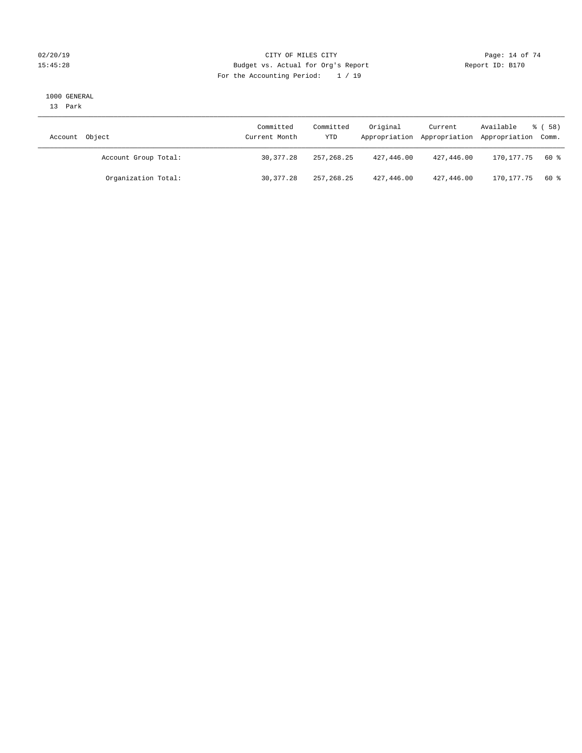02/20/19 CITY OF MILES CITY
15:45:28 Budget vs. Actual for Org's Report Report ID: B170
For the Accounting Period: 1 / 19

1000 GENERAL
13 Park

| Account Object | Committed Current Month | Committed YTD | Original Appropriation | Current Appropriation | Available Appropriation | % ( 58) Comm. |
|---|---|---|---|---|---|---|
| Account Group Total: | 30,377.28 | 257,268.25 | 427,446.00 | 427,446.00 | 170,177.75 | 60 % |
| Organization Total: | 30,377.28 | 257,268.25 | 427,446.00 | 427,446.00 | 170,177.75 | 60 % |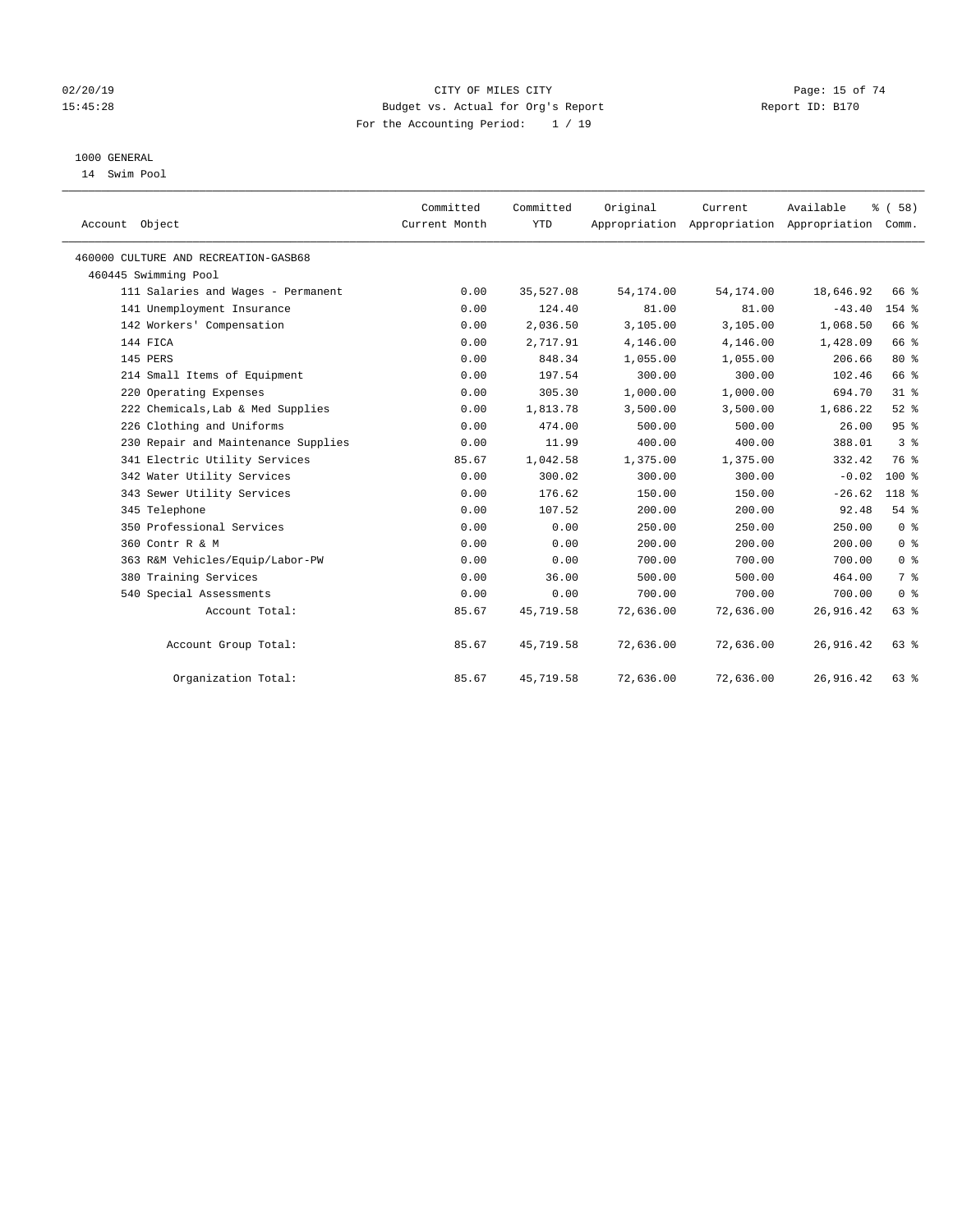CITY OF MILES CITY
Budget vs. Actual for Org's Report
For the Accounting Period: 1 / 19

1000 GENERAL
14 Swim Pool

| Account Object | Committed Current Month | Committed YTD | Original Appropriation | Current Appropriation | Available Appropriation | % ( 58) Comm. |
|---|---|---|---|---|---|---|
| 460000 CULTURE AND RECREATION-GASB68 | | | | | | |
| 460445 Swimming Pool | | | | | | |
| 111 Salaries and Wages - Permanent | 0.00 | 35,527.08 | 54,174.00 | 54,174.00 | 18,646.92 | 66 % |
| 141 Unemployment Insurance | 0.00 | 124.40 | 81.00 | 81.00 | -43.40 | 154 % |
| 142 Workers' Compensation | 0.00 | 2,036.50 | 3,105.00 | 3,105.00 | 1,068.50 | 66 % |
| 144 FICA | 0.00 | 2,717.91 | 4,146.00 | 4,146.00 | 1,428.09 | 66 % |
| 145 PERS | 0.00 | 848.34 | 1,055.00 | 1,055.00 | 206.66 | 80 % |
| 214 Small Items of Equipment | 0.00 | 197.54 | 300.00 | 300.00 | 102.46 | 66 % |
| 220 Operating Expenses | 0.00 | 305.30 | 1,000.00 | 1,000.00 | 694.70 | 31 % |
| 222 Chemicals,Lab & Med Supplies | 0.00 | 1,813.78 | 3,500.00 | 3,500.00 | 1,686.22 | 52 % |
| 226 Clothing and Uniforms | 0.00 | 474.00 | 500.00 | 500.00 | 26.00 | 95 % |
| 230 Repair and Maintenance Supplies | 0.00 | 11.99 | 400.00 | 400.00 | 388.01 | 3 % |
| 341 Electric Utility Services | 85.67 | 1,042.58 | 1,375.00 | 1,375.00 | 332.42 | 76 % |
| 342 Water Utility Services | 0.00 | 300.02 | 300.00 | 300.00 | -0.02 | 100 % |
| 343 Sewer Utility Services | 0.00 | 176.62 | 150.00 | 150.00 | -26.62 | 118 % |
| 345 Telephone | 0.00 | 107.52 | 200.00 | 200.00 | 92.48 | 54 % |
| 350 Professional Services | 0.00 | 0.00 | 250.00 | 250.00 | 250.00 | 0 % |
| 360 Contr R & M | 0.00 | 0.00 | 200.00 | 200.00 | 200.00 | 0 % |
| 363 R&M Vehicles/Equip/Labor-PW | 0.00 | 0.00 | 700.00 | 700.00 | 700.00 | 0 % |
| 380 Training Services | 0.00 | 36.00 | 500.00 | 500.00 | 464.00 | 7 % |
| 540 Special Assessments | 0.00 | 0.00 | 700.00 | 700.00 | 700.00 | 0 % |
| Account Total: | 85.67 | 45,719.58 | 72,636.00 | 72,636.00 | 26,916.42 | 63 % |
| Account Group Total: | 85.67 | 45,719.58 | 72,636.00 | 72,636.00 | 26,916.42 | 63 % |
| Organization Total: | 85.67 | 45,719.58 | 72,636.00 | 72,636.00 | 26,916.42 | 63 % |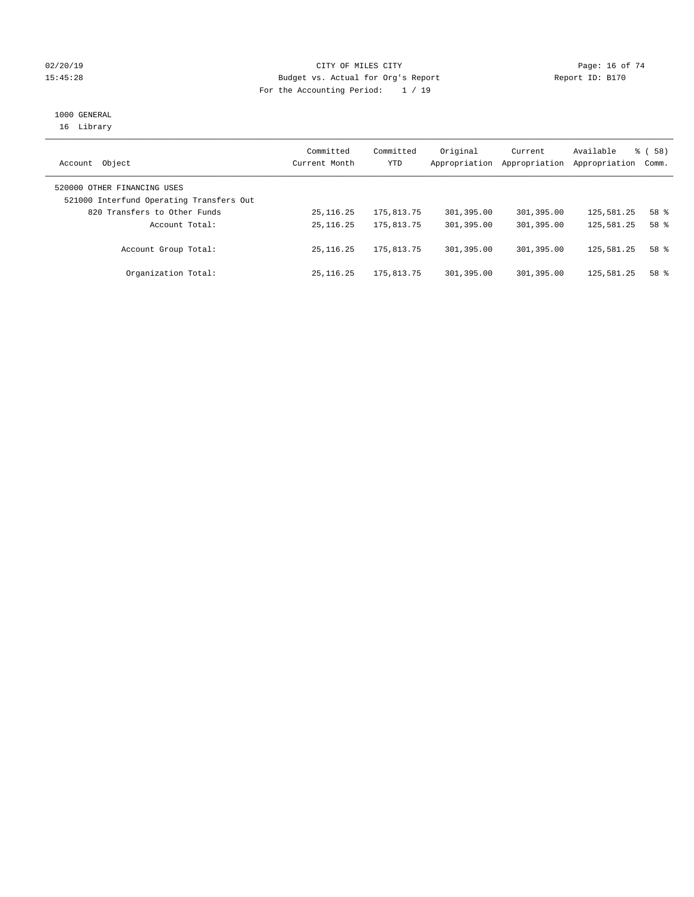CITY OF MILES CITY
Budget vs. Actual for Org's Report
For the Accounting Period: 1 / 19

02/20/19
15:45:28

Report ID: B170

1000 GENERAL
16 Library

| Account Object | Committed Current Month | Committed YTD | Original Appropriation | Current Appropriation | Available Appropriation | % ( 58) Comm. |
|---|---|---|---|---|---|---|
| 520000 OTHER FINANCING USES | | | | | | |
| 521000 Interfund Operating Transfers Out | | | | | | |
| 820 Transfers to Other Funds | 25,116.25 | 175,813.75 | 301,395.00 | 301,395.00 | 125,581.25 | 58 % |
| Account Total: | 25,116.25 | 175,813.75 | 301,395.00 | 301,395.00 | 125,581.25 | 58 % |
| Account Group Total: | 25,116.25 | 175,813.75 | 301,395.00 | 301,395.00 | 125,581.25 | 58 % |
| Organization Total: | 25,116.25 | 175,813.75 | 301,395.00 | 301,395.00 | 125,581.25 | 58 % |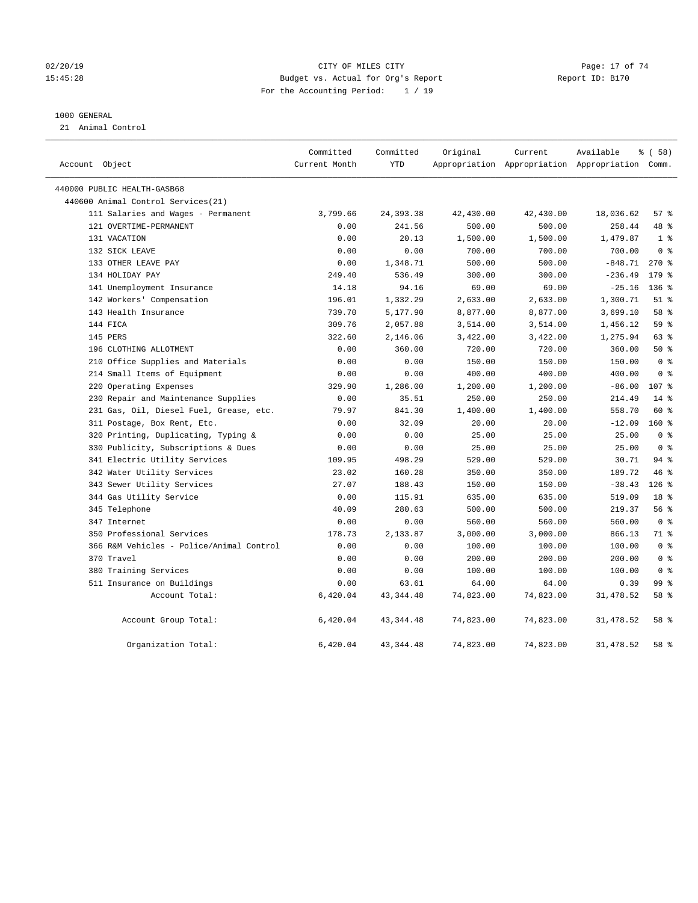CITY OF MILES CITY
Budget vs. Actual for Org's Report
For the Accounting Period: 1 / 19

02/20/19
15:45:28

Report ID: B170

1000 GENERAL
21 Animal Control

| Account Object | Committed Current Month | Committed YTD | Original Appropriation | Current Appropriation | Available Appropriation | % ( 58) Comm. |
|---|---|---|---|---|---|---|
| 440000 PUBLIC HEALTH-GASB68 | | | | | | |
| 440600 Animal Control Services(21) | | | | | | |
| 111 Salaries and Wages - Permanent | 3,799.66 | 24,393.38 | 42,430.00 | 42,430.00 | 18,036.62 | 57 % |
| 121 OVERTIME-PERMANENT | 0.00 | 241.56 | 500.00 | 500.00 | 258.44 | 48 % |
| 131 VACATION | 0.00 | 20.13 | 1,500.00 | 1,500.00 | 1,479.87 | 1 % |
| 132 SICK LEAVE | 0.00 | 0.00 | 700.00 | 700.00 | 700.00 | 0 % |
| 133 OTHER LEAVE PAY | 0.00 | 1,348.71 | 500.00 | 500.00 | -848.71 | 270 % |
| 134 HOLIDAY PAY | 249.40 | 536.49 | 300.00 | 300.00 | -236.49 | 179 % |
| 141 Unemployment Insurance | 14.18 | 94.16 | 69.00 | 69.00 | -25.16 | 136 % |
| 142 Workers' Compensation | 196.01 | 1,332.29 | 2,633.00 | 2,633.00 | 1,300.71 | 51 % |
| 143 Health Insurance | 739.70 | 5,177.90 | 8,877.00 | 8,877.00 | 3,699.10 | 58 % |
| 144 FICA | 309.76 | 2,057.88 | 3,514.00 | 3,514.00 | 1,456.12 | 59 % |
| 145 PERS | 322.60 | 2,146.06 | 3,422.00 | 3,422.00 | 1,275.94 | 63 % |
| 196 CLOTHING ALLOTMENT | 0.00 | 360.00 | 720.00 | 720.00 | 360.00 | 50 % |
| 210 Office Supplies and Materials | 0.00 | 0.00 | 150.00 | 150.00 | 150.00 | 0 % |
| 214 Small Items of Equipment | 0.00 | 0.00 | 400.00 | 400.00 | 400.00 | 0 % |
| 220 Operating Expenses | 329.90 | 1,286.00 | 1,200.00 | 1,200.00 | -86.00 | 107 % |
| 230 Repair and Maintenance Supplies | 0.00 | 35.51 | 250.00 | 250.00 | 214.49 | 14 % |
| 231 Gas, Oil, Diesel Fuel, Grease, etc. | 79.97 | 841.30 | 1,400.00 | 1,400.00 | 558.70 | 60 % |
| 311 Postage, Box Rent, Etc. | 0.00 | 32.09 | 20.00 | 20.00 | -12.09 | 160 % |
| 320 Printing, Duplicating, Typing & | 0.00 | 0.00 | 25.00 | 25.00 | 25.00 | 0 % |
| 330 Publicity, Subscriptions & Dues | 0.00 | 0.00 | 25.00 | 25.00 | 25.00 | 0 % |
| 341 Electric Utility Services | 109.95 | 498.29 | 529.00 | 529.00 | 30.71 | 94 % |
| 342 Water Utility Services | 23.02 | 160.28 | 350.00 | 350.00 | 189.72 | 46 % |
| 343 Sewer Utility Services | 27.07 | 188.43 | 150.00 | 150.00 | -38.43 | 126 % |
| 344 Gas Utility Service | 0.00 | 115.91 | 635.00 | 635.00 | 519.09 | 18 % |
| 345 Telephone | 40.09 | 280.63 | 500.00 | 500.00 | 219.37 | 56 % |
| 347 Internet | 0.00 | 0.00 | 560.00 | 560.00 | 560.00 | 0 % |
| 350 Professional Services | 178.73 | 2,133.87 | 3,000.00 | 3,000.00 | 866.13 | 71 % |
| 366 R&M Vehicles - Police/Animal Control | 0.00 | 0.00 | 100.00 | 100.00 | 100.00 | 0 % |
| 370 Travel | 0.00 | 0.00 | 200.00 | 200.00 | 200.00 | 0 % |
| 380 Training Services | 0.00 | 0.00 | 100.00 | 100.00 | 100.00 | 0 % |
| 511 Insurance on Buildings | 0.00 | 63.61 | 64.00 | 64.00 | 0.39 | 99 % |
| Account Total: | 6,420.04 | 43,344.48 | 74,823.00 | 74,823.00 | 31,478.52 | 58 % |
| Account Group Total: | 6,420.04 | 43,344.48 | 74,823.00 | 74,823.00 | 31,478.52 | 58 % |
| Organization Total: | 6,420.04 | 43,344.48 | 74,823.00 | 74,823.00 | 31,478.52 | 58 % |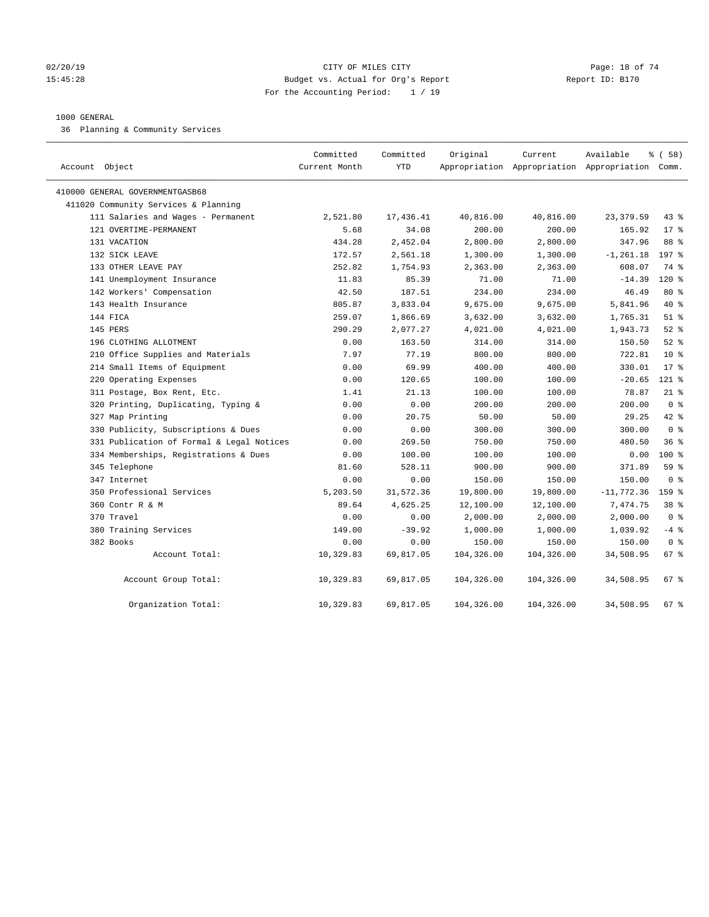CITY OF MILES CITY
Budget vs. Actual for Org's Report
For the Accounting Period: 1 / 19

02/20/19
15:45:28

Report ID: B170

1000 GENERAL

36 Planning & Community Services

| Account Object | Committed Current Month | Committed YTD | Original Appropriation | Current Appropriation | Available Appropriation | % ( 58) Comm. |
|---|---|---|---|---|---|---|
| 410000 GENERAL GOVERNMENTGASB68 | | | | | | |
| 411020 Community Services & Planning | | | | | | |
| 111 Salaries and Wages - Permanent | 2,521.80 | 17,436.41 | 40,816.00 | 40,816.00 | 23,379.59 | 43 % |
| 121 OVERTIME-PERMANENT | 5.68 | 34.08 | 200.00 | 200.00 | 165.92 | 17 % |
| 131 VACATION | 434.28 | 2,452.04 | 2,800.00 | 2,800.00 | 347.96 | 88 % |
| 132 SICK LEAVE | 172.57 | 2,561.18 | 1,300.00 | 1,300.00 | -1,261.18 | 197 % |
| 133 OTHER LEAVE PAY | 252.82 | 1,754.93 | 2,363.00 | 2,363.00 | 608.07 | 74 % |
| 141 Unemployment Insurance | 11.83 | 85.39 | 71.00 | 71.00 | -14.39 | 120 % |
| 142 Workers' Compensation | 42.50 | 187.51 | 234.00 | 234.00 | 46.49 | 80 % |
| 143 Health Insurance | 805.87 | 3,833.04 | 9,675.00 | 9,675.00 | 5,841.96 | 40 % |
| 144 FICA | 259.07 | 1,866.69 | 3,632.00 | 3,632.00 | 1,765.31 | 51 % |
| 145 PERS | 290.29 | 2,077.27 | 4,021.00 | 4,021.00 | 1,943.73 | 52 % |
| 196 CLOTHING ALLOTMENT | 0.00 | 163.50 | 314.00 | 314.00 | 150.50 | 52 % |
| 210 Office Supplies and Materials | 7.97 | 77.19 | 800.00 | 800.00 | 722.81 | 10 % |
| 214 Small Items of Equipment | 0.00 | 69.99 | 400.00 | 400.00 | 330.01 | 17 % |
| 220 Operating Expenses | 0.00 | 120.65 | 100.00 | 100.00 | -20.65 | 121 % |
| 311 Postage, Box Rent, Etc. | 1.41 | 21.13 | 100.00 | 100.00 | 78.87 | 21 % |
| 320 Printing, Duplicating, Typing & | 0.00 | 0.00 | 200.00 | 200.00 | 200.00 | 0 % |
| 327 Map Printing | 0.00 | 20.75 | 50.00 | 50.00 | 29.25 | 42 % |
| 330 Publicity, Subscriptions & Dues | 0.00 | 0.00 | 300.00 | 300.00 | 300.00 | 0 % |
| 331 Publication of Formal & Legal Notices | 0.00 | 269.50 | 750.00 | 750.00 | 480.50 | 36 % |
| 334 Memberships, Registrations & Dues | 0.00 | 100.00 | 100.00 | 100.00 | 0.00 | 100 % |
| 345 Telephone | 81.60 | 528.11 | 900.00 | 900.00 | 371.89 | 59 % |
| 347 Internet | 0.00 | 0.00 | 150.00 | 150.00 | 150.00 | 0 % |
| 350 Professional Services | 5,203.50 | 31,572.36 | 19,800.00 | 19,800.00 | -11,772.36 | 159 % |
| 360 Contr R & M | 89.64 | 4,625.25 | 12,100.00 | 12,100.00 | 7,474.75 | 38 % |
| 370 Travel | 0.00 | 0.00 | 2,000.00 | 2,000.00 | 2,000.00 | 0 % |
| 380 Training Services | 149.00 | -39.92 | 1,000.00 | 1,000.00 | 1,039.92 | -4 % |
| 382 Books | 0.00 | 0.00 | 150.00 | 150.00 | 150.00 | 0 % |
| Account Total: | 10,329.83 | 69,817.05 | 104,326.00 | 104,326.00 | 34,508.95 | 67 % |
| Account Group Total: | 10,329.83 | 69,817.05 | 104,326.00 | 104,326.00 | 34,508.95 | 67 % |
| Organization Total: | 10,329.83 | 69,817.05 | 104,326.00 | 104,326.00 | 34,508.95 | 67 % |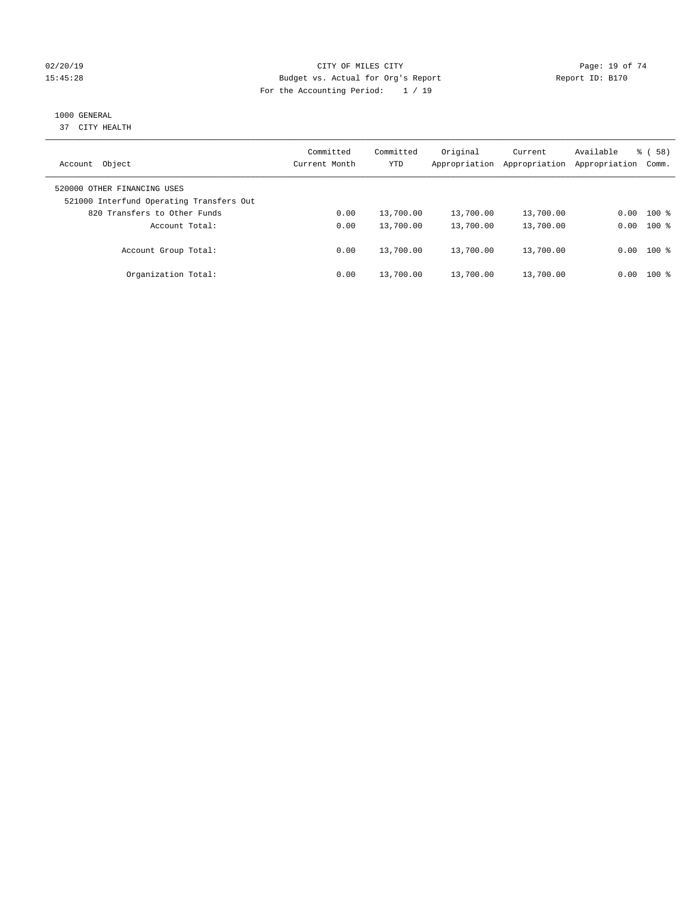CITY OF MILES CITY

Budget vs. Actual for Org's Report

For the Accounting Period: 1 / 19

1000 GENERAL

37 CITY HEALTH

| Account Object | Committed Current Month | Committed YTD | Original Appropriation | Current Appropriation | Available Appropriation | % ( 58) Comm. |
|---|---|---|---|---|---|---|
| 520000 OTHER FINANCING USES | | | | | | |
| 521000 Interfund Operating Transfers Out | | | | | | |
| 820 Transfers to Other Funds | 0.00 | 13,700.00 | 13,700.00 | 13,700.00 | 0.00 | 100 % |
| Account Total: | 0.00 | 13,700.00 | 13,700.00 | 13,700.00 | 0.00 | 100 % |
| Account Group Total: | 0.00 | 13,700.00 | 13,700.00 | 13,700.00 | 0.00 | 100 % |
| Organization Total: | 0.00 | 13,700.00 | 13,700.00 | 13,700.00 | 0.00 | 100 % |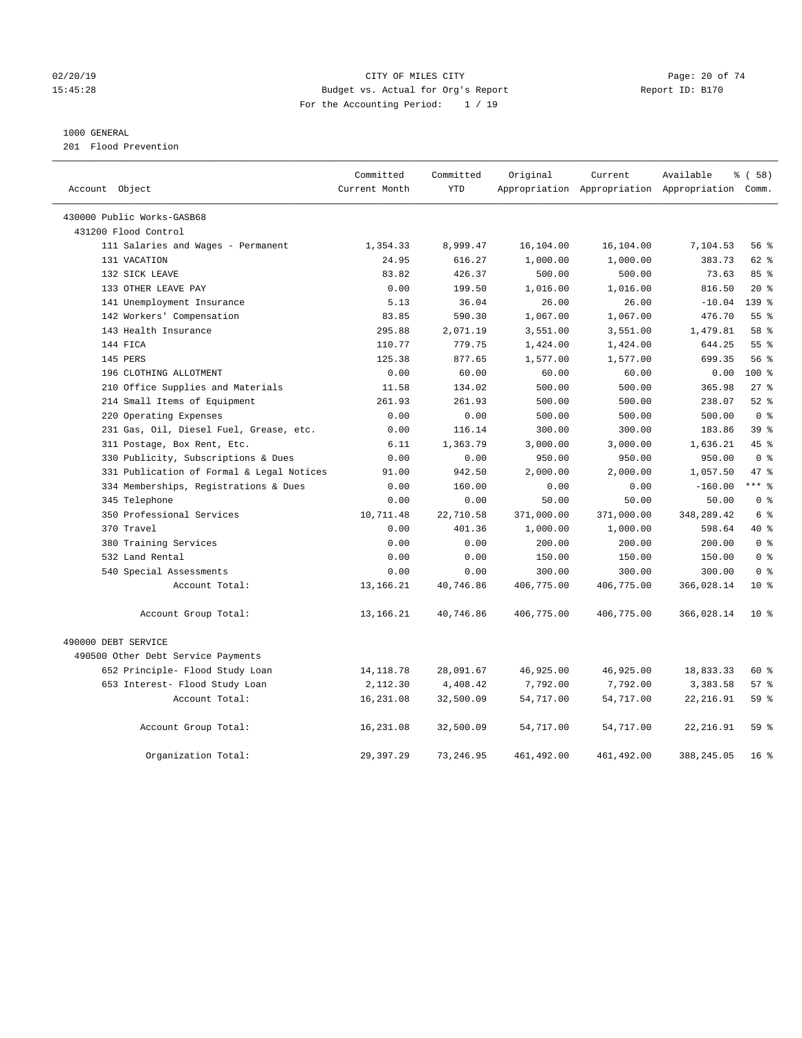CITY OF MILES CITY
Budget vs. Actual for Org's Report
For the Accounting Period: 1 / 19

1000 GENERAL
201 Flood Prevention

| Account Object | Committed Current Month | Committed YTD | Original Appropriation | Current Appropriation | Available Appropriation | % ( 58) Comm. |
|---|---|---|---|---|---|---|
| 430000 Public Works-GASB68 | | | | | | |
| 431200 Flood Control | | | | | | |
| 111 Salaries and Wages - Permanent | 1,354.33 | 8,999.47 | 16,104.00 | 16,104.00 | 7,104.53 | 56 % |
| 131 VACATION | 24.95 | 616.27 | 1,000.00 | 1,000.00 | 383.73 | 62 % |
| 132 SICK LEAVE | 83.82 | 426.37 | 500.00 | 500.00 | 73.63 | 85 % |
| 133 OTHER LEAVE PAY | 0.00 | 199.50 | 1,016.00 | 1,016.00 | 816.50 | 20 % |
| 141 Unemployment Insurance | 5.13 | 36.04 | 26.00 | 26.00 | -10.04 | 139 % |
| 142 Workers' Compensation | 83.85 | 590.30 | 1,067.00 | 1,067.00 | 476.70 | 55 % |
| 143 Health Insurance | 295.88 | 2,071.19 | 3,551.00 | 3,551.00 | 1,479.81 | 58 % |
| 144 FICA | 110.77 | 779.75 | 1,424.00 | 1,424.00 | 644.25 | 55 % |
| 145 PERS | 125.38 | 877.65 | 1,577.00 | 1,577.00 | 699.35 | 56 % |
| 196 CLOTHING ALLOTMENT | 0.00 | 60.00 | 60.00 | 60.00 | 0.00 | 100 % |
| 210 Office Supplies and Materials | 11.58 | 134.02 | 500.00 | 500.00 | 365.98 | 27 % |
| 214 Small Items of Equipment | 261.93 | 261.93 | 500.00 | 500.00 | 238.07 | 52 % |
| 220 Operating Expenses | 0.00 | 0.00 | 500.00 | 500.00 | 500.00 | 0 % |
| 231 Gas, Oil, Diesel Fuel, Grease, etc. | 0.00 | 116.14 | 300.00 | 300.00 | 183.86 | 39 % |
| 311 Postage, Box Rent, Etc. | 6.11 | 1,363.79 | 3,000.00 | 3,000.00 | 1,636.21 | 45 % |
| 330 Publicity, Subscriptions & Dues | 0.00 | 0.00 | 950.00 | 950.00 | 950.00 | 0 % |
| 331 Publication of Formal & Legal Notices | 91.00 | 942.50 | 2,000.00 | 2,000.00 | 1,057.50 | 47 % |
| 334 Memberships, Registrations & Dues | 0.00 | 160.00 | 0.00 | 0.00 | -160.00 | *** % |
| 345 Telephone | 0.00 | 0.00 | 50.00 | 50.00 | 50.00 | 0 % |
| 350 Professional Services | 10,711.48 | 22,710.58 | 371,000.00 | 371,000.00 | 348,289.42 | 6 % |
| 370 Travel | 0.00 | 401.36 | 1,000.00 | 1,000.00 | 598.64 | 40 % |
| 380 Training Services | 0.00 | 0.00 | 200.00 | 200.00 | 200.00 | 0 % |
| 532 Land Rental | 0.00 | 0.00 | 150.00 | 150.00 | 150.00 | 0 % |
| 540 Special Assessments | 0.00 | 0.00 | 300.00 | 300.00 | 300.00 | 0 % |
| Account Total: | 13,166.21 | 40,746.86 | 406,775.00 | 406,775.00 | 366,028.14 | 10 % |
| Account Group Total: | 13,166.21 | 40,746.86 | 406,775.00 | 406,775.00 | 366,028.14 | 10 % |
| 490000 DEBT SERVICE | | | | | | |
| 490500 Other Debt Service Payments | | | | | | |
| 652 Principle- Flood Study Loan | 14,118.78 | 28,091.67 | 46,925.00 | 46,925.00 | 18,833.33 | 60 % |
| 653 Interest- Flood Study Loan | 2,112.30 | 4,408.42 | 7,792.00 | 7,792.00 | 3,383.58 | 57 % |
| Account Total: | 16,231.08 | 32,500.09 | 54,717.00 | 54,717.00 | 22,216.91 | 59 % |
| Account Group Total: | 16,231.08 | 32,500.09 | 54,717.00 | 54,717.00 | 22,216.91 | 59 % |
| Organization Total: | 29,397.29 | 73,246.95 | 461,492.00 | 461,492.00 | 388,245.05 | 16 % |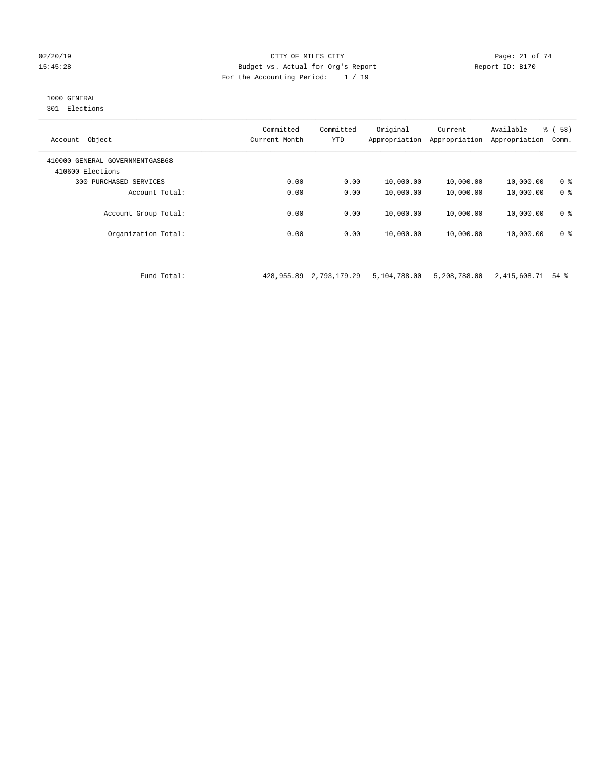CITY OF MILES CITY
Budget vs. Actual for Org's Report
For the Accounting Period: 1 / 19

02/20/19
15:45:28

Report ID: B170

1000 GENERAL
301 Elections

| Account Object | Committed Current Month | Committed YTD | Original Appropriation | Current Appropriation | Available Appropriation | % ( 58) Comm. |
|---|---|---|---|---|---|---|
| 410000 GENERAL GOVERNMENTGASB68 | | | | | | |
| 410600 Elections | | | | | | |
| 300 PURCHASED SERVICES | 0.00 | 0.00 | 10,000.00 | 10,000.00 | 10,000.00 | 0 % |
| Account Total: | 0.00 | 0.00 | 10,000.00 | 10,000.00 | 10,000.00 | 0 % |
| Account Group Total: | 0.00 | 0.00 | 10,000.00 | 10,000.00 | 10,000.00 | 0 % |
| Organization Total: | 0.00 | 0.00 | 10,000.00 | 10,000.00 | 10,000.00 | 0 % |
| Fund Total: | 428,955.89 | 2,793,179.29 | 5,104,788.00 | 5,208,788.00 | 2,415,608.71 | 54 % |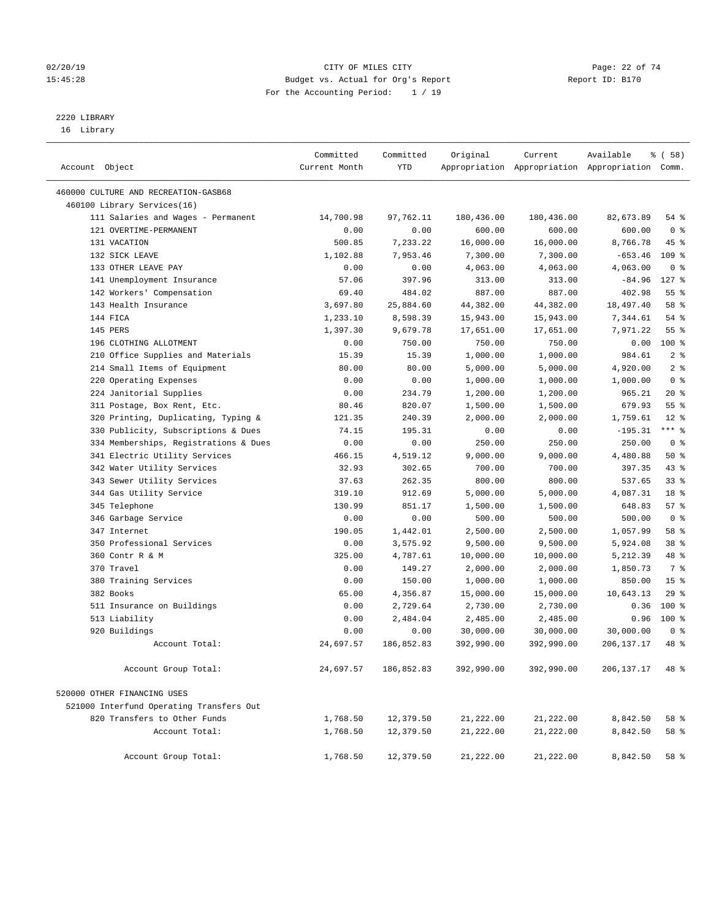CITY OF MILES CITY
Budget vs. Actual for Org's Report
For the Accounting Period: 1 / 19

02/20/19
15:45:28

Report ID: B170

2220 LIBRARY
16 Library

| Account Object | Committed Current Month | Committed YTD | Original Appropriation | Current Appropriation | Available Appropriation | % ( 58) Comm. |
|---|---|---|---|---|---|---|
| 460000 CULTURE AND RECREATION-GASB68 | | | | | | |
| 460100 Library Services(16) | | | | | | |
| 111 Salaries and Wages - Permanent | 14,700.98 | 97,762.11 | 180,436.00 | 180,436.00 | 82,673.89 | 54 % |
| 121 OVERTIME-PERMANENT | 0.00 | 0.00 | 600.00 | 600.00 | 600.00 | 0 % |
| 131 VACATION | 500.85 | 7,233.22 | 16,000.00 | 16,000.00 | 8,766.78 | 45 % |
| 132 SICK LEAVE | 1,102.88 | 7,953.46 | 7,300.00 | 7,300.00 | -653.46 | 109 % |
| 133 OTHER LEAVE PAY | 0.00 | 0.00 | 4,063.00 | 4,063.00 | 4,063.00 | 0 % |
| 141 Unemployment Insurance | 57.06 | 397.96 | 313.00 | 313.00 | -84.96 | 127 % |
| 142 Workers' Compensation | 69.40 | 484.02 | 887.00 | 887.00 | 402.98 | 55 % |
| 143 Health Insurance | 3,697.80 | 25,884.60 | 44,382.00 | 44,382.00 | 18,497.40 | 58 % |
| 144 FICA | 1,233.10 | 8,598.39 | 15,943.00 | 15,943.00 | 7,344.61 | 54 % |
| 145 PERS | 1,397.30 | 9,679.78 | 17,651.00 | 17,651.00 | 7,971.22 | 55 % |
| 196 CLOTHING ALLOTMENT | 0.00 | 750.00 | 750.00 | 750.00 | 0.00 | 100 % |
| 210 Office Supplies and Materials | 15.39 | 15.39 | 1,000.00 | 1,000.00 | 984.61 | 2 % |
| 214 Small Items of Equipment | 80.00 | 80.00 | 5,000.00 | 5,000.00 | 4,920.00 | 2 % |
| 220 Operating Expenses | 0.00 | 0.00 | 1,000.00 | 1,000.00 | 1,000.00 | 0 % |
| 224 Janitorial Supplies | 0.00 | 234.79 | 1,200.00 | 1,200.00 | 965.21 | 20 % |
| 311 Postage, Box Rent, Etc. | 80.46 | 820.07 | 1,500.00 | 1,500.00 | 679.93 | 55 % |
| 320 Printing, Duplicating, Typing & | 121.35 | 240.39 | 2,000.00 | 2,000.00 | 1,759.61 | 12 % |
| 330 Publicity, Subscriptions & Dues | 74.15 | 195.31 | 0.00 | 0.00 | -195.31 | *** % |
| 334 Memberships, Registrations & Dues | 0.00 | 0.00 | 250.00 | 250.00 | 250.00 | 0 % |
| 341 Electric Utility Services | 466.15 | 4,519.12 | 9,000.00 | 9,000.00 | 4,480.88 | 50 % |
| 342 Water Utility Services | 32.93 | 302.65 | 700.00 | 700.00 | 397.35 | 43 % |
| 343 Sewer Utility Services | 37.63 | 262.35 | 800.00 | 800.00 | 537.65 | 33 % |
| 344 Gas Utility Service | 319.10 | 912.69 | 5,000.00 | 5,000.00 | 4,087.31 | 18 % |
| 345 Telephone | 130.99 | 851.17 | 1,500.00 | 1,500.00 | 648.83 | 57 % |
| 346 Garbage Service | 0.00 | 0.00 | 500.00 | 500.00 | 500.00 | 0 % |
| 347 Internet | 190.05 | 1,442.01 | 2,500.00 | 2,500.00 | 1,057.99 | 58 % |
| 350 Professional Services | 0.00 | 3,575.92 | 9,500.00 | 9,500.00 | 5,924.08 | 38 % |
| 360 Contr R & M | 325.00 | 4,787.61 | 10,000.00 | 10,000.00 | 5,212.39 | 48 % |
| 370 Travel | 0.00 | 149.27 | 2,000.00 | 2,000.00 | 1,850.73 | 7 % |
| 380 Training Services | 0.00 | 150.00 | 1,000.00 | 1,000.00 | 850.00 | 15 % |
| 382 Books | 65.00 | 4,356.87 | 15,000.00 | 15,000.00 | 10,643.13 | 29 % |
| 511 Insurance on Buildings | 0.00 | 2,729.64 | 2,730.00 | 2,730.00 | 0.36 | 100 % |
| 513 Liability | 0.00 | 2,484.04 | 2,485.00 | 2,485.00 | 0.96 | 100 % |
| 920 Buildings | 0.00 | 0.00 | 30,000.00 | 30,000.00 | 30,000.00 | 0 % |
| Account Total: | 24,697.57 | 186,852.83 | 392,990.00 | 392,990.00 | 206,137.17 | 48 % |
| Account Group Total: | 24,697.57 | 186,852.83 | 392,990.00 | 392,990.00 | 206,137.17 | 48 % |
| 520000 OTHER FINANCING USES | | | | | | |
| 521000 Interfund Operating Transfers Out | | | | | | |
| 820 Transfers to Other Funds | 1,768.50 | 12,379.50 | 21,222.00 | 21,222.00 | 8,842.50 | 58 % |
| Account Total: | 1,768.50 | 12,379.50 | 21,222.00 | 21,222.00 | 8,842.50 | 58 % |
| Account Group Total: | 1,768.50 | 12,379.50 | 21,222.00 | 21,222.00 | 8,842.50 | 58 % |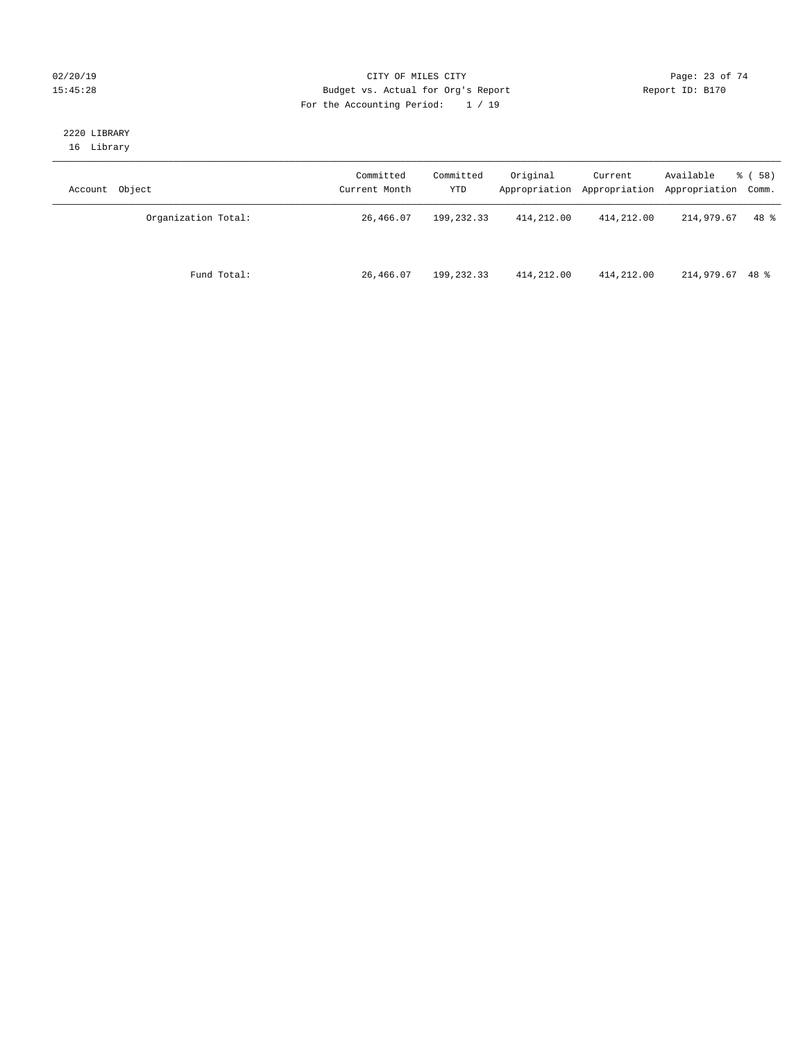CITY OF MILES CITY
Budget vs. Actual for Org's Report
For the Accounting Period: 1 / 19

Report ID: B170

2220 LIBRARY
16 Library

| Account Object | Committed Current Month | Committed YTD | Original Appropriation | Current Appropriation | Available Appropriation | % ( 58) Comm. |
|---|---|---|---|---|---|---|
| Organization Total: | 26,466.07 | 199,232.33 | 414,212.00 | 414,212.00 | 214,979.67 | 48 % |
| Fund Total: | 26,466.07 | 199,232.33 | 414,212.00 | 414,212.00 | 214,979.67 | 48 % |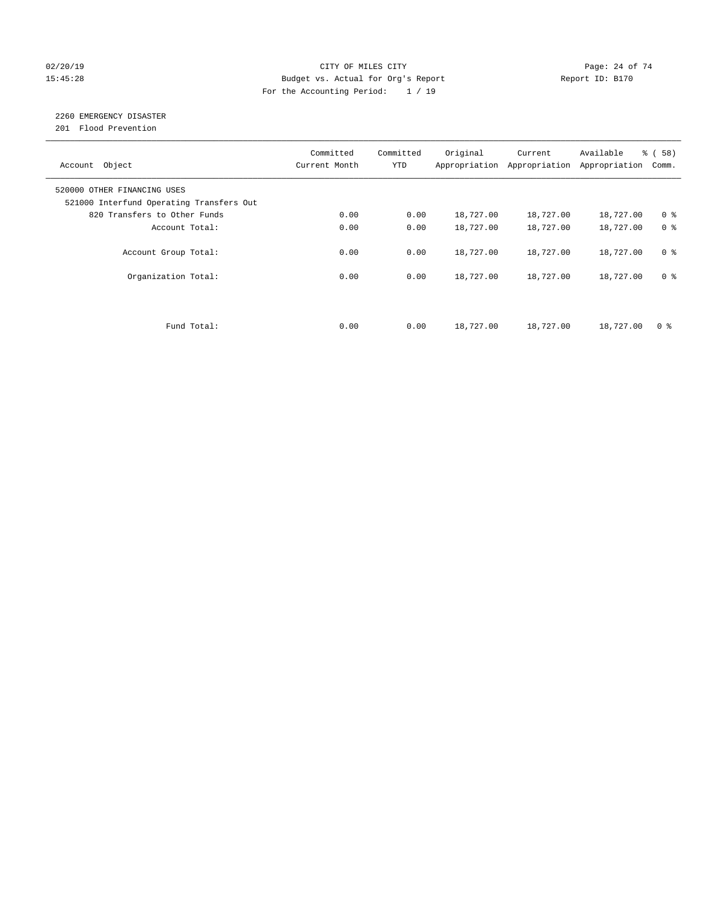CITY OF MILES CITY
Budget vs. Actual for Org's Report
For the Accounting Period: 1 / 19

02/20/19
15:45:28

Report ID: B170

## 2260 EMERGENCY DISASTER

201 Flood Prevention

| Account Object | Committed Current Month | Committed YTD | Original Appropriation | Current Appropriation | Available Appropriation | % ( 58) Comm. |
|---|---|---|---|---|---|---|
| 520000 OTHER FINANCING USES | | | | | | |
| 521000 Interfund Operating Transfers Out | | | | | | |
| 820 Transfers to Other Funds | 0.00 | 0.00 | 18,727.00 | 18,727.00 | 18,727.00 | 0 % |
| Account Total: | 0.00 | 0.00 | 18,727.00 | 18,727.00 | 18,727.00 | 0 % |
| Account Group Total: | 0.00 | 0.00 | 18,727.00 | 18,727.00 | 18,727.00 | 0 % |
| Organization Total: | 0.00 | 0.00 | 18,727.00 | 18,727.00 | 18,727.00 | 0 % |
| Fund Total: | 0.00 | 0.00 | 18,727.00 | 18,727.00 | 18,727.00 | 0 % |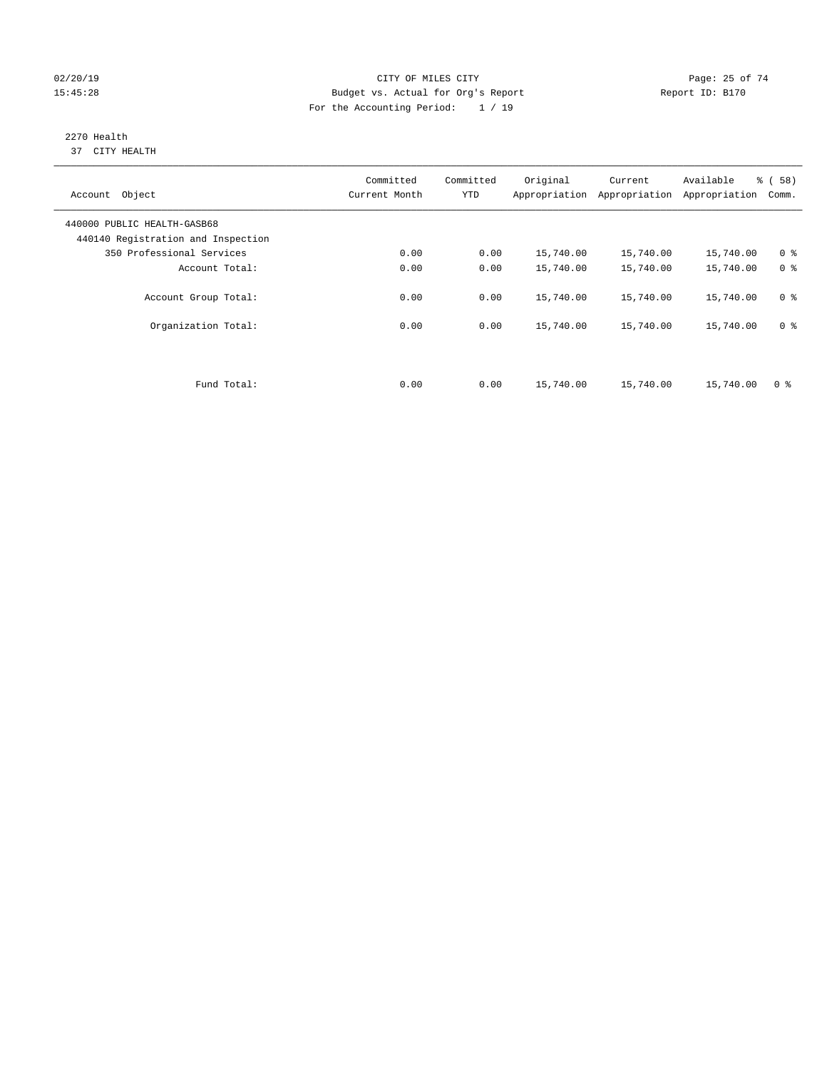CITY OF MILES CITY
Budget vs. Actual for Org's Report
For the Accounting Period: 1 / 19

02/20/19
15:45:28

Report ID: B170

## 2270 Health
37 CITY HEALTH

| Account Object | Committed Current Month | Committed YTD | Original Appropriation | Current Appropriation | Available Appropriation | % ( 58) Comm. |
|---|---|---|---|---|---|---|
| 440000 PUBLIC HEALTH-GASB68 | | | | | | |
| 440140 Registration and Inspection | | | | | | |
| 350 Professional Services | 0.00 | 0.00 | 15,740.00 | 15,740.00 | 15,740.00 | 0 % |
| Account Total: | 0.00 | 0.00 | 15,740.00 | 15,740.00 | 15,740.00 | 0 % |
| Account Group Total: | 0.00 | 0.00 | 15,740.00 | 15,740.00 | 15,740.00 | 0 % |
| Organization Total: | 0.00 | 0.00 | 15,740.00 | 15,740.00 | 15,740.00 | 0 % |
| Fund Total: | 0.00 | 0.00 | 15,740.00 | 15,740.00 | 15,740.00 | 0 % |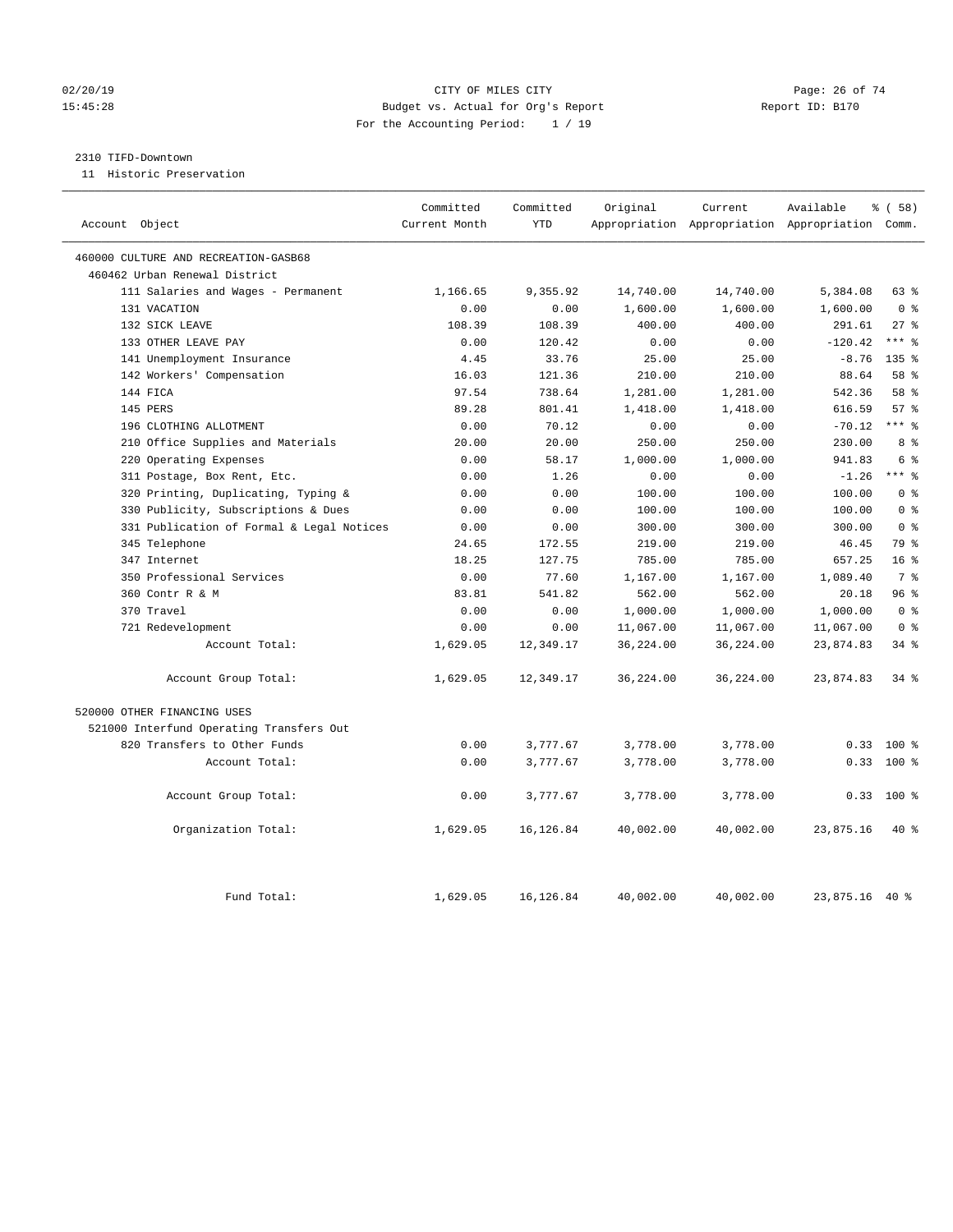02/20/19 CITY OF MILES CITY
15:45:28 Budget vs. Actual for Org's Report Report ID: B170
For the Accounting Period: 1 / 19

2310 TIFD-Downtown
11 Historic Preservation

| Account Object | Committed Current Month | Committed YTD | Original Appropriation | Current Appropriation | Available Appropriation | % ( 58) Comm. |
|---|---|---|---|---|---|---|
| 460000 CULTURE AND RECREATION-GASB68 | | | | | | |
| 460462 Urban Renewal District | | | | | | |
| 111 Salaries and Wages - Permanent | 1,166.65 | 9,355.92 | 14,740.00 | 14,740.00 | 5,384.08 | 63 % |
| 131 VACATION | 0.00 | 0.00 | 1,600.00 | 1,600.00 | 1,600.00 | 0 % |
| 132 SICK LEAVE | 108.39 | 108.39 | 400.00 | 400.00 | 291.61 | 27 % |
| 133 OTHER LEAVE PAY | 0.00 | 120.42 | 0.00 | 0.00 | -120.42 | *** % |
| 141 Unemployment Insurance | 4.45 | 33.76 | 25.00 | 25.00 | -8.76 | 135 % |
| 142 Workers' Compensation | 16.03 | 121.36 | 210.00 | 210.00 | 88.64 | 58 % |
| 144 FICA | 97.54 | 738.64 | 1,281.00 | 1,281.00 | 542.36 | 58 % |
| 145 PERS | 89.28 | 801.41 | 1,418.00 | 1,418.00 | 616.59 | 57 % |
| 196 CLOTHING ALLOTMENT | 0.00 | 70.12 | 0.00 | 0.00 | -70.12 | *** % |
| 210 Office Supplies and Materials | 20.00 | 20.00 | 250.00 | 250.00 | 230.00 | 8 % |
| 220 Operating Expenses | 0.00 | 58.17 | 1,000.00 | 1,000.00 | 941.83 | 6 % |
| 311 Postage, Box Rent, Etc. | 0.00 | 1.26 | 0.00 | 0.00 | -1.26 | *** % |
| 320 Printing, Duplicating, Typing & | 0.00 | 0.00 | 100.00 | 100.00 | 100.00 | 0 % |
| 330 Publicity, Subscriptions & Dues | 0.00 | 0.00 | 100.00 | 100.00 | 100.00 | 0 % |
| 331 Publication of Formal & Legal Notices | 0.00 | 0.00 | 300.00 | 300.00 | 300.00 | 0 % |
| 345 Telephone | 24.65 | 172.55 | 219.00 | 219.00 | 46.45 | 79 % |
| 347 Internet | 18.25 | 127.75 | 785.00 | 785.00 | 657.25 | 16 % |
| 350 Professional Services | 0.00 | 77.60 | 1,167.00 | 1,167.00 | 1,089.40 | 7 % |
| 360 Contr R & M | 83.81 | 541.82 | 562.00 | 562.00 | 20.18 | 96 % |
| 370 Travel | 0.00 | 0.00 | 1,000.00 | 1,000.00 | 1,000.00 | 0 % |
| 721 Redevelopment | 0.00 | 0.00 | 11,067.00 | 11,067.00 | 11,067.00 | 0 % |
| Account Total: | 1,629.05 | 12,349.17 | 36,224.00 | 36,224.00 | 23,874.83 | 34 % |
| Account Group Total: | 1,629.05 | 12,349.17 | 36,224.00 | 36,224.00 | 23,874.83 | 34 % |
| 520000 OTHER FINANCING USES | | | | | | |
| 521000 Interfund Operating Transfers Out | | | | | | |
| 820 Transfers to Other Funds | 0.00 | 3,777.67 | 3,778.00 | 3,778.00 | 0.33 | 100 % |
| Account Total: | 0.00 | 3,777.67 | 3,778.00 | 3,778.00 | 0.33 | 100 % |
| Account Group Total: | 0.00 | 3,777.67 | 3,778.00 | 3,778.00 | 0.33 | 100 % |
| Organization Total: | 1,629.05 | 16,126.84 | 40,002.00 | 40,002.00 | 23,875.16 | 40 % |
| Fund Total: | 1,629.05 | 16,126.84 | 40,002.00 | 40,002.00 | 23,875.16 | 40 % |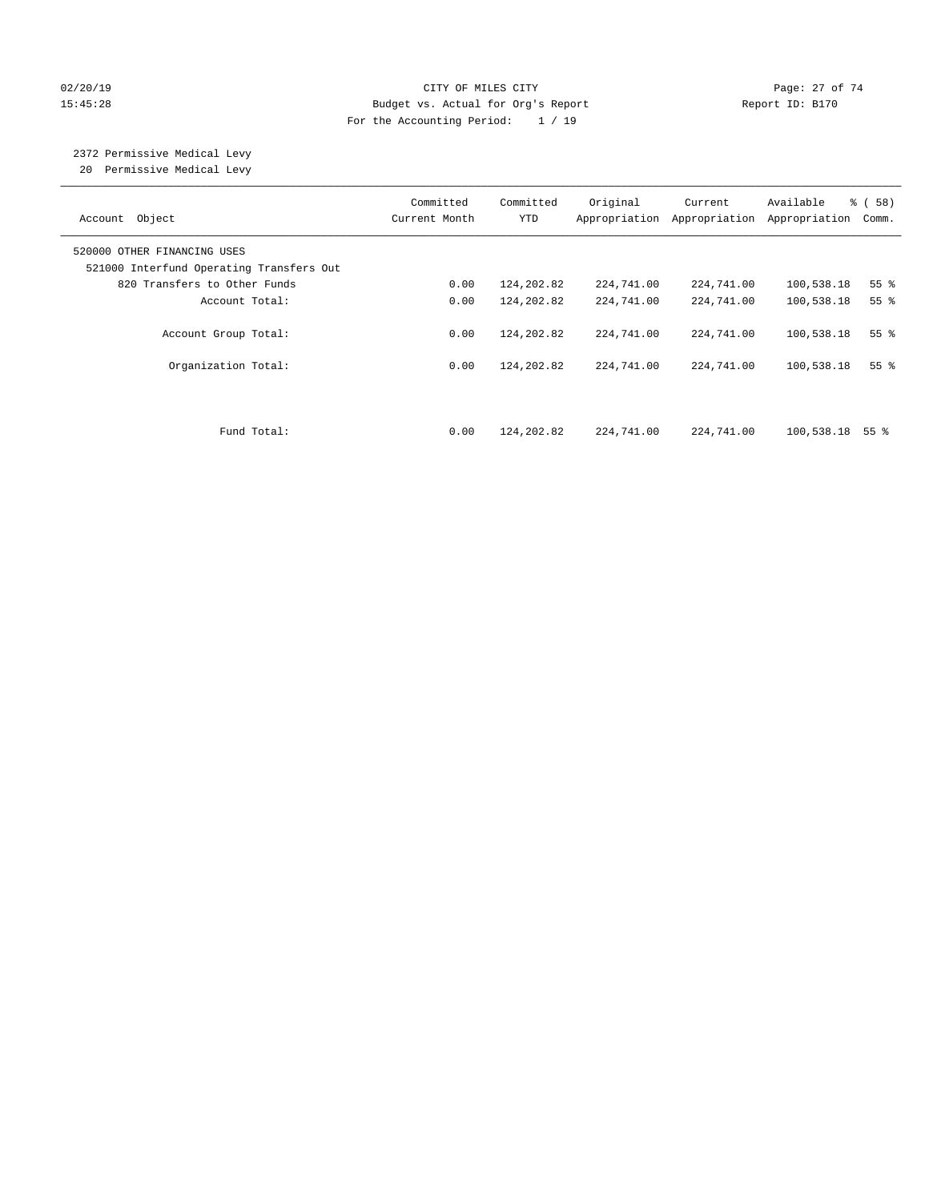CITY OF MILES CITY
Budget vs. Actual for Org's Report
For the Accounting Period: 1 / 19

02/20/19
15:45:28

Report ID: B170

2372 Permissive Medical Levy
20 Permissive Medical Levy

| Account Object | Committed Current Month | Committed YTD | Original Appropriation | Current Appropriation | Available Appropriation | % ( 58) Comm. |
|---|---|---|---|---|---|---|
| 520000 OTHER FINANCING USES | | | | | | |
| 521000 Interfund Operating Transfers Out | | | | | | |
| 820 Transfers to Other Funds | 0.00 | 124,202.82 | 224,741.00 | 224,741.00 | 100,538.18 | 55 % |
| Account Total: | 0.00 | 124,202.82 | 224,741.00 | 224,741.00 | 100,538.18 | 55 % |
| Account Group Total: | 0.00 | 124,202.82 | 224,741.00 | 224,741.00 | 100,538.18 | 55 % |
| Organization Total: | 0.00 | 124,202.82 | 224,741.00 | 224,741.00 | 100,538.18 | 55 % |
| Fund Total: | 0.00 | 124,202.82 | 224,741.00 | 224,741.00 | 100,538.18 | 55 % |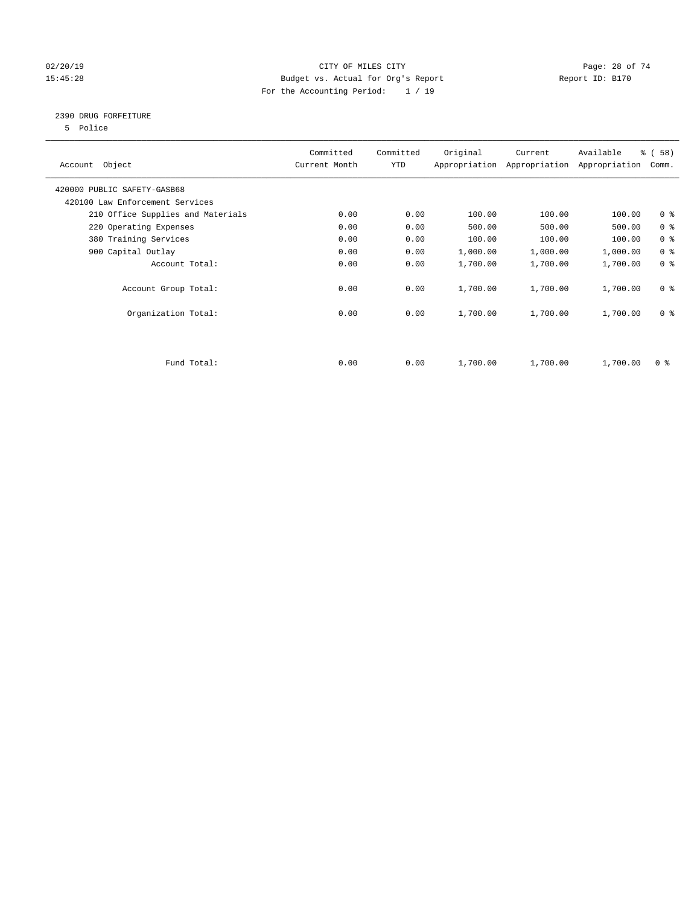CITY OF MILES CITY

Budget vs. Actual for Org's Report

For the Accounting Period: 1 / 19

02/20/19
15:45:28

Report ID: B170

## 2390 DRUG FORFEITURE

5 Police

| Account Object | Committed Current Month | Committed YTD | Original Appropriation | Current Appropriation | Available Appropriation | % ( 58) Comm. |
|---|---|---|---|---|---|---|
| 420000 PUBLIC SAFETY-GASB68 | | | | | | |
| 420100 Law Enforcement Services | | | | | | |
| 210 Office Supplies and Materials | 0.00 | 0.00 | 100.00 | 100.00 | 100.00 | 0 % |
| 220 Operating Expenses | 0.00 | 0.00 | 500.00 | 500.00 | 500.00 | 0 % |
| 380 Training Services | 0.00 | 0.00 | 100.00 | 100.00 | 100.00 | 0 % |
| 900 Capital Outlay | 0.00 | 0.00 | 1,000.00 | 1,000.00 | 1,000.00 | 0 % |
| Account Total: | 0.00 | 0.00 | 1,700.00 | 1,700.00 | 1,700.00 | 0 % |
| Account Group Total: | 0.00 | 0.00 | 1,700.00 | 1,700.00 | 1,700.00 | 0 % |
| Organization Total: | 0.00 | 0.00 | 1,700.00 | 1,700.00 | 1,700.00 | 0 % |
| Fund Total: | 0.00 | 0.00 | 1,700.00 | 1,700.00 | 1,700.00 | 0 % |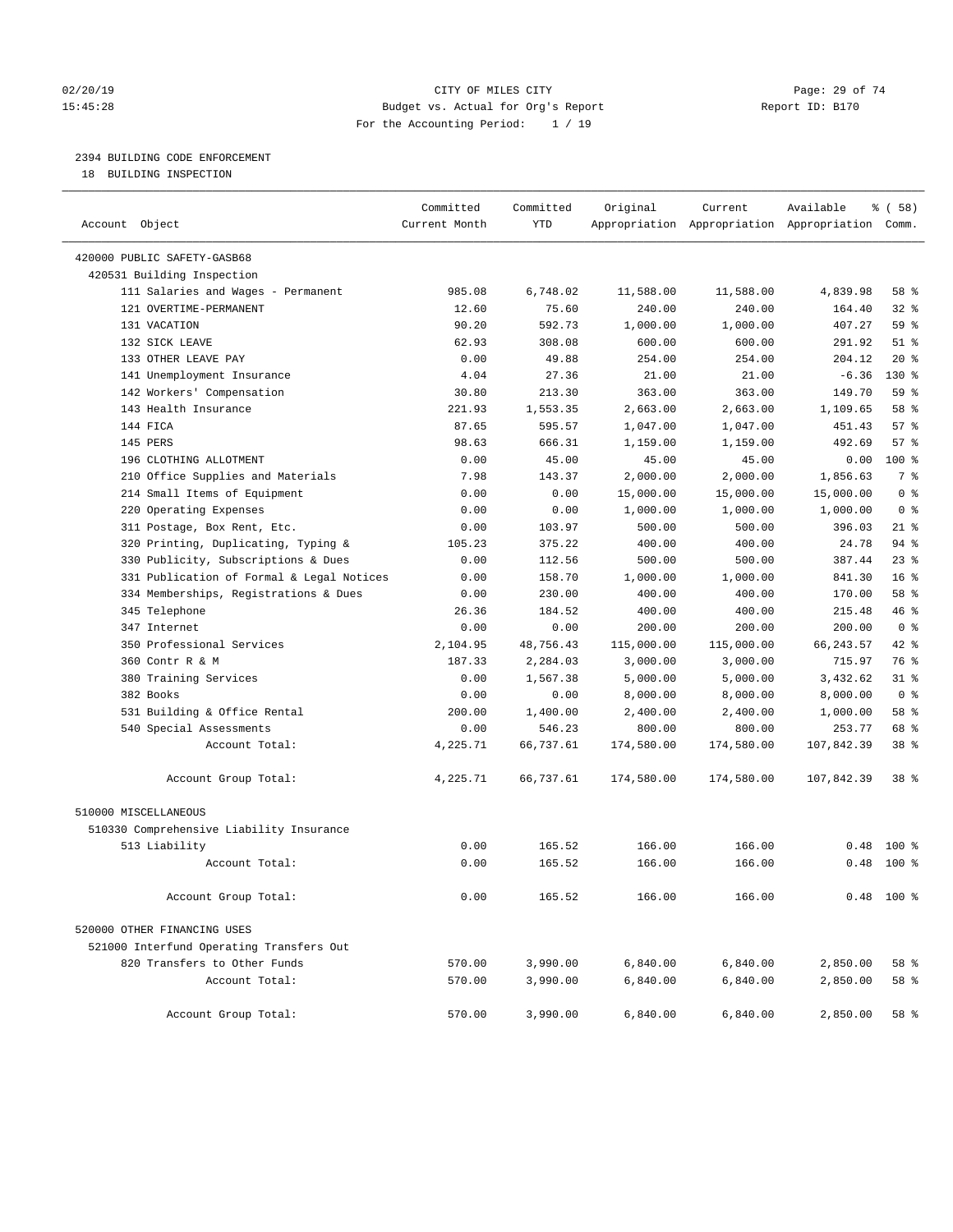CITY OF MILES CITY
Budget vs. Actual for Org's Report
For the Accounting Period: 1 / 19

02/20/19
15:45:28

Report ID: B170

## 2394 BUILDING CODE ENFORCEMENT
18 BUILDING INSPECTION

| Account Object | Committed Current Month | Committed YTD | Original Appropriation | Current Appropriation | Available Appropriation | % ( 58) Comm. |
|---|---|---|---|---|---|---|
| 420000 PUBLIC SAFETY-GASB68 | | | | | | |
| 420531 Building Inspection | | | | | | |
| 111 Salaries and Wages - Permanent | 985.08 | 6,748.02 | 11,588.00 | 11,588.00 | 4,839.98 | 58 % |
| 121 OVERTIME-PERMANENT | 12.60 | 75.60 | 240.00 | 240.00 | 164.40 | 32 % |
| 131 VACATION | 90.20 | 592.73 | 1,000.00 | 1,000.00 | 407.27 | 59 % |
| 132 SICK LEAVE | 62.93 | 308.08 | 600.00 | 600.00 | 291.92 | 51 % |
| 133 OTHER LEAVE PAY | 0.00 | 49.88 | 254.00 | 254.00 | 204.12 | 20 % |
| 141 Unemployment Insurance | 4.04 | 27.36 | 21.00 | 21.00 | -6.36 | 130 % |
| 142 Workers' Compensation | 30.80 | 213.30 | 363.00 | 363.00 | 149.70 | 59 % |
| 143 Health Insurance | 221.93 | 1,553.35 | 2,663.00 | 2,663.00 | 1,109.65 | 58 % |
| 144 FICA | 87.65 | 595.57 | 1,047.00 | 1,047.00 | 451.43 | 57 % |
| 145 PERS | 98.63 | 666.31 | 1,159.00 | 1,159.00 | 492.69 | 57 % |
| 196 CLOTHING ALLOTMENT | 0.00 | 45.00 | 45.00 | 45.00 | 0.00 | 100 % |
| 210 Office Supplies and Materials | 7.98 | 143.37 | 2,000.00 | 2,000.00 | 1,856.63 | 7 % |
| 214 Small Items of Equipment | 0.00 | 0.00 | 15,000.00 | 15,000.00 | 15,000.00 | 0 % |
| 220 Operating Expenses | 0.00 | 0.00 | 1,000.00 | 1,000.00 | 1,000.00 | 0 % |
| 311 Postage, Box Rent, Etc. | 0.00 | 103.97 | 500.00 | 500.00 | 396.03 | 21 % |
| 320 Printing, Duplicating, Typing & | 105.23 | 375.22 | 400.00 | 400.00 | 24.78 | 94 % |
| 330 Publicity, Subscriptions & Dues | 0.00 | 112.56 | 500.00 | 500.00 | 387.44 | 23 % |
| 331 Publication of Formal & Legal Notices | 0.00 | 158.70 | 1,000.00 | 1,000.00 | 841.30 | 16 % |
| 334 Memberships, Registrations & Dues | 0.00 | 230.00 | 400.00 | 400.00 | 170.00 | 58 % |
| 345 Telephone | 26.36 | 184.52 | 400.00 | 400.00 | 215.48 | 46 % |
| 347 Internet | 0.00 | 0.00 | 200.00 | 200.00 | 200.00 | 0 % |
| 350 Professional Services | 2,104.95 | 48,756.43 | 115,000.00 | 115,000.00 | 66,243.57 | 42 % |
| 360 Contr R & M | 187.33 | 2,284.03 | 3,000.00 | 3,000.00 | 715.97 | 76 % |
| 380 Training Services | 0.00 | 1,567.38 | 5,000.00 | 5,000.00 | 3,432.62 | 31 % |
| 382 Books | 0.00 | 0.00 | 8,000.00 | 8,000.00 | 8,000.00 | 0 % |
| 531 Building & Office Rental | 200.00 | 1,400.00 | 2,400.00 | 2,400.00 | 1,000.00 | 58 % |
| 540 Special Assessments | 0.00 | 546.23 | 800.00 | 800.00 | 253.77 | 68 % |
| Account Total: | 4,225.71 | 66,737.61 | 174,580.00 | 174,580.00 | 107,842.39 | 38 % |
| Account Group Total: | 4,225.71 | 66,737.61 | 174,580.00 | 174,580.00 | 107,842.39 | 38 % |
| 510000 MISCELLANEOUS | | | | | | |
| 510330 Comprehensive Liability Insurance | | | | | | |
| 513 Liability | 0.00 | 165.52 | 166.00 | 166.00 | 0.48 | 100 % |
| Account Total: | 0.00 | 165.52 | 166.00 | 166.00 | 0.48 | 100 % |
| Account Group Total: | 0.00 | 165.52 | 166.00 | 166.00 | 0.48 | 100 % |
| 520000 OTHER FINANCING USES | | | | | | |
| 521000 Interfund Operating Transfers Out | | | | | | |
| 820 Transfers to Other Funds | 570.00 | 3,990.00 | 6,840.00 | 6,840.00 | 2,850.00 | 58 % |
| Account Total: | 570.00 | 3,990.00 | 6,840.00 | 6,840.00 | 2,850.00 | 58 % |
| Account Group Total: | 570.00 | 3,990.00 | 6,840.00 | 6,840.00 | 2,850.00 | 58 % |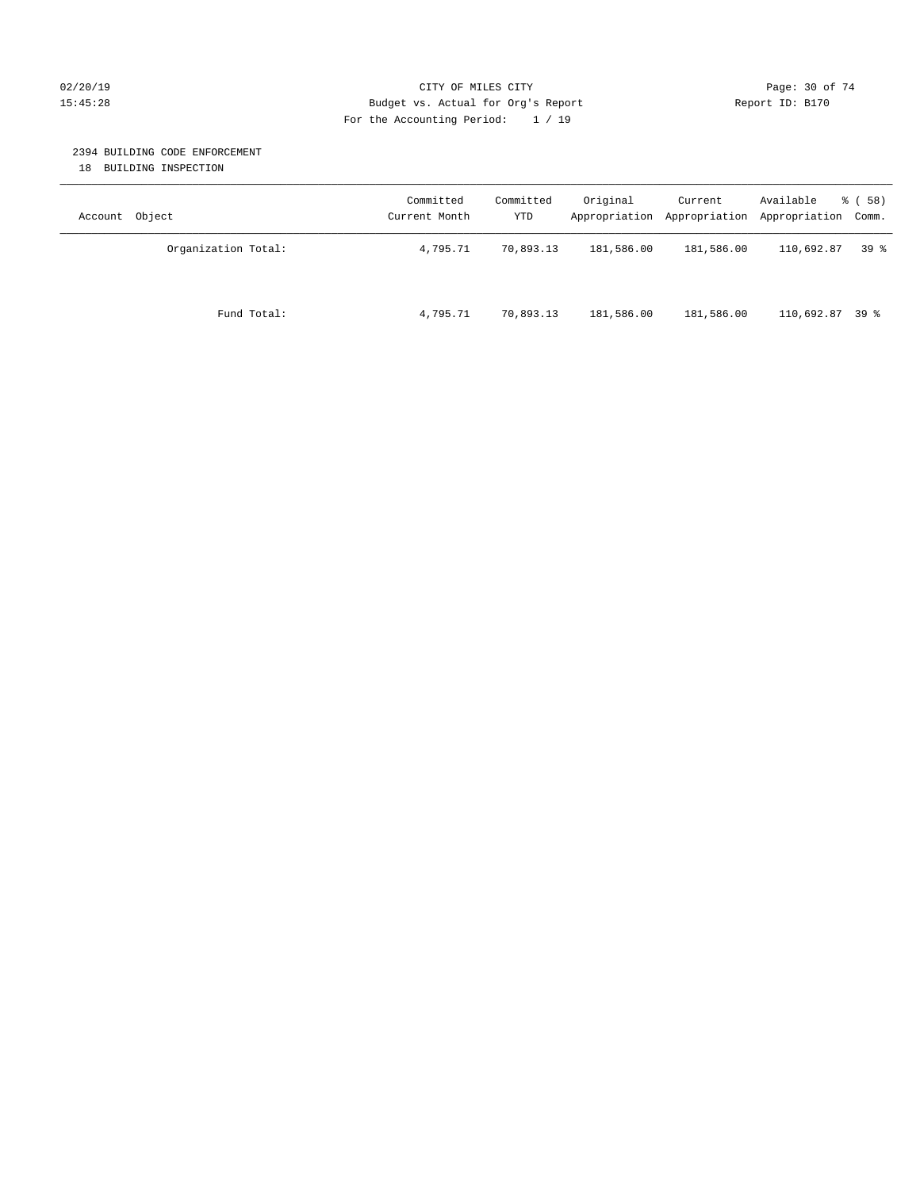02/20/19 CITY OF MILES CITY
15:45:28 Budget vs. Actual for Org's Report Report ID: B170
For the Accounting Period: 1 / 19

2394 BUILDING CODE ENFORCEMENT
18 BUILDING INSPECTION

| Account Object | Committed Current Month | Committed YTD | Original Appropriation | Current Appropriation | Available Appropriation | % ( 58) Comm. |
|---|---|---|---|---|---|---|
| Organization Total: | 4,795.71 | 70,893.13 | 181,586.00 | 181,586.00 | 110,692.87 | 39 % |
| Fund Total: | 4,795.71 | 70,893.13 | 181,586.00 | 181,586.00 | 110,692.87 | 39 % |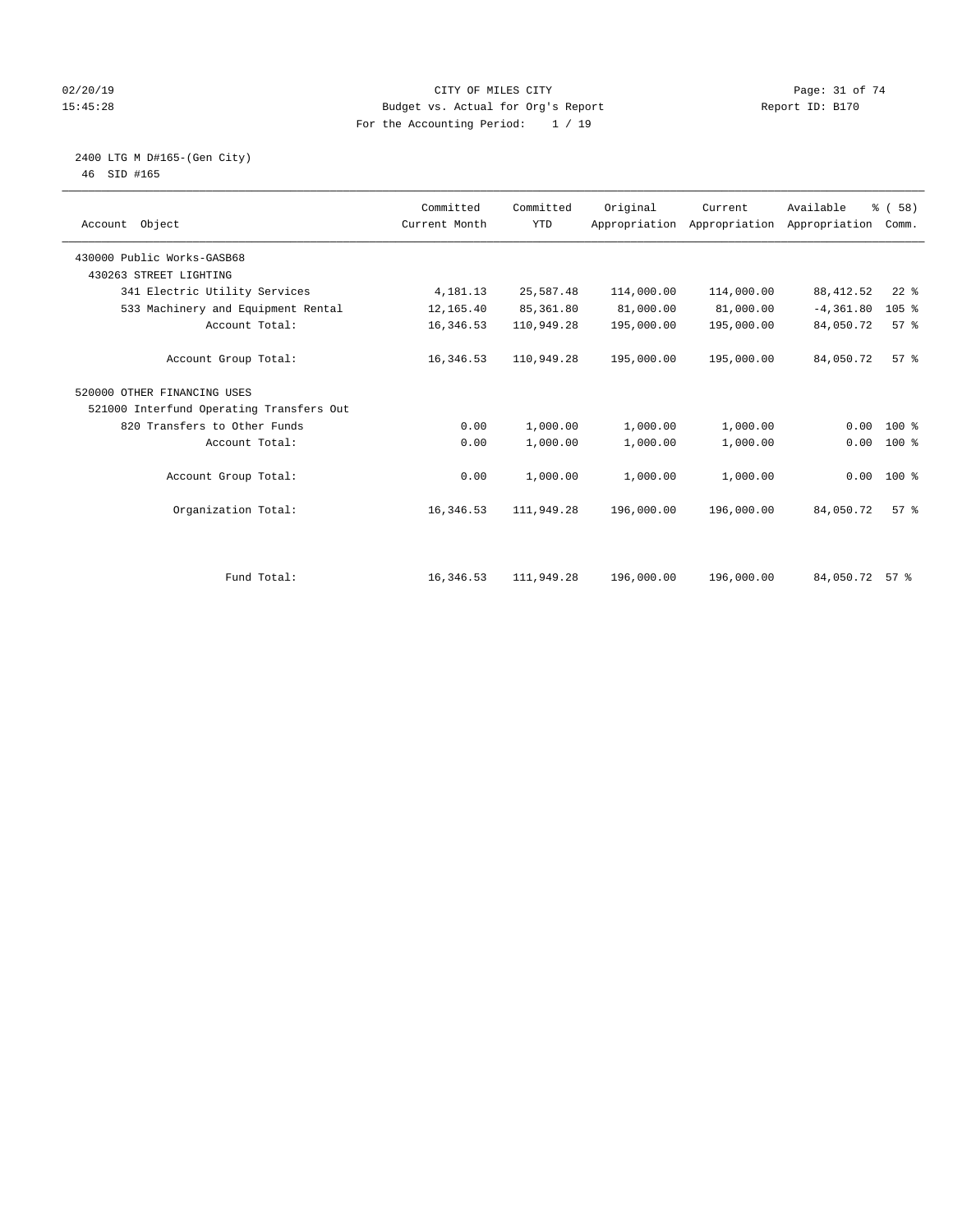CITY OF MILES CITY
Budget vs. Actual for Org's Report
For the Accounting Period: 1 / 19

02/20/19
15:45:28

Report ID: B170

## 2400 LTG M D#165-(Gen City)
46 SID #165

| Account Object | Committed Current Month | Committed YTD | Original Appropriation | Current Appropriation | Available Appropriation | % ( 58) Comm. |
|---|---|---|---|---|---|---|
| 430000 Public Works-GASB68 | | | | | | |
| 430263 STREET LIGHTING | | | | | | |
| 341 Electric Utility Services | 4,181.13 | 25,587.48 | 114,000.00 | 114,000.00 | 88,412.52 | 22 % |
| 533 Machinery and Equipment Rental | 12,165.40 | 85,361.80 | 81,000.00 | 81,000.00 | -4,361.80 | 105 % |
| Account Total: | 16,346.53 | 110,949.28 | 195,000.00 | 195,000.00 | 84,050.72 | 57 % |
| Account Group Total: | 16,346.53 | 110,949.28 | 195,000.00 | 195,000.00 | 84,050.72 | 57 % |
| 520000 OTHER FINANCING USES | | | | | | |
| 521000 Interfund Operating Transfers Out | | | | | | |
| 820 Transfers to Other Funds | 0.00 | 1,000.00 | 1,000.00 | 1,000.00 | 0.00 | 100 % |
| Account Total: | 0.00 | 1,000.00 | 1,000.00 | 1,000.00 | 0.00 | 100 % |
| Account Group Total: | 0.00 | 1,000.00 | 1,000.00 | 1,000.00 | 0.00 | 100 % |
| Organization Total: | 16,346.53 | 111,949.28 | 196,000.00 | 196,000.00 | 84,050.72 | 57 % |
| Fund Total: | 16,346.53 | 111,949.28 | 196,000.00 | 196,000.00 | 84,050.72 | 57 % |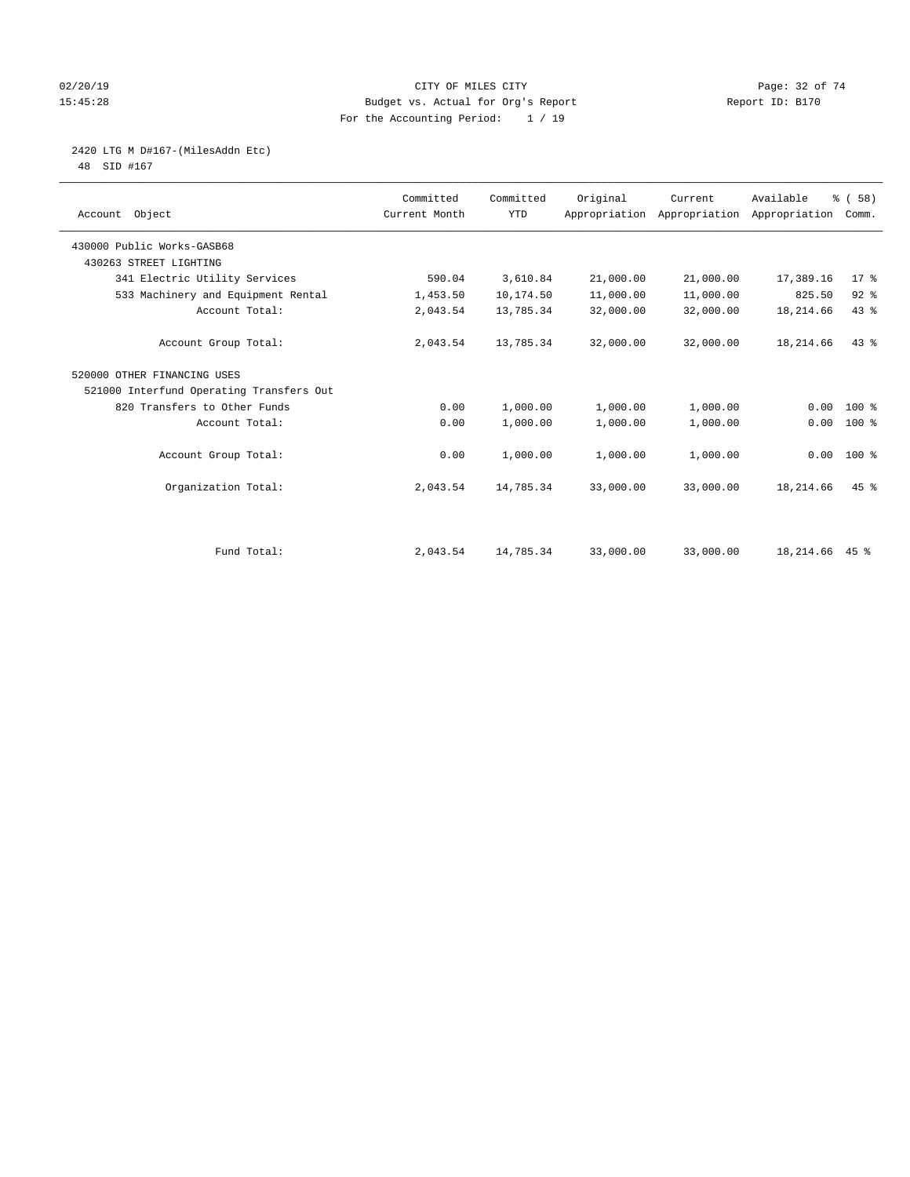CITY OF MILES CITY
Budget vs. Actual for Org's Report
For the Accounting Period: 1 / 19

02/20/19
15:45:28

Report ID: B170

2420 LTG M D#167-(MilesAddn Etc)
48 SID #167

| Account Object | Committed Current Month | Committed YTD | Original Appropriation | Current Appropriation | Available Appropriation | % ( 58) Comm. |
|---|---|---|---|---|---|---|
| 430000 Public Works-GASB68 | | | | | | |
| 430263 STREET LIGHTING | | | | | | |
| 341 Electric Utility Services | 590.04 | 3,610.84 | 21,000.00 | 21,000.00 | 17,389.16 | 17 % |
| 533 Machinery and Equipment Rental | 1,453.50 | 10,174.50 | 11,000.00 | 11,000.00 | 825.50 | 92 % |
| Account Total: | 2,043.54 | 13,785.34 | 32,000.00 | 32,000.00 | 18,214.66 | 43 % |
| Account Group Total: | 2,043.54 | 13,785.34 | 32,000.00 | 32,000.00 | 18,214.66 | 43 % |
| 520000 OTHER FINANCING USES | | | | | | |
| 521000 Interfund Operating Transfers Out | | | | | | |
| 820 Transfers to Other Funds | 0.00 | 1,000.00 | 1,000.00 | 1,000.00 | 0.00 | 100 % |
| Account Total: | 0.00 | 1,000.00 | 1,000.00 | 1,000.00 | 0.00 | 100 % |
| Account Group Total: | 0.00 | 1,000.00 | 1,000.00 | 1,000.00 | 0.00 | 100 % |
| Organization Total: | 2,043.54 | 14,785.34 | 33,000.00 | 33,000.00 | 18,214.66 | 45 % |
| Fund Total: | 2,043.54 | 14,785.34 | 33,000.00 | 33,000.00 | 18,214.66 | 45 % |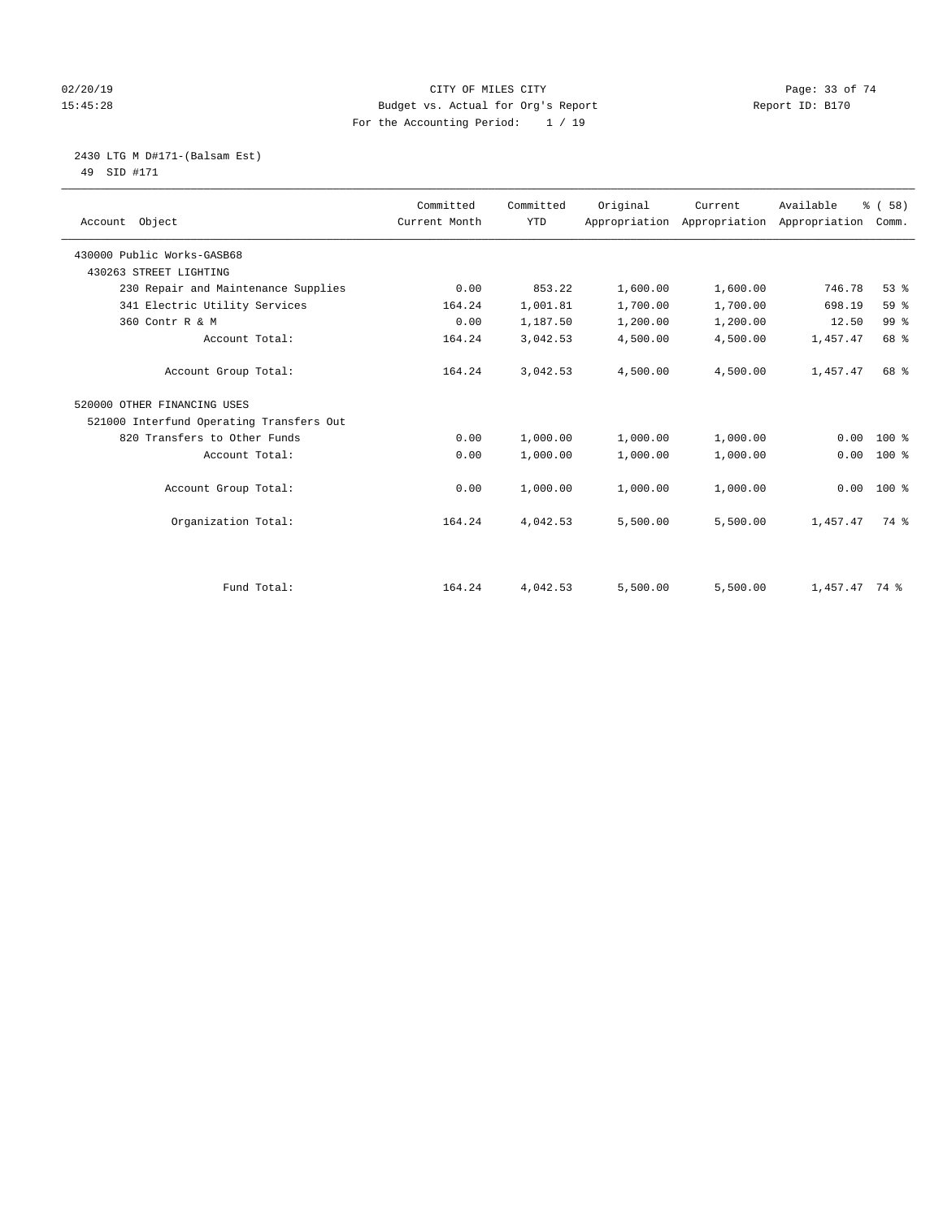CITY OF MILES CITY
Budget vs. Actual for Org's Report
For the Accounting Period: 1 / 19

02/20/19
15:45:28

Report ID: B170

## 2430 LTG M D#171-(Balsam Est)
49 SID #171

| Account Object | Committed Current Month | Committed YTD | Original Appropriation | Current Appropriation | Available Appropriation | % ( 58) Comm. |
|---|---|---|---|---|---|---|
| 430000 Public Works-GASB68 | | | | | | |
| 430263 STREET LIGHTING | | | | | | |
| 230 Repair and Maintenance Supplies | 0.00 | 853.22 | 1,600.00 | 1,600.00 | 746.78 | 53 % |
| 341 Electric Utility Services | 164.24 | 1,001.81 | 1,700.00 | 1,700.00 | 698.19 | 59 % |
| 360 Contr R & M | 0.00 | 1,187.50 | 1,200.00 | 1,200.00 | 12.50 | 99 % |
| Account Total: | 164.24 | 3,042.53 | 4,500.00 | 4,500.00 | 1,457.47 | 68 % |
| Account Group Total: | 164.24 | 3,042.53 | 4,500.00 | 4,500.00 | 1,457.47 | 68 % |
| 520000 OTHER FINANCING USES | | | | | | |
| 521000 Interfund Operating Transfers Out | | | | | | |
| 820 Transfers to Other Funds | 0.00 | 1,000.00 | 1,000.00 | 1,000.00 | 0.00 | 100 % |
| Account Total: | 0.00 | 1,000.00 | 1,000.00 | 1,000.00 | 0.00 | 100 % |
| Account Group Total: | 0.00 | 1,000.00 | 1,000.00 | 1,000.00 | 0.00 | 100 % |
| Organization Total: | 164.24 | 4,042.53 | 5,500.00 | 5,500.00 | 1,457.47 | 74 % |
| Fund Total: | 164.24 | 4,042.53 | 5,500.00 | 5,500.00 | 1,457.47 | 74 % |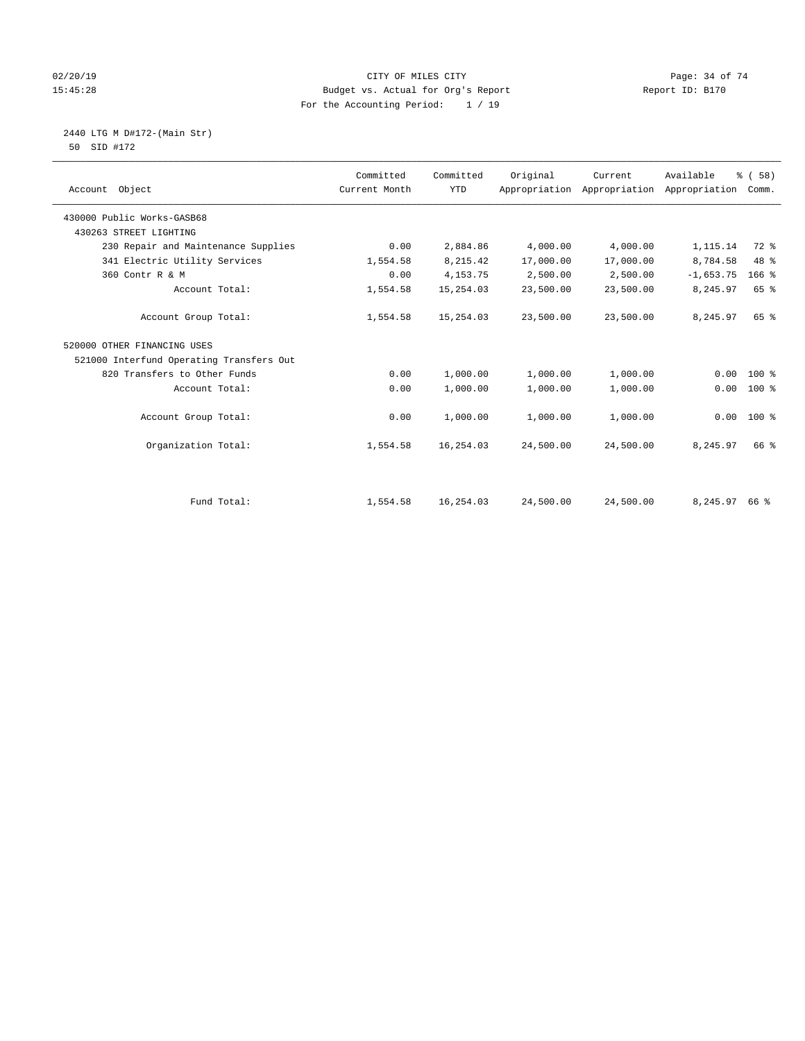CITY OF MILES CITY
Budget vs. Actual for Org's Report
For the Accounting Period: 1 / 19

02/20/19
15:45:28

Report ID: B170

2440 LTG M D#172-(Main Str)
50 SID #172

| Account Object | Committed Current Month | Committed YTD | Original Appropriation | Current Appropriation | Available Appropriation | % ( 58) Comm. |
|---|---|---|---|---|---|---|
| 430000 Public Works-GASB68 | | | | | | |
| 430263 STREET LIGHTING | | | | | | |
| 230 Repair and Maintenance Supplies | 0.00 | 2,884.86 | 4,000.00 | 4,000.00 | 1,115.14 | 72 % |
| 341 Electric Utility Services | 1,554.58 | 8,215.42 | 17,000.00 | 17,000.00 | 8,784.58 | 48 % |
| 360 Contr R & M | 0.00 | 4,153.75 | 2,500.00 | 2,500.00 | -1,653.75 | 166 % |
| Account Total: | 1,554.58 | 15,254.03 | 23,500.00 | 23,500.00 | 8,245.97 | 65 % |
| Account Group Total: | 1,554.58 | 15,254.03 | 23,500.00 | 23,500.00 | 8,245.97 | 65 % |
| 520000 OTHER FINANCING USES | | | | | | |
| 521000 Interfund Operating Transfers Out | | | | | | |
| 820 Transfers to Other Funds | 0.00 | 1,000.00 | 1,000.00 | 1,000.00 | 0.00 | 100 % |
| Account Total: | 0.00 | 1,000.00 | 1,000.00 | 1,000.00 | 0.00 | 100 % |
| Account Group Total: | 0.00 | 1,000.00 | 1,000.00 | 1,000.00 | 0.00 | 100 % |
| Organization Total: | 1,554.58 | 16,254.03 | 24,500.00 | 24,500.00 | 8,245.97 | 66 % |
| Fund Total: | 1,554.58 | 16,254.03 | 24,500.00 | 24,500.00 | 8,245.97 | 66 % |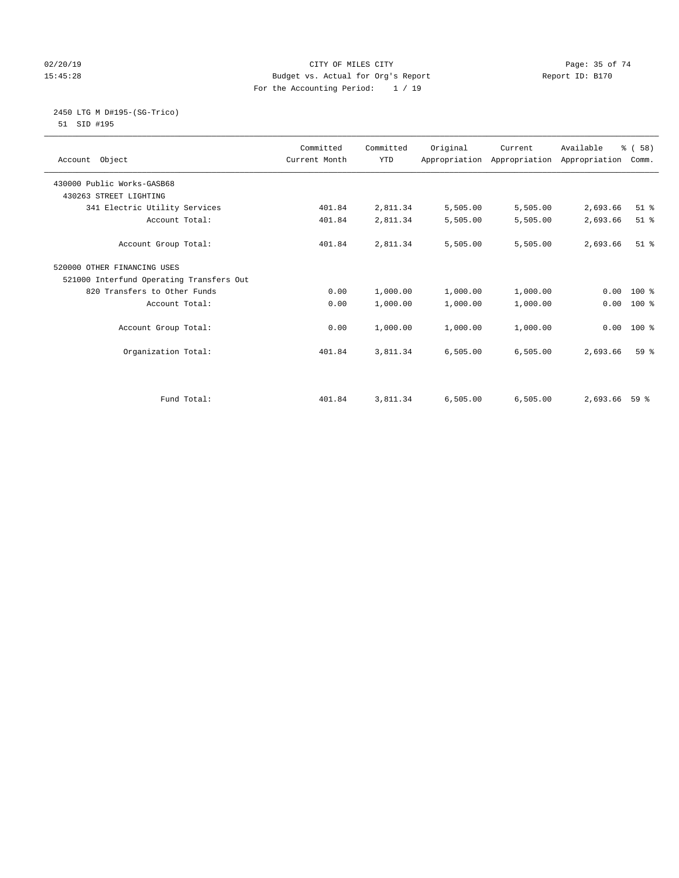CITY OF MILES CITY

Budget vs. Actual for Org's Report

For the Accounting Period: 1 / 19

2450 LTG M D#195-(SG-Trico)

51 SID #195

| Account Object | Committed Current Month | Committed YTD | Original Appropriation | Current Appropriation | Available Appropriation | % ( 58) Comm. |
|---|---|---|---|---|---|---|
| 430000 Public Works-GASB68 | | | | | | |
| 430263 STREET LIGHTING | | | | | | |
| 341 Electric Utility Services | 401.84 | 2,811.34 | 5,505.00 | 5,505.00 | 2,693.66 | 51 % |
| Account Total: | 401.84 | 2,811.34 | 5,505.00 | 5,505.00 | 2,693.66 | 51 % |
| Account Group Total: | 401.84 | 2,811.34 | 5,505.00 | 5,505.00 | 2,693.66 | 51 % |
| 520000 OTHER FINANCING USES | | | | | | |
| 521000 Interfund Operating Transfers Out | | | | | | |
| 820 Transfers to Other Funds | 0.00 | 1,000.00 | 1,000.00 | 1,000.00 | 0.00 | 100 % |
| Account Total: | 0.00 | 1,000.00 | 1,000.00 | 1,000.00 | 0.00 | 100 % |
| Account Group Total: | 0.00 | 1,000.00 | 1,000.00 | 1,000.00 | 0.00 | 100 % |
| Organization Total: | 401.84 | 3,811.34 | 6,505.00 | 6,505.00 | 2,693.66 | 59 % |
| Fund Total: | 401.84 | 3,811.34 | 6,505.00 | 6,505.00 | 2,693.66 | 59 % |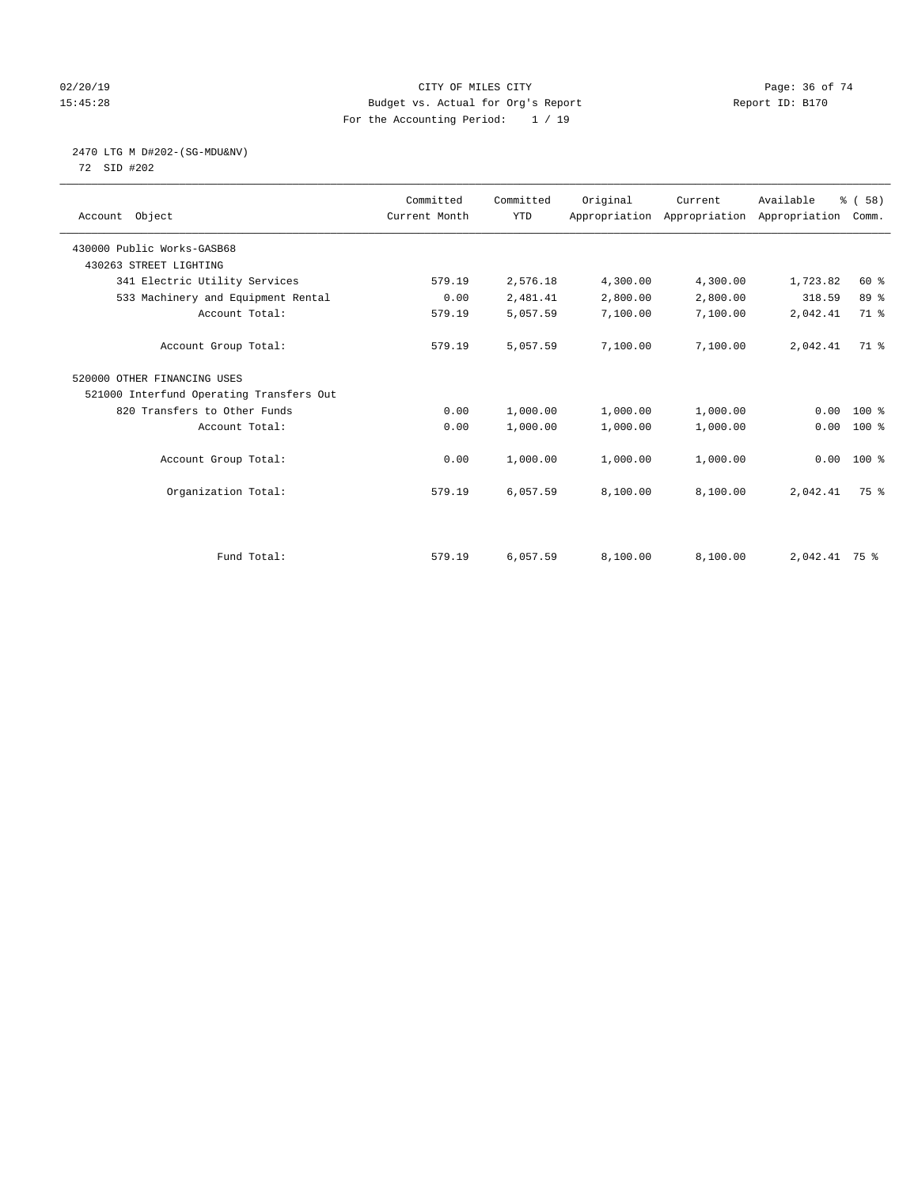CITY OF MILES CITY
Budget vs. Actual for Org's Report
For the Accounting Period: 1 / 19

02/20/19
15:45:28

Report ID: B170

## 2470 LTG M D#202-(SG-MDU&NV)

72 SID #202

| Account Object | Committed Current Month | Committed YTD | Original Appropriation | Current Appropriation | Available Appropriation | % ( 58) Comm. |
|---|---|---|---|---|---|---|
| 430000 Public Works-GASB68 | | | | | | |
| 430263 STREET LIGHTING | | | | | | |
| 341 Electric Utility Services | 579.19 | 2,576.18 | 4,300.00 | 4,300.00 | 1,723.82 | 60 % |
| 533 Machinery and Equipment Rental | 0.00 | 2,481.41 | 2,800.00 | 2,800.00 | 318.59 | 89 % |
| Account Total: | 579.19 | 5,057.59 | 7,100.00 | 7,100.00 | 2,042.41 | 71 % |
| Account Group Total: | 579.19 | 5,057.59 | 7,100.00 | 7,100.00 | 2,042.41 | 71 % |
| 520000 OTHER FINANCING USES | | | | | | |
| 521000 Interfund Operating Transfers Out | | | | | | |
| 820 Transfers to Other Funds | 0.00 | 1,000.00 | 1,000.00 | 1,000.00 | 0.00 | 100 % |
| Account Total: | 0.00 | 1,000.00 | 1,000.00 | 1,000.00 | 0.00 | 100 % |
| Account Group Total: | 0.00 | 1,000.00 | 1,000.00 | 1,000.00 | 0.00 | 100 % |
| Organization Total: | 579.19 | 6,057.59 | 8,100.00 | 8,100.00 | 2,042.41 | 75 % |
| Fund Total: | 579.19 | 6,057.59 | 8,100.00 | 8,100.00 | 2,042.41 | 75 % |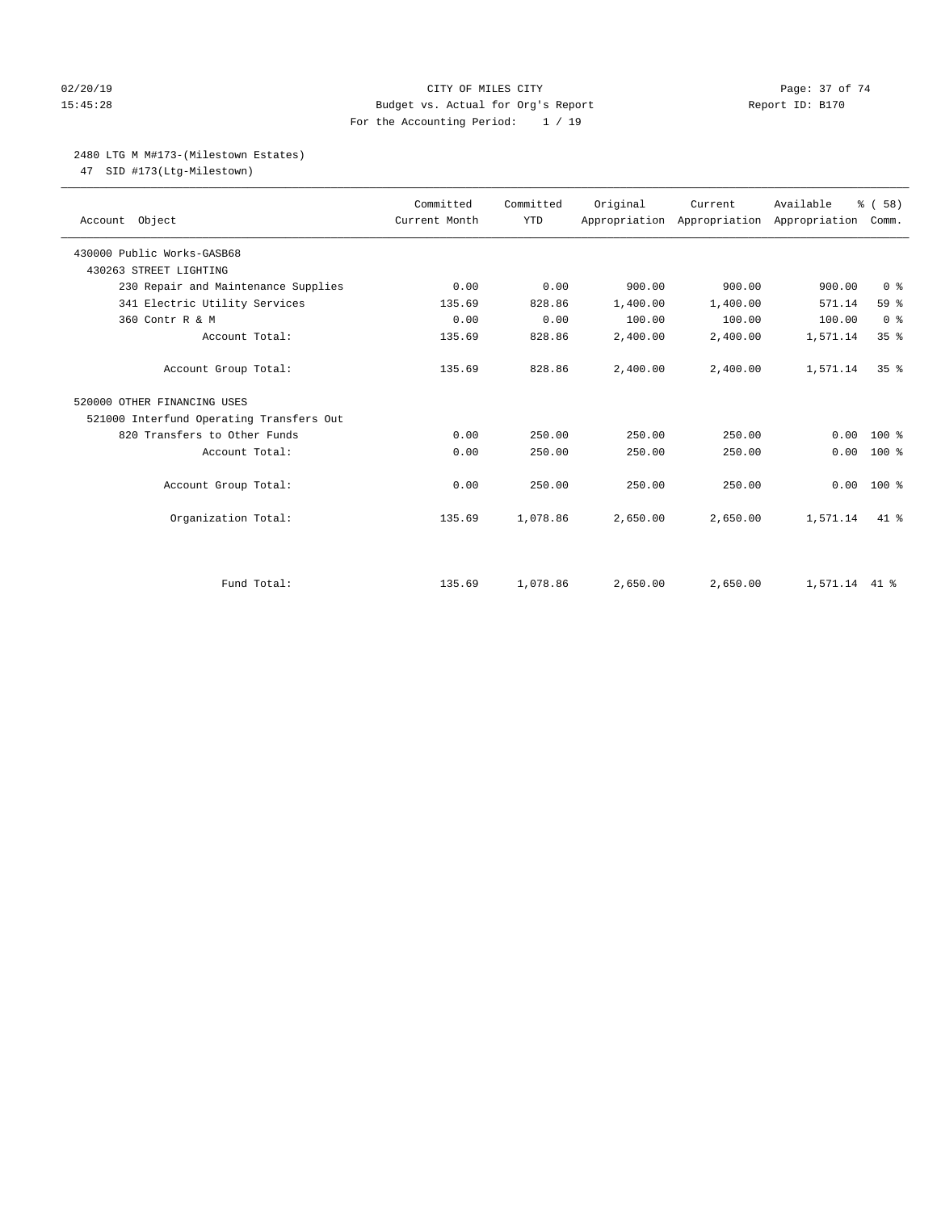CITY OF MILES CITY
Budget vs. Actual for Org's Report
For the Accounting Period: 1 / 19

02/20/19
15:45:28

Report ID: B170

## 2480 LTG M M#173-(Milestown Estates)

47 SID #173(Ltg-Milestown)

| Account Object | Committed Current Month | Committed YTD | Original Appropriation | Current Appropriation | Available Appropriation | % ( 58) Comm. |
|---|---|---|---|---|---|---|
| 430000 Public Works-GASB68 | | | | | | |
| 430263 STREET LIGHTING | | | | | | |
| 230 Repair and Maintenance Supplies | 0.00 | 0.00 | 900.00 | 900.00 | 900.00 | 0 % |
| 341 Electric Utility Services | 135.69 | 828.86 | 1,400.00 | 1,400.00 | 571.14 | 59 % |
| 360 Contr R & M | 0.00 | 0.00 | 100.00 | 100.00 | 100.00 | 0 % |
| Account Total: | 135.69 | 828.86 | 2,400.00 | 2,400.00 | 1,571.14 | 35 % |
| Account Group Total: | 135.69 | 828.86 | 2,400.00 | 2,400.00 | 1,571.14 | 35 % |
| 520000 OTHER FINANCING USES | | | | | | |
| 521000 Interfund Operating Transfers Out | | | | | | |
| 820 Transfers to Other Funds | 0.00 | 250.00 | 250.00 | 250.00 | 0.00 | 100 % |
| Account Total: | 0.00 | 250.00 | 250.00 | 250.00 | 0.00 | 100 % |
| Account Group Total: | 0.00 | 250.00 | 250.00 | 250.00 | 0.00 | 100 % |
| Organization Total: | 135.69 | 1,078.86 | 2,650.00 | 2,650.00 | 1,571.14 | 41 % |
| Fund Total: | 135.69 | 1,078.86 | 2,650.00 | 2,650.00 | 1,571.14 | 41 % |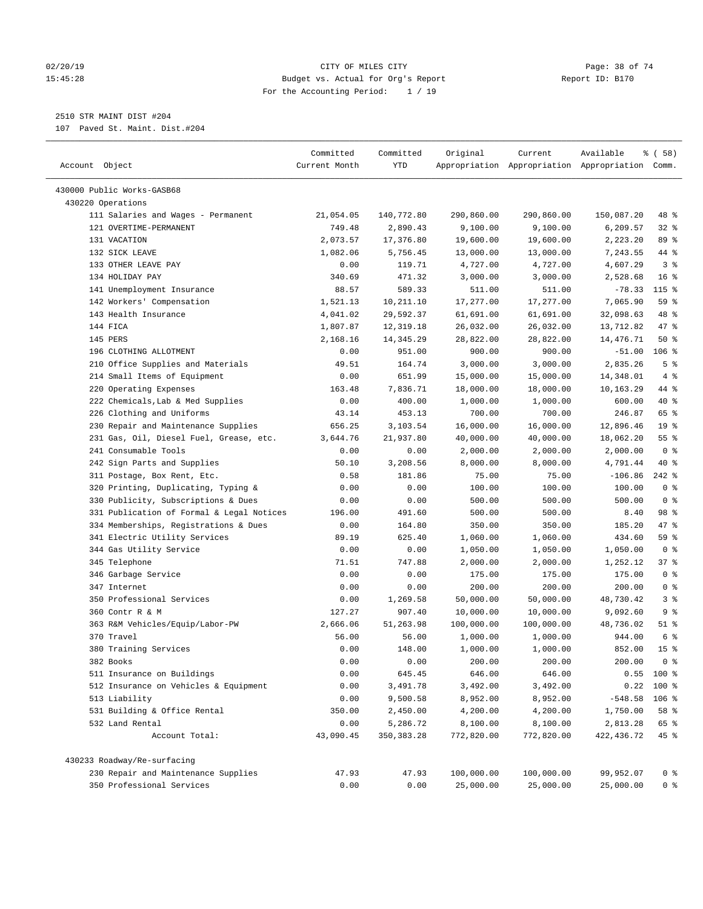CITY OF MILES CITY
Budget vs. Actual for Org's Report
For the Accounting Period: 1 / 19

2510 STR MAINT DIST #204
107 Paved St. Maint. Dist.#204

| Account Object | Committed Current Month | Committed YTD | Original Appropriation | Current Appropriation | Available Appropriation | % ( 58) Comm. |
|---|---|---|---|---|---|---|
| 430000 Public Works-GASB68 | | | | | | |
| 430220 Operations | | | | | | |
| 111 Salaries and Wages - Permanent | 21,054.05 | 140,772.80 | 290,860.00 | 290,860.00 | 150,087.20 | 48 % |
| 121 OVERTIME-PERMANENT | 749.48 | 2,890.43 | 9,100.00 | 9,100.00 | 6,209.57 | 32 % |
| 131 VACATION | 2,073.57 | 17,376.80 | 19,600.00 | 19,600.00 | 2,223.20 | 89 % |
| 132 SICK LEAVE | 1,082.06 | 5,756.45 | 13,000.00 | 13,000.00 | 7,243.55 | 44 % |
| 133 OTHER LEAVE PAY | 0.00 | 119.71 | 4,727.00 | 4,727.00 | 4,607.29 | 3 % |
| 134 HOLIDAY PAY | 340.69 | 471.32 | 3,000.00 | 3,000.00 | 2,528.68 | 16 % |
| 141 Unemployment Insurance | 88.57 | 589.33 | 511.00 | 511.00 | -78.33 | 115 % |
| 142 Workers' Compensation | 1,521.13 | 10,211.10 | 17,277.00 | 17,277.00 | 7,065.90 | 59 % |
| 143 Health Insurance | 4,041.02 | 29,592.37 | 61,691.00 | 61,691.00 | 32,098.63 | 48 % |
| 144 FICA | 1,807.87 | 12,319.18 | 26,032.00 | 26,032.00 | 13,712.82 | 47 % |
| 145 PERS | 2,168.16 | 14,345.29 | 28,822.00 | 28,822.00 | 14,476.71 | 50 % |
| 196 CLOTHING ALLOTMENT | 0.00 | 951.00 | 900.00 | 900.00 | -51.00 | 106 % |
| 210 Office Supplies and Materials | 49.51 | 164.74 | 3,000.00 | 3,000.00 | 2,835.26 | 5 % |
| 214 Small Items of Equipment | 0.00 | 651.99 | 15,000.00 | 15,000.00 | 14,348.01 | 4 % |
| 220 Operating Expenses | 163.48 | 7,836.71 | 18,000.00 | 18,000.00 | 10,163.29 | 44 % |
| 222 Chemicals,Lab & Med Supplies | 0.00 | 400.00 | 1,000.00 | 1,000.00 | 600.00 | 40 % |
| 226 Clothing and Uniforms | 43.14 | 453.13 | 700.00 | 700.00 | 246.87 | 65 % |
| 230 Repair and Maintenance Supplies | 656.25 | 3,103.54 | 16,000.00 | 16,000.00 | 12,896.46 | 19 % |
| 231 Gas, Oil, Diesel Fuel, Grease, etc. | 3,644.76 | 21,937.80 | 40,000.00 | 40,000.00 | 18,062.20 | 55 % |
| 241 Consumable Tools | 0.00 | 0.00 | 2,000.00 | 2,000.00 | 2,000.00 | 0 % |
| 242 Sign Parts and Supplies | 50.10 | 3,208.56 | 8,000.00 | 8,000.00 | 4,791.44 | 40 % |
| 311 Postage, Box Rent, Etc. | 0.58 | 181.86 | 75.00 | 75.00 | -106.86 | 242 % |
| 320 Printing, Duplicating, Typing & | 0.00 | 0.00 | 100.00 | 100.00 | 100.00 | 0 % |
| 330 Publicity, Subscriptions & Dues | 0.00 | 0.00 | 500.00 | 500.00 | 500.00 | 0 % |
| 331 Publication of Formal & Legal Notices | 196.00 | 491.60 | 500.00 | 500.00 | 8.40 | 98 % |
| 334 Memberships, Registrations & Dues | 0.00 | 164.80 | 350.00 | 350.00 | 185.20 | 47 % |
| 341 Electric Utility Services | 89.19 | 625.40 | 1,060.00 | 1,060.00 | 434.60 | 59 % |
| 344 Gas Utility Service | 0.00 | 0.00 | 1,050.00 | 1,050.00 | 1,050.00 | 0 % |
| 345 Telephone | 71.51 | 747.88 | 2,000.00 | 2,000.00 | 1,252.12 | 37 % |
| 346 Garbage Service | 0.00 | 0.00 | 175.00 | 175.00 | 175.00 | 0 % |
| 347 Internet | 0.00 | 0.00 | 200.00 | 200.00 | 200.00 | 0 % |
| 350 Professional Services | 0.00 | 1,269.58 | 50,000.00 | 50,000.00 | 48,730.42 | 3 % |
| 360 Contr R & M | 127.27 | 907.40 | 10,000.00 | 10,000.00 | 9,092.60 | 9 % |
| 363 R&M Vehicles/Equip/Labor-PW | 2,666.06 | 51,263.98 | 100,000.00 | 100,000.00 | 48,736.02 | 51 % |
| 370 Travel | 56.00 | 56.00 | 1,000.00 | 1,000.00 | 944.00 | 6 % |
| 380 Training Services | 0.00 | 148.00 | 1,000.00 | 1,000.00 | 852.00 | 15 % |
| 382 Books | 0.00 | 0.00 | 200.00 | 200.00 | 200.00 | 0 % |
| 511 Insurance on Buildings | 0.00 | 645.45 | 646.00 | 646.00 | 0.55 | 100 % |
| 512 Insurance on Vehicles & Equipment | 0.00 | 3,491.78 | 3,492.00 | 3,492.00 | 0.22 | 100 % |
| 513 Liability | 0.00 | 9,500.58 | 8,952.00 | 8,952.00 | -548.58 | 106 % |
| 531 Building & Office Rental | 350.00 | 2,450.00 | 4,200.00 | 4,200.00 | 1,750.00 | 58 % |
| 532 Land Rental | 0.00 | 5,286.72 | 8,100.00 | 8,100.00 | 2,813.28 | 65 % |
| Account Total: | 43,090.45 | 350,383.28 | 772,820.00 | 772,820.00 | 422,436.72 | 45 % |
| 430233 Roadway/Re-surfacing | | | | | | |
| 230 Repair and Maintenance Supplies | 47.93 | 47.93 | 100,000.00 | 100,000.00 | 99,952.07 | 0 % |
| 350 Professional Services | 0.00 | 0.00 | 25,000.00 | 25,000.00 | 25,000.00 | 0 % |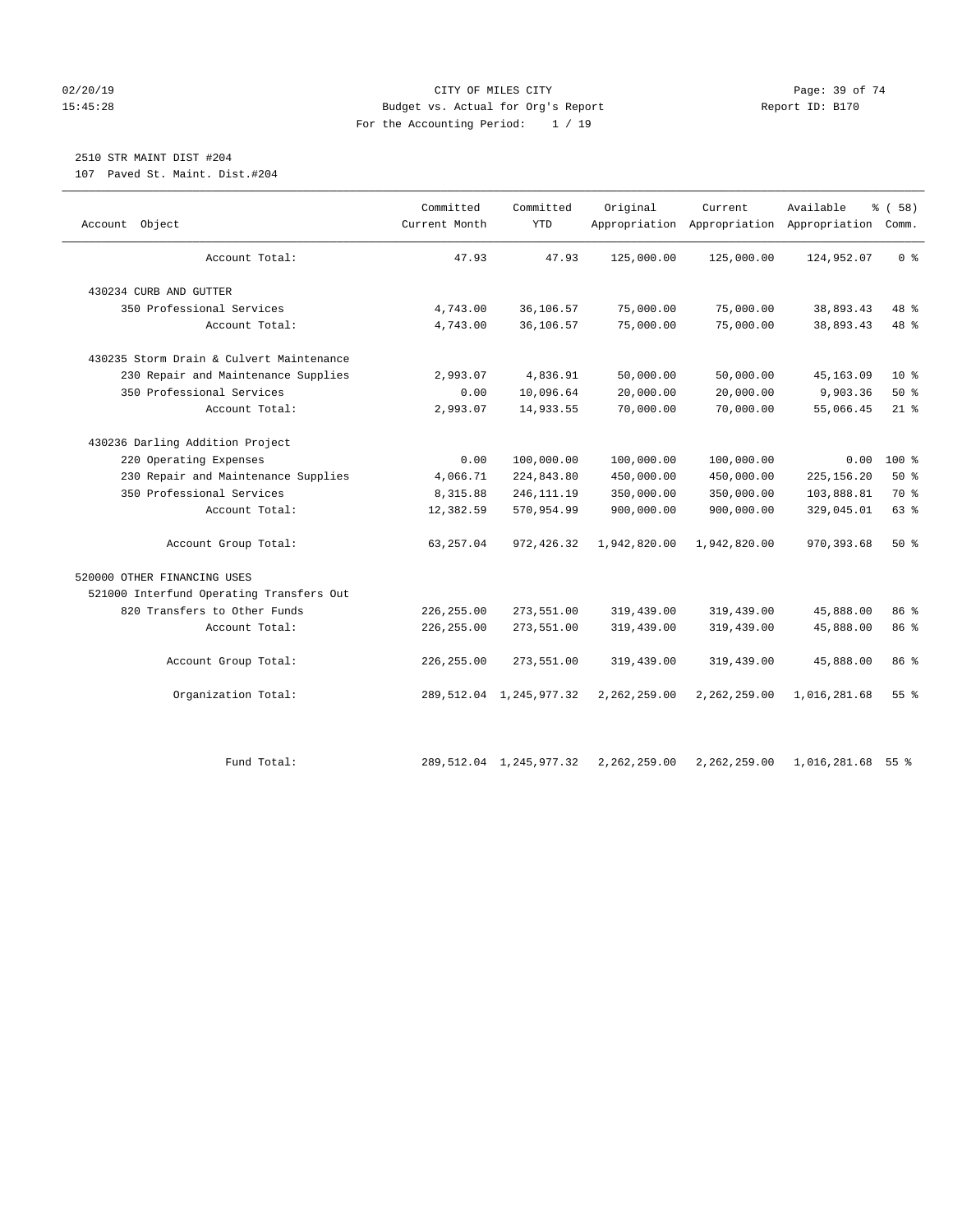CITY OF MILES CITY
Budget vs. Actual for Org's Report
For the Accounting Period: 1 / 19

2510 STR MAINT DIST #204
107 Paved St. Maint. Dist.#204

| Account Object | Committed Current Month | Committed YTD | Original Appropriation | Current Appropriation | Available Appropriation | % ( 58) Comm. |
|---|---|---|---|---|---|---|
| Account Total: | 47.93 | 47.93 | 125,000.00 | 125,000.00 | 124,952.07 | 0 % |
| 430234 CURB AND GUTTER | | | | | | |
| 350 Professional Services | 4,743.00 | 36,106.57 | 75,000.00 | 75,000.00 | 38,893.43 | 48 % |
| Account Total: | 4,743.00 | 36,106.57 | 75,000.00 | 75,000.00 | 38,893.43 | 48 % |
| 430235 Storm Drain & Culvert Maintenance | | | | | | |
| 230 Repair and Maintenance Supplies | 2,993.07 | 4,836.91 | 50,000.00 | 50,000.00 | 45,163.09 | 10 % |
| 350 Professional Services | 0.00 | 10,096.64 | 20,000.00 | 20,000.00 | 9,903.36 | 50 % |
| Account Total: | 2,993.07 | 14,933.55 | 70,000.00 | 70,000.00 | 55,066.45 | 21 % |
| 430236 Darling Addition Project | | | | | | |
| 220 Operating Expenses | 0.00 | 100,000.00 | 100,000.00 | 100,000.00 | 0.00 | 100 % |
| 230 Repair and Maintenance Supplies | 4,066.71 | 224,843.80 | 450,000.00 | 450,000.00 | 225,156.20 | 50 % |
| 350 Professional Services | 8,315.88 | 246,111.19 | 350,000.00 | 350,000.00 | 103,888.81 | 70 % |
| Account Total: | 12,382.59 | 570,954.99 | 900,000.00 | 900,000.00 | 329,045.01 | 63 % |
| Account Group Total: | 63,257.04 | 972,426.32 | 1,942,820.00 | 1,942,820.00 | 970,393.68 | 50 % |
| 520000 OTHER FINANCING USES | | | | | | |
| 521000 Interfund Operating Transfers Out | | | | | | |
| 820 Transfers to Other Funds | 226,255.00 | 273,551.00 | 319,439.00 | 319,439.00 | 45,888.00 | 86 % |
| Account Total: | 226,255.00 | 273,551.00 | 319,439.00 | 319,439.00 | 45,888.00 | 86 % |
| Account Group Total: | 226,255.00 | 273,551.00 | 319,439.00 | 319,439.00 | 45,888.00 | 86 % |
| Organization Total: | 289,512.04 | 1,245,977.32 | 2,262,259.00 | 2,262,259.00 | 1,016,281.68 | 55 % |
| Fund Total: | 289,512.04 | 1,245,977.32 | 2,262,259.00 | 2,262,259.00 | 1,016,281.68 | 55 % |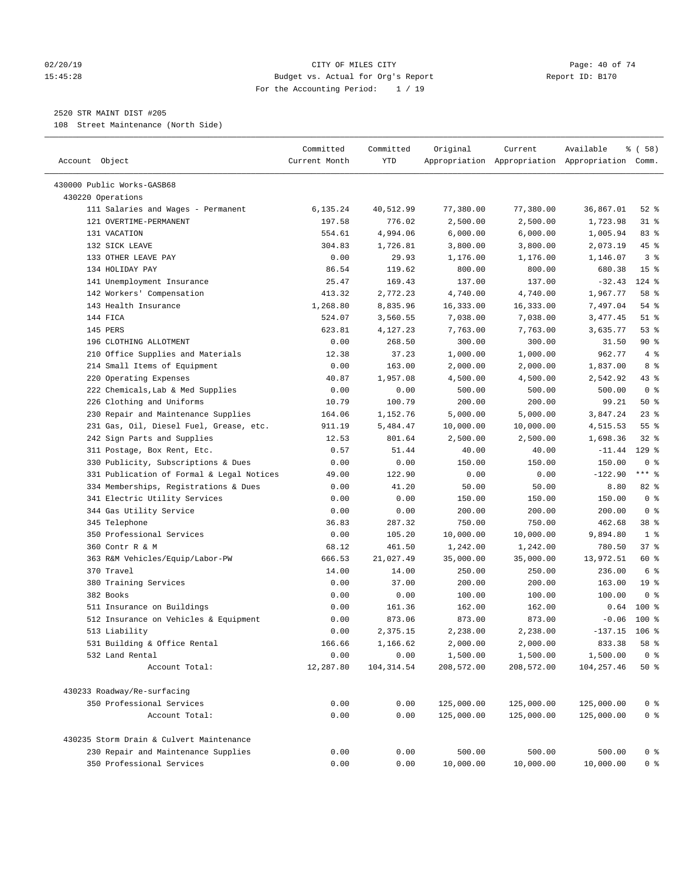# CITY OF MILES CITY

Budget vs. Actual for Org's Report

For the Accounting Period: 1 / 19

## 2520 STR MAINT DIST #205

108 Street Maintenance (North Side)

| Account Object | Committed Current Month | Committed YTD | Original Appropriation | Current Appropriation | Available Appropriation | % ( 58) Comm. |
|---|---|---|---|---|---|---|
| 430000 Public Works-GASB68 | | | | | | |
| 430220 Operations | | | | | | |
| 111 Salaries and Wages - Permanent | 6,135.24 | 40,512.99 | 77,380.00 | 77,380.00 | 36,867.01 | 52 % |
| 121 OVERTIME-PERMANENT | 197.58 | 776.02 | 2,500.00 | 2,500.00 | 1,723.98 | 31 % |
| 131 VACATION | 554.61 | 4,994.06 | 6,000.00 | 6,000.00 | 1,005.94 | 83 % |
| 132 SICK LEAVE | 304.83 | 1,726.81 | 3,800.00 | 3,800.00 | 2,073.19 | 45 % |
| 133 OTHER LEAVE PAY | 0.00 | 29.93 | 1,176.00 | 1,176.00 | 1,146.07 | 3 % |
| 134 HOLIDAY PAY | 86.54 | 119.62 | 800.00 | 800.00 | 680.38 | 15 % |
| 141 Unemployment Insurance | 25.47 | 169.43 | 137.00 | 137.00 | -32.43 | 124 % |
| 142 Workers' Compensation | 413.32 | 2,772.23 | 4,740.00 | 4,740.00 | 1,967.77 | 58 % |
| 143 Health Insurance | 1,268.80 | 8,835.96 | 16,333.00 | 16,333.00 | 7,497.04 | 54 % |
| 144 FICA | 524.07 | 3,560.55 | 7,038.00 | 7,038.00 | 3,477.45 | 51 % |
| 145 PERS | 623.81 | 4,127.23 | 7,763.00 | 7,763.00 | 3,635.77 | 53 % |
| 196 CLOTHING ALLOTMENT | 0.00 | 268.50 | 300.00 | 300.00 | 31.50 | 90 % |
| 210 Office Supplies and Materials | 12.38 | 37.23 | 1,000.00 | 1,000.00 | 962.77 | 4 % |
| 214 Small Items of Equipment | 0.00 | 163.00 | 2,000.00 | 2,000.00 | 1,837.00 | 8 % |
| 220 Operating Expenses | 40.87 | 1,957.08 | 4,500.00 | 4,500.00 | 2,542.92 | 43 % |
| 222 Chemicals,Lab & Med Supplies | 0.00 | 0.00 | 500.00 | 500.00 | 500.00 | 0 % |
| 226 Clothing and Uniforms | 10.79 | 100.79 | 200.00 | 200.00 | 99.21 | 50 % |
| 230 Repair and Maintenance Supplies | 164.06 | 1,152.76 | 5,000.00 | 5,000.00 | 3,847.24 | 23 % |
| 231 Gas, Oil, Diesel Fuel, Grease, etc. | 911.19 | 5,484.47 | 10,000.00 | 10,000.00 | 4,515.53 | 55 % |
| 242 Sign Parts and Supplies | 12.53 | 801.64 | 2,500.00 | 2,500.00 | 1,698.36 | 32 % |
| 311 Postage, Box Rent, Etc. | 0.57 | 51.44 | 40.00 | 40.00 | -11.44 | 129 % |
| 330 Publicity, Subscriptions & Dues | 0.00 | 0.00 | 150.00 | 150.00 | 150.00 | 0 % |
| 331 Publication of Formal & Legal Notices | 49.00 | 122.90 | 0.00 | 0.00 | -122.90 | *** % |
| 334 Memberships, Registrations & Dues | 0.00 | 41.20 | 50.00 | 50.00 | 8.80 | 82 % |
| 341 Electric Utility Services | 0.00 | 0.00 | 150.00 | 150.00 | 150.00 | 0 % |
| 344 Gas Utility Service | 0.00 | 0.00 | 200.00 | 200.00 | 200.00 | 0 % |
| 345 Telephone | 36.83 | 287.32 | 750.00 | 750.00 | 462.68 | 38 % |
| 350 Professional Services | 0.00 | 105.20 | 10,000.00 | 10,000.00 | 9,894.80 | 1 % |
| 360 Contr R & M | 68.12 | 461.50 | 1,242.00 | 1,242.00 | 780.50 | 37 % |
| 363 R&M Vehicles/Equip/Labor-PW | 666.53 | 21,027.49 | 35,000.00 | 35,000.00 | 13,972.51 | 60 % |
| 370 Travel | 14.00 | 14.00 | 250.00 | 250.00 | 236.00 | 6 % |
| 380 Training Services | 0.00 | 37.00 | 200.00 | 200.00 | 163.00 | 19 % |
| 382 Books | 0.00 | 0.00 | 100.00 | 100.00 | 100.00 | 0 % |
| 511 Insurance on Buildings | 0.00 | 161.36 | 162.00 | 162.00 | 0.64 | 100 % |
| 512 Insurance on Vehicles & Equipment | 0.00 | 873.06 | 873.00 | 873.00 | -0.06 | 100 % |
| 513 Liability | 0.00 | 2,375.15 | 2,238.00 | 2,238.00 | -137.15 | 106 % |
| 531 Building & Office Rental | 166.66 | 1,166.62 | 2,000.00 | 2,000.00 | 833.38 | 58 % |
| 532 Land Rental | 0.00 | 0.00 | 1,500.00 | 1,500.00 | 1,500.00 | 0 % |
| Account Total: | 12,287.80 | 104,314.54 | 208,572.00 | 208,572.00 | 104,257.46 | 50 % |
| 430233 Roadway/Re-surfacing | | | | | | |
| 350 Professional Services | 0.00 | 0.00 | 125,000.00 | 125,000.00 | 125,000.00 | 0 % |
| Account Total: | 0.00 | 0.00 | 125,000.00 | 125,000.00 | 125,000.00 | 0 % |
| 430235 Storm Drain & Culvert Maintenance | | | | | | |
| 230 Repair and Maintenance Supplies | 0.00 | 0.00 | 500.00 | 500.00 | 500.00 | 0 % |
| 350 Professional Services | 0.00 | 0.00 | 10,000.00 | 10,000.00 | 10,000.00 | 0 % |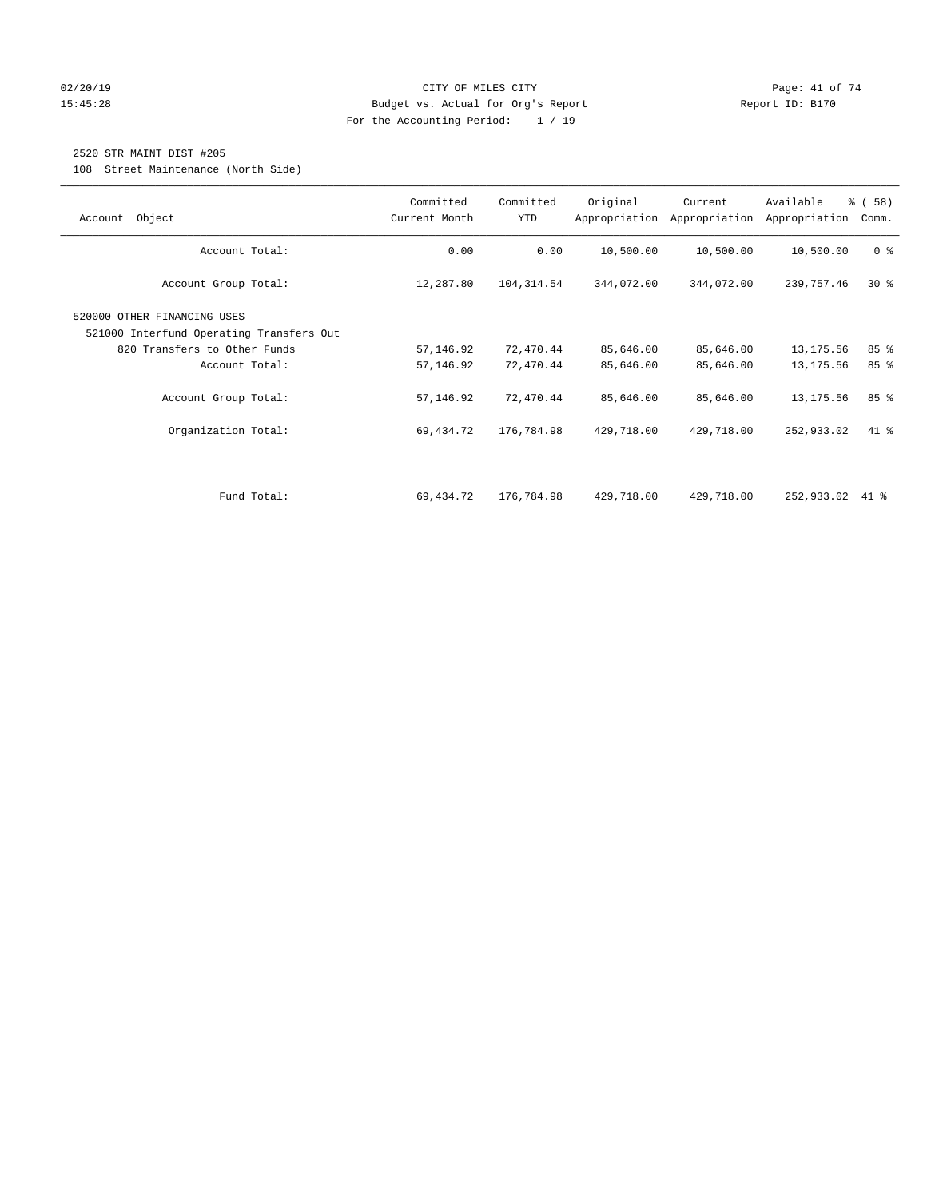CITY OF MILES CITY
Budget vs. Actual for Org's Report
For the Accounting Period: 1 / 19

02/20/19
15:45:28

Report ID: B170

2520 STR MAINT DIST #205
108 Street Maintenance (North Side)

| Account Object | Committed Current Month | Committed YTD | Original Appropriation | Current Appropriation | Available Appropriation | % ( 58) Comm. |
|---|---|---|---|---|---|---|
| Account Total: | 0.00 | 0.00 | 10,500.00 | 10,500.00 | 10,500.00 | 0 % |
| Account Group Total: | 12,287.80 | 104,314.54 | 344,072.00 | 344,072.00 | 239,757.46 | 30 % |
| 520000 OTHER FINANCING USES | | | | | | |
| 521000 Interfund Operating Transfers Out | | | | | | |
| 820 Transfers to Other Funds | 57,146.92 | 72,470.44 | 85,646.00 | 85,646.00 | 13,175.56 | 85 % |
| Account Total: | 57,146.92 | 72,470.44 | 85,646.00 | 85,646.00 | 13,175.56 | 85 % |
| Account Group Total: | 57,146.92 | 72,470.44 | 85,646.00 | 85,646.00 | 13,175.56 | 85 % |
| Organization Total: | 69,434.72 | 176,784.98 | 429,718.00 | 429,718.00 | 252,933.02 | 41 % |
| Fund Total: | 69,434.72 | 176,784.98 | 429,718.00 | 429,718.00 | 252,933.02 | 41 % |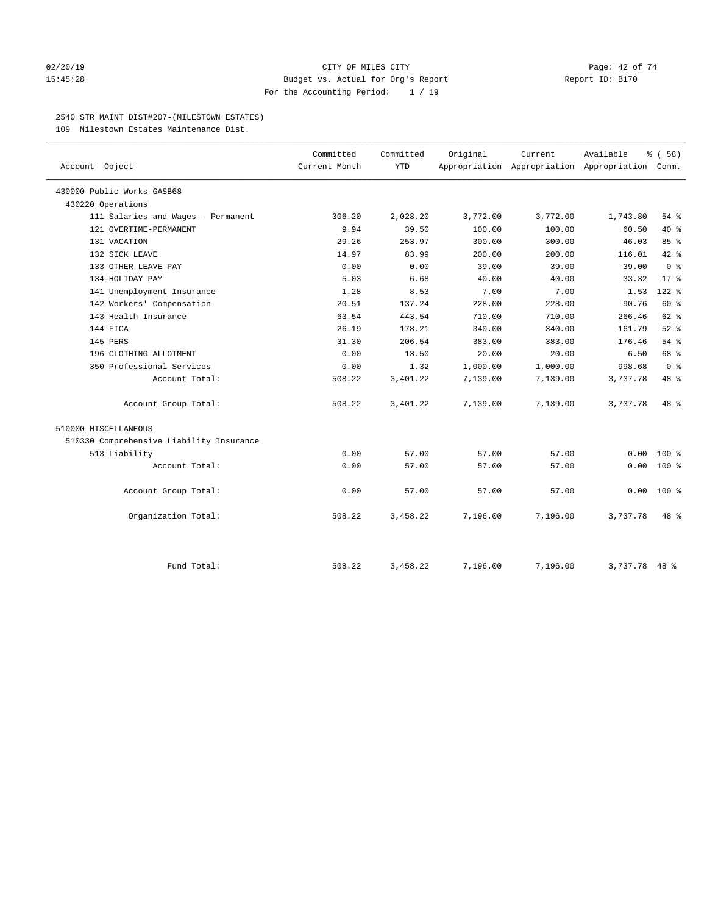CITY OF MILES CITY
Budget vs. Actual for Org's Report
For the Accounting Period: 1 / 19

02/20/19
15:45:28

Report ID: B170

2540 STR MAINT DIST#207-(MILESTOWN ESTATES)

109 Milestown Estates Maintenance Dist.

| Account Object | Committed Current Month | Committed YTD | Original Appropriation | Current Appropriation | Available Appropriation | % ( 58) Comm. |
|---|---|---|---|---|---|---|
| 430000 Public Works-GASB68 | | | | | | |
| 430220 Operations | | | | | | |
| 111 Salaries and Wages - Permanent | 306.20 | 2,028.20 | 3,772.00 | 3,772.00 | 1,743.80 | 54 % |
| 121 OVERTIME-PERMANENT | 9.94 | 39.50 | 100.00 | 100.00 | 60.50 | 40 % |
| 131 VACATION | 29.26 | 253.97 | 300.00 | 300.00 | 46.03 | 85 % |
| 132 SICK LEAVE | 14.97 | 83.99 | 200.00 | 200.00 | 116.01 | 42 % |
| 133 OTHER LEAVE PAY | 0.00 | 0.00 | 39.00 | 39.00 | 39.00 | 0 % |
| 134 HOLIDAY PAY | 5.03 | 6.68 | 40.00 | 40.00 | 33.32 | 17 % |
| 141 Unemployment Insurance | 1.28 | 8.53 | 7.00 | 7.00 | -1.53 | 122 % |
| 142 Workers' Compensation | 20.51 | 137.24 | 228.00 | 228.00 | 90.76 | 60 % |
| 143 Health Insurance | 63.54 | 443.54 | 710.00 | 710.00 | 266.46 | 62 % |
| 144 FICA | 26.19 | 178.21 | 340.00 | 340.00 | 161.79 | 52 % |
| 145 PERS | 31.30 | 206.54 | 383.00 | 383.00 | 176.46 | 54 % |
| 196 CLOTHING ALLOTMENT | 0.00 | 13.50 | 20.00 | 20.00 | 6.50 | 68 % |
| 350 Professional Services | 0.00 | 1.32 | 1,000.00 | 1,000.00 | 998.68 | 0 % |
| Account Total: | 508.22 | 3,401.22 | 7,139.00 | 7,139.00 | 3,737.78 | 48 % |
| Account Group Total: | 508.22 | 3,401.22 | 7,139.00 | 7,139.00 | 3,737.78 | 48 % |
| 510000 MISCELLANEOUS | | | | | | |
| 510330 Comprehensive Liability Insurance | | | | | | |
| 513 Liability | 0.00 | 57.00 | 57.00 | 57.00 | 0.00 | 100 % |
| Account Total: | 0.00 | 57.00 | 57.00 | 57.00 | 0.00 | 100 % |
| Account Group Total: | 0.00 | 57.00 | 57.00 | 57.00 | 0.00 | 100 % |
| Organization Total: | 508.22 | 3,458.22 | 7,196.00 | 7,196.00 | 3,737.78 | 48 % |
| Fund Total: | 508.22 | 3,458.22 | 7,196.00 | 7,196.00 | 3,737.78 | 48 % |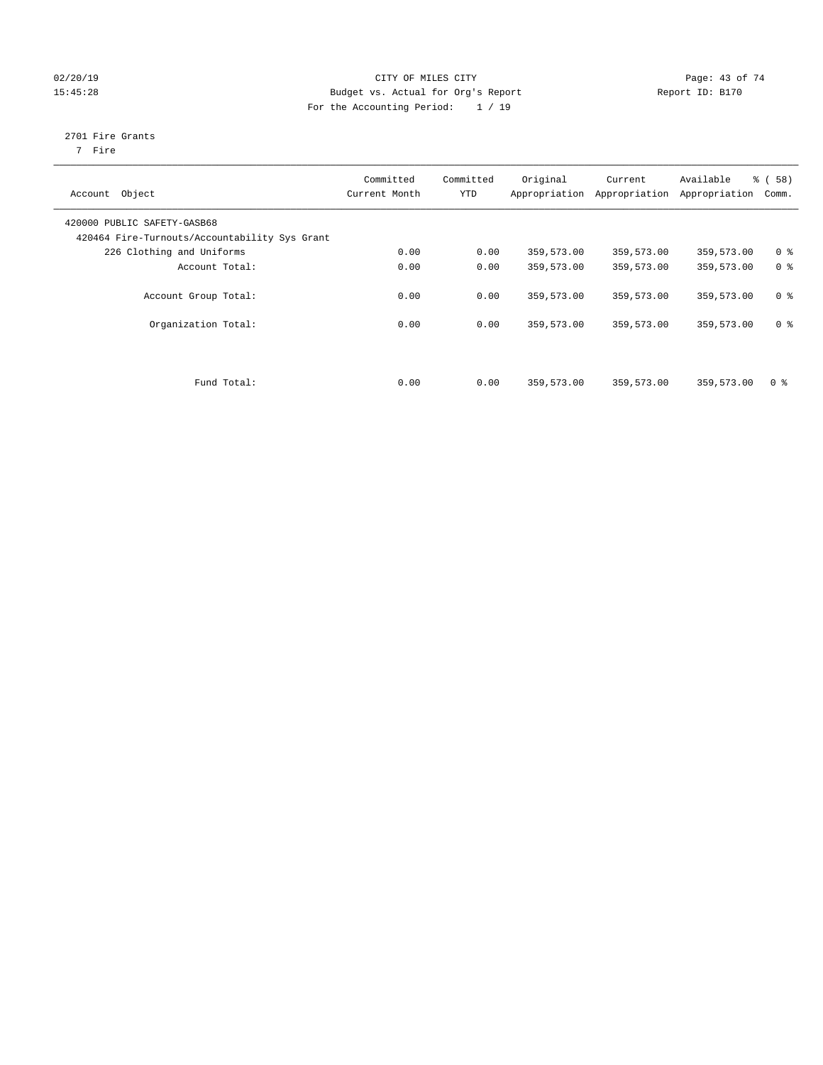CITY OF MILES CITY
Budget vs. Actual for Org's Report
For the Accounting Period: 1 / 19

02/20/19
15:45:28

Report ID: B170

2701 Fire Grants
7 Fire

| Account Object | Committed Current Month | Committed YTD | Original Appropriation | Current Appropriation | Available Appropriation | % ( 58) Comm. |
|---|---|---|---|---|---|---|
| 420000 PUBLIC SAFETY-GASB68 | | | | | | |
| 420464 Fire-Turnouts/Accountability Sys Grant | | | | | | |
| 226 Clothing and Uniforms | 0.00 | 0.00 | 359,573.00 | 359,573.00 | 359,573.00 | 0 % |
| Account Total: | 0.00 | 0.00 | 359,573.00 | 359,573.00 | 359,573.00 | 0 % |
| Account Group Total: | 0.00 | 0.00 | 359,573.00 | 359,573.00 | 359,573.00 | 0 % |
| Organization Total: | 0.00 | 0.00 | 359,573.00 | 359,573.00 | 359,573.00 | 0 % |
| Fund Total: | 0.00 | 0.00 | 359,573.00 | 359,573.00 | 359,573.00 | 0 % |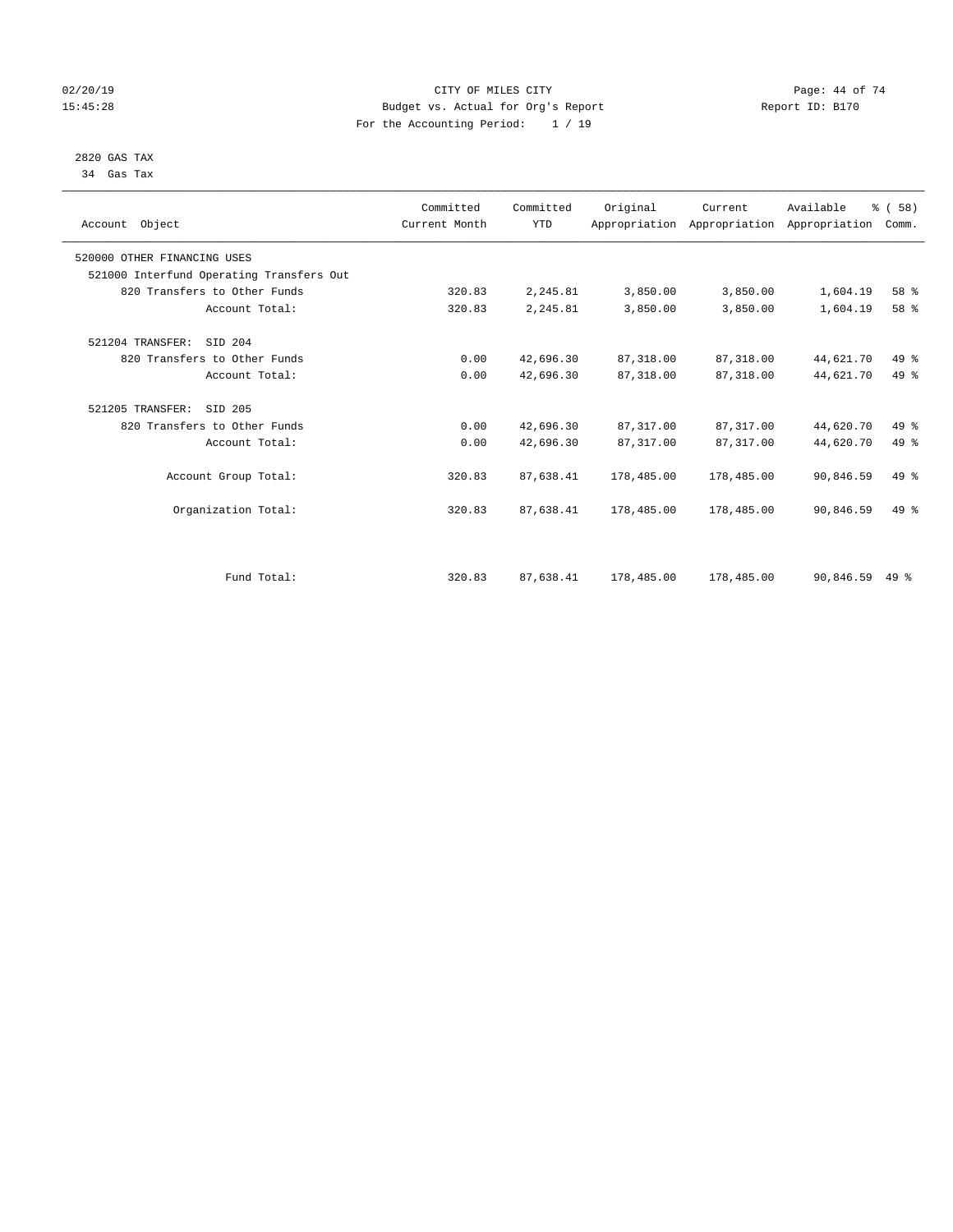CITY OF MILES CITY
Budget vs. Actual for Org's Report
For the Accounting Period: 1 / 19

02/20/19
15:45:28

Report ID: B170

2820 GAS TAX
34 Gas Tax

| Account Object | Committed Current Month | Committed YTD | Original Appropriation | Current Appropriation | Available Appropriation | % ( 58) Comm. |
|---|---|---|---|---|---|---|
| 520000 OTHER FINANCING USES | | | | | | |
| 521000 Interfund Operating Transfers Out | | | | | | |
| 820 Transfers to Other Funds | 320.83 | 2,245.81 | 3,850.00 | 3,850.00 | 1,604.19 | 58 % |
| Account Total: | 320.83 | 2,245.81 | 3,850.00 | 3,850.00 | 1,604.19 | 58 % |
| 521204 TRANSFER: SID 204 | | | | | | |
| 820 Transfers to Other Funds | 0.00 | 42,696.30 | 87,318.00 | 87,318.00 | 44,621.70 | 49 % |
| Account Total: | 0.00 | 42,696.30 | 87,318.00 | 87,318.00 | 44,621.70 | 49 % |
| 521205 TRANSFER: SID 205 | | | | | | |
| 820 Transfers to Other Funds | 0.00 | 42,696.30 | 87,317.00 | 87,317.00 | 44,620.70 | 49 % |
| Account Total: | 0.00 | 42,696.30 | 87,317.00 | 87,317.00 | 44,620.70 | 49 % |
| Account Group Total: | 320.83 | 87,638.41 | 178,485.00 | 178,485.00 | 90,846.59 | 49 % |
| Organization Total: | 320.83 | 87,638.41 | 178,485.00 | 178,485.00 | 90,846.59 | 49 % |
| Fund Total: | 320.83 | 87,638.41 | 178,485.00 | 178,485.00 | 90,846.59 | 49 % |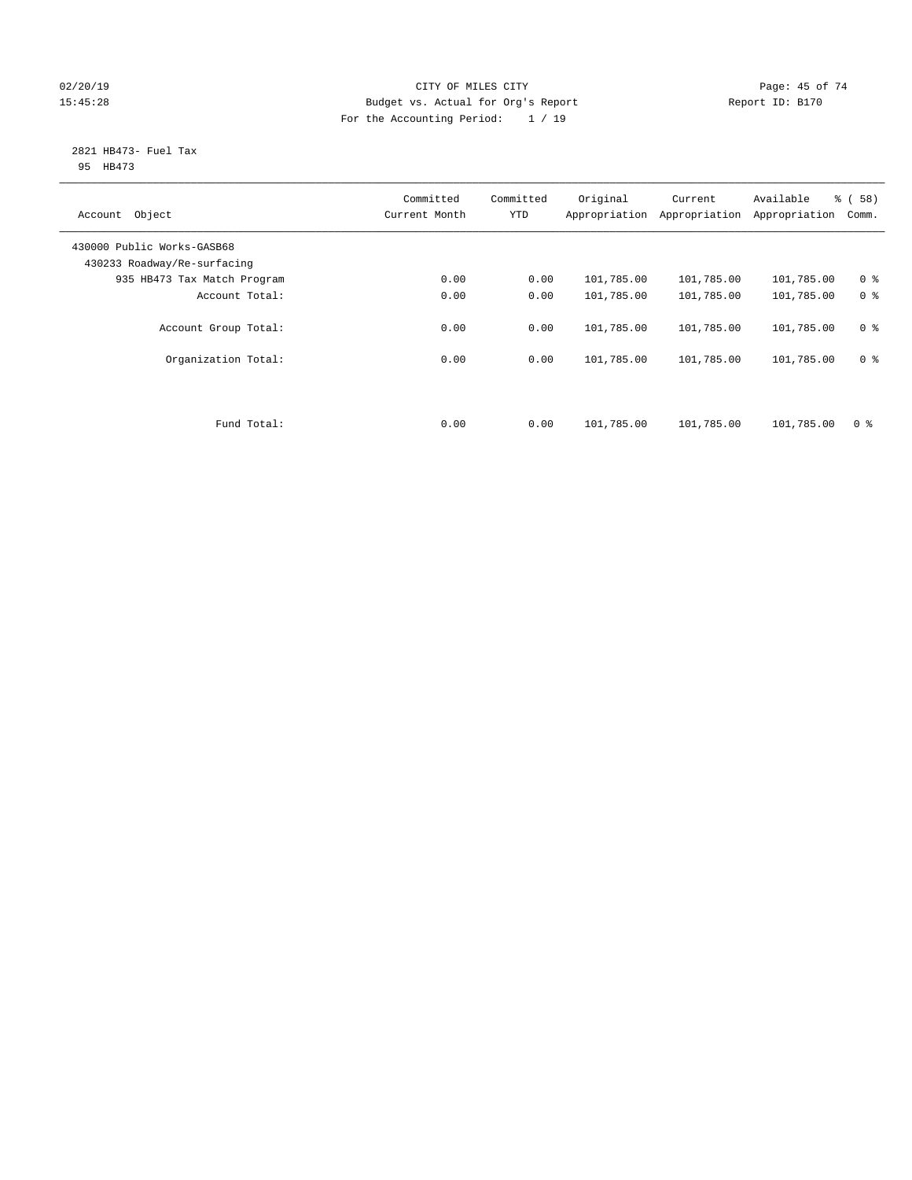CITY OF MILES CITY

Budget vs. Actual for Org's Report

For the Accounting Period: 1 / 19

Report ID: B170

2821 HB473- Fuel Tax

95 HB473

| Account Object | Committed Current Month | Committed YTD | Original Appropriation | Current Appropriation | Available Appropriation | % ( 58) Comm. |
|---|---|---|---|---|---|---|
| 430000 Public Works-GASB68 | | | | | | |
| 430233 Roadway/Re-surfacing | | | | | | |
| 935 HB473 Tax Match Program | 0.00 | 0.00 | 101,785.00 | 101,785.00 | 101,785.00 | 0 % |
| Account Total: | 0.00 | 0.00 | 101,785.00 | 101,785.00 | 101,785.00 | 0 % |
| Account Group Total: | 0.00 | 0.00 | 101,785.00 | 101,785.00 | 101,785.00 | 0 % |
| Organization Total: | 0.00 | 0.00 | 101,785.00 | 101,785.00 | 101,785.00 | 0 % |
| Fund Total: | 0.00 | 0.00 | 101,785.00 | 101,785.00 | 101,785.00 | 0 % |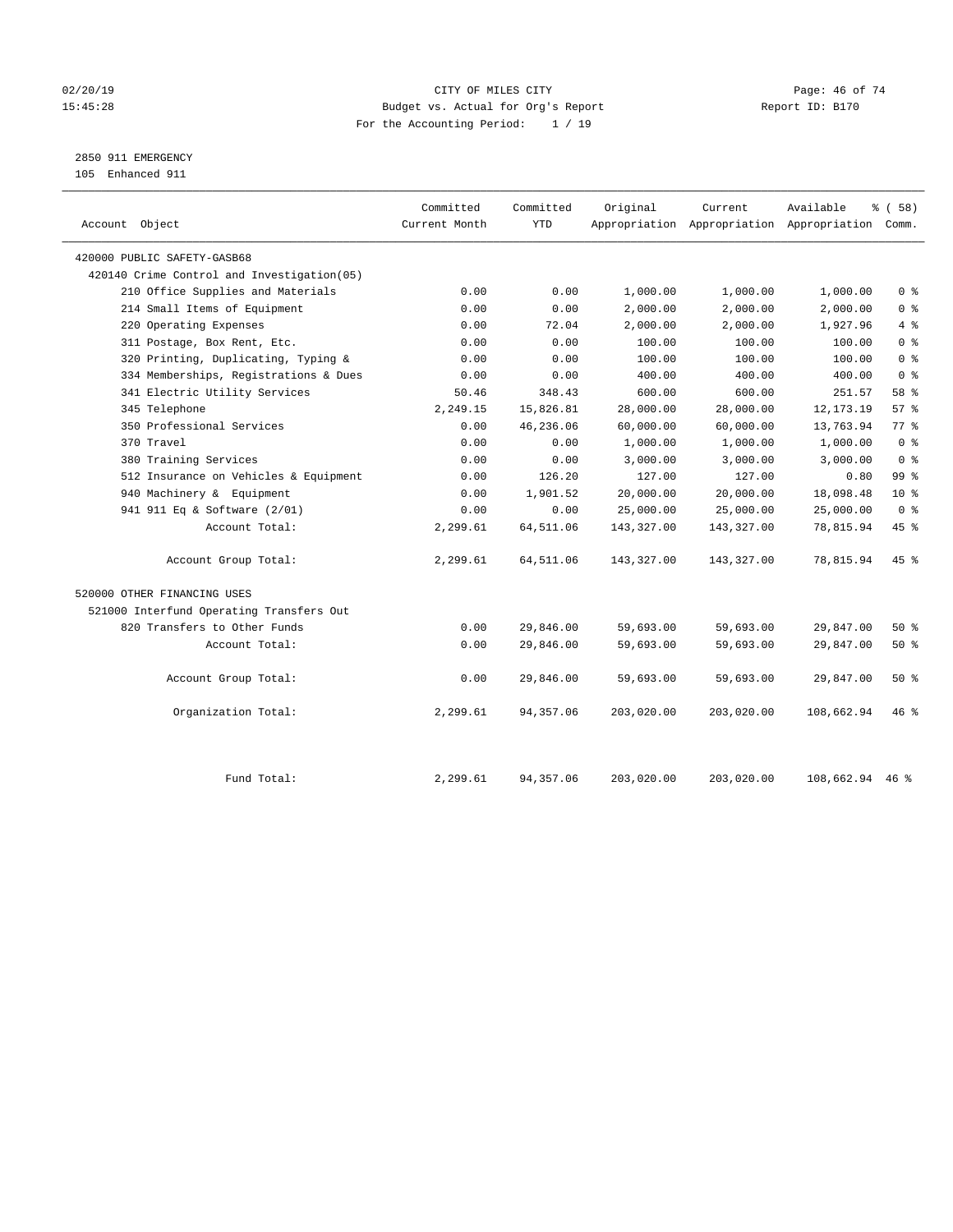CITY OF MILES CITY
Budget vs. Actual for Org's Report
For the Accounting Period: 1 / 19

02/20/19
15:45:28

Report ID: B170

2850 911 EMERGENCY
105 Enhanced 911

| Account Object | Committed Current Month | Committed YTD | Original Appropriation | Current Appropriation | Available Appropriation | % ( 58) Comm. |
|---|---|---|---|---|---|---|
| 420000 PUBLIC SAFETY-GASB68 | | | | | | |
| 420140 Crime Control and Investigation(05) | | | | | | |
| 210 Office Supplies and Materials | 0.00 | 0.00 | 1,000.00 | 1,000.00 | 1,000.00 | 0 % |
| 214 Small Items of Equipment | 0.00 | 0.00 | 2,000.00 | 2,000.00 | 2,000.00 | 0 % |
| 220 Operating Expenses | 0.00 | 72.04 | 2,000.00 | 2,000.00 | 1,927.96 | 4 % |
| 311 Postage, Box Rent, Etc. | 0.00 | 0.00 | 100.00 | 100.00 | 100.00 | 0 % |
| 320 Printing, Duplicating, Typing & | 0.00 | 0.00 | 100.00 | 100.00 | 100.00 | 0 % |
| 334 Memberships, Registrations & Dues | 0.00 | 0.00 | 400.00 | 400.00 | 400.00 | 0 % |
| 341 Electric Utility Services | 50.46 | 348.43 | 600.00 | 600.00 | 251.57 | 58 % |
| 345 Telephone | 2,249.15 | 15,826.81 | 28,000.00 | 28,000.00 | 12,173.19 | 57 % |
| 350 Professional Services | 0.00 | 46,236.06 | 60,000.00 | 60,000.00 | 13,763.94 | 77 % |
| 370 Travel | 0.00 | 0.00 | 1,000.00 | 1,000.00 | 1,000.00 | 0 % |
| 380 Training Services | 0.00 | 0.00 | 3,000.00 | 3,000.00 | 3,000.00 | 0 % |
| 512 Insurance on Vehicles & Equipment | 0.00 | 126.20 | 127.00 | 127.00 | 0.80 | 99 % |
| 940 Machinery & Equipment | 0.00 | 1,901.52 | 20,000.00 | 20,000.00 | 18,098.48 | 10 % |
| 941 911 Eq & Software (2/01) | 0.00 | 0.00 | 25,000.00 | 25,000.00 | 25,000.00 | 0 % |
| Account Total: | 2,299.61 | 64,511.06 | 143,327.00 | 143,327.00 | 78,815.94 | 45 % |
| Account Group Total: | 2,299.61 | 64,511.06 | 143,327.00 | 143,327.00 | 78,815.94 | 45 % |
| 520000 OTHER FINANCING USES | | | | | | |
| 521000 Interfund Operating Transfers Out | | | | | | |
| 820 Transfers to Other Funds | 0.00 | 29,846.00 | 59,693.00 | 59,693.00 | 29,847.00 | 50 % |
| Account Total: | 0.00 | 29,846.00 | 59,693.00 | 59,693.00 | 29,847.00 | 50 % |
| Account Group Total: | 0.00 | 29,846.00 | 59,693.00 | 59,693.00 | 29,847.00 | 50 % |
| Organization Total: | 2,299.61 | 94,357.06 | 203,020.00 | 203,020.00 | 108,662.94 | 46 % |
| Fund Total: | 2,299.61 | 94,357.06 | 203,020.00 | 203,020.00 | 108,662.94 | 46 % |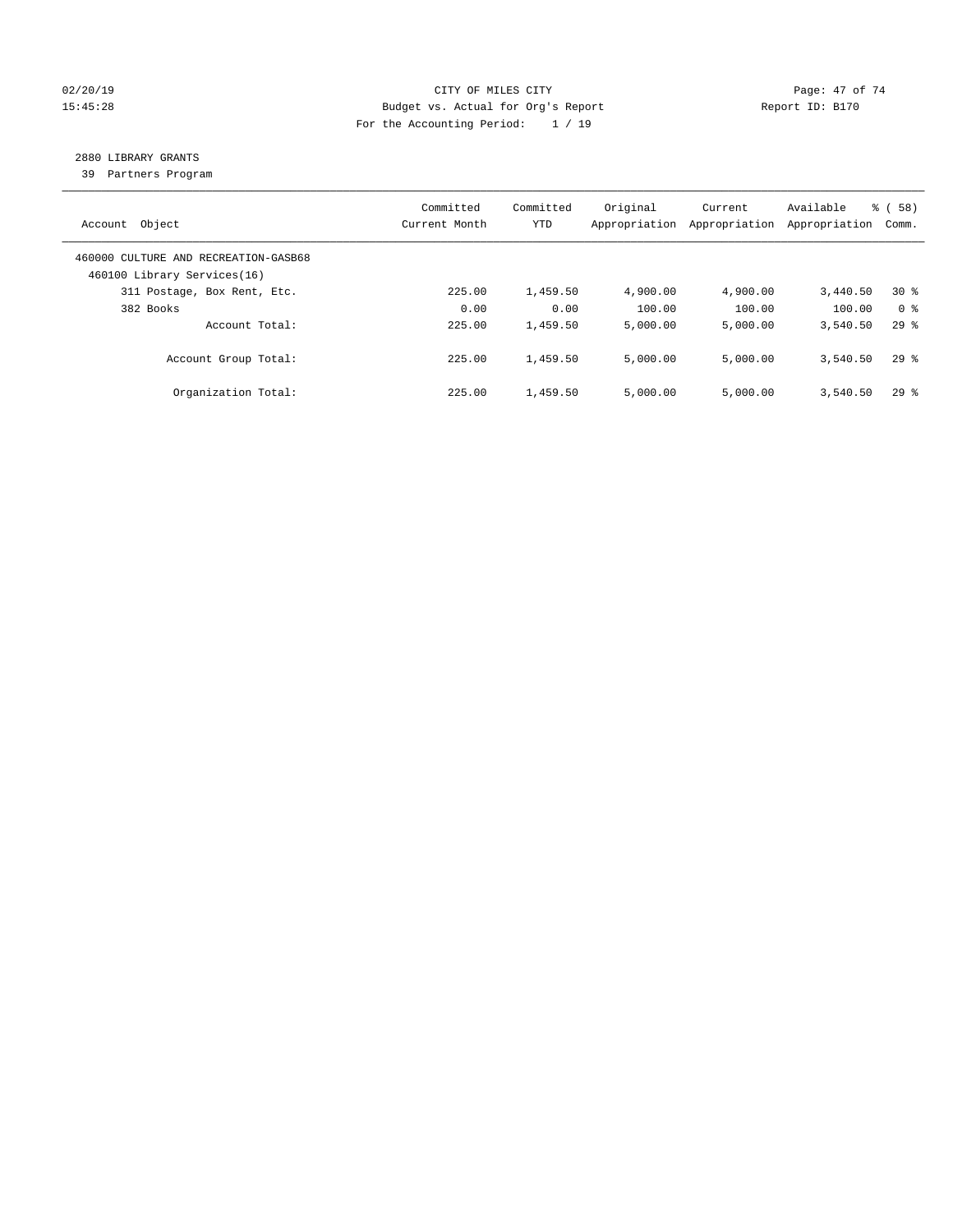CITY OF MILES CITY

Budget vs. Actual for Org's Report

For the Accounting Period: 1 / 19

02/20/19 15:45:28 — Report ID: B170

## 2880 LIBRARY GRANTS

39 Partners Program

| Account Object | Committed Current Month | Committed YTD | Original Appropriation | Current Appropriation | Available Appropriation | % ( 58) Comm. |
|---|---|---|---|---|---|---|
| 460000 CULTURE AND RECREATION-GASB68 | | | | | | |
| 460100 Library Services(16) | | | | | | |
| 311 Postage, Box Rent, Etc. | 225.00 | 1,459.50 | 4,900.00 | 4,900.00 | 3,440.50 | 30 % |
| 382 Books | 0.00 | 0.00 | 100.00 | 100.00 | 100.00 | 0 % |
| Account Total: | 225.00 | 1,459.50 | 5,000.00 | 5,000.00 | 3,540.50 | 29 % |
| Account Group Total: | 225.00 | 1,459.50 | 5,000.00 | 5,000.00 | 3,540.50 | 29 % |
| Organization Total: | 225.00 | 1,459.50 | 5,000.00 | 5,000.00 | 3,540.50 | 29 % |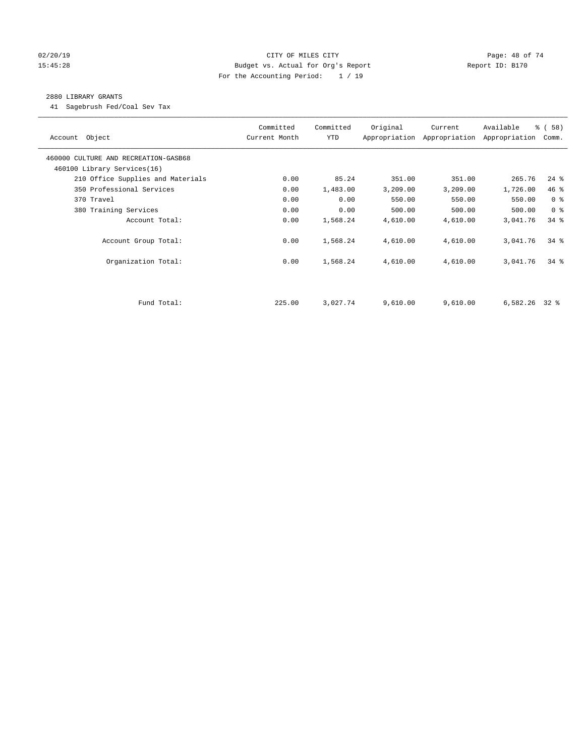CITY OF MILES CITY
Budget vs. Actual for Org's Report
For the Accounting Period: 1 / 19

02/20/19
15:45:28

Report ID: B170

## 2880 LIBRARY GRANTS

41 Sagebrush Fed/Coal Sev Tax

| Account Object | Committed Current Month | Committed YTD | Original Appropriation | Current Appropriation | Available Appropriation | % ( 58) Comm. |
|---|---|---|---|---|---|---|
| 460000 CULTURE AND RECREATION-GASB68 | | | | | | |
| 460100 Library Services(16) | | | | | | |
| 210 Office Supplies and Materials | 0.00 | 85.24 | 351.00 | 351.00 | 265.76 | 24 % |
| 350 Professional Services | 0.00 | 1,483.00 | 3,209.00 | 3,209.00 | 1,726.00 | 46 % |
| 370 Travel | 0.00 | 0.00 | 550.00 | 550.00 | 550.00 | 0 % |
| 380 Training Services | 0.00 | 0.00 | 500.00 | 500.00 | 500.00 | 0 % |
| Account Total: | 0.00 | 1,568.24 | 4,610.00 | 4,610.00 | 3,041.76 | 34 % |
| Account Group Total: | 0.00 | 1,568.24 | 4,610.00 | 4,610.00 | 3,041.76 | 34 % |
| Organization Total: | 0.00 | 1,568.24 | 4,610.00 | 4,610.00 | 3,041.76 | 34 % |
| Fund Total: | 225.00 | 3,027.74 | 9,610.00 | 9,610.00 | 6,582.26 | 32 % |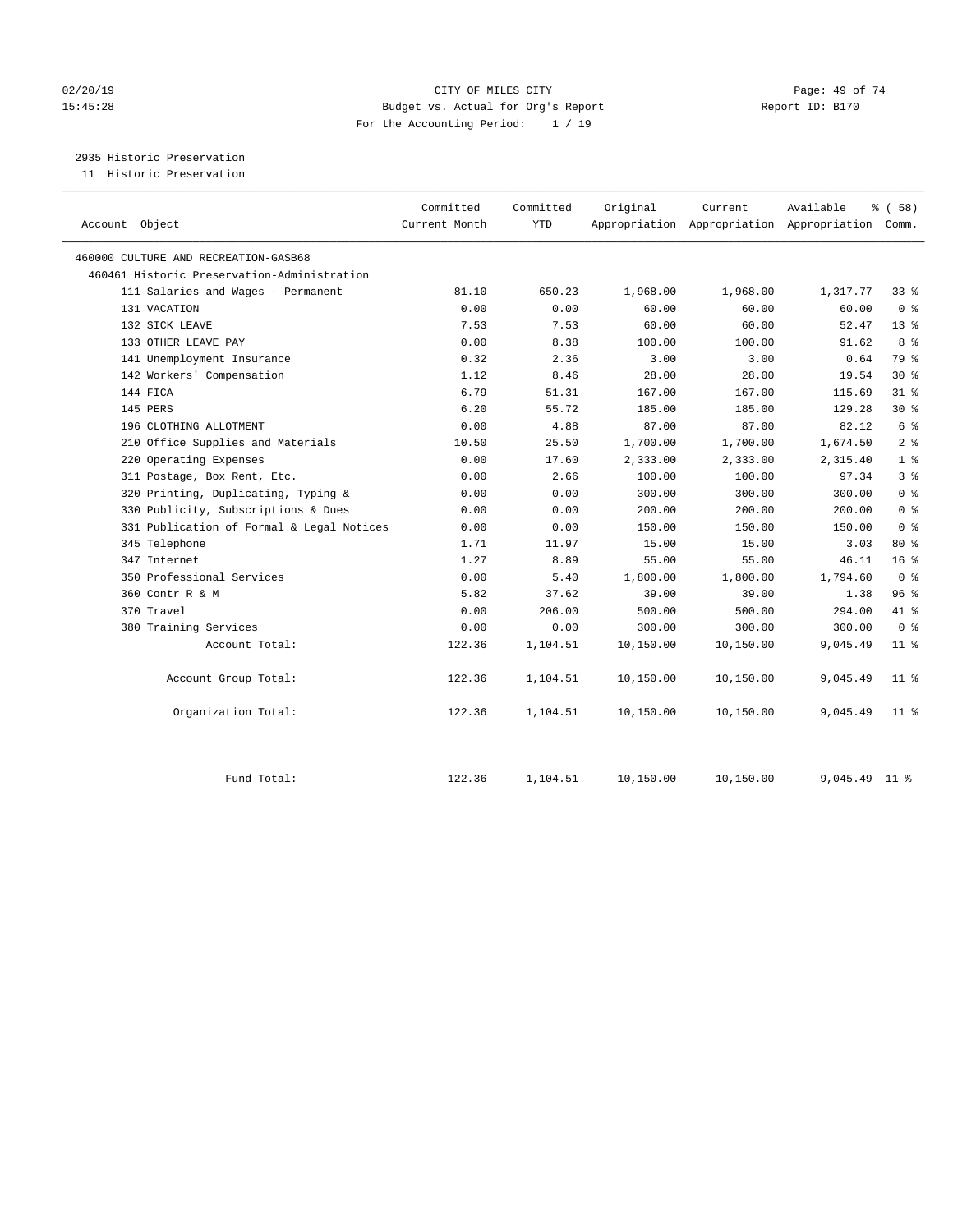CITY OF MILES CITY
Budget vs. Actual for Org's Report
For the Accounting Period: 1 / 19

2935 Historic Preservation
11 Historic Preservation

| Account Object | Committed Current Month | Committed YTD | Original Appropriation | Current Appropriation | Available Appropriation | % ( 58) Comm. |
|---|---|---|---|---|---|---|
| 460000 CULTURE AND RECREATION-GASB68 | | | | | | |
| 460461 Historic Preservation-Administration | | | | | | |
| 111 Salaries and Wages - Permanent | 81.10 | 650.23 | 1,968.00 | 1,968.00 | 1,317.77 | 33 % |
| 131 VACATION | 0.00 | 0.00 | 60.00 | 60.00 | 60.00 | 0 % |
| 132 SICK LEAVE | 7.53 | 7.53 | 60.00 | 60.00 | 52.47 | 13 % |
| 133 OTHER LEAVE PAY | 0.00 | 8.38 | 100.00 | 100.00 | 91.62 | 8 % |
| 141 Unemployment Insurance | 0.32 | 2.36 | 3.00 | 3.00 | 0.64 | 79 % |
| 142 Workers' Compensation | 1.12 | 8.46 | 28.00 | 28.00 | 19.54 | 30 % |
| 144 FICA | 6.79 | 51.31 | 167.00 | 167.00 | 115.69 | 31 % |
| 145 PERS | 6.20 | 55.72 | 185.00 | 185.00 | 129.28 | 30 % |
| 196 CLOTHING ALLOTMENT | 0.00 | 4.88 | 87.00 | 87.00 | 82.12 | 6 % |
| 210 Office Supplies and Materials | 10.50 | 25.50 | 1,700.00 | 1,700.00 | 1,674.50 | 2 % |
| 220 Operating Expenses | 0.00 | 17.60 | 2,333.00 | 2,333.00 | 2,315.40 | 1 % |
| 311 Postage, Box Rent, Etc. | 0.00 | 2.66 | 100.00 | 100.00 | 97.34 | 3 % |
| 320 Printing, Duplicating, Typing & | 0.00 | 0.00 | 300.00 | 300.00 | 300.00 | 0 % |
| 330 Publicity, Subscriptions & Dues | 0.00 | 0.00 | 200.00 | 200.00 | 200.00 | 0 % |
| 331 Publication of Formal & Legal Notices | 0.00 | 0.00 | 150.00 | 150.00 | 150.00 | 0 % |
| 345 Telephone | 1.71 | 11.97 | 15.00 | 15.00 | 3.03 | 80 % |
| 347 Internet | 1.27 | 8.89 | 55.00 | 55.00 | 46.11 | 16 % |
| 350 Professional Services | 0.00 | 5.40 | 1,800.00 | 1,800.00 | 1,794.60 | 0 % |
| 360 Contr R & M | 5.82 | 37.62 | 39.00 | 39.00 | 1.38 | 96 % |
| 370 Travel | 0.00 | 206.00 | 500.00 | 500.00 | 294.00 | 41 % |
| 380 Training Services | 0.00 | 0.00 | 300.00 | 300.00 | 300.00 | 0 % |
| Account Total: | 122.36 | 1,104.51 | 10,150.00 | 10,150.00 | 9,045.49 | 11 % |
| Account Group Total: | 122.36 | 1,104.51 | 10,150.00 | 10,150.00 | 9,045.49 | 11 % |
| Organization Total: | 122.36 | 1,104.51 | 10,150.00 | 10,150.00 | 9,045.49 | 11 % |
| Fund Total: | 122.36 | 1,104.51 | 10,150.00 | 10,150.00 | 9,045.49 | 11 % |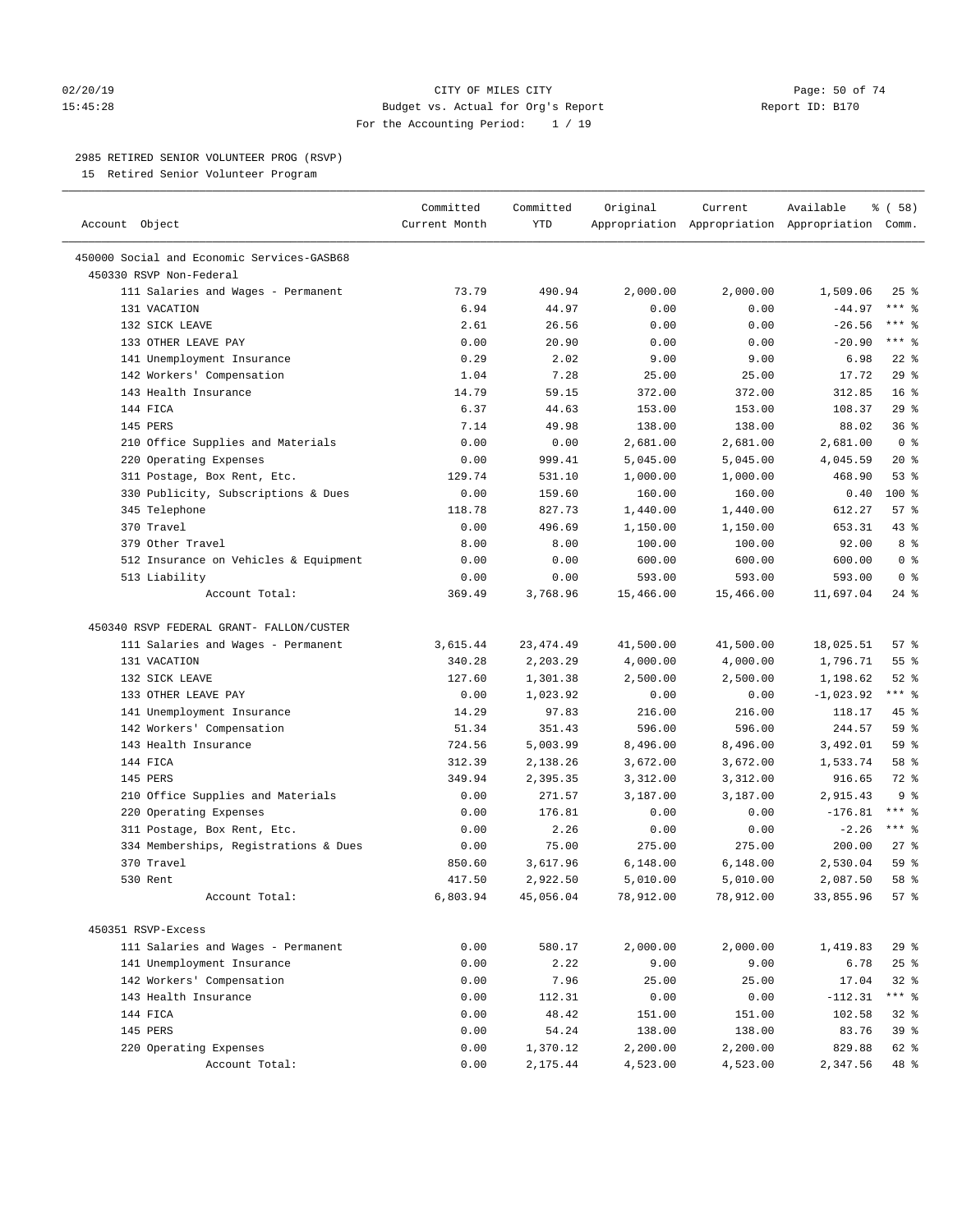CITY OF MILES CITY

Budget vs. Actual for Org's Report

For the Accounting Period: 1 / 19

02/20/19 15:45:28 — Report ID: B170

## 2985 RETIRED SENIOR VOLUNTEER PROG (RSVP)

15 Retired Senior Volunteer Program

| Account Object | Committed Current Month | Committed YTD | Original Appropriation | Current Appropriation | Available Appropriation | % ( 58) Comm. |
|---|---|---|---|---|---|---|
| 450000 Social and Economic Services-GASB68 | | | | | | |
| 450330 RSVP Non-Federal | | | | | | |
| 111 Salaries and Wages - Permanent | 73.79 | 490.94 | 2,000.00 | 2,000.00 | 1,509.06 | 25 % |
| 131 VACATION | 6.94 | 44.97 | 0.00 | 0.00 | -44.97 | *** % |
| 132 SICK LEAVE | 2.61 | 26.56 | 0.00 | 0.00 | -26.56 | *** % |
| 133 OTHER LEAVE PAY | 0.00 | 20.90 | 0.00 | 0.00 | -20.90 | *** % |
| 141 Unemployment Insurance | 0.29 | 2.02 | 9.00 | 9.00 | 6.98 | 22 % |
| 142 Workers' Compensation | 1.04 | 7.28 | 25.00 | 25.00 | 17.72 | 29 % |
| 143 Health Insurance | 14.79 | 59.15 | 372.00 | 372.00 | 312.85 | 16 % |
| 144 FICA | 6.37 | 44.63 | 153.00 | 153.00 | 108.37 | 29 % |
| 145 PERS | 7.14 | 49.98 | 138.00 | 138.00 | 88.02 | 36 % |
| 210 Office Supplies and Materials | 0.00 | 0.00 | 2,681.00 | 2,681.00 | 2,681.00 | 0 % |
| 220 Operating Expenses | 0.00 | 999.41 | 5,045.00 | 5,045.00 | 4,045.59 | 20 % |
| 311 Postage, Box Rent, Etc. | 129.74 | 531.10 | 1,000.00 | 1,000.00 | 468.90 | 53 % |
| 330 Publicity, Subscriptions & Dues | 0.00 | 159.60 | 160.00 | 160.00 | 0.40 | 100 % |
| 345 Telephone | 118.78 | 827.73 | 1,440.00 | 1,440.00 | 612.27 | 57 % |
| 370 Travel | 0.00 | 496.69 | 1,150.00 | 1,150.00 | 653.31 | 43 % |
| 379 Other Travel | 8.00 | 8.00 | 100.00 | 100.00 | 92.00 | 8 % |
| 512 Insurance on Vehicles & Equipment | 0.00 | 0.00 | 600.00 | 600.00 | 600.00 | 0 % |
| 513 Liability | 0.00 | 0.00 | 593.00 | 593.00 | 593.00 | 0 % |
| Account Total: | 369.49 | 3,768.96 | 15,466.00 | 15,466.00 | 11,697.04 | 24 % |
| 450340 RSVP FEDERAL GRANT- FALLON/CUSTER | | | | | | |
| 111 Salaries and Wages - Permanent | 3,615.44 | 23,474.49 | 41,500.00 | 41,500.00 | 18,025.51 | 57 % |
| 131 VACATION | 340.28 | 2,203.29 | 4,000.00 | 4,000.00 | 1,796.71 | 55 % |
| 132 SICK LEAVE | 127.60 | 1,301.38 | 2,500.00 | 2,500.00 | 1,198.62 | 52 % |
| 133 OTHER LEAVE PAY | 0.00 | 1,023.92 | 0.00 | 0.00 | -1,023.92 | *** % |
| 141 Unemployment Insurance | 14.29 | 97.83 | 216.00 | 216.00 | 118.17 | 45 % |
| 142 Workers' Compensation | 51.34 | 351.43 | 596.00 | 596.00 | 244.57 | 59 % |
| 143 Health Insurance | 724.56 | 5,003.99 | 8,496.00 | 8,496.00 | 3,492.01 | 59 % |
| 144 FICA | 312.39 | 2,138.26 | 3,672.00 | 3,672.00 | 1,533.74 | 58 % |
| 145 PERS | 349.94 | 2,395.35 | 3,312.00 | 3,312.00 | 916.65 | 72 % |
| 210 Office Supplies and Materials | 0.00 | 271.57 | 3,187.00 | 3,187.00 | 2,915.43 | 9 % |
| 220 Operating Expenses | 0.00 | 176.81 | 0.00 | 0.00 | -176.81 | *** % |
| 311 Postage, Box Rent, Etc. | 0.00 | 2.26 | 0.00 | 0.00 | -2.26 | *** % |
| 334 Memberships, Registrations & Dues | 0.00 | 75.00 | 275.00 | 275.00 | 200.00 | 27 % |
| 370 Travel | 850.60 | 3,617.96 | 6,148.00 | 6,148.00 | 2,530.04 | 59 % |
| 530 Rent | 417.50 | 2,922.50 | 5,010.00 | 5,010.00 | 2,087.50 | 58 % |
| Account Total: | 6,803.94 | 45,056.04 | 78,912.00 | 78,912.00 | 33,855.96 | 57 % |
| 450351 RSVP-Excess | | | | | | |
| 111 Salaries and Wages - Permanent | 0.00 | 580.17 | 2,000.00 | 2,000.00 | 1,419.83 | 29 % |
| 141 Unemployment Insurance | 0.00 | 2.22 | 9.00 | 9.00 | 6.78 | 25 % |
| 142 Workers' Compensation | 0.00 | 7.96 | 25.00 | 25.00 | 17.04 | 32 % |
| 143 Health Insurance | 0.00 | 112.31 | 0.00 | 0.00 | -112.31 | *** % |
| 144 FICA | 0.00 | 48.42 | 151.00 | 151.00 | 102.58 | 32 % |
| 145 PERS | 0.00 | 54.24 | 138.00 | 138.00 | 83.76 | 39 % |
| 220 Operating Expenses | 0.00 | 1,370.12 | 2,200.00 | 2,200.00 | 829.88 | 62 % |
| Account Total: | 0.00 | 2,175.44 | 4,523.00 | 4,523.00 | 2,347.56 | 48 % |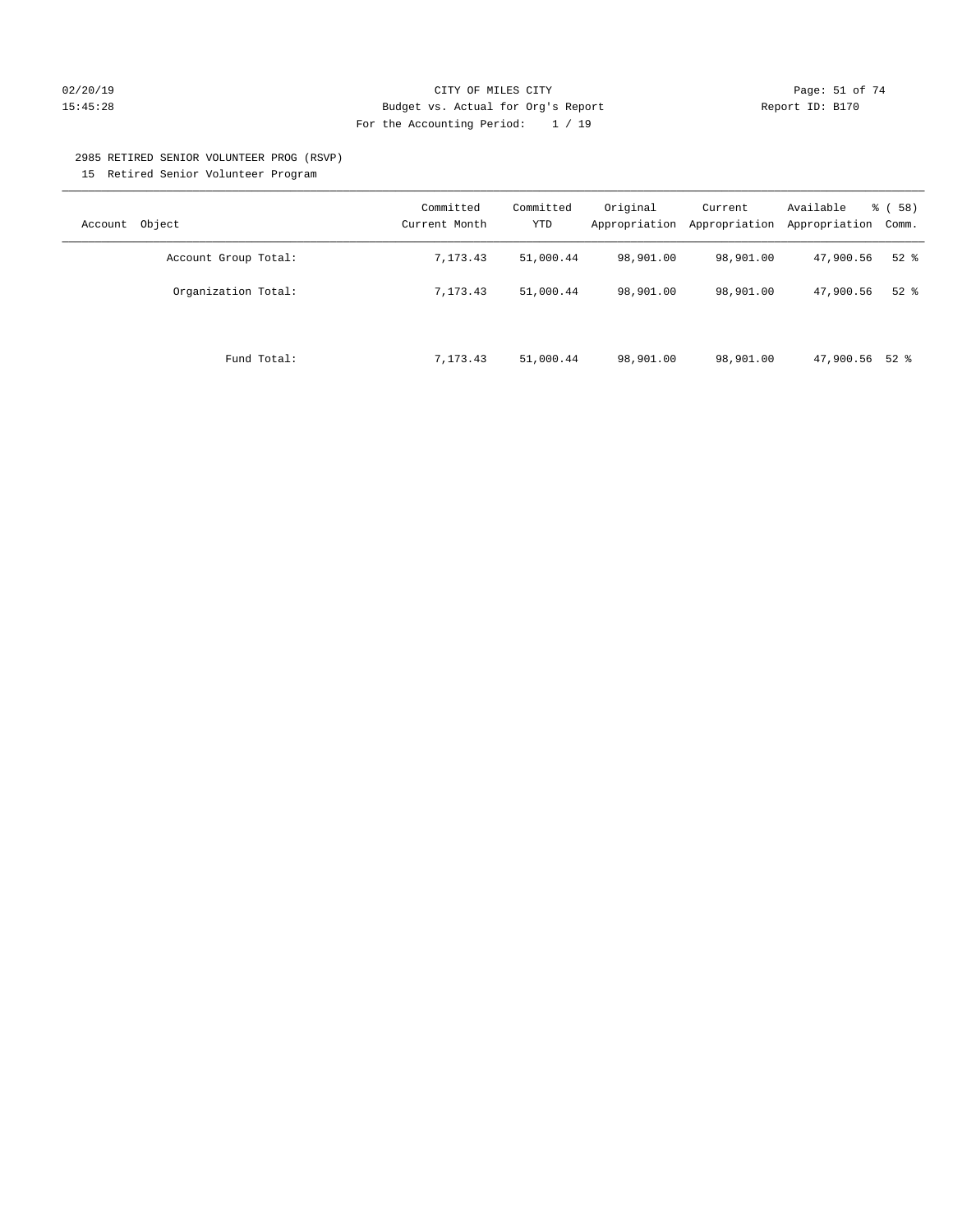CITY OF MILES CITY
Budget vs. Actual for Org's Report
For the Accounting Period: 1 / 19

Report ID: B170

2985 RETIRED SENIOR VOLUNTEER PROG (RSVP)

15 Retired Senior Volunteer Program

| Account Object | Committed Current Month | Committed YTD | Original Appropriation | Current Appropriation | Available Appropriation | % ( 58) Comm. |
|---|---|---|---|---|---|---|
| Account Group Total: | 7,173.43 | 51,000.44 | 98,901.00 | 98,901.00 | 47,900.56 | 52 % |
| Organization Total: | 7,173.43 | 51,000.44 | 98,901.00 | 98,901.00 | 47,900.56 | 52 % |
| Fund Total: | 7,173.43 | 51,000.44 | 98,901.00 | 98,901.00 | 47,900.56 | 52 % |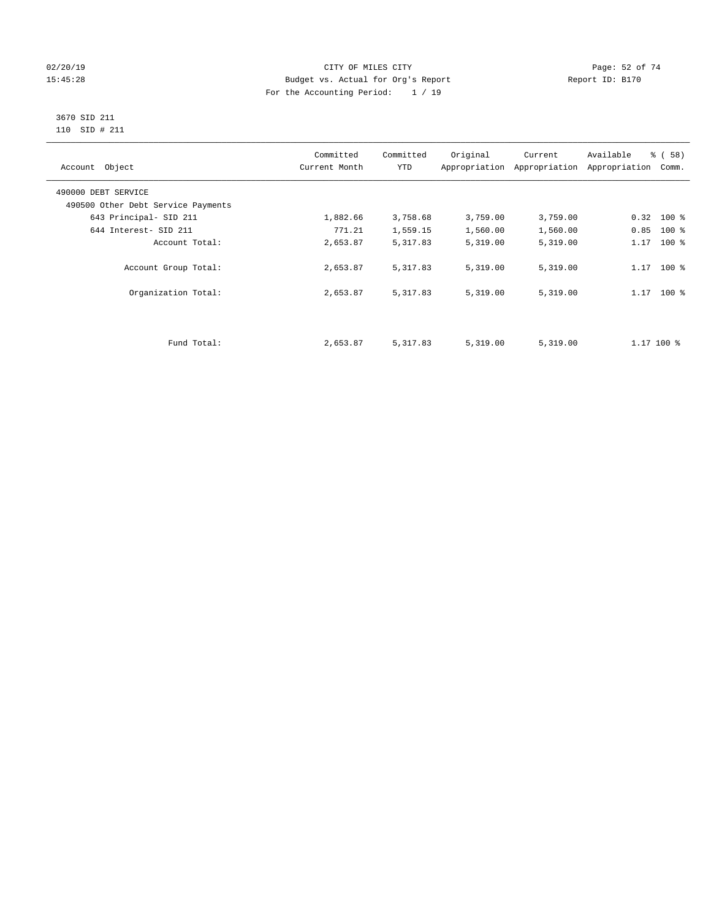02/20/19 CITY OF MILES CITY
15:45:28 Budget vs. Actual for Org's Report Report ID: B170
For the Accounting Period: 1 / 19

3670 SID 211
110 SID # 211

| Account Object | Committed Current Month | Committed YTD | Original Appropriation | Current Appropriation | Available Appropriation | % ( 58) Comm. |
|---|---|---|---|---|---|---|
| 490000 DEBT SERVICE | | | | | | |
| 490500 Other Debt Service Payments | | | | | | |
| 643 Principal- SID 211 | 1,882.66 | 3,758.68 | 3,759.00 | 3,759.00 | 0.32 | 100 % |
| 644 Interest- SID 211 | 771.21 | 1,559.15 | 1,560.00 | 1,560.00 | 0.85 | 100 % |
| Account Total: | 2,653.87 | 5,317.83 | 5,319.00 | 5,319.00 | 1.17 | 100 % |
| Account Group Total: | 2,653.87 | 5,317.83 | 5,319.00 | 5,319.00 | 1.17 | 100 % |
| Organization Total: | 2,653.87 | 5,317.83 | 5,319.00 | 5,319.00 | 1.17 | 100 % |
| Fund Total: | 2,653.87 | 5,317.83 | 5,319.00 | 5,319.00 | 1.17 | 100 % |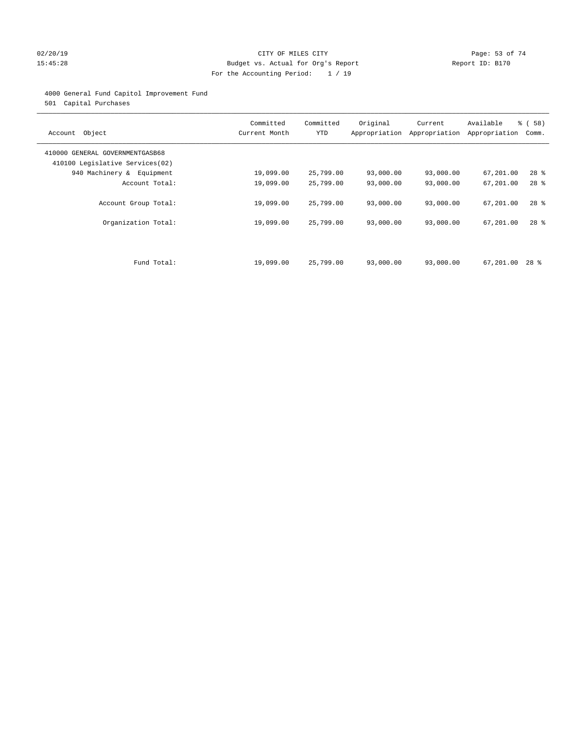CITY OF MILES CITY
Budget vs. Actual for Org's Report
For the Accounting Period: 1 / 19

02/20/19 15:45:28 Report ID: B170

4000 General Fund Capitol Improvement Fund
501 Capital Purchases

| Account Object | Committed Current Month | Committed YTD | Original Appropriation | Current Appropriation | Available Appropriation | % ( 58) Comm. |
|---|---|---|---|---|---|---|
| 410000 GENERAL GOVERNMENTGASB68 | | | | | | |
| 410100 Legislative Services(02) | | | | | | |
| 940 Machinery & Equipment | 19,099.00 | 25,799.00 | 93,000.00 | 93,000.00 | 67,201.00 | 28 % |
| Account Total: | 19,099.00 | 25,799.00 | 93,000.00 | 93,000.00 | 67,201.00 | 28 % |
| Account Group Total: | 19,099.00 | 25,799.00 | 93,000.00 | 93,000.00 | 67,201.00 | 28 % |
| Organization Total: | 19,099.00 | 25,799.00 | 93,000.00 | 93,000.00 | 67,201.00 | 28 % |
| Fund Total: | 19,099.00 | 25,799.00 | 93,000.00 | 93,000.00 | 67,201.00 | 28 % |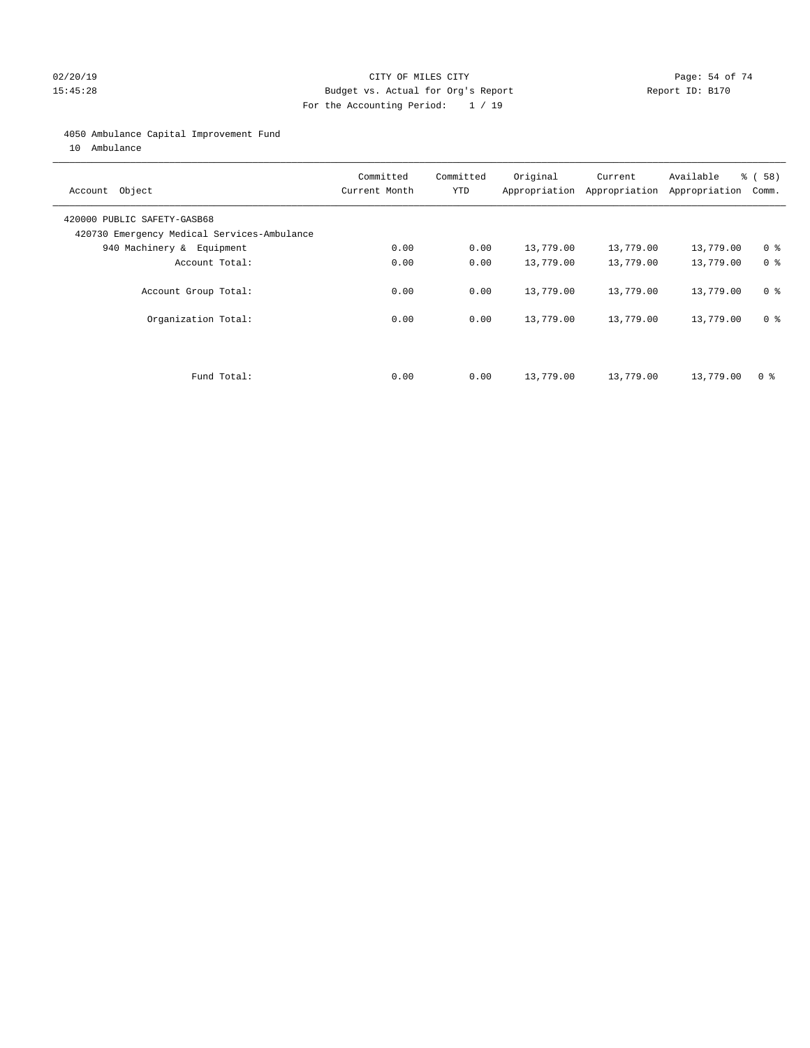CITY OF MILES CITY
Budget vs. Actual for Org's Report
For the Accounting Period: 1 / 19

02/20/19 15:45:28 Report ID: B170

4050 Ambulance Capital Improvement Fund
10 Ambulance

| Account Object | Committed Current Month | Committed YTD | Original Appropriation | Current Appropriation | Available Appropriation | % ( 58) Comm. |
|---|---|---|---|---|---|---|
| 420000 PUBLIC SAFETY-GASB68 | | | | | | |
| 420730 Emergency Medical Services-Ambulance | | | | | | |
| 940 Machinery & Equipment | 0.00 | 0.00 | 13,779.00 | 13,779.00 | 13,779.00 | 0 % |
| Account Total: | 0.00 | 0.00 | 13,779.00 | 13,779.00 | 13,779.00 | 0 % |
| Account Group Total: | 0.00 | 0.00 | 13,779.00 | 13,779.00 | 13,779.00 | 0 % |
| Organization Total: | 0.00 | 0.00 | 13,779.00 | 13,779.00 | 13,779.00 | 0 % |
| Fund Total: | 0.00 | 0.00 | 13,779.00 | 13,779.00 | 13,779.00 | 0 % |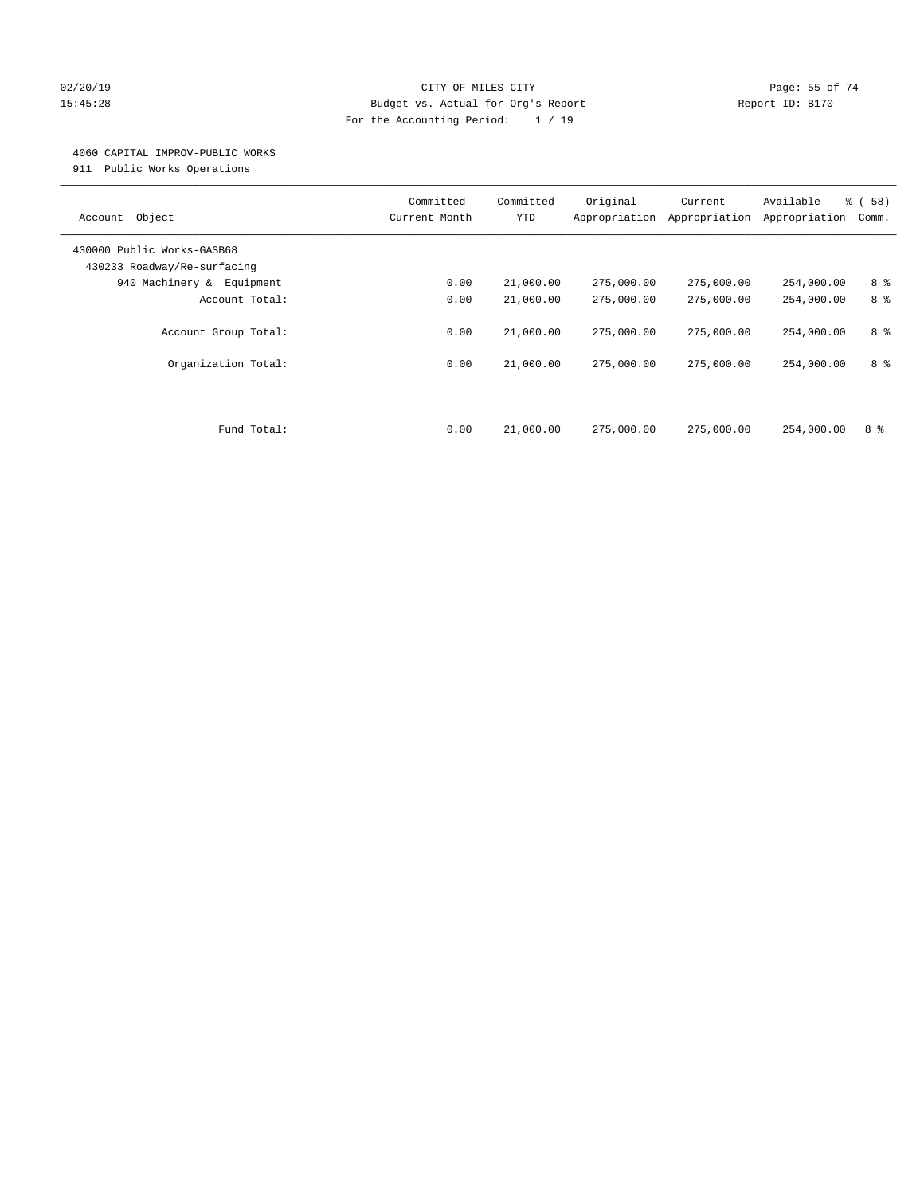CITY OF MILES CITY
Budget vs. Actual for Org's Report
For the Accounting Period: 1 / 19

4060 CAPITAL IMPROV-PUBLIC WORKS
911 Public Works Operations

| Account Object | Committed Current Month | Committed YTD | Original Appropriation | Current Appropriation | Available Appropriation | % ( 58) Comm. |
|---|---|---|---|---|---|---|
| 430000 Public Works-GASB68 | | | | | | |
| 430233 Roadway/Re-surfacing | | | | | | |
| 940 Machinery & Equipment | 0.00 | 21,000.00 | 275,000.00 | 275,000.00 | 254,000.00 | 8 % |
| Account Total: | 0.00 | 21,000.00 | 275,000.00 | 275,000.00 | 254,000.00 | 8 % |
| Account Group Total: | 0.00 | 21,000.00 | 275,000.00 | 275,000.00 | 254,000.00 | 8 % |
| Organization Total: | 0.00 | 21,000.00 | 275,000.00 | 275,000.00 | 254,000.00 | 8 % |
| Fund Total: | 0.00 | 21,000.00 | 275,000.00 | 275,000.00 | 254,000.00 | 8 % |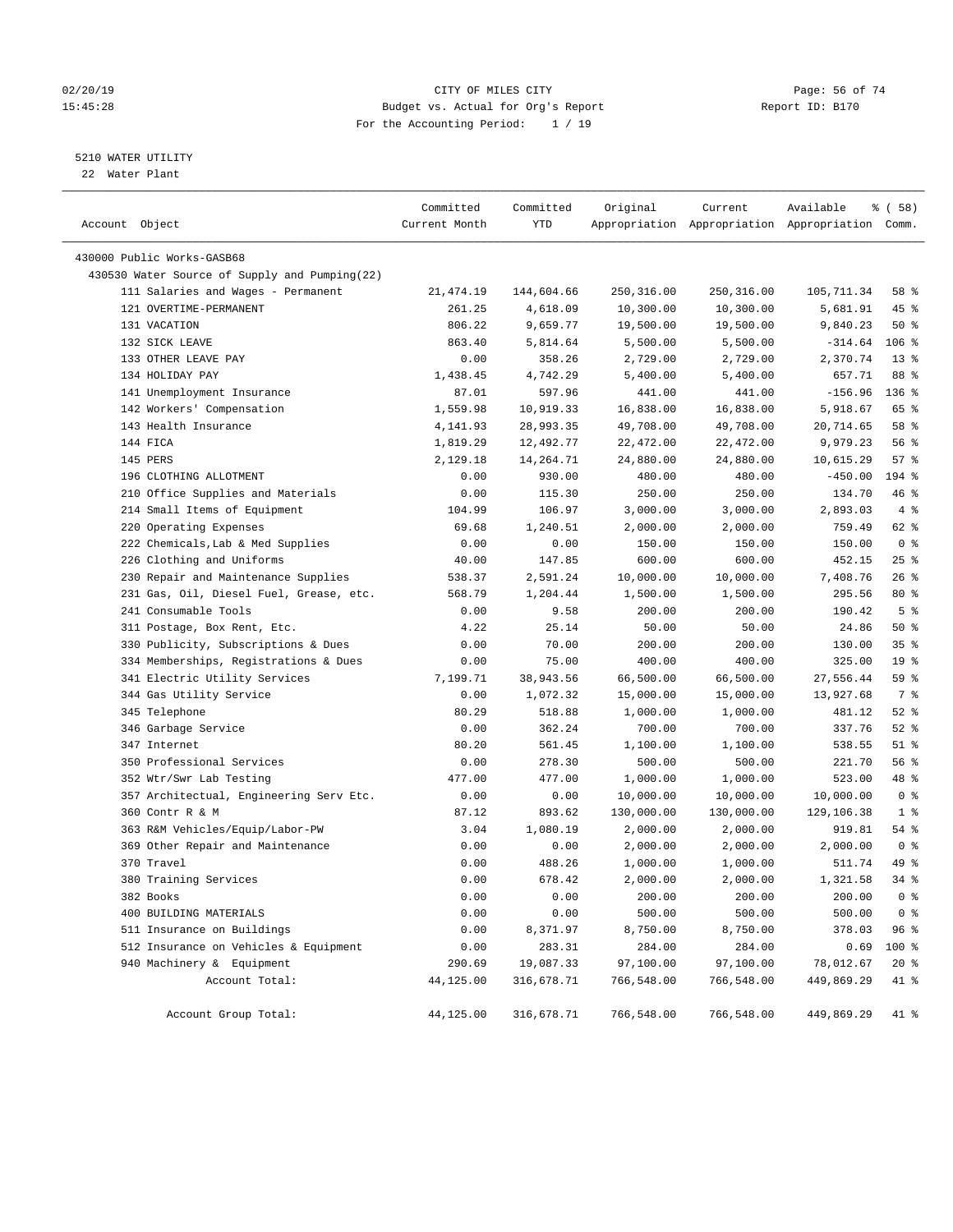CITY OF MILES CITY

Budget vs. Actual for Org's Report

For the Accounting Period: 1 / 19

02/20/19
15:45:28

Report ID: B170

5210 WATER UTILITY
22 Water Plant

| Account Object | Committed Current Month | Committed YTD | Original Appropriation | Current Appropriation | Available Appropriation | % ( 58) Comm. |
|---|---|---|---|---|---|---|
| 430000 Public Works-GASB68 | | | | | | |
| 430530 Water Source of Supply and Pumping(22) | | | | | | |
| 111 Salaries and Wages - Permanent | 21,474.19 | 144,604.66 | 250,316.00 | 250,316.00 | 105,711.34 | 58 % |
| 121 OVERTIME-PERMANENT | 261.25 | 4,618.09 | 10,300.00 | 10,300.00 | 5,681.91 | 45 % |
| 131 VACATION | 806.22 | 9,659.77 | 19,500.00 | 19,500.00 | 9,840.23 | 50 % |
| 132 SICK LEAVE | 863.40 | 5,814.64 | 5,500.00 | 5,500.00 | -314.64 | 106 % |
| 133 OTHER LEAVE PAY | 0.00 | 358.26 | 2,729.00 | 2,729.00 | 2,370.74 | 13 % |
| 134 HOLIDAY PAY | 1,438.45 | 4,742.29 | 5,400.00 | 5,400.00 | 657.71 | 88 % |
| 141 Unemployment Insurance | 87.01 | 597.96 | 441.00 | 441.00 | -156.96 | 136 % |
| 142 Workers' Compensation | 1,559.98 | 10,919.33 | 16,838.00 | 16,838.00 | 5,918.67 | 65 % |
| 143 Health Insurance | 4,141.93 | 28,993.35 | 49,708.00 | 49,708.00 | 20,714.65 | 58 % |
| 144 FICA | 1,819.29 | 12,492.77 | 22,472.00 | 22,472.00 | 9,979.23 | 56 % |
| 145 PERS | 2,129.18 | 14,264.71 | 24,880.00 | 24,880.00 | 10,615.29 | 57 % |
| 196 CLOTHING ALLOTMENT | 0.00 | 930.00 | 480.00 | 480.00 | -450.00 | 194 % |
| 210 Office Supplies and Materials | 0.00 | 115.30 | 250.00 | 250.00 | 134.70 | 46 % |
| 214 Small Items of Equipment | 104.99 | 106.97 | 3,000.00 | 3,000.00 | 2,893.03 | 4 % |
| 220 Operating Expenses | 69.68 | 1,240.51 | 2,000.00 | 2,000.00 | 759.49 | 62 % |
| 222 Chemicals,Lab & Med Supplies | 0.00 | 0.00 | 150.00 | 150.00 | 150.00 | 0 % |
| 226 Clothing and Uniforms | 40.00 | 147.85 | 600.00 | 600.00 | 452.15 | 25 % |
| 230 Repair and Maintenance Supplies | 538.37 | 2,591.24 | 10,000.00 | 10,000.00 | 7,408.76 | 26 % |
| 231 Gas, Oil, Diesel Fuel, Grease, etc. | 568.79 | 1,204.44 | 1,500.00 | 1,500.00 | 295.56 | 80 % |
| 241 Consumable Tools | 0.00 | 9.58 | 200.00 | 200.00 | 190.42 | 5 % |
| 311 Postage, Box Rent, Etc. | 4.22 | 25.14 | 50.00 | 50.00 | 24.86 | 50 % |
| 330 Publicity, Subscriptions & Dues | 0.00 | 70.00 | 200.00 | 200.00 | 130.00 | 35 % |
| 334 Memberships, Registrations & Dues | 0.00 | 75.00 | 400.00 | 400.00 | 325.00 | 19 % |
| 341 Electric Utility Services | 7,199.71 | 38,943.56 | 66,500.00 | 66,500.00 | 27,556.44 | 59 % |
| 344 Gas Utility Service | 0.00 | 1,072.32 | 15,000.00 | 15,000.00 | 13,927.68 | 7 % |
| 345 Telephone | 80.29 | 518.88 | 1,000.00 | 1,000.00 | 481.12 | 52 % |
| 346 Garbage Service | 0.00 | 362.24 | 700.00 | 700.00 | 337.76 | 52 % |
| 347 Internet | 80.20 | 561.45 | 1,100.00 | 1,100.00 | 538.55 | 51 % |
| 350 Professional Services | 0.00 | 278.30 | 500.00 | 500.00 | 221.70 | 56 % |
| 352 Wtr/Swr Lab Testing | 477.00 | 477.00 | 1,000.00 | 1,000.00 | 523.00 | 48 % |
| 357 Architectual, Engineering Serv Etc. | 0.00 | 0.00 | 10,000.00 | 10,000.00 | 10,000.00 | 0 % |
| 360 Contr R & M | 87.12 | 893.62 | 130,000.00 | 130,000.00 | 129,106.38 | 1 % |
| 363 R&M Vehicles/Equip/Labor-PW | 3.04 | 1,080.19 | 2,000.00 | 2,000.00 | 919.81 | 54 % |
| 369 Other Repair and Maintenance | 0.00 | 0.00 | 2,000.00 | 2,000.00 | 2,000.00 | 0 % |
| 370 Travel | 0.00 | 488.26 | 1,000.00 | 1,000.00 | 511.74 | 49 % |
| 380 Training Services | 0.00 | 678.42 | 2,000.00 | 2,000.00 | 1,321.58 | 34 % |
| 382 Books | 0.00 | 0.00 | 200.00 | 200.00 | 200.00 | 0 % |
| 400 BUILDING MATERIALS | 0.00 | 0.00 | 500.00 | 500.00 | 500.00 | 0 % |
| 511 Insurance on Buildings | 0.00 | 8,371.97 | 8,750.00 | 8,750.00 | 378.03 | 96 % |
| 512 Insurance on Vehicles & Equipment | 0.00 | 283.31 | 284.00 | 284.00 | 0.69 | 100 % |
| 940 Machinery & Equipment | 290.69 | 19,087.33 | 97,100.00 | 97,100.00 | 78,012.67 | 20 % |
| Account Total: | 44,125.00 | 316,678.71 | 766,548.00 | 766,548.00 | 449,869.29 | 41 % |
| Account Group Total: | 44,125.00 | 316,678.71 | 766,548.00 | 766,548.00 | 449,869.29 | 41 % |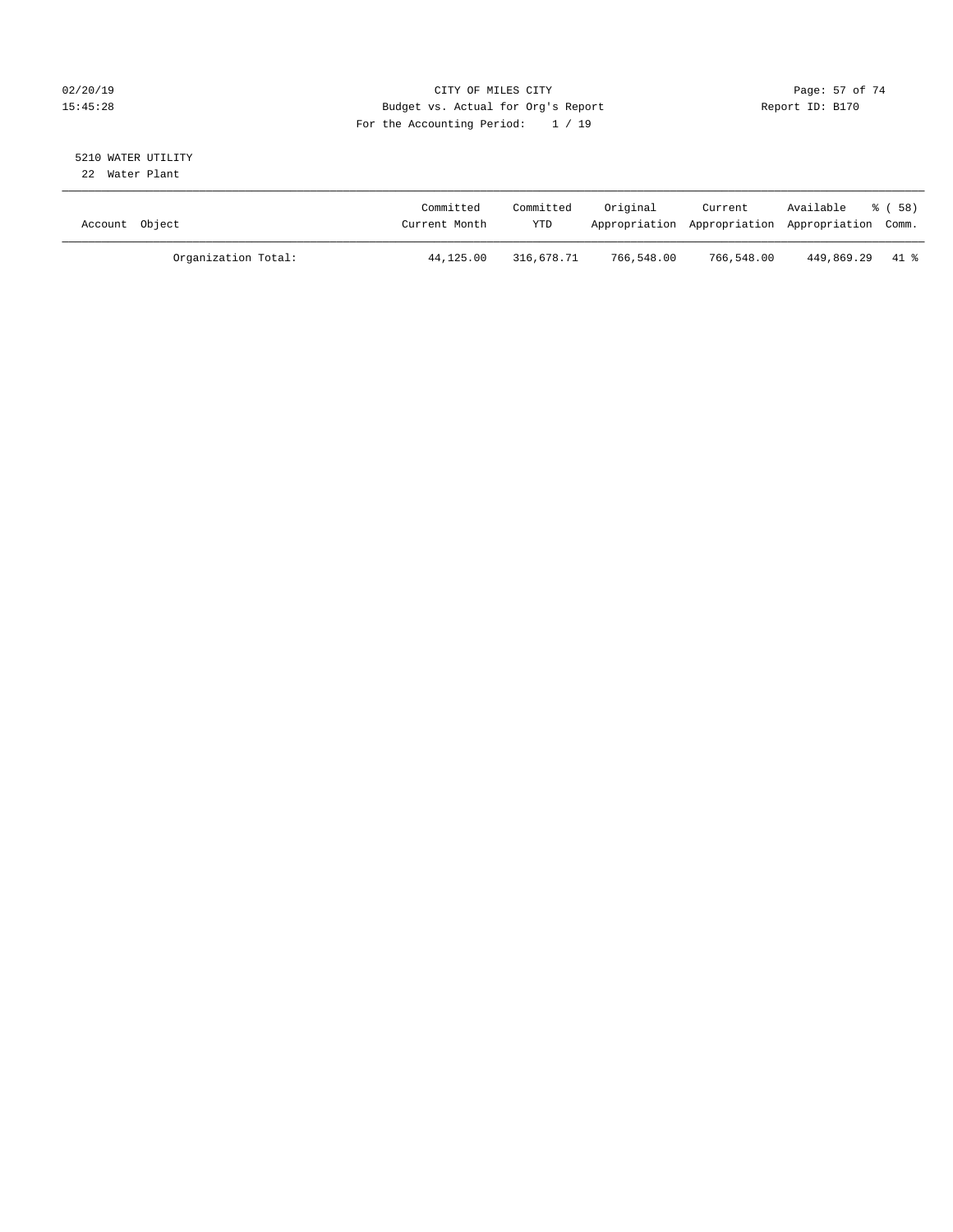CITY OF MILES CITY
Budget vs. Actual for Org's Report
For the Accounting Period: 1 / 19

02/20/19
15:45:28

Report ID: B170

5210 WATER UTILITY
22 Water Plant

| Account Object | Committed Current Month | Committed YTD | Original Appropriation | Current Appropriation | Available Appropriation | % ( 58) Comm. |
|---|---|---|---|---|---|---|
| Organization Total: | 44,125.00 | 316,678.71 | 766,548.00 | 766,548.00 | 449,869.29 | 41 % |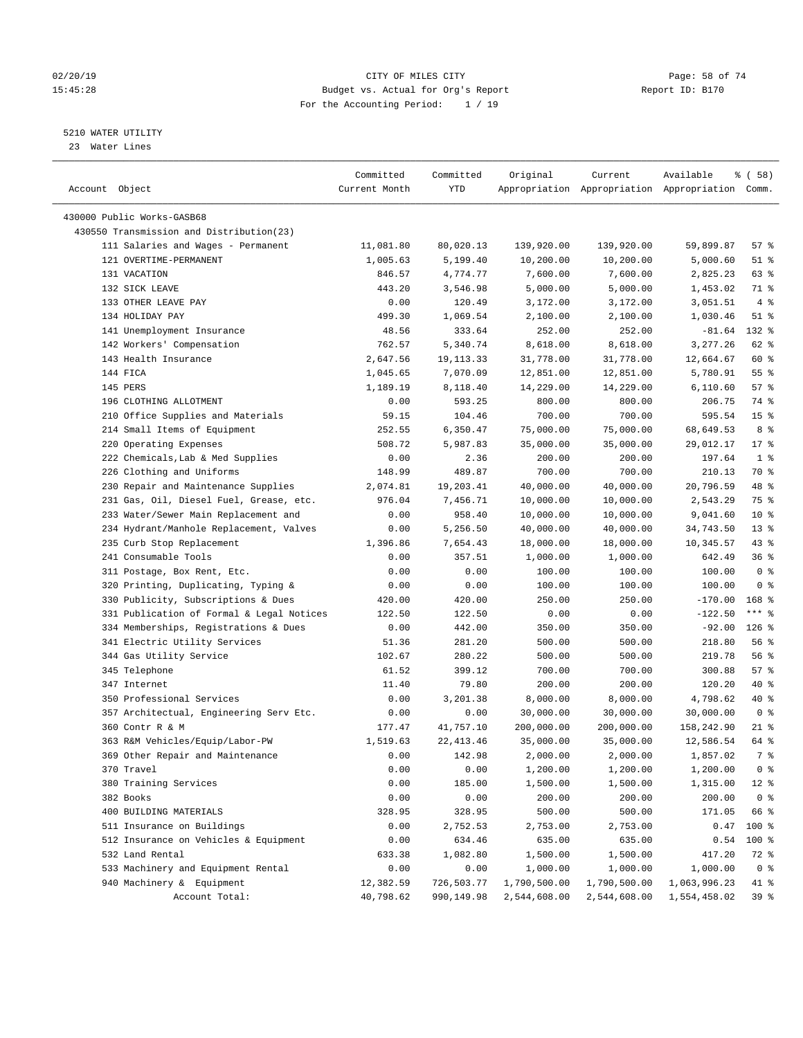02/20/19 CITY OF MILES CITY
15:45:28 Budget vs. Actual for Org's Report Report ID: B170
For the Accounting Period: 1 / 19

5210 WATER UTILITY
23 Water Lines

| Account Object | Committed Current Month | Committed YTD | Original Appropriation | Current Appropriation | Available Appropriation | % ( 58) Comm. |
|---|---|---|---|---|---|---|
| 430000 Public Works-GASB68 | | | | | | |
| 430550 Transmission and Distribution(23) | | | | | | |
| 111 Salaries and Wages - Permanent | 11,081.80 | 80,020.13 | 139,920.00 | 139,920.00 | 59,899.87 | 57 % |
| 121 OVERTIME-PERMANENT | 1,005.63 | 5,199.40 | 10,200.00 | 10,200.00 | 5,000.60 | 51 % |
| 131 VACATION | 846.57 | 4,774.77 | 7,600.00 | 7,600.00 | 2,825.23 | 63 % |
| 132 SICK LEAVE | 443.20 | 3,546.98 | 5,000.00 | 5,000.00 | 1,453.02 | 71 % |
| 133 OTHER LEAVE PAY | 0.00 | 120.49 | 3,172.00 | 3,172.00 | 3,051.51 | 4 % |
| 134 HOLIDAY PAY | 499.30 | 1,069.54 | 2,100.00 | 2,100.00 | 1,030.46 | 51 % |
| 141 Unemployment Insurance | 48.56 | 333.64 | 252.00 | 252.00 | -81.64 | 132 % |
| 142 Workers' Compensation | 762.57 | 5,340.74 | 8,618.00 | 8,618.00 | 3,277.26 | 62 % |
| 143 Health Insurance | 2,647.56 | 19,113.33 | 31,778.00 | 31,778.00 | 12,664.67 | 60 % |
| 144 FICA | 1,045.65 | 7,070.09 | 12,851.00 | 12,851.00 | 5,780.91 | 55 % |
| 145 PERS | 1,189.19 | 8,118.40 | 14,229.00 | 14,229.00 | 6,110.60 | 57 % |
| 196 CLOTHING ALLOTMENT | 0.00 | 593.25 | 800.00 | 800.00 | 206.75 | 74 % |
| 210 Office Supplies and Materials | 59.15 | 104.46 | 700.00 | 700.00 | 595.54 | 15 % |
| 214 Small Items of Equipment | 252.55 | 6,350.47 | 75,000.00 | 75,000.00 | 68,649.53 | 8 % |
| 220 Operating Expenses | 508.72 | 5,987.83 | 35,000.00 | 35,000.00 | 29,012.17 | 17 % |
| 222 Chemicals,Lab & Med Supplies | 0.00 | 2.36 | 200.00 | 200.00 | 197.64 | 1 % |
| 226 Clothing and Uniforms | 148.99 | 489.87 | 700.00 | 700.00 | 210.13 | 70 % |
| 230 Repair and Maintenance Supplies | 2,074.81 | 19,203.41 | 40,000.00 | 40,000.00 | 20,796.59 | 48 % |
| 231 Gas, Oil, Diesel Fuel, Grease, etc. | 976.04 | 7,456.71 | 10,000.00 | 10,000.00 | 2,543.29 | 75 % |
| 233 Water/Sewer Main Replacement and | 0.00 | 958.40 | 10,000.00 | 10,000.00 | 9,041.60 | 10 % |
| 234 Hydrant/Manhole Replacement, Valves | 0.00 | 5,256.50 | 40,000.00 | 40,000.00 | 34,743.50 | 13 % |
| 235 Curb Stop Replacement | 1,396.86 | 7,654.43 | 18,000.00 | 18,000.00 | 10,345.57 | 43 % |
| 241 Consumable Tools | 0.00 | 357.51 | 1,000.00 | 1,000.00 | 642.49 | 36 % |
| 311 Postage, Box Rent, Etc. | 0.00 | 0.00 | 100.00 | 100.00 | 100.00 | 0 % |
| 320 Printing, Duplicating, Typing & | 0.00 | 0.00 | 100.00 | 100.00 | 100.00 | 0 % |
| 330 Publicity, Subscriptions & Dues | 420.00 | 420.00 | 250.00 | 250.00 | -170.00 | 168 % |
| 331 Publication of Formal & Legal Notices | 122.50 | 122.50 | 0.00 | 0.00 | -122.50 | *** % |
| 334 Memberships, Registrations & Dues | 0.00 | 442.00 | 350.00 | 350.00 | -92.00 | 126 % |
| 341 Electric Utility Services | 51.36 | 281.20 | 500.00 | 500.00 | 218.80 | 56 % |
| 344 Gas Utility Service | 102.67 | 280.22 | 500.00 | 500.00 | 219.78 | 56 % |
| 345 Telephone | 61.52 | 399.12 | 700.00 | 700.00 | 300.88 | 57 % |
| 347 Internet | 11.40 | 79.80 | 200.00 | 200.00 | 120.20 | 40 % |
| 350 Professional Services | 0.00 | 3,201.38 | 8,000.00 | 8,000.00 | 4,798.62 | 40 % |
| 357 Architectual, Engineering Serv Etc. | 0.00 | 0.00 | 30,000.00 | 30,000.00 | 30,000.00 | 0 % |
| 360 Contr R & M | 177.47 | 41,757.10 | 200,000.00 | 200,000.00 | 158,242.90 | 21 % |
| 363 R&M Vehicles/Equip/Labor-PW | 1,519.63 | 22,413.46 | 35,000.00 | 35,000.00 | 12,586.54 | 64 % |
| 369 Other Repair and Maintenance | 0.00 | 142.98 | 2,000.00 | 2,000.00 | 1,857.02 | 7 % |
| 370 Travel | 0.00 | 0.00 | 1,200.00 | 1,200.00 | 1,200.00 | 0 % |
| 380 Training Services | 0.00 | 185.00 | 1,500.00 | 1,500.00 | 1,315.00 | 12 % |
| 382 Books | 0.00 | 0.00 | 200.00 | 200.00 | 200.00 | 0 % |
| 400 BUILDING MATERIALS | 328.95 | 328.95 | 500.00 | 500.00 | 171.05 | 66 % |
| 511 Insurance on Buildings | 0.00 | 2,752.53 | 2,753.00 | 2,753.00 | 0.47 | 100 % |
| 512 Insurance on Vehicles & Equipment | 0.00 | 634.46 | 635.00 | 635.00 | 0.54 | 100 % |
| 532 Land Rental | 633.38 | 1,082.80 | 1,500.00 | 1,500.00 | 417.20 | 72 % |
| 533 Machinery and Equipment Rental | 0.00 | 0.00 | 1,000.00 | 1,000.00 | 1,000.00 | 0 % |
| 940 Machinery & Equipment | 12,382.59 | 726,503.77 | 1,790,500.00 | 1,790,500.00 | 1,063,996.23 | 41 % |
| Account Total: | 40,798.62 | 990,149.98 | 2,544,608.00 | 2,544,608.00 | 1,554,458.02 | 39 % |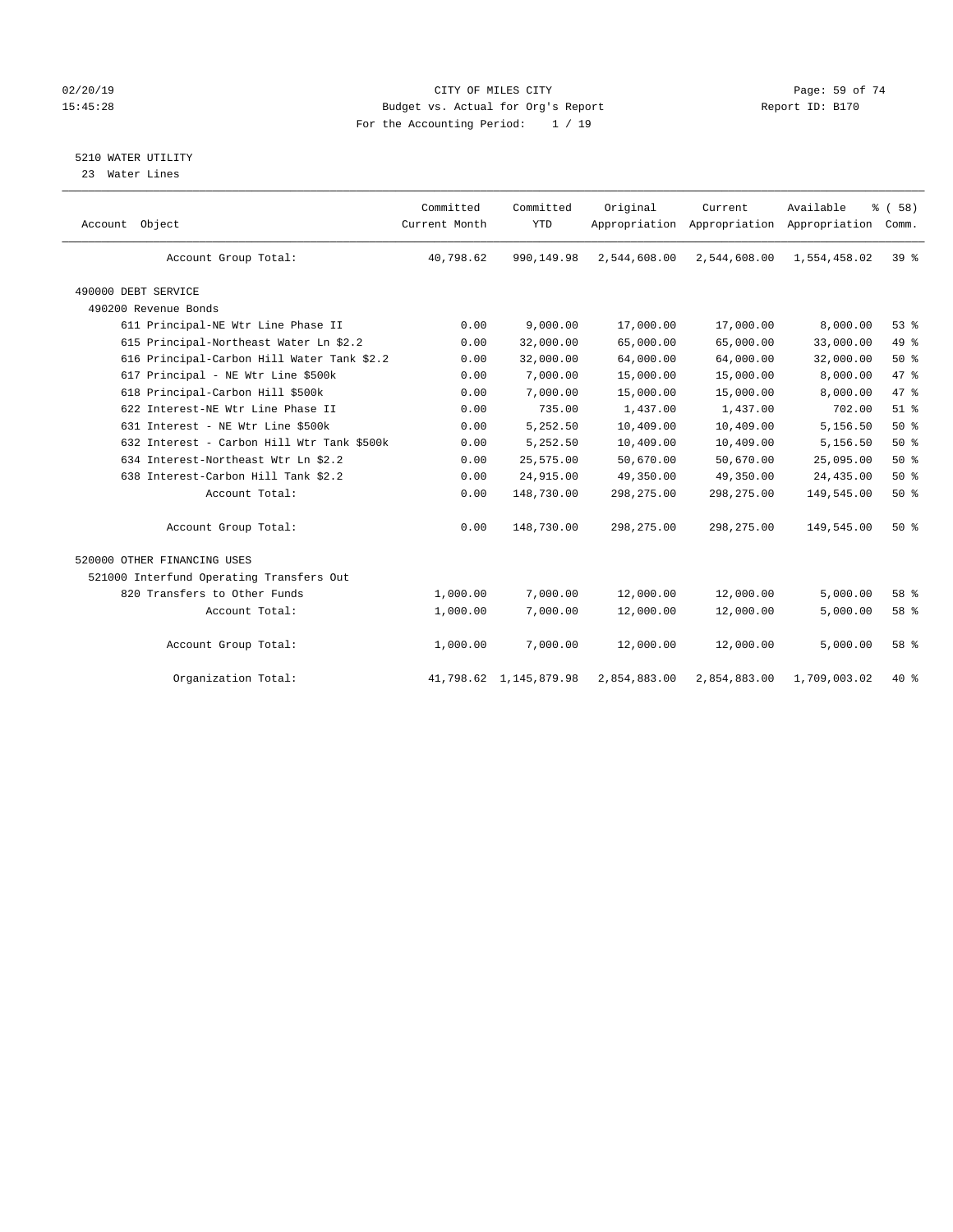CITY OF MILES CITY
Budget vs. Actual for Org's Report
For the Accounting Period: 1 / 19

02/20/19
15:45:28

Report ID: B170

## 5210 WATER UTILITY

23 Water Lines

| Account Object | Committed Current Month | Committed YTD | Original Appropriation | Current Appropriation | Available Appropriation | % ( 58) Comm. |
|---|---|---|---|---|---|---|
| Account Group Total: | 40,798.62 | 990,149.98 | 2,544,608.00 | 2,544,608.00 | 1,554,458.02 | 39 % |
| 490000 DEBT SERVICE | | | | | | |
| 490200 Revenue Bonds | | | | | | |
| 611 Principal-NE Wtr Line Phase II | 0.00 | 9,000.00 | 17,000.00 | 17,000.00 | 8,000.00 | 53 % |
| 615 Principal-Northeast Water Ln $2.2 | 0.00 | 32,000.00 | 65,000.00 | 65,000.00 | 33,000.00 | 49 % |
| 616 Principal-Carbon Hill Water Tank $2.2 | 0.00 | 32,000.00 | 64,000.00 | 64,000.00 | 32,000.00 | 50 % |
| 617 Principal - NE Wtr Line $500k | 0.00 | 7,000.00 | 15,000.00 | 15,000.00 | 8,000.00 | 47 % |
| 618 Principal-Carbon Hill $500k | 0.00 | 7,000.00 | 15,000.00 | 15,000.00 | 8,000.00 | 47 % |
| 622 Interest-NE Wtr Line Phase II | 0.00 | 735.00 | 1,437.00 | 1,437.00 | 702.00 | 51 % |
| 631 Interest - NE Wtr Line $500k | 0.00 | 5,252.50 | 10,409.00 | 10,409.00 | 5,156.50 | 50 % |
| 632 Interest - Carbon Hill Wtr Tank $500k | 0.00 | 5,252.50 | 10,409.00 | 10,409.00 | 5,156.50 | 50 % |
| 634 Interest-Northeast Wtr Ln $2.2 | 0.00 | 25,575.00 | 50,670.00 | 50,670.00 | 25,095.00 | 50 % |
| 638 Interest-Carbon Hill Tank $2.2 | 0.00 | 24,915.00 | 49,350.00 | 49,350.00 | 24,435.00 | 50 % |
| Account Total: | 0.00 | 148,730.00 | 298,275.00 | 298,275.00 | 149,545.00 | 50 % |
| Account Group Total: | 0.00 | 148,730.00 | 298,275.00 | 298,275.00 | 149,545.00 | 50 % |
| 520000 OTHER FINANCING USES | | | | | | |
| 521000 Interfund Operating Transfers Out | | | | | | |
| 820 Transfers to Other Funds | 1,000.00 | 7,000.00 | 12,000.00 | 12,000.00 | 5,000.00 | 58 % |
| Account Total: | 1,000.00 | 7,000.00 | 12,000.00 | 12,000.00 | 5,000.00 | 58 % |
| Account Group Total: | 1,000.00 | 7,000.00 | 12,000.00 | 12,000.00 | 5,000.00 | 58 % |
| Organization Total: | 41,798.62 | 1,145,879.98 | 2,854,883.00 | 2,854,883.00 | 1,709,003.02 | 40 % |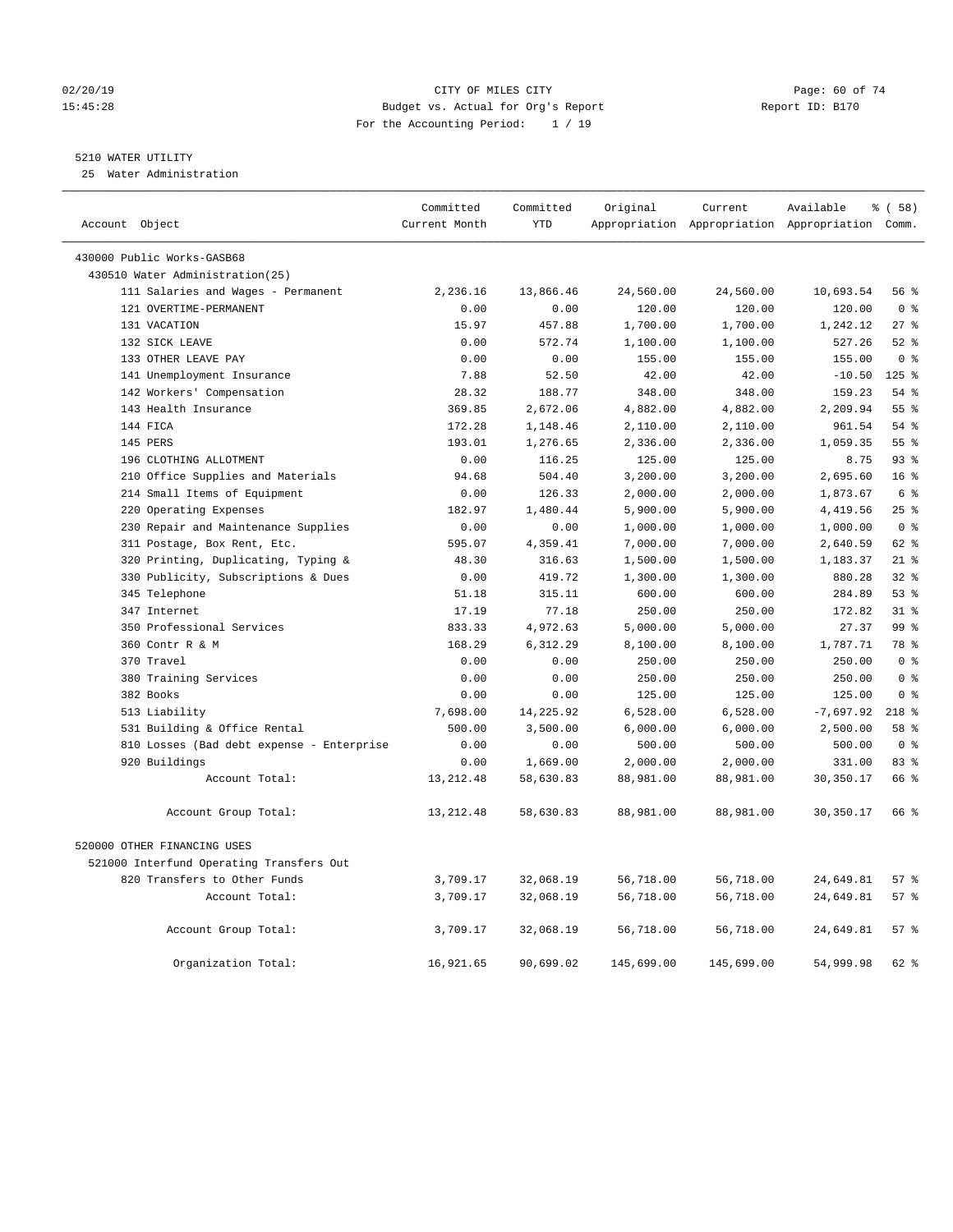CITY OF MILES CITY
Budget vs. Actual for Org's Report
For the Accounting Period: 1 / 19

02/20/19
15:45:28

Report ID: B170

5210 WATER UTILITY
25 Water Administration

| Account Object | Committed Current Month | Committed YTD | Original Appropriation | Current Appropriation | Available Appropriation | % ( 58) Comm. |
|---|---|---|---|---|---|---|
| 430000 Public Works-GASB68 | | | | | | |
| 430510 Water Administration(25) | | | | | | |
| 111 Salaries and Wages - Permanent | 2,236.16 | 13,866.46 | 24,560.00 | 24,560.00 | 10,693.54 | 56 % |
| 121 OVERTIME-PERMANENT | 0.00 | 0.00 | 120.00 | 120.00 | 120.00 | 0 % |
| 131 VACATION | 15.97 | 457.88 | 1,700.00 | 1,700.00 | 1,242.12 | 27 % |
| 132 SICK LEAVE | 0.00 | 572.74 | 1,100.00 | 1,100.00 | 527.26 | 52 % |
| 133 OTHER LEAVE PAY | 0.00 | 0.00 | 155.00 | 155.00 | 155.00 | 0 % |
| 141 Unemployment Insurance | 7.88 | 52.50 | 42.00 | 42.00 | -10.50 | 125 % |
| 142 Workers' Compensation | 28.32 | 188.77 | 348.00 | 348.00 | 159.23 | 54 % |
| 143 Health Insurance | 369.85 | 2,672.06 | 4,882.00 | 4,882.00 | 2,209.94 | 55 % |
| 144 FICA | 172.28 | 1,148.46 | 2,110.00 | 2,110.00 | 961.54 | 54 % |
| 145 PERS | 193.01 | 1,276.65 | 2,336.00 | 2,336.00 | 1,059.35 | 55 % |
| 196 CLOTHING ALLOTMENT | 0.00 | 116.25 | 125.00 | 125.00 | 8.75 | 93 % |
| 210 Office Supplies and Materials | 94.68 | 504.40 | 3,200.00 | 3,200.00 | 2,695.60 | 16 % |
| 214 Small Items of Equipment | 0.00 | 126.33 | 2,000.00 | 2,000.00 | 1,873.67 | 6 % |
| 220 Operating Expenses | 182.97 | 1,480.44 | 5,900.00 | 5,900.00 | 4,419.56 | 25 % |
| 230 Repair and Maintenance Supplies | 0.00 | 0.00 | 1,000.00 | 1,000.00 | 1,000.00 | 0 % |
| 311 Postage, Box Rent, Etc. | 595.07 | 4,359.41 | 7,000.00 | 7,000.00 | 2,640.59 | 62 % |
| 320 Printing, Duplicating, Typing & | 48.30 | 316.63 | 1,500.00 | 1,500.00 | 1,183.37 | 21 % |
| 330 Publicity, Subscriptions & Dues | 0.00 | 419.72 | 1,300.00 | 1,300.00 | 880.28 | 32 % |
| 345 Telephone | 51.18 | 315.11 | 600.00 | 600.00 | 284.89 | 53 % |
| 347 Internet | 17.19 | 77.18 | 250.00 | 250.00 | 172.82 | 31 % |
| 350 Professional Services | 833.33 | 4,972.63 | 5,000.00 | 5,000.00 | 27.37 | 99 % |
| 360 Contr R & M | 168.29 | 6,312.29 | 8,100.00 | 8,100.00 | 1,787.71 | 78 % |
| 370 Travel | 0.00 | 0.00 | 250.00 | 250.00 | 250.00 | 0 % |
| 380 Training Services | 0.00 | 0.00 | 250.00 | 250.00 | 250.00 | 0 % |
| 382 Books | 0.00 | 0.00 | 125.00 | 125.00 | 125.00 | 0 % |
| 513 Liability | 7,698.00 | 14,225.92 | 6,528.00 | 6,528.00 | -7,697.92 | 218 % |
| 531 Building & Office Rental | 500.00 | 3,500.00 | 6,000.00 | 6,000.00 | 2,500.00 | 58 % |
| 810 Losses (Bad debt expense - Enterprise | 0.00 | 0.00 | 500.00 | 500.00 | 500.00 | 0 % |
| 920 Buildings | 0.00 | 1,669.00 | 2,000.00 | 2,000.00 | 331.00 | 83 % |
| Account Total: | 13,212.48 | 58,630.83 | 88,981.00 | 88,981.00 | 30,350.17 | 66 % |
| Account Group Total: | 13,212.48 | 58,630.83 | 88,981.00 | 88,981.00 | 30,350.17 | 66 % |
| 520000 OTHER FINANCING USES | | | | | | |
| 521000 Interfund Operating Transfers Out | | | | | | |
| 820 Transfers to Other Funds | 3,709.17 | 32,068.19 | 56,718.00 | 56,718.00 | 24,649.81 | 57 % |
| Account Total: | 3,709.17 | 32,068.19 | 56,718.00 | 56,718.00 | 24,649.81 | 57 % |
| Account Group Total: | 3,709.17 | 32,068.19 | 56,718.00 | 56,718.00 | 24,649.81 | 57 % |
| Organization Total: | 16,921.65 | 90,699.02 | 145,699.00 | 145,699.00 | 54,999.98 | 62 % |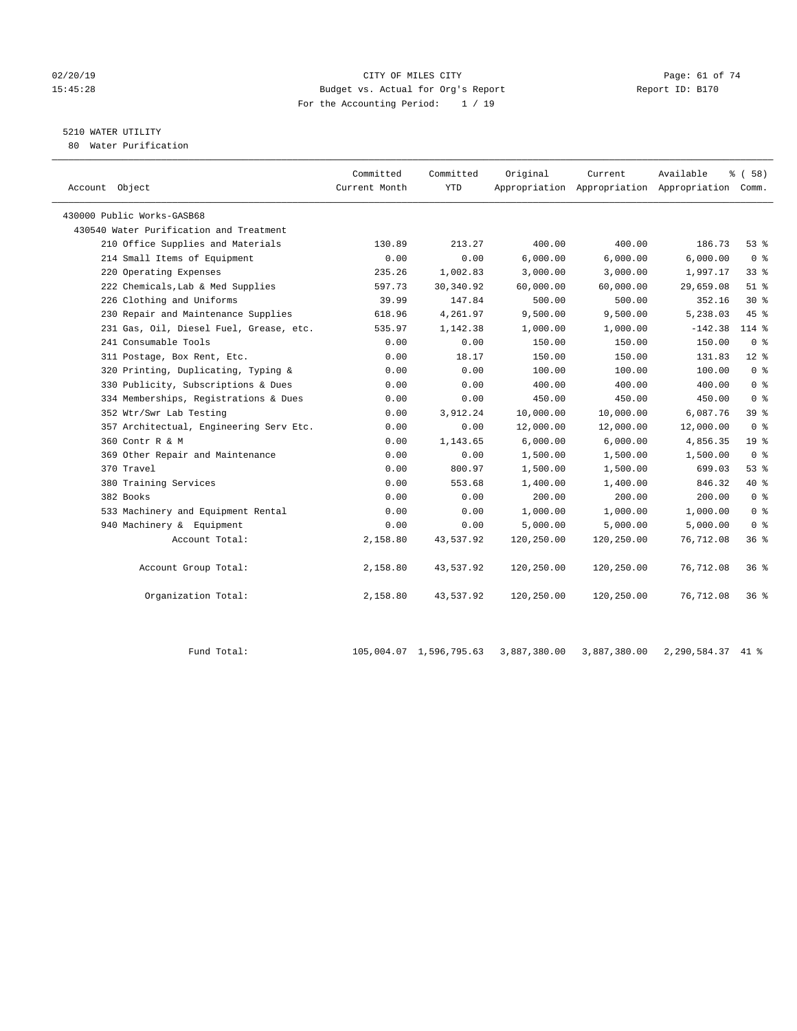CITY OF MILES CITY
Budget vs. Actual for Org's Report
For the Accounting Period: 1 / 19

## 5210 WATER UTILITY

80 Water Purification

| Account Object | Committed Current Month | Committed YTD | Original Appropriation | Current Appropriation | Available Appropriation | % ( 58) Comm. |
|---|---|---|---|---|---|---|
| 430000 Public Works-GASB68 | | | | | | |
| 430540 Water Purification and Treatment | | | | | | |
| 210 Office Supplies and Materials | 130.89 | 213.27 | 400.00 | 400.00 | 186.73 | 53 % |
| 214 Small Items of Equipment | 0.00 | 0.00 | 6,000.00 | 6,000.00 | 6,000.00 | 0 % |
| 220 Operating Expenses | 235.26 | 1,002.83 | 3,000.00 | 3,000.00 | 1,997.17 | 33 % |
| 222 Chemicals,Lab & Med Supplies | 597.73 | 30,340.92 | 60,000.00 | 60,000.00 | 29,659.08 | 51 % |
| 226 Clothing and Uniforms | 39.99 | 147.84 | 500.00 | 500.00 | 352.16 | 30 % |
| 230 Repair and Maintenance Supplies | 618.96 | 4,261.97 | 9,500.00 | 9,500.00 | 5,238.03 | 45 % |
| 231 Gas, Oil, Diesel Fuel, Grease, etc. | 535.97 | 1,142.38 | 1,000.00 | 1,000.00 | -142.38 | 114 % |
| 241 Consumable Tools | 0.00 | 0.00 | 150.00 | 150.00 | 150.00 | 0 % |
| 311 Postage, Box Rent, Etc. | 0.00 | 18.17 | 150.00 | 150.00 | 131.83 | 12 % |
| 320 Printing, Duplicating, Typing & | 0.00 | 0.00 | 100.00 | 100.00 | 100.00 | 0 % |
| 330 Publicity, Subscriptions & Dues | 0.00 | 0.00 | 400.00 | 400.00 | 400.00 | 0 % |
| 334 Memberships, Registrations & Dues | 0.00 | 0.00 | 450.00 | 450.00 | 450.00 | 0 % |
| 352 Wtr/Swr Lab Testing | 0.00 | 3,912.24 | 10,000.00 | 10,000.00 | 6,087.76 | 39 % |
| 357 Architectual, Engineering Serv Etc. | 0.00 | 0.00 | 12,000.00 | 12,000.00 | 12,000.00 | 0 % |
| 360 Contr R & M | 0.00 | 1,143.65 | 6,000.00 | 6,000.00 | 4,856.35 | 19 % |
| 369 Other Repair and Maintenance | 0.00 | 0.00 | 1,500.00 | 1,500.00 | 1,500.00 | 0 % |
| 370 Travel | 0.00 | 800.97 | 1,500.00 | 1,500.00 | 699.03 | 53 % |
| 380 Training Services | 0.00 | 553.68 | 1,400.00 | 1,400.00 | 846.32 | 40 % |
| 382 Books | 0.00 | 0.00 | 200.00 | 200.00 | 200.00 | 0 % |
| 533 Machinery and Equipment Rental | 0.00 | 0.00 | 1,000.00 | 1,000.00 | 1,000.00 | 0 % |
| 940 Machinery & Equipment | 0.00 | 0.00 | 5,000.00 | 5,000.00 | 5,000.00 | 0 % |
| Account Total: | 2,158.80 | 43,537.92 | 120,250.00 | 120,250.00 | 76,712.08 | 36 % |
| Account Group Total: | 2,158.80 | 43,537.92 | 120,250.00 | 120,250.00 | 76,712.08 | 36 % |
| Organization Total: | 2,158.80 | 43,537.92 | 120,250.00 | 120,250.00 | 76,712.08 | 36 % |
| Fund Total: | 105,004.07 | 1,596,795.63 | 3,887,380.00 | 3,887,380.00 | 2,290,584.37 | 41 % |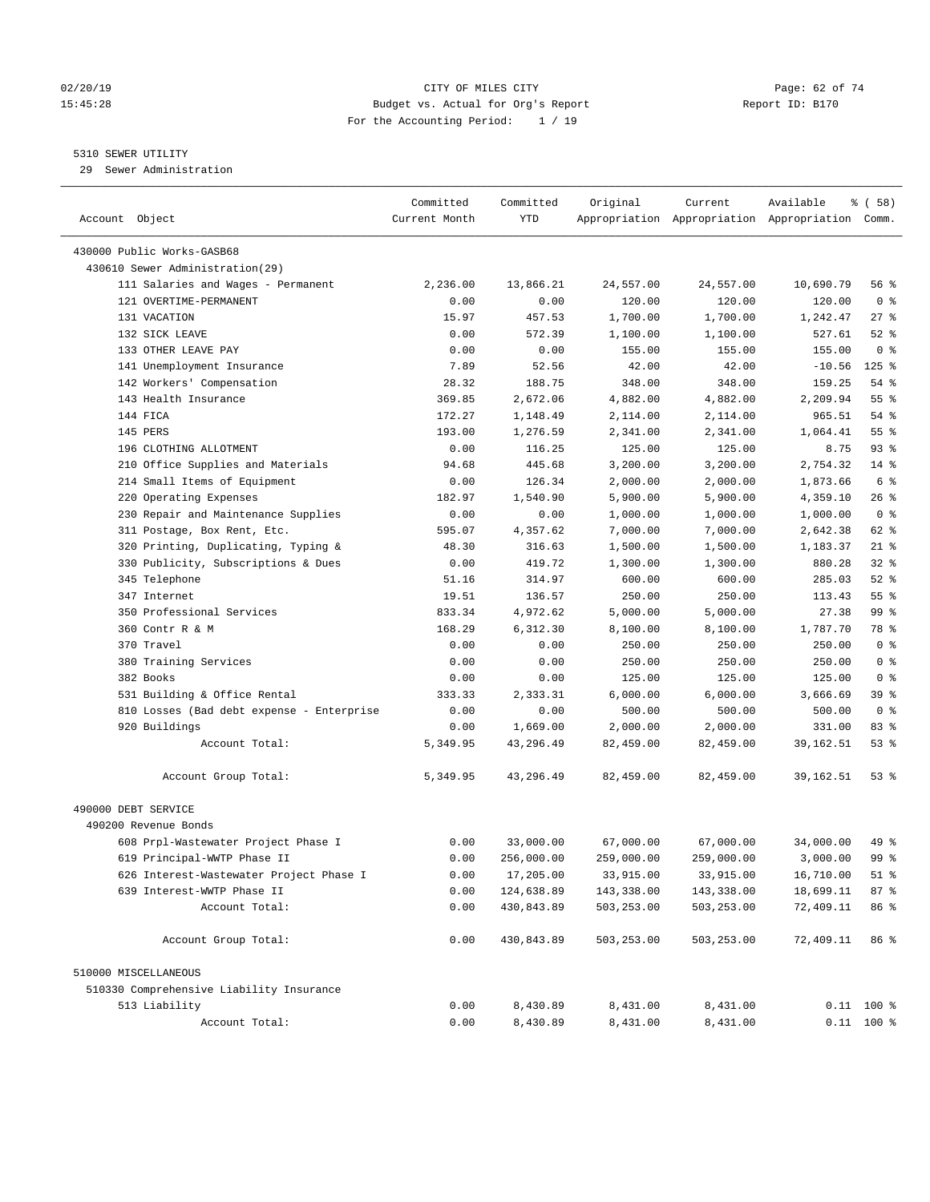CITY OF MILES CITY
Budget vs. Actual for Org's Report
For the Accounting Period: 1 / 19

02/20/19
15:45:28

Report ID: B170

5310 SEWER UTILITY
29 Sewer Administration

| Account Object | Committed Current Month | Committed YTD | Original Appropriation | Current Appropriation | Available Appropriation | % ( 58) Comm. |
|---|---|---|---|---|---|---|
| 430000 Public Works-GASB68 | | | | | | |
| 430610 Sewer Administration(29) | | | | | | |
| 111 Salaries and Wages - Permanent | 2,236.00 | 13,866.21 | 24,557.00 | 24,557.00 | 10,690.79 | 56 % |
| 121 OVERTIME-PERMANENT | 0.00 | 0.00 | 120.00 | 120.00 | 120.00 | 0 % |
| 131 VACATION | 15.97 | 457.53 | 1,700.00 | 1,700.00 | 1,242.47 | 27 % |
| 132 SICK LEAVE | 0.00 | 572.39 | 1,100.00 | 1,100.00 | 527.61 | 52 % |
| 133 OTHER LEAVE PAY | 0.00 | 0.00 | 155.00 | 155.00 | 155.00 | 0 % |
| 141 Unemployment Insurance | 7.89 | 52.56 | 42.00 | 42.00 | -10.56 | 125 % |
| 142 Workers' Compensation | 28.32 | 188.75 | 348.00 | 348.00 | 159.25 | 54 % |
| 143 Health Insurance | 369.85 | 2,672.06 | 4,882.00 | 4,882.00 | 2,209.94 | 55 % |
| 144 FICA | 172.27 | 1,148.49 | 2,114.00 | 2,114.00 | 965.51 | 54 % |
| 145 PERS | 193.00 | 1,276.59 | 2,341.00 | 2,341.00 | 1,064.41 | 55 % |
| 196 CLOTHING ALLOTMENT | 0.00 | 116.25 | 125.00 | 125.00 | 8.75 | 93 % |
| 210 Office Supplies and Materials | 94.68 | 445.68 | 3,200.00 | 3,200.00 | 2,754.32 | 14 % |
| 214 Small Items of Equipment | 0.00 | 126.34 | 2,000.00 | 2,000.00 | 1,873.66 | 6 % |
| 220 Operating Expenses | 182.97 | 1,540.90 | 5,900.00 | 5,900.00 | 4,359.10 | 26 % |
| 230 Repair and Maintenance Supplies | 0.00 | 0.00 | 1,000.00 | 1,000.00 | 1,000.00 | 0 % |
| 311 Postage, Box Rent, Etc. | 595.07 | 4,357.62 | 7,000.00 | 7,000.00 | 2,642.38 | 62 % |
| 320 Printing, Duplicating, Typing & | 48.30 | 316.63 | 1,500.00 | 1,500.00 | 1,183.37 | 21 % |
| 330 Publicity, Subscriptions & Dues | 0.00 | 419.72 | 1,300.00 | 1,300.00 | 880.28 | 32 % |
| 345 Telephone | 51.16 | 314.97 | 600.00 | 600.00 | 285.03 | 52 % |
| 347 Internet | 19.51 | 136.57 | 250.00 | 250.00 | 113.43 | 55 % |
| 350 Professional Services | 833.34 | 4,972.62 | 5,000.00 | 5,000.00 | 27.38 | 99 % |
| 360 Contr R & M | 168.29 | 6,312.30 | 8,100.00 | 8,100.00 | 1,787.70 | 78 % |
| 370 Travel | 0.00 | 0.00 | 250.00 | 250.00 | 250.00 | 0 % |
| 380 Training Services | 0.00 | 0.00 | 250.00 | 250.00 | 250.00 | 0 % |
| 382 Books | 0.00 | 0.00 | 125.00 | 125.00 | 125.00 | 0 % |
| 531 Building & Office Rental | 333.33 | 2,333.31 | 6,000.00 | 6,000.00 | 3,666.69 | 39 % |
| 810 Losses (Bad debt expense - Enterprise | 0.00 | 0.00 | 500.00 | 500.00 | 500.00 | 0 % |
| 920 Buildings | 0.00 | 1,669.00 | 2,000.00 | 2,000.00 | 331.00 | 83 % |
| Account Total: | 5,349.95 | 43,296.49 | 82,459.00 | 82,459.00 | 39,162.51 | 53 % |
| Account Group Total: | 5,349.95 | 43,296.49 | 82,459.00 | 82,459.00 | 39,162.51 | 53 % |
| 490000 DEBT SERVICE | | | | | | |
| 490200 Revenue Bonds | | | | | | |
| 608 Prpl-Wastewater Project Phase I | 0.00 | 33,000.00 | 67,000.00 | 67,000.00 | 34,000.00 | 49 % |
| 619 Principal-WWTP Phase II | 0.00 | 256,000.00 | 259,000.00 | 259,000.00 | 3,000.00 | 99 % |
| 626 Interest-Wastewater Project Phase I | 0.00 | 17,205.00 | 33,915.00 | 33,915.00 | 16,710.00 | 51 % |
| 639 Interest-WWTP Phase II | 0.00 | 124,638.89 | 143,338.00 | 143,338.00 | 18,699.11 | 87 % |
| Account Total: | 0.00 | 430,843.89 | 503,253.00 | 503,253.00 | 72,409.11 | 86 % |
| Account Group Total: | 0.00 | 430,843.89 | 503,253.00 | 503,253.00 | 72,409.11 | 86 % |
| 510000 MISCELLANEOUS | | | | | | |
| 510330 Comprehensive Liability Insurance | | | | | | |
| 513 Liability | 0.00 | 8,430.89 | 8,431.00 | 8,431.00 | 0.11 | 100 % |
| Account Total: | 0.00 | 8,430.89 | 8,431.00 | 8,431.00 | 0.11 | 100 % |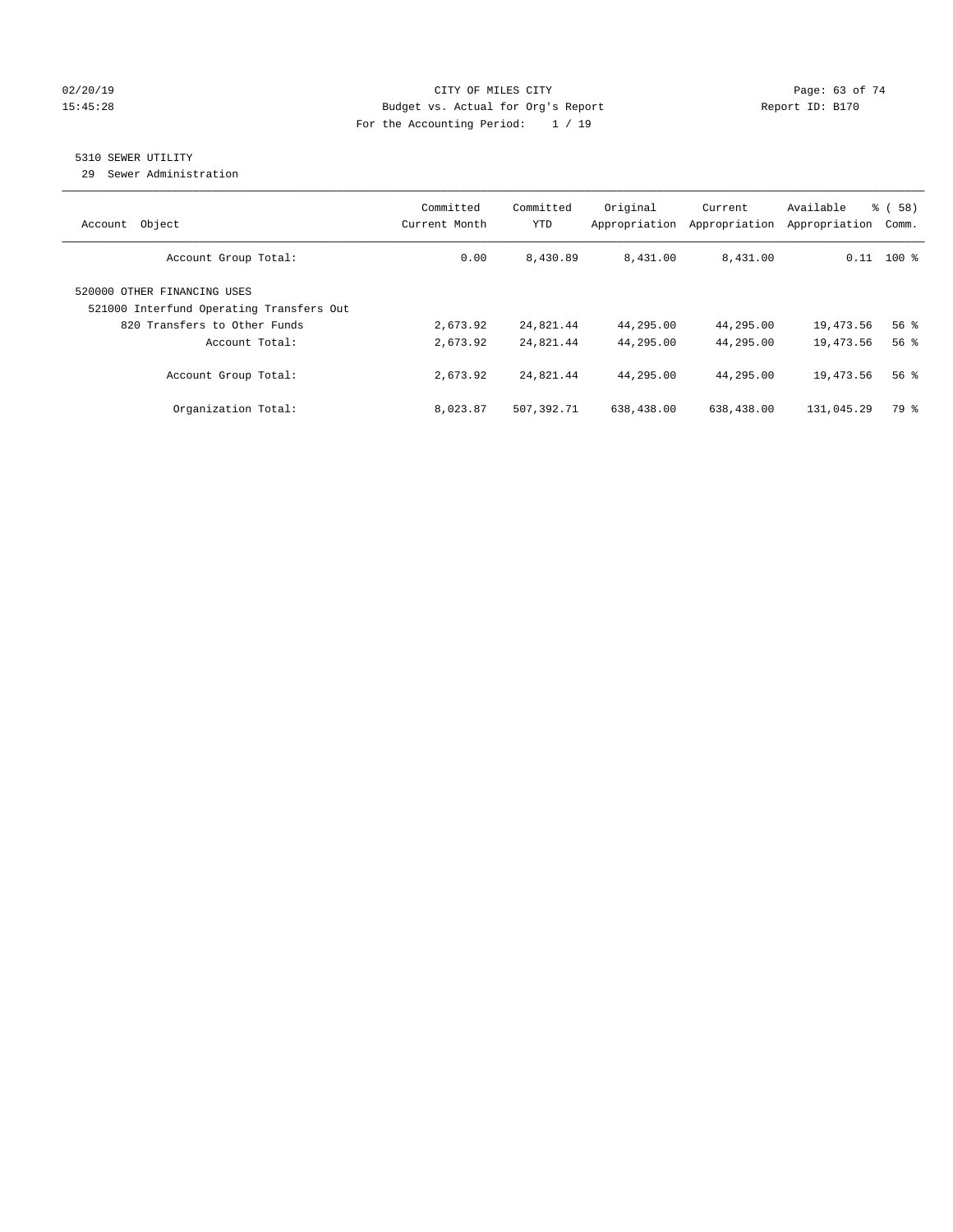CITY OF MILES CITY
Budget vs. Actual for Org's Report
For the Accounting Period: 1 / 19

5310 SEWER UTILITY
29 Sewer Administration

| Account Object | Committed Current Month | Committed YTD | Original Appropriation | Current Appropriation | Available Appropriation | % ( 58) Comm. |
|---|---|---|---|---|---|---|
| Account Group Total: | 0.00 | 8,430.89 | 8,431.00 | 8,431.00 | 0.11 | 100 % |
| 520000 OTHER FINANCING USES | | | | | | |
| 521000 Interfund Operating Transfers Out | | | | | | |
| 820 Transfers to Other Funds | 2,673.92 | 24,821.44 | 44,295.00 | 44,295.00 | 19,473.56 | 56 % |
| Account Total: | 2,673.92 | 24,821.44 | 44,295.00 | 44,295.00 | 19,473.56 | 56 % |
| Account Group Total: | 2,673.92 | 24,821.44 | 44,295.00 | 44,295.00 | 19,473.56 | 56 % |
| Organization Total: | 8,023.87 | 507,392.71 | 638,438.00 | 638,438.00 | 131,045.29 | 79 % |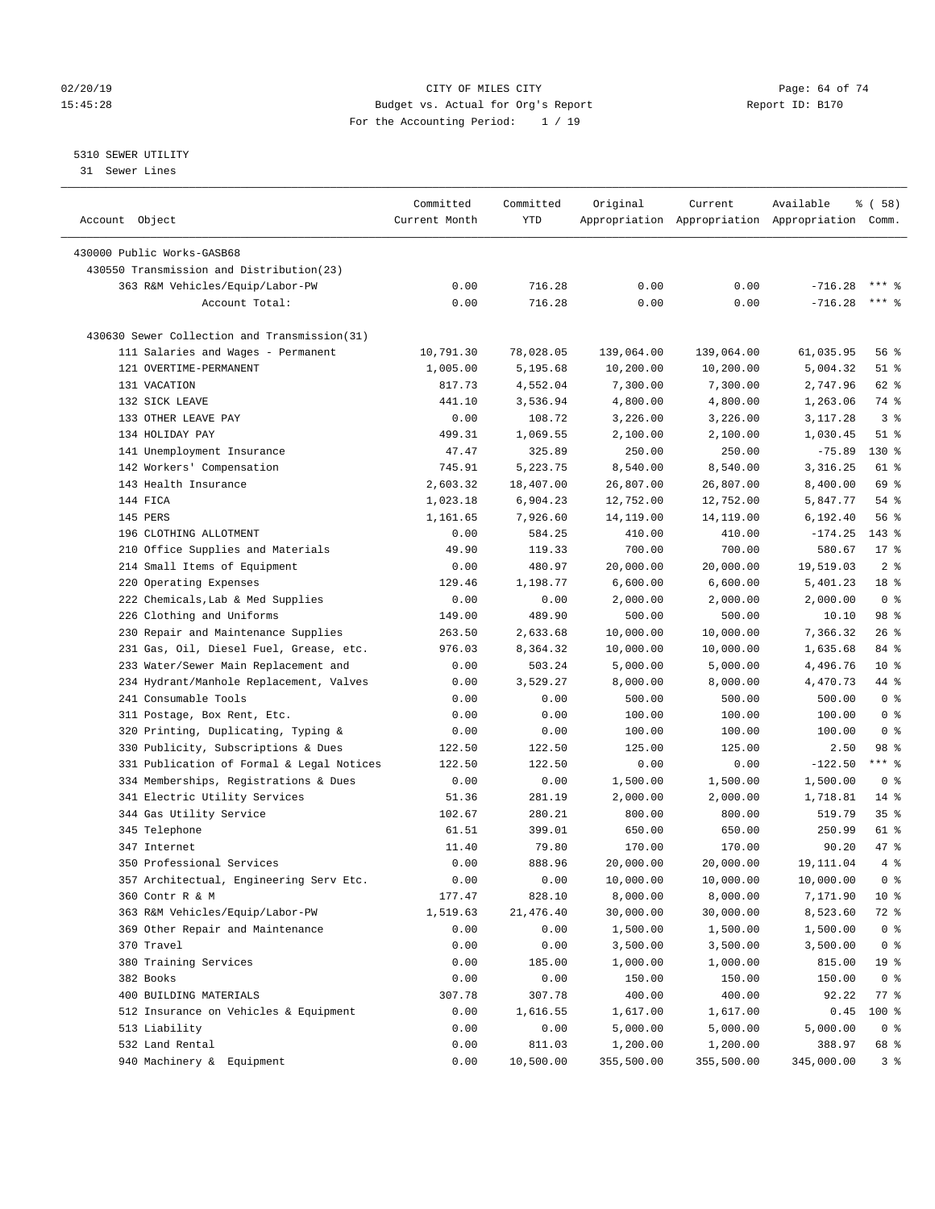CITY OF MILES CITY
Budget vs. Actual for Org's Report
For the Accounting Period: 1 / 19

02/20/19
15:45:28

Report ID: B170

5310 SEWER UTILITY
31 Sewer Lines

| Account Object | Committed Current Month | Committed YTD | Original Appropriation | Current Appropriation | Available Appropriation | % ( 58) Comm. |
|---|---|---|---|---|---|---|
| 430000 Public Works-GASB68 | | | | | | |
| 430550 Transmission and Distribution(23) | | | | | | |
| 363 R&M Vehicles/Equip/Labor-PW | 0.00 | 716.28 | 0.00 | 0.00 | -716.28 | *** % |
| Account Total: | 0.00 | 716.28 | 0.00 | 0.00 | -716.28 | *** % |
| 430630 Sewer Collection and Transmission(31) | | | | | | |
| 111 Salaries and Wages - Permanent | 10,791.30 | 78,028.05 | 139,064.00 | 139,064.00 | 61,035.95 | 56 % |
| 121 OVERTIME-PERMANENT | 1,005.00 | 5,195.68 | 10,200.00 | 10,200.00 | 5,004.32 | 51 % |
| 131 VACATION | 817.73 | 4,552.04 | 7,300.00 | 7,300.00 | 2,747.96 | 62 % |
| 132 SICK LEAVE | 441.10 | 3,536.94 | 4,800.00 | 4,800.00 | 1,263.06 | 74 % |
| 133 OTHER LEAVE PAY | 0.00 | 108.72 | 3,226.00 | 3,226.00 | 3,117.28 | 3 % |
| 134 HOLIDAY PAY | 499.31 | 1,069.55 | 2,100.00 | 2,100.00 | 1,030.45 | 51 % |
| 141 Unemployment Insurance | 47.47 | 325.89 | 250.00 | 250.00 | -75.89 | 130 % |
| 142 Workers' Compensation | 745.91 | 5,223.75 | 8,540.00 | 8,540.00 | 3,316.25 | 61 % |
| 143 Health Insurance | 2,603.32 | 18,407.00 | 26,807.00 | 26,807.00 | 8,400.00 | 69 % |
| 144 FICA | 1,023.18 | 6,904.23 | 12,752.00 | 12,752.00 | 5,847.77 | 54 % |
| 145 PERS | 1,161.65 | 7,926.60 | 14,119.00 | 14,119.00 | 6,192.40 | 56 % |
| 196 CLOTHING ALLOTMENT | 0.00 | 584.25 | 410.00 | 410.00 | -174.25 | 143 % |
| 210 Office Supplies and Materials | 49.90 | 119.33 | 700.00 | 700.00 | 580.67 | 17 % |
| 214 Small Items of Equipment | 0.00 | 480.97 | 20,000.00 | 20,000.00 | 19,519.03 | 2 % |
| 220 Operating Expenses | 129.46 | 1,198.77 | 6,600.00 | 6,600.00 | 5,401.23 | 18 % |
| 222 Chemicals,Lab & Med Supplies | 0.00 | 0.00 | 2,000.00 | 2,000.00 | 2,000.00 | 0 % |
| 226 Clothing and Uniforms | 149.00 | 489.90 | 500.00 | 500.00 | 10.10 | 98 % |
| 230 Repair and Maintenance Supplies | 263.50 | 2,633.68 | 10,000.00 | 10,000.00 | 7,366.32 | 26 % |
| 231 Gas, Oil, Diesel Fuel, Grease, etc. | 976.03 | 8,364.32 | 10,000.00 | 10,000.00 | 1,635.68 | 84 % |
| 233 Water/Sewer Main Replacement and | 0.00 | 503.24 | 5,000.00 | 5,000.00 | 4,496.76 | 10 % |
| 234 Hydrant/Manhole Replacement, Valves | 0.00 | 3,529.27 | 8,000.00 | 8,000.00 | 4,470.73 | 44 % |
| 241 Consumable Tools | 0.00 | 0.00 | 500.00 | 500.00 | 500.00 | 0 % |
| 311 Postage, Box Rent, Etc. | 0.00 | 0.00 | 100.00 | 100.00 | 100.00 | 0 % |
| 320 Printing, Duplicating, Typing & | 0.00 | 0.00 | 100.00 | 100.00 | 100.00 | 0 % |
| 330 Publicity, Subscriptions & Dues | 122.50 | 122.50 | 125.00 | 125.00 | 2.50 | 98 % |
| 331 Publication of Formal & Legal Notices | 122.50 | 122.50 | 0.00 | 0.00 | -122.50 | *** % |
| 334 Memberships, Registrations & Dues | 0.00 | 0.00 | 1,500.00 | 1,500.00 | 1,500.00 | 0 % |
| 341 Electric Utility Services | 51.36 | 281.19 | 2,000.00 | 2,000.00 | 1,718.81 | 14 % |
| 344 Gas Utility Service | 102.67 | 280.21 | 800.00 | 800.00 | 519.79 | 35 % |
| 345 Telephone | 61.51 | 399.01 | 650.00 | 650.00 | 250.99 | 61 % |
| 347 Internet | 11.40 | 79.80 | 170.00 | 170.00 | 90.20 | 47 % |
| 350 Professional Services | 0.00 | 888.96 | 20,000.00 | 20,000.00 | 19,111.04 | 4 % |
| 357 Architectual, Engineering Serv Etc. | 0.00 | 0.00 | 10,000.00 | 10,000.00 | 10,000.00 | 0 % |
| 360 Contr R & M | 177.47 | 828.10 | 8,000.00 | 8,000.00 | 7,171.90 | 10 % |
| 363 R&M Vehicles/Equip/Labor-PW | 1,519.63 | 21,476.40 | 30,000.00 | 30,000.00 | 8,523.60 | 72 % |
| 369 Other Repair and Maintenance | 0.00 | 0.00 | 1,500.00 | 1,500.00 | 1,500.00 | 0 % |
| 370 Travel | 0.00 | 0.00 | 3,500.00 | 3,500.00 | 3,500.00 | 0 % |
| 380 Training Services | 0.00 | 185.00 | 1,000.00 | 1,000.00 | 815.00 | 19 % |
| 382 Books | 0.00 | 0.00 | 150.00 | 150.00 | 150.00 | 0 % |
| 400 BUILDING MATERIALS | 307.78 | 307.78 | 400.00 | 400.00 | 92.22 | 77 % |
| 512 Insurance on Vehicles & Equipment | 0.00 | 1,616.55 | 1,617.00 | 1,617.00 | 0.45 | 100 % |
| 513 Liability | 0.00 | 0.00 | 5,000.00 | 5,000.00 | 5,000.00 | 0 % |
| 532 Land Rental | 0.00 | 811.03 | 1,200.00 | 1,200.00 | 388.97 | 68 % |
| 940 Machinery & Equipment | 0.00 | 10,500.00 | 355,500.00 | 355,500.00 | 345,000.00 | 3 % |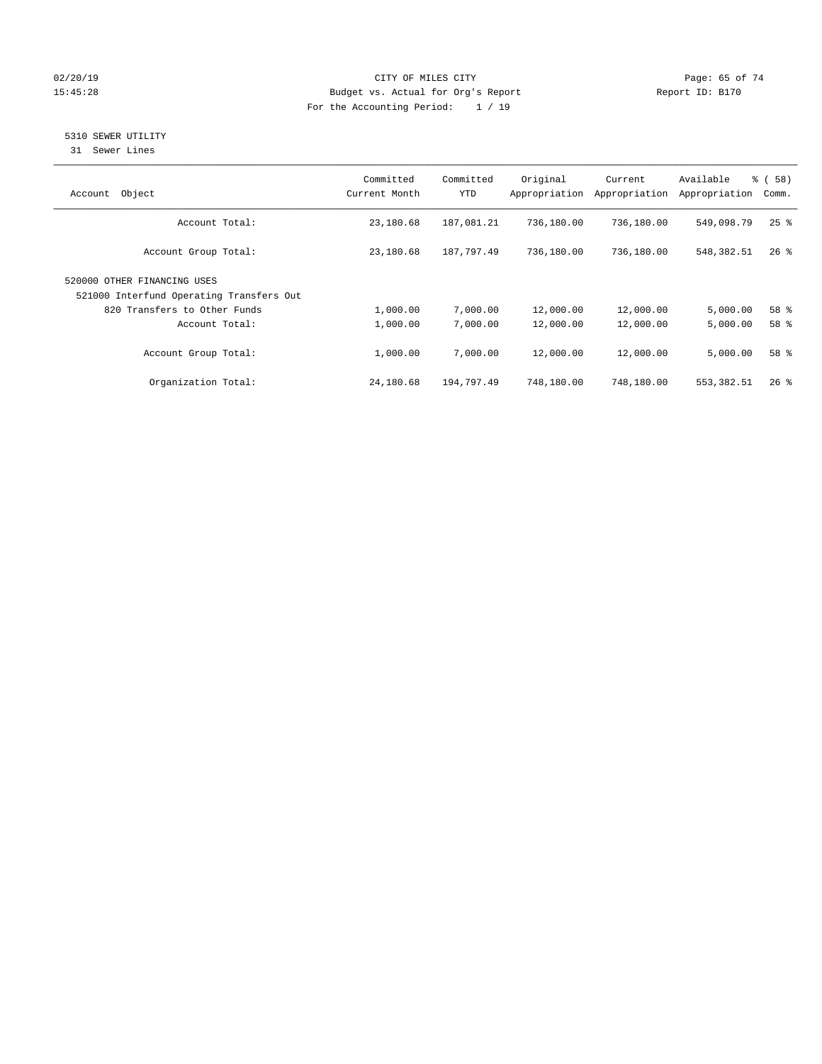CITY OF MILES CITY
Budget vs. Actual for Org's Report
For the Accounting Period: 1 / 19

## 5310 SEWER UTILITY

31 Sewer Lines

| Account Object | Committed Current Month | Committed YTD | Original Appropriation | Current Appropriation | Available Appropriation | % ( 58) Comm. |
|---|---|---|---|---|---|---|
| Account Total: | 23,180.68 | 187,081.21 | 736,180.00 | 736,180.00 | 549,098.79 | 25 % |
| Account Group Total: | 23,180.68 | 187,797.49 | 736,180.00 | 736,180.00 | 548,382.51 | 26 % |
| 520000 OTHER FINANCING USES | | | | | | |
| 521000 Interfund Operating Transfers Out | | | | | | |
| 820 Transfers to Other Funds | 1,000.00 | 7,000.00 | 12,000.00 | 12,000.00 | 5,000.00 | 58 % |
| Account Total: | 1,000.00 | 7,000.00 | 12,000.00 | 12,000.00 | 5,000.00 | 58 % |
| Account Group Total: | 1,000.00 | 7,000.00 | 12,000.00 | 12,000.00 | 5,000.00 | 58 % |
| Organization Total: | 24,180.68 | 194,797.49 | 748,180.00 | 748,180.00 | 553,382.51 | 26 % |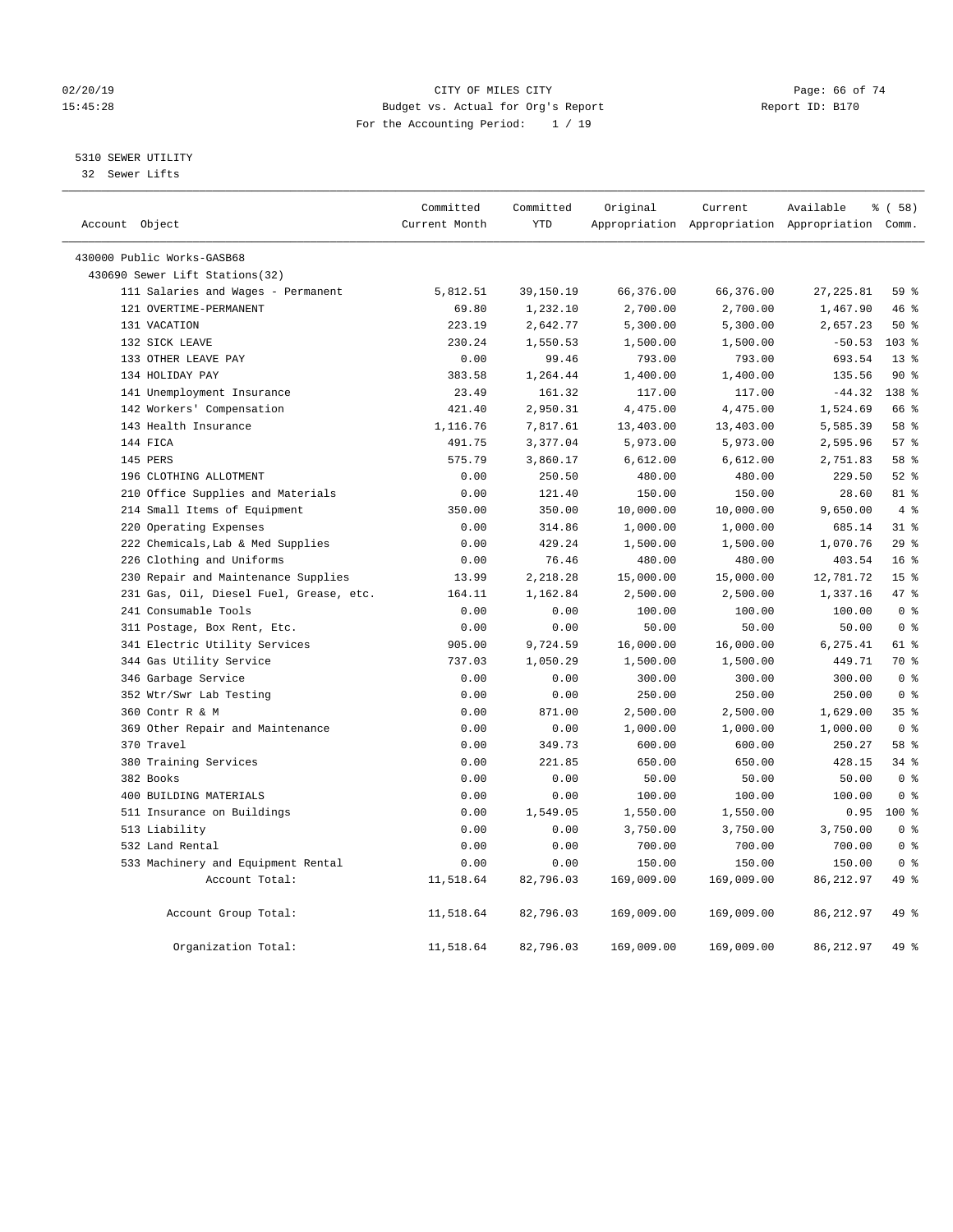CITY OF MILES CITY
Budget vs. Actual for Org's Report
For the Accounting Period: 1 / 19

02/20/19
15:45:28

Report ID: B170

5310 SEWER UTILITY
32 Sewer Lifts

| Account Object | Committed Current Month | Committed YTD | Original Appropriation | Current Appropriation | Available Appropriation | % ( 58) Comm. |
|---|---|---|---|---|---|---|
| 430000 Public Works-GASB68 | | | | | | |
| 430690 Sewer Lift Stations(32) | | | | | | |
| 111 Salaries and Wages - Permanent | 5,812.51 | 39,150.19 | 66,376.00 | 66,376.00 | 27,225.81 | 59 % |
| 121 OVERTIME-PERMANENT | 69.80 | 1,232.10 | 2,700.00 | 2,700.00 | 1,467.90 | 46 % |
| 131 VACATION | 223.19 | 2,642.77 | 5,300.00 | 5,300.00 | 2,657.23 | 50 % |
| 132 SICK LEAVE | 230.24 | 1,550.53 | 1,500.00 | 1,500.00 | -50.53 | 103 % |
| 133 OTHER LEAVE PAY | 0.00 | 99.46 | 793.00 | 793.00 | 693.54 | 13 % |
| 134 HOLIDAY PAY | 383.58 | 1,264.44 | 1,400.00 | 1,400.00 | 135.56 | 90 % |
| 141 Unemployment Insurance | 23.49 | 161.32 | 117.00 | 117.00 | -44.32 | 138 % |
| 142 Workers' Compensation | 421.40 | 2,950.31 | 4,475.00 | 4,475.00 | 1,524.69 | 66 % |
| 143 Health Insurance | 1,116.76 | 7,817.61 | 13,403.00 | 13,403.00 | 5,585.39 | 58 % |
| 144 FICA | 491.75 | 3,377.04 | 5,973.00 | 5,973.00 | 2,595.96 | 57 % |
| 145 PERS | 575.79 | 3,860.17 | 6,612.00 | 6,612.00 | 2,751.83 | 58 % |
| 196 CLOTHING ALLOTMENT | 0.00 | 250.50 | 480.00 | 480.00 | 229.50 | 52 % |
| 210 Office Supplies and Materials | 0.00 | 121.40 | 150.00 | 150.00 | 28.60 | 81 % |
| 214 Small Items of Equipment | 350.00 | 350.00 | 10,000.00 | 10,000.00 | 9,650.00 | 4 % |
| 220 Operating Expenses | 0.00 | 314.86 | 1,000.00 | 1,000.00 | 685.14 | 31 % |
| 222 Chemicals,Lab & Med Supplies | 0.00 | 429.24 | 1,500.00 | 1,500.00 | 1,070.76 | 29 % |
| 226 Clothing and Uniforms | 0.00 | 76.46 | 480.00 | 480.00 | 403.54 | 16 % |
| 230 Repair and Maintenance Supplies | 13.99 | 2,218.28 | 15,000.00 | 15,000.00 | 12,781.72 | 15 % |
| 231 Gas, Oil, Diesel Fuel, Grease, etc. | 164.11 | 1,162.84 | 2,500.00 | 2,500.00 | 1,337.16 | 47 % |
| 241 Consumable Tools | 0.00 | 0.00 | 100.00 | 100.00 | 100.00 | 0 % |
| 311 Postage, Box Rent, Etc. | 0.00 | 0.00 | 50.00 | 50.00 | 50.00 | 0 % |
| 341 Electric Utility Services | 905.00 | 9,724.59 | 16,000.00 | 16,000.00 | 6,275.41 | 61 % |
| 344 Gas Utility Service | 737.03 | 1,050.29 | 1,500.00 | 1,500.00 | 449.71 | 70 % |
| 346 Garbage Service | 0.00 | 0.00 | 300.00 | 300.00 | 300.00 | 0 % |
| 352 Wtr/Swr Lab Testing | 0.00 | 0.00 | 250.00 | 250.00 | 250.00 | 0 % |
| 360 Contr R & M | 0.00 | 871.00 | 2,500.00 | 2,500.00 | 1,629.00 | 35 % |
| 369 Other Repair and Maintenance | 0.00 | 0.00 | 1,000.00 | 1,000.00 | 1,000.00 | 0 % |
| 370 Travel | 0.00 | 349.73 | 600.00 | 600.00 | 250.27 | 58 % |
| 380 Training Services | 0.00 | 221.85 | 650.00 | 650.00 | 428.15 | 34 % |
| 382 Books | 0.00 | 0.00 | 50.00 | 50.00 | 50.00 | 0 % |
| 400 BUILDING MATERIALS | 0.00 | 0.00 | 100.00 | 100.00 | 100.00 | 0 % |
| 511 Insurance on Buildings | 0.00 | 1,549.05 | 1,550.00 | 1,550.00 | 0.95 | 100 % |
| 513 Liability | 0.00 | 0.00 | 3,750.00 | 3,750.00 | 3,750.00 | 0 % |
| 532 Land Rental | 0.00 | 0.00 | 700.00 | 700.00 | 700.00 | 0 % |
| 533 Machinery and Equipment Rental | 0.00 | 0.00 | 150.00 | 150.00 | 150.00 | 0 % |
| Account Total: | 11,518.64 | 82,796.03 | 169,009.00 | 169,009.00 | 86,212.97 | 49 % |
| Account Group Total: | 11,518.64 | 82,796.03 | 169,009.00 | 169,009.00 | 86,212.97 | 49 % |
| Organization Total: | 11,518.64 | 82,796.03 | 169,009.00 | 169,009.00 | 86,212.97 | 49 % |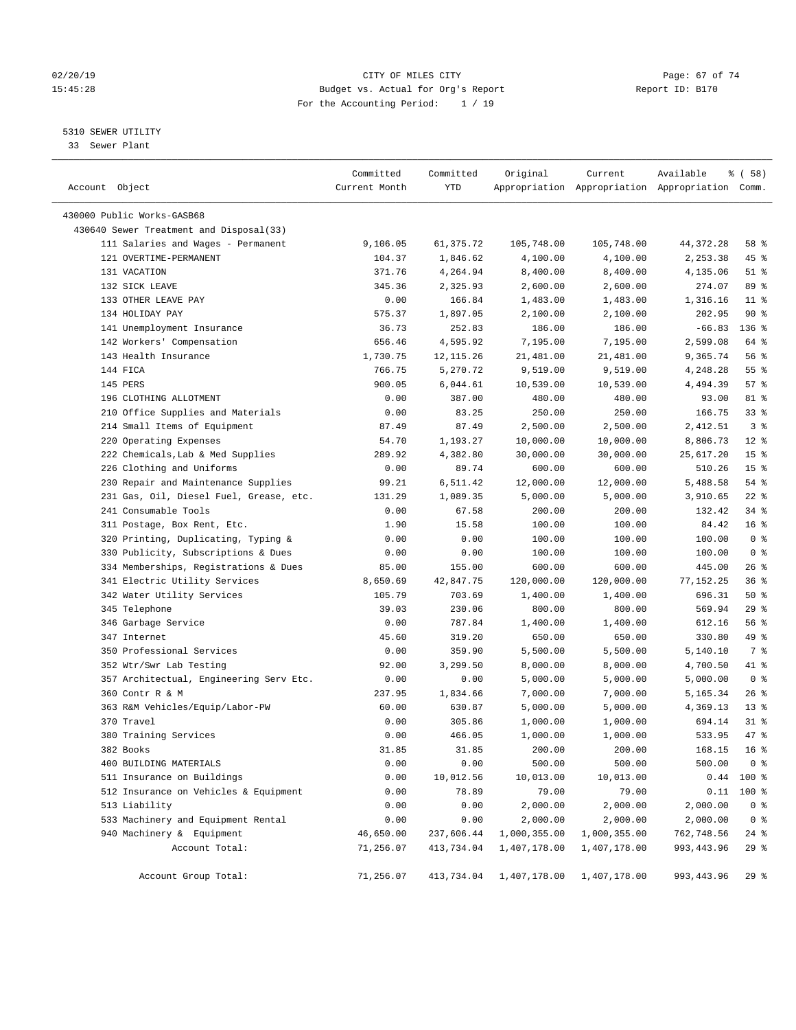02/20/19 CITY OF MILES CITY
15:45:28 Budget vs. Actual for Org's Report Report ID: B170
For the Accounting Period: 1 / 19

5310 SEWER UTILITY
33 Sewer Plant

| Account Object | Committed Current Month | Committed YTD | Original Appropriation | Current Appropriation | Available Appropriation | % ( 58) Comm. |
|---|---|---|---|---|---|---|
| 430000 Public Works-GASB68 | | | | | | |
| 430640 Sewer Treatment and Disposal(33) | | | | | | |
| 111 Salaries and Wages - Permanent | 9,106.05 | 61,375.72 | 105,748.00 | 105,748.00 | 44,372.28 | 58 % |
| 121 OVERTIME-PERMANENT | 104.37 | 1,846.62 | 4,100.00 | 4,100.00 | 2,253.38 | 45 % |
| 131 VACATION | 371.76 | 4,264.94 | 8,400.00 | 8,400.00 | 4,135.06 | 51 % |
| 132 SICK LEAVE | 345.36 | 2,325.93 | 2,600.00 | 2,600.00 | 274.07 | 89 % |
| 133 OTHER LEAVE PAY | 0.00 | 166.84 | 1,483.00 | 1,483.00 | 1,316.16 | 11 % |
| 134 HOLIDAY PAY | 575.37 | 1,897.05 | 2,100.00 | 2,100.00 | 202.95 | 90 % |
| 141 Unemployment Insurance | 36.73 | 252.83 | 186.00 | 186.00 | -66.83 | 136 % |
| 142 Workers' Compensation | 656.46 | 4,595.92 | 7,195.00 | 7,195.00 | 2,599.08 | 64 % |
| 143 Health Insurance | 1,730.75 | 12,115.26 | 21,481.00 | 21,481.00 | 9,365.74 | 56 % |
| 144 FICA | 766.75 | 5,270.72 | 9,519.00 | 9,519.00 | 4,248.28 | 55 % |
| 145 PERS | 900.05 | 6,044.61 | 10,539.00 | 10,539.00 | 4,494.39 | 57 % |
| 196 CLOTHING ALLOTMENT | 0.00 | 387.00 | 480.00 | 480.00 | 93.00 | 81 % |
| 210 Office Supplies and Materials | 0.00 | 83.25 | 250.00 | 250.00 | 166.75 | 33 % |
| 214 Small Items of Equipment | 87.49 | 87.49 | 2,500.00 | 2,500.00 | 2,412.51 | 3 % |
| 220 Operating Expenses | 54.70 | 1,193.27 | 10,000.00 | 10,000.00 | 8,806.73 | 12 % |
| 222 Chemicals,Lab & Med Supplies | 289.92 | 4,382.80 | 30,000.00 | 30,000.00 | 25,617.20 | 15 % |
| 226 Clothing and Uniforms | 0.00 | 89.74 | 600.00 | 600.00 | 510.26 | 15 % |
| 230 Repair and Maintenance Supplies | 99.21 | 6,511.42 | 12,000.00 | 12,000.00 | 5,488.58 | 54 % |
| 231 Gas, Oil, Diesel Fuel, Grease, etc. | 131.29 | 1,089.35 | 5,000.00 | 5,000.00 | 3,910.65 | 22 % |
| 241 Consumable Tools | 0.00 | 67.58 | 200.00 | 200.00 | 132.42 | 34 % |
| 311 Postage, Box Rent, Etc. | 1.90 | 15.58 | 100.00 | 100.00 | 84.42 | 16 % |
| 320 Printing, Duplicating, Typing & | 0.00 | 0.00 | 100.00 | 100.00 | 100.00 | 0 % |
| 330 Publicity, Subscriptions & Dues | 0.00 | 0.00 | 100.00 | 100.00 | 100.00 | 0 % |
| 334 Memberships, Registrations & Dues | 85.00 | 155.00 | 600.00 | 600.00 | 445.00 | 26 % |
| 341 Electric Utility Services | 8,650.69 | 42,847.75 | 120,000.00 | 120,000.00 | 77,152.25 | 36 % |
| 342 Water Utility Services | 105.79 | 703.69 | 1,400.00 | 1,400.00 | 696.31 | 50 % |
| 345 Telephone | 39.03 | 230.06 | 800.00 | 800.00 | 569.94 | 29 % |
| 346 Garbage Service | 0.00 | 787.84 | 1,400.00 | 1,400.00 | 612.16 | 56 % |
| 347 Internet | 45.60 | 319.20 | 650.00 | 650.00 | 330.80 | 49 % |
| 350 Professional Services | 0.00 | 359.90 | 5,500.00 | 5,500.00 | 5,140.10 | 7 % |
| 352 Wtr/Swr Lab Testing | 92.00 | 3,299.50 | 8,000.00 | 8,000.00 | 4,700.50 | 41 % |
| 357 Architectual, Engineering Serv Etc. | 0.00 | 0.00 | 5,000.00 | 5,000.00 | 5,000.00 | 0 % |
| 360 Contr R & M | 237.95 | 1,834.66 | 7,000.00 | 7,000.00 | 5,165.34 | 26 % |
| 363 R&M Vehicles/Equip/Labor-PW | 60.00 | 630.87 | 5,000.00 | 5,000.00 | 4,369.13 | 13 % |
| 370 Travel | 0.00 | 305.86 | 1,000.00 | 1,000.00 | 694.14 | 31 % |
| 380 Training Services | 0.00 | 466.05 | 1,000.00 | 1,000.00 | 533.95 | 47 % |
| 382 Books | 31.85 | 31.85 | 200.00 | 200.00 | 168.15 | 16 % |
| 400 BUILDING MATERIALS | 0.00 | 0.00 | 500.00 | 500.00 | 500.00 | 0 % |
| 511 Insurance on Buildings | 0.00 | 10,012.56 | 10,013.00 | 10,013.00 | 0.44 | 100 % |
| 512 Insurance on Vehicles & Equipment | 0.00 | 78.89 | 79.00 | 79.00 | 0.11 | 100 % |
| 513 Liability | 0.00 | 0.00 | 2,000.00 | 2,000.00 | 2,000.00 | 0 % |
| 533 Machinery and Equipment Rental | 0.00 | 0.00 | 2,000.00 | 2,000.00 | 2,000.00 | 0 % |
| 940 Machinery & Equipment | 46,650.00 | 237,606.44 | 1,000,355.00 | 1,000,355.00 | 762,748.56 | 24 % |
| Account Total: | 71,256.07 | 413,734.04 | 1,407,178.00 | 1,407,178.00 | 993,443.96 | 29 % |
| Account Group Total: | 71,256.07 | 413,734.04 | 1,407,178.00 | 1,407,178.00 | 993,443.96 | 29 % |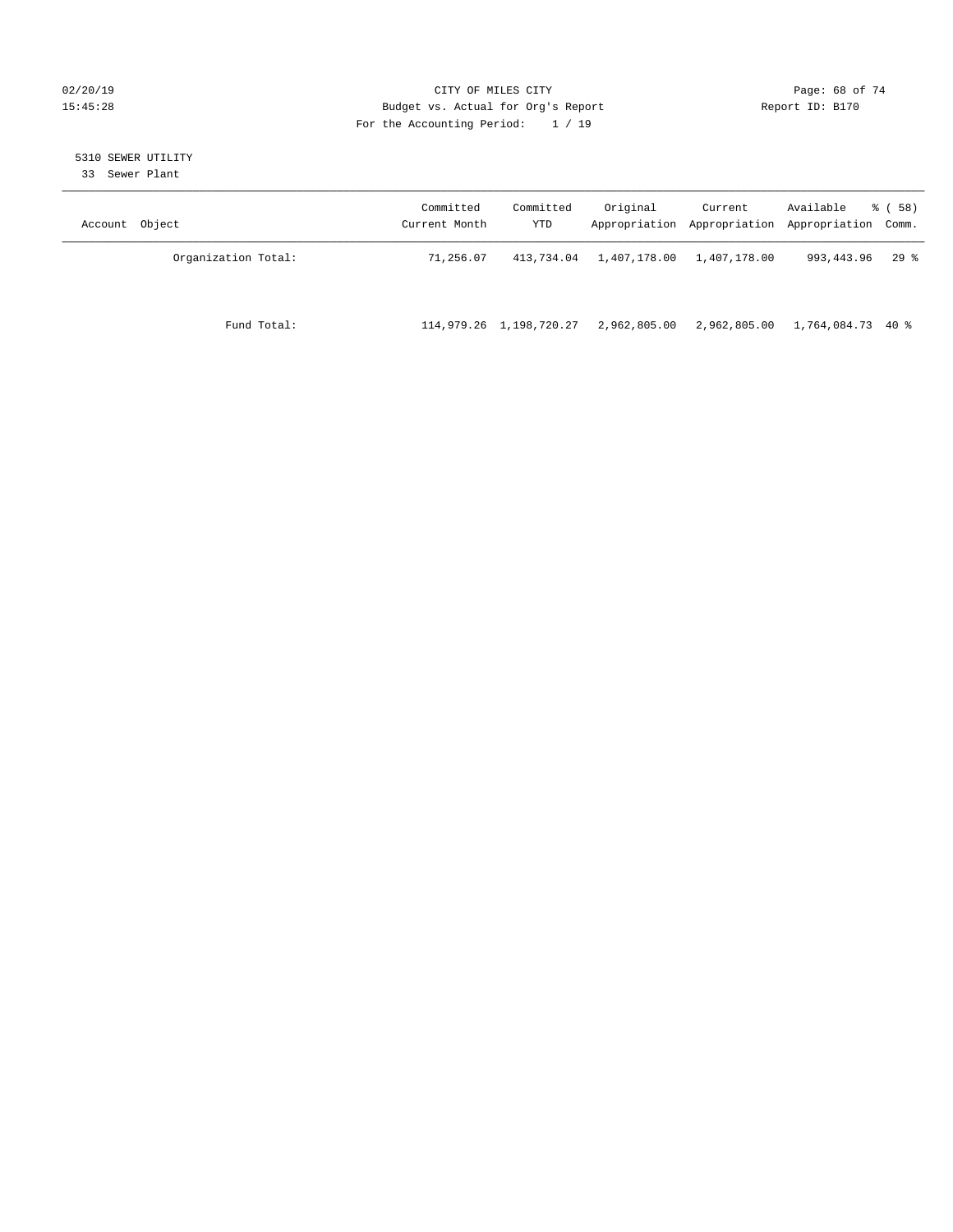CITY OF MILES CITY
Budget vs. Actual for Org's Report
For the Accounting Period: 1 / 19

02/20/19
15:45:28

Report ID: B170

5310 SEWER UTILITY
33 Sewer Plant

| Account Object | Committed Current Month | Committed YTD | Original Appropriation | Current Appropriation | Available Appropriation | % ( 58) Comm. |
|---|---|---|---|---|---|---|
| Organization Total: | 71,256.07 | 413,734.04 | 1,407,178.00 | 1,407,178.00 | 993,443.96 | 29 % |
| Fund Total: | 114,979.26 | 1,198,720.27 | 2,962,805.00 | 2,962,805.00 | 1,764,084.73 | 40 % |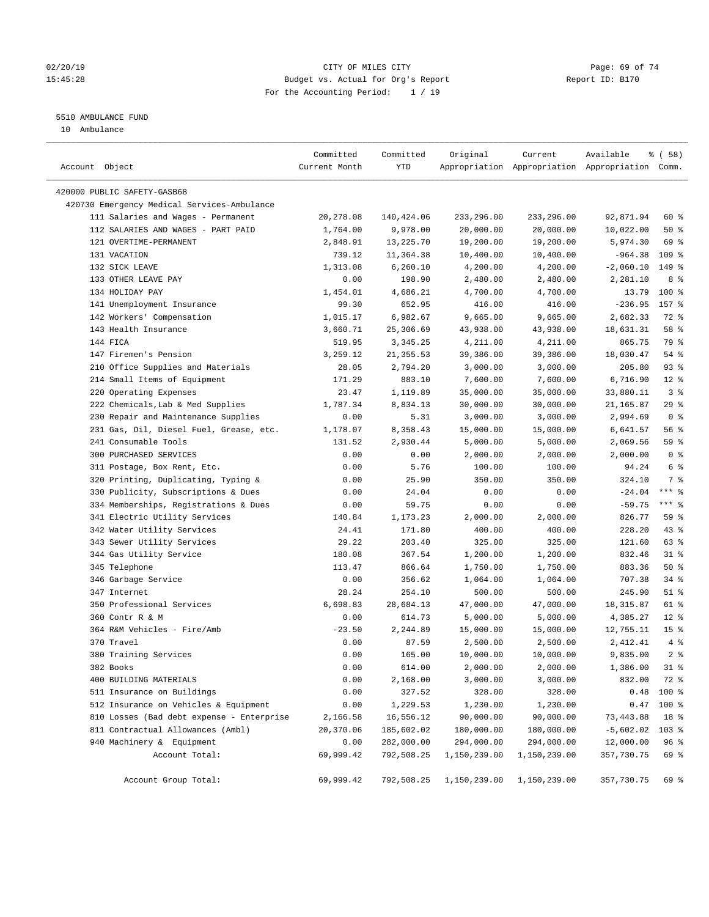CITY OF MILES CITY
Budget vs. Actual for Org's Report
For the Accounting Period: 1 / 19

5510 AMBULANCE FUND
10 Ambulance

| Account Object | Committed Current Month | Committed YTD | Original Appropriation | Current Appropriation | Available Appropriation | % ( 58) Comm. |
|---|---|---|---|---|---|---|
| 420000 PUBLIC SAFETY-GASB68 | | | | | | |
| 420730 Emergency Medical Services-Ambulance | | | | | | |
| 111 Salaries and Wages - Permanent | 20,278.08 | 140,424.06 | 233,296.00 | 233,296.00 | 92,871.94 | 60 % |
| 112 SALARIES AND WAGES - PART PAID | 1,764.00 | 9,978.00 | 20,000.00 | 20,000.00 | 10,022.00 | 50 % |
| 121 OVERTIME-PERMANENT | 2,848.91 | 13,225.70 | 19,200.00 | 19,200.00 | 5,974.30 | 69 % |
| 131 VACATION | 739.12 | 11,364.38 | 10,400.00 | 10,400.00 | -964.38 | 109 % |
| 132 SICK LEAVE | 1,313.08 | 6,260.10 | 4,200.00 | 4,200.00 | -2,060.10 | 149 % |
| 133 OTHER LEAVE PAY | 0.00 | 198.90 | 2,480.00 | 2,480.00 | 2,281.10 | 8 % |
| 134 HOLIDAY PAY | 1,454.01 | 4,686.21 | 4,700.00 | 4,700.00 | 13.79 | 100 % |
| 141 Unemployment Insurance | 99.30 | 652.95 | 416.00 | 416.00 | -236.95 | 157 % |
| 142 Workers' Compensation | 1,015.17 | 6,982.67 | 9,665.00 | 9,665.00 | 2,682.33 | 72 % |
| 143 Health Insurance | 3,660.71 | 25,306.69 | 43,938.00 | 43,938.00 | 18,631.31 | 58 % |
| 144 FICA | 519.95 | 3,345.25 | 4,211.00 | 4,211.00 | 865.75 | 79 % |
| 147 Firemen's Pension | 3,259.12 | 21,355.53 | 39,386.00 | 39,386.00 | 18,030.47 | 54 % |
| 210 Office Supplies and Materials | 28.05 | 2,794.20 | 3,000.00 | 3,000.00 | 205.80 | 93 % |
| 214 Small Items of Equipment | 171.29 | 883.10 | 7,600.00 | 7,600.00 | 6,716.90 | 12 % |
| 220 Operating Expenses | 23.47 | 1,119.89 | 35,000.00 | 35,000.00 | 33,880.11 | 3 % |
| 222 Chemicals,Lab & Med Supplies | 1,787.34 | 8,834.13 | 30,000.00 | 30,000.00 | 21,165.87 | 29 % |
| 230 Repair and Maintenance Supplies | 0.00 | 5.31 | 3,000.00 | 3,000.00 | 2,994.69 | 0 % |
| 231 Gas, Oil, Diesel Fuel, Grease, etc. | 1,178.07 | 8,358.43 | 15,000.00 | 15,000.00 | 6,641.57 | 56 % |
| 241 Consumable Tools | 131.52 | 2,930.44 | 5,000.00 | 5,000.00 | 2,069.56 | 59 % |
| 300 PURCHASED SERVICES | 0.00 | 0.00 | 2,000.00 | 2,000.00 | 2,000.00 | 0 % |
| 311 Postage, Box Rent, Etc. | 0.00 | 5.76 | 100.00 | 100.00 | 94.24 | 6 % |
| 320 Printing, Duplicating, Typing & | 0.00 | 25.90 | 350.00 | 350.00 | 324.10 | 7 % |
| 330 Publicity, Subscriptions & Dues | 0.00 | 24.04 | 0.00 | 0.00 | -24.04 | *** % |
| 334 Memberships, Registrations & Dues | 0.00 | 59.75 | 0.00 | 0.00 | -59.75 | *** % |
| 341 Electric Utility Services | 140.84 | 1,173.23 | 2,000.00 | 2,000.00 | 826.77 | 59 % |
| 342 Water Utility Services | 24.41 | 171.80 | 400.00 | 400.00 | 228.20 | 43 % |
| 343 Sewer Utility Services | 29.22 | 203.40 | 325.00 | 325.00 | 121.60 | 63 % |
| 344 Gas Utility Service | 180.08 | 367.54 | 1,200.00 | 1,200.00 | 832.46 | 31 % |
| 345 Telephone | 113.47 | 866.64 | 1,750.00 | 1,750.00 | 883.36 | 50 % |
| 346 Garbage Service | 0.00 | 356.62 | 1,064.00 | 1,064.00 | 707.38 | 34 % |
| 347 Internet | 28.24 | 254.10 | 500.00 | 500.00 | 245.90 | 51 % |
| 350 Professional Services | 6,698.83 | 28,684.13 | 47,000.00 | 47,000.00 | 18,315.87 | 61 % |
| 360 Contr R & M | 0.00 | 614.73 | 5,000.00 | 5,000.00 | 4,385.27 | 12 % |
| 364 R&M Vehicles - Fire/Amb | -23.50 | 2,244.89 | 15,000.00 | 15,000.00 | 12,755.11 | 15 % |
| 370 Travel | 0.00 | 87.59 | 2,500.00 | 2,500.00 | 2,412.41 | 4 % |
| 380 Training Services | 0.00 | 165.00 | 10,000.00 | 10,000.00 | 9,835.00 | 2 % |
| 382 Books | 0.00 | 614.00 | 2,000.00 | 2,000.00 | 1,386.00 | 31 % |
| 400 BUILDING MATERIALS | 0.00 | 2,168.00 | 3,000.00 | 3,000.00 | 832.00 | 72 % |
| 511 Insurance on Buildings | 0.00 | 327.52 | 328.00 | 328.00 | 0.48 | 100 % |
| 512 Insurance on Vehicles & Equipment | 0.00 | 1,229.53 | 1,230.00 | 1,230.00 | 0.47 | 100 % |
| 810 Losses (Bad debt expense - Enterprise | 2,166.58 | 16,556.12 | 90,000.00 | 90,000.00 | 73,443.88 | 18 % |
| 811 Contractual Allowances (Ambl) | 20,370.06 | 185,602.02 | 180,000.00 | 180,000.00 | -5,602.02 | 103 % |
| 940 Machinery & Equipment | 0.00 | 282,000.00 | 294,000.00 | 294,000.00 | 12,000.00 | 96 % |
| Account Total: | 69,999.42 | 792,508.25 | 1,150,239.00 | 1,150,239.00 | 357,730.75 | 69 % |
| Account Group Total: | 69,999.42 | 792,508.25 | 1,150,239.00 | 1,150,239.00 | 357,730.75 | 69 % |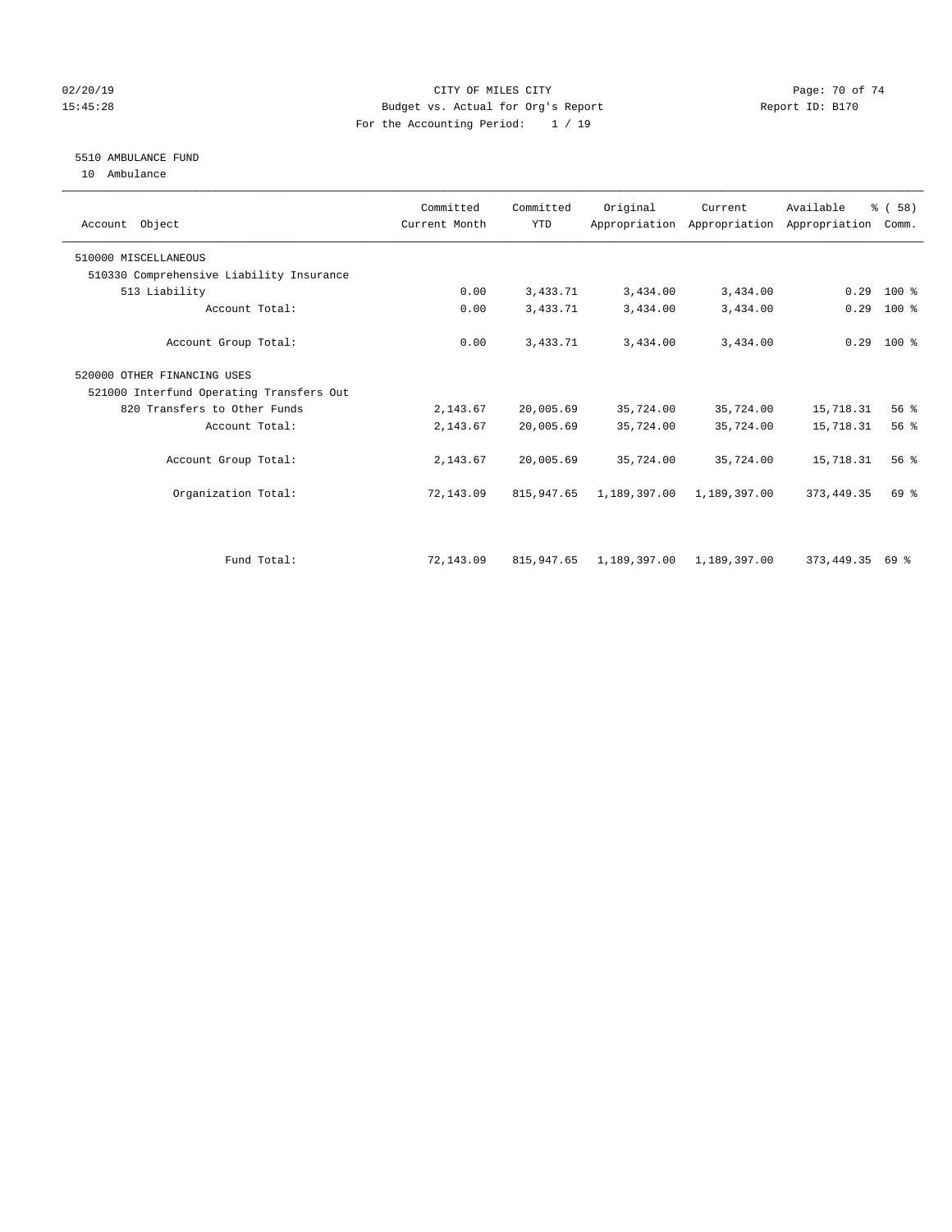CITY OF MILES CITY
Budget vs. Actual for Org's Report
For the Accounting Period: 1 / 19

02/20/19
15:45:28

Report ID: B170

## 5510 AMBULANCE FUND

10 Ambulance

| Account Object | Committed Current Month | Committed YTD | Original Appropriation | Current Appropriation | Available Appropriation | % ( 58) Comm. |
|---|---|---|---|---|---|---|
| 510000 MISCELLANEOUS | | | | | | |
| 510330 Comprehensive Liability Insurance | | | | | | |
| 513 Liability | 0.00 | 3,433.71 | 3,434.00 | 3,434.00 | 0.29 | 100 % |
| Account Total: | 0.00 | 3,433.71 | 3,434.00 | 3,434.00 | 0.29 | 100 % |
| Account Group Total: | 0.00 | 3,433.71 | 3,434.00 | 3,434.00 | 0.29 | 100 % |
| 520000 OTHER FINANCING USES | | | | | | |
| 521000 Interfund Operating Transfers Out | | | | | | |
| 820 Transfers to Other Funds | 2,143.67 | 20,005.69 | 35,724.00 | 35,724.00 | 15,718.31 | 56 % |
| Account Total: | 2,143.67 | 20,005.69 | 35,724.00 | 35,724.00 | 15,718.31 | 56 % |
| Account Group Total: | 2,143.67 | 20,005.69 | 35,724.00 | 35,724.00 | 15,718.31 | 56 % |
| Organization Total: | 72,143.09 | 815,947.65 | 1,189,397.00 | 1,189,397.00 | 373,449.35 | 69 % |
| Fund Total: | 72,143.09 | 815,947.65 | 1,189,397.00 | 1,189,397.00 | 373,449.35 | 69 % |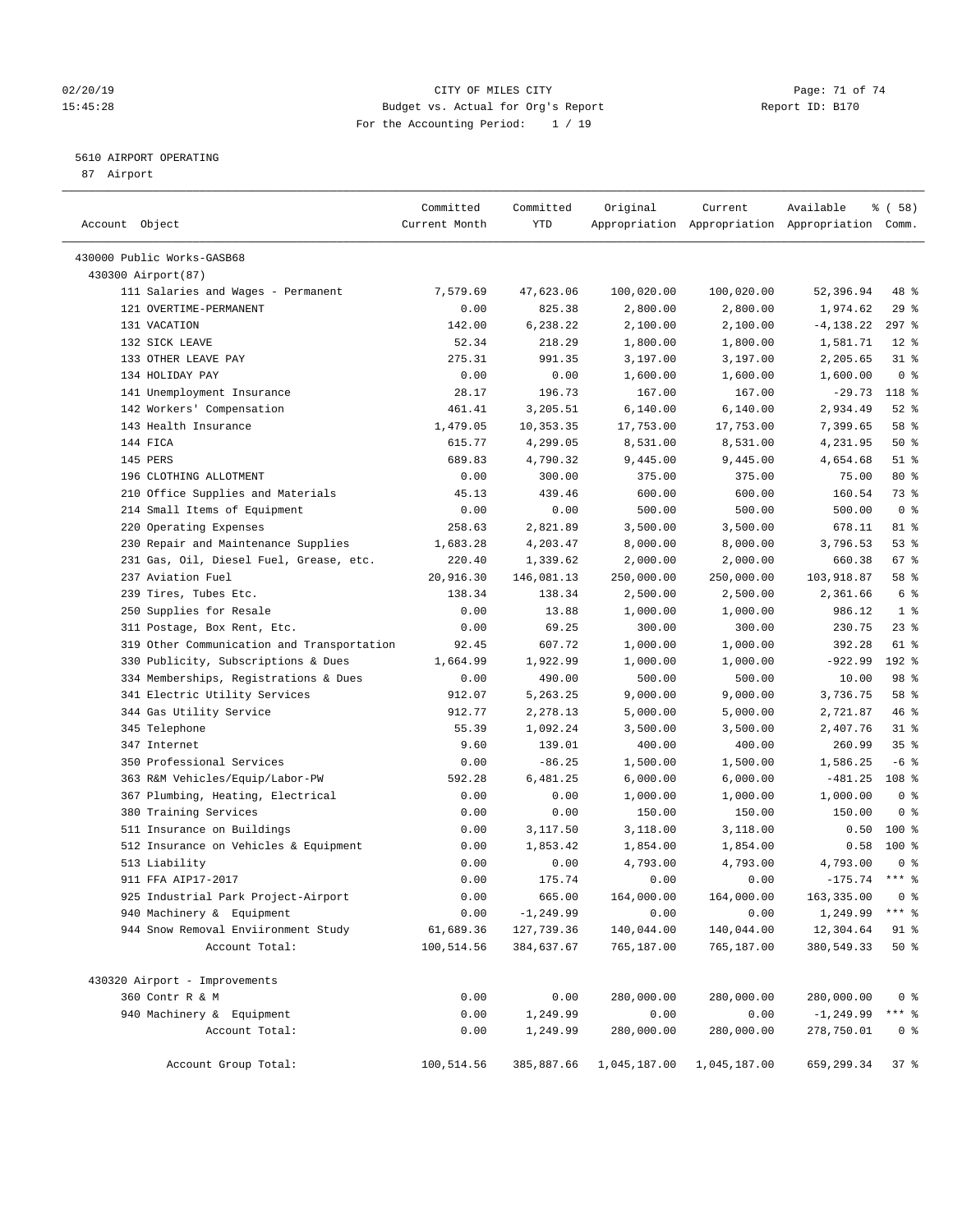02/20/19 CITY OF MILES CITY
15:45:28 Budget vs. Actual for Org's Report Report ID: B170
For the Accounting Period: 1 / 19

5610 AIRPORT OPERATING
87 Airport

| Account Object | Committed Current Month | Committed YTD | Original Appropriation | Current Appropriation | Available Appropriation | % ( 58) Comm. |
|---|---|---|---|---|---|---|
| 430000 Public Works-GASB68 | | | | | | |
| 430300 Airport(87) | | | | | | |
| 111 Salaries and Wages - Permanent | 7,579.69 | 47,623.06 | 100,020.00 | 100,020.00 | 52,396.94 | 48 % |
| 121 OVERTIME-PERMANENT | 0.00 | 825.38 | 2,800.00 | 2,800.00 | 1,974.62 | 29 % |
| 131 VACATION | 142.00 | 6,238.22 | 2,100.00 | 2,100.00 | -4,138.22 | 297 % |
| 132 SICK LEAVE | 52.34 | 218.29 | 1,800.00 | 1,800.00 | 1,581.71 | 12 % |
| 133 OTHER LEAVE PAY | 275.31 | 991.35 | 3,197.00 | 3,197.00 | 2,205.65 | 31 % |
| 134 HOLIDAY PAY | 0.00 | 0.00 | 1,600.00 | 1,600.00 | 1,600.00 | 0 % |
| 141 Unemployment Insurance | 28.17 | 196.73 | 167.00 | 167.00 | -29.73 | 118 % |
| 142 Workers' Compensation | 461.41 | 3,205.51 | 6,140.00 | 6,140.00 | 2,934.49 | 52 % |
| 143 Health Insurance | 1,479.05 | 10,353.35 | 17,753.00 | 17,753.00 | 7,399.65 | 58 % |
| 144 FICA | 615.77 | 4,299.05 | 8,531.00 | 8,531.00 | 4,231.95 | 50 % |
| 145 PERS | 689.83 | 4,790.32 | 9,445.00 | 9,445.00 | 4,654.68 | 51 % |
| 196 CLOTHING ALLOTMENT | 0.00 | 300.00 | 375.00 | 375.00 | 75.00 | 80 % |
| 210 Office Supplies and Materials | 45.13 | 439.46 | 600.00 | 600.00 | 160.54 | 73 % |
| 214 Small Items of Equipment | 0.00 | 0.00 | 500.00 | 500.00 | 500.00 | 0 % |
| 220 Operating Expenses | 258.63 | 2,821.89 | 3,500.00 | 3,500.00 | 678.11 | 81 % |
| 230 Repair and Maintenance Supplies | 1,683.28 | 4,203.47 | 8,000.00 | 8,000.00 | 3,796.53 | 53 % |
| 231 Gas, Oil, Diesel Fuel, Grease, etc. | 220.40 | 1,339.62 | 2,000.00 | 2,000.00 | 660.38 | 67 % |
| 237 Aviation Fuel | 20,916.30 | 146,081.13 | 250,000.00 | 250,000.00 | 103,918.87 | 58 % |
| 239 Tires, Tubes Etc. | 138.34 | 138.34 | 2,500.00 | 2,500.00 | 2,361.66 | 6 % |
| 250 Supplies for Resale | 0.00 | 13.88 | 1,000.00 | 1,000.00 | 986.12 | 1 % |
| 311 Postage, Box Rent, Etc. | 0.00 | 69.25 | 300.00 | 300.00 | 230.75 | 23 % |
| 319 Other Communication and Transportation | 92.45 | 607.72 | 1,000.00 | 1,000.00 | 392.28 | 61 % |
| 330 Publicity, Subscriptions & Dues | 1,664.99 | 1,922.99 | 1,000.00 | 1,000.00 | -922.99 | 192 % |
| 334 Memberships, Registrations & Dues | 0.00 | 490.00 | 500.00 | 500.00 | 10.00 | 98 % |
| 341 Electric Utility Services | 912.07 | 5,263.25 | 9,000.00 | 9,000.00 | 3,736.75 | 58 % |
| 344 Gas Utility Service | 912.77 | 2,278.13 | 5,000.00 | 5,000.00 | 2,721.87 | 46 % |
| 345 Telephone | 55.39 | 1,092.24 | 3,500.00 | 3,500.00 | 2,407.76 | 31 % |
| 347 Internet | 9.60 | 139.01 | 400.00 | 400.00 | 260.99 | 35 % |
| 350 Professional Services | 0.00 | -86.25 | 1,500.00 | 1,500.00 | 1,586.25 | -6 % |
| 363 R&M Vehicles/Equip/Labor-PW | 592.28 | 6,481.25 | 6,000.00 | 6,000.00 | -481.25 | 108 % |
| 367 Plumbing, Heating, Electrical | 0.00 | 0.00 | 1,000.00 | 1,000.00 | 1,000.00 | 0 % |
| 380 Training Services | 0.00 | 0.00 | 150.00 | 150.00 | 150.00 | 0 % |
| 511 Insurance on Buildings | 0.00 | 3,117.50 | 3,118.00 | 3,118.00 | 0.50 | 100 % |
| 512 Insurance on Vehicles & Equipment | 0.00 | 1,853.42 | 1,854.00 | 1,854.00 | 0.58 | 100 % |
| 513 Liability | 0.00 | 0.00 | 4,793.00 | 4,793.00 | 4,793.00 | 0 % |
| 911 FFA AIP17-2017 | 0.00 | 175.74 | 0.00 | 0.00 | -175.74 | *** % |
| 925 Industrial Park Project-Airport | 0.00 | 665.00 | 164,000.00 | 164,000.00 | 163,335.00 | 0 % |
| 940 Machinery & Equipment | 0.00 | -1,249.99 | 0.00 | 0.00 | 1,249.99 | *** % |
| 944 Snow Removal Enviironment Study | 61,689.36 | 127,739.36 | 140,044.00 | 140,044.00 | 12,304.64 | 91 % |
| Account Total: | 100,514.56 | 384,637.67 | 765,187.00 | 765,187.00 | 380,549.33 | 50 % |
| 430320 Airport - Improvements | | | | | | |
| 360 Contr R & M | 0.00 | 0.00 | 280,000.00 | 280,000.00 | 280,000.00 | 0 % |
| 940 Machinery & Equipment | 0.00 | 1,249.99 | 0.00 | 0.00 | -1,249.99 | *** % |
| Account Total: | 0.00 | 1,249.99 | 280,000.00 | 280,000.00 | 278,750.01 | 0 % |
| Account Group Total: | 100,514.56 | 385,887.66 | 1,045,187.00 | 1,045,187.00 | 659,299.34 | 37 % |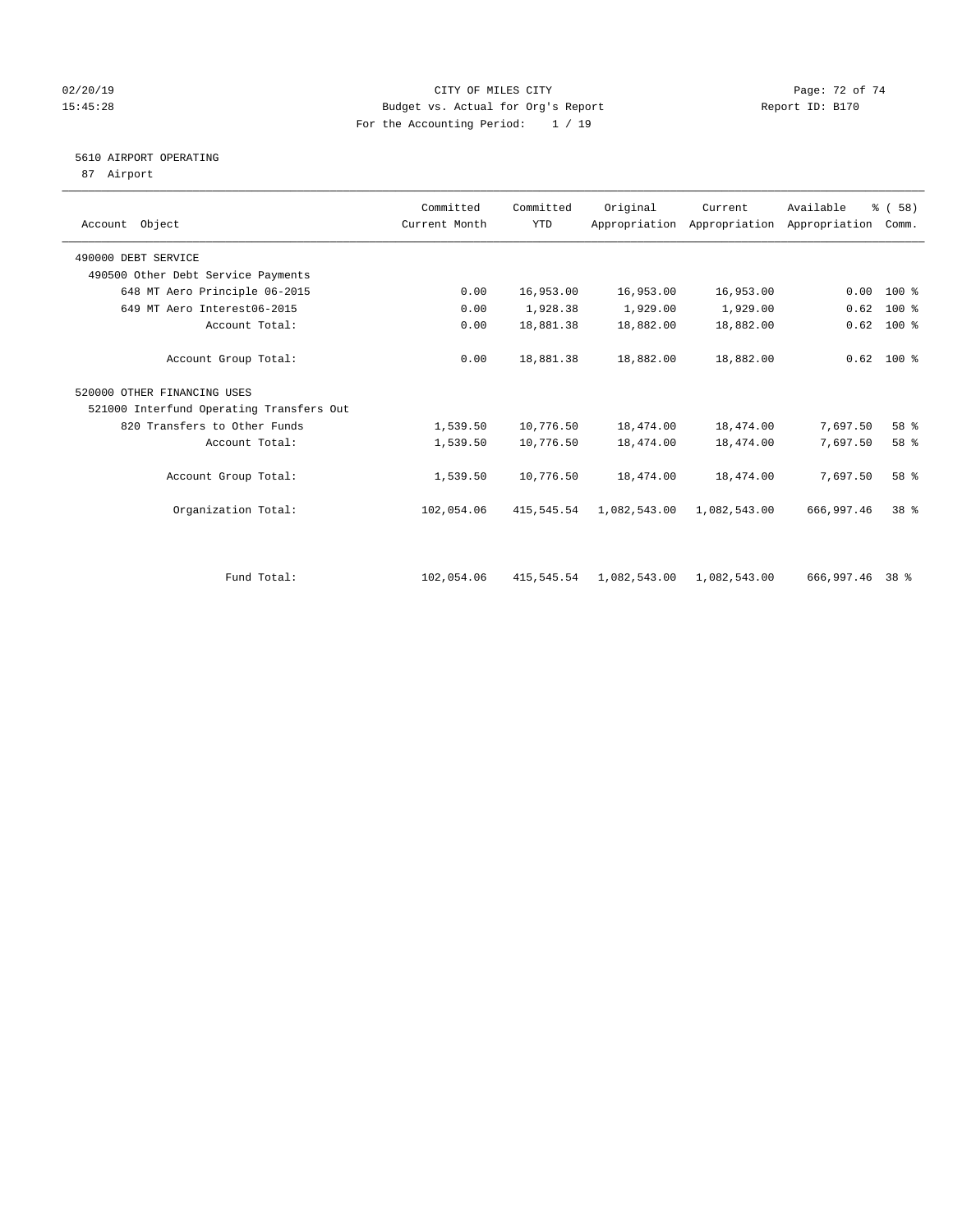CITY OF MILES CITY
Budget vs. Actual for Org's Report
For the Accounting Period: 1 / 19

02/20/19
15:45:28

Report ID: B170

## 5610 AIRPORT OPERATING

87 Airport

| Account Object | Committed Current Month | Committed YTD | Original Appropriation | Current Appropriation | Available Appropriation | % ( 58) Comm. |
|---|---|---|---|---|---|---|
| 490000 DEBT SERVICE | | | | | | |
| 490500 Other Debt Service Payments | | | | | | |
| 648 MT Aero Principle 06-2015 | 0.00 | 16,953.00 | 16,953.00 | 16,953.00 | 0.00 | 100 % |
| 649 MT Aero Interest06-2015 | 0.00 | 1,928.38 | 1,929.00 | 1,929.00 | 0.62 | 100 % |
| Account Total: | 0.00 | 18,881.38 | 18,882.00 | 18,882.00 | 0.62 | 100 % |
| Account Group Total: | 0.00 | 18,881.38 | 18,882.00 | 18,882.00 | 0.62 | 100 % |
| 520000 OTHER FINANCING USES | | | | | | |
| 521000 Interfund Operating Transfers Out | | | | | | |
| 820 Transfers to Other Funds | 1,539.50 | 10,776.50 | 18,474.00 | 18,474.00 | 7,697.50 | 58 % |
| Account Total: | 1,539.50 | 10,776.50 | 18,474.00 | 18,474.00 | 7,697.50 | 58 % |
| Account Group Total: | 1,539.50 | 10,776.50 | 18,474.00 | 18,474.00 | 7,697.50 | 58 % |
| Organization Total: | 102,054.06 | 415,545.54 | 1,082,543.00 | 1,082,543.00 | 666,997.46 | 38 % |
| Fund Total: | 102,054.06 | 415,545.54 | 1,082,543.00 | 1,082,543.00 | 666,997.46 | 38 % |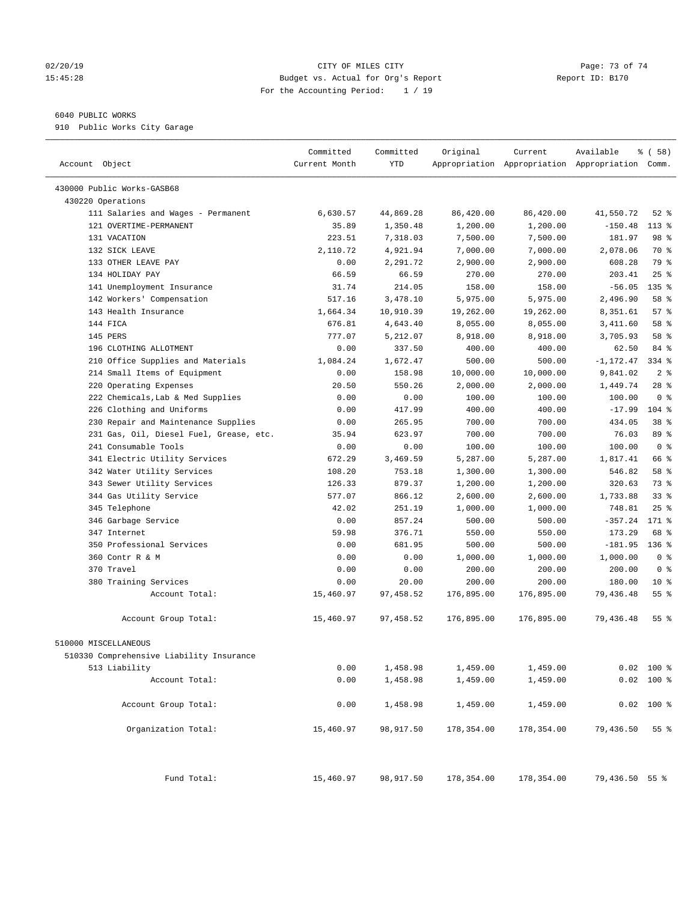CITY OF MILES CITY
Budget vs. Actual for Org's Report
For the Accounting Period: 1 / 19

02/20/19
15:45:28

Report ID: B170

6040 PUBLIC WORKS
910 Public Works City Garage

| Account Object | Committed Current Month | Committed YTD | Original Appropriation | Current Appropriation | Available Appropriation | % ( 58) Comm. |
|---|---|---|---|---|---|---|
| 430000 Public Works-GASB68 | | | | | | |
| 430220 Operations | | | | | | |
| 111 Salaries and Wages - Permanent | 6,630.57 | 44,869.28 | 86,420.00 | 86,420.00 | 41,550.72 | 52 % |
| 121 OVERTIME-PERMANENT | 35.89 | 1,350.48 | 1,200.00 | 1,200.00 | -150.48 | 113 % |
| 131 VACATION | 223.51 | 7,318.03 | 7,500.00 | 7,500.00 | 181.97 | 98 % |
| 132 SICK LEAVE | 2,110.72 | 4,921.94 | 7,000.00 | 7,000.00 | 2,078.06 | 70 % |
| 133 OTHER LEAVE PAY | 0.00 | 2,291.72 | 2,900.00 | 2,900.00 | 608.28 | 79 % |
| 134 HOLIDAY PAY | 66.59 | 66.59 | 270.00 | 270.00 | 203.41 | 25 % |
| 141 Unemployment Insurance | 31.74 | 214.05 | 158.00 | 158.00 | -56.05 | 135 % |
| 142 Workers' Compensation | 517.16 | 3,478.10 | 5,975.00 | 5,975.00 | 2,496.90 | 58 % |
| 143 Health Insurance | 1,664.34 | 10,910.39 | 19,262.00 | 19,262.00 | 8,351.61 | 57 % |
| 144 FICA | 676.81 | 4,643.40 | 8,055.00 | 8,055.00 | 3,411.60 | 58 % |
| 145 PERS | 777.07 | 5,212.07 | 8,918.00 | 8,918.00 | 3,705.93 | 58 % |
| 196 CLOTHING ALLOTMENT | 0.00 | 337.50 | 400.00 | 400.00 | 62.50 | 84 % |
| 210 Office Supplies and Materials | 1,084.24 | 1,672.47 | 500.00 | 500.00 | -1,172.47 | 334 % |
| 214 Small Items of Equipment | 0.00 | 158.98 | 10,000.00 | 10,000.00 | 9,841.02 | 2 % |
| 220 Operating Expenses | 20.50 | 550.26 | 2,000.00 | 2,000.00 | 1,449.74 | 28 % |
| 222 Chemicals,Lab & Med Supplies | 0.00 | 0.00 | 100.00 | 100.00 | 100.00 | 0 % |
| 226 Clothing and Uniforms | 0.00 | 417.99 | 400.00 | 400.00 | -17.99 | 104 % |
| 230 Repair and Maintenance Supplies | 0.00 | 265.95 | 700.00 | 700.00 | 434.05 | 38 % |
| 231 Gas, Oil, Diesel Fuel, Grease, etc. | 35.94 | 623.97 | 700.00 | 700.00 | 76.03 | 89 % |
| 241 Consumable Tools | 0.00 | 0.00 | 100.00 | 100.00 | 100.00 | 0 % |
| 341 Electric Utility Services | 672.29 | 3,469.59 | 5,287.00 | 5,287.00 | 1,817.41 | 66 % |
| 342 Water Utility Services | 108.20 | 753.18 | 1,300.00 | 1,300.00 | 546.82 | 58 % |
| 343 Sewer Utility Services | 126.33 | 879.37 | 1,200.00 | 1,200.00 | 320.63 | 73 % |
| 344 Gas Utility Service | 577.07 | 866.12 | 2,600.00 | 2,600.00 | 1,733.88 | 33 % |
| 345 Telephone | 42.02 | 251.19 | 1,000.00 | 1,000.00 | 748.81 | 25 % |
| 346 Garbage Service | 0.00 | 857.24 | 500.00 | 500.00 | -357.24 | 171 % |
| 347 Internet | 59.98 | 376.71 | 550.00 | 550.00 | 173.29 | 68 % |
| 350 Professional Services | 0.00 | 681.95 | 500.00 | 500.00 | -181.95 | 136 % |
| 360 Contr R & M | 0.00 | 0.00 | 1,000.00 | 1,000.00 | 1,000.00 | 0 % |
| 370 Travel | 0.00 | 0.00 | 200.00 | 200.00 | 200.00 | 0 % |
| 380 Training Services | 0.00 | 20.00 | 200.00 | 200.00 | 180.00 | 10 % |
| Account Total: | 15,460.97 | 97,458.52 | 176,895.00 | 176,895.00 | 79,436.48 | 55 % |
| Account Group Total: | 15,460.97 | 97,458.52 | 176,895.00 | 176,895.00 | 79,436.48 | 55 % |
| 510000 MISCELLANEOUS | | | | | | |
| 510330 Comprehensive Liability Insurance | | | | | | |
| 513 Liability | 0.00 | 1,458.98 | 1,459.00 | 1,459.00 | 0.02 | 100 % |
| Account Total: | 0.00 | 1,458.98 | 1,459.00 | 1,459.00 | 0.02 | 100 % |
| Account Group Total: | 0.00 | 1,458.98 | 1,459.00 | 1,459.00 | 0.02 | 100 % |
| Organization Total: | 15,460.97 | 98,917.50 | 178,354.00 | 178,354.00 | 79,436.50 | 55 % |
| Fund Total: | 15,460.97 | 98,917.50 | 178,354.00 | 178,354.00 | 79,436.50 | 55 % |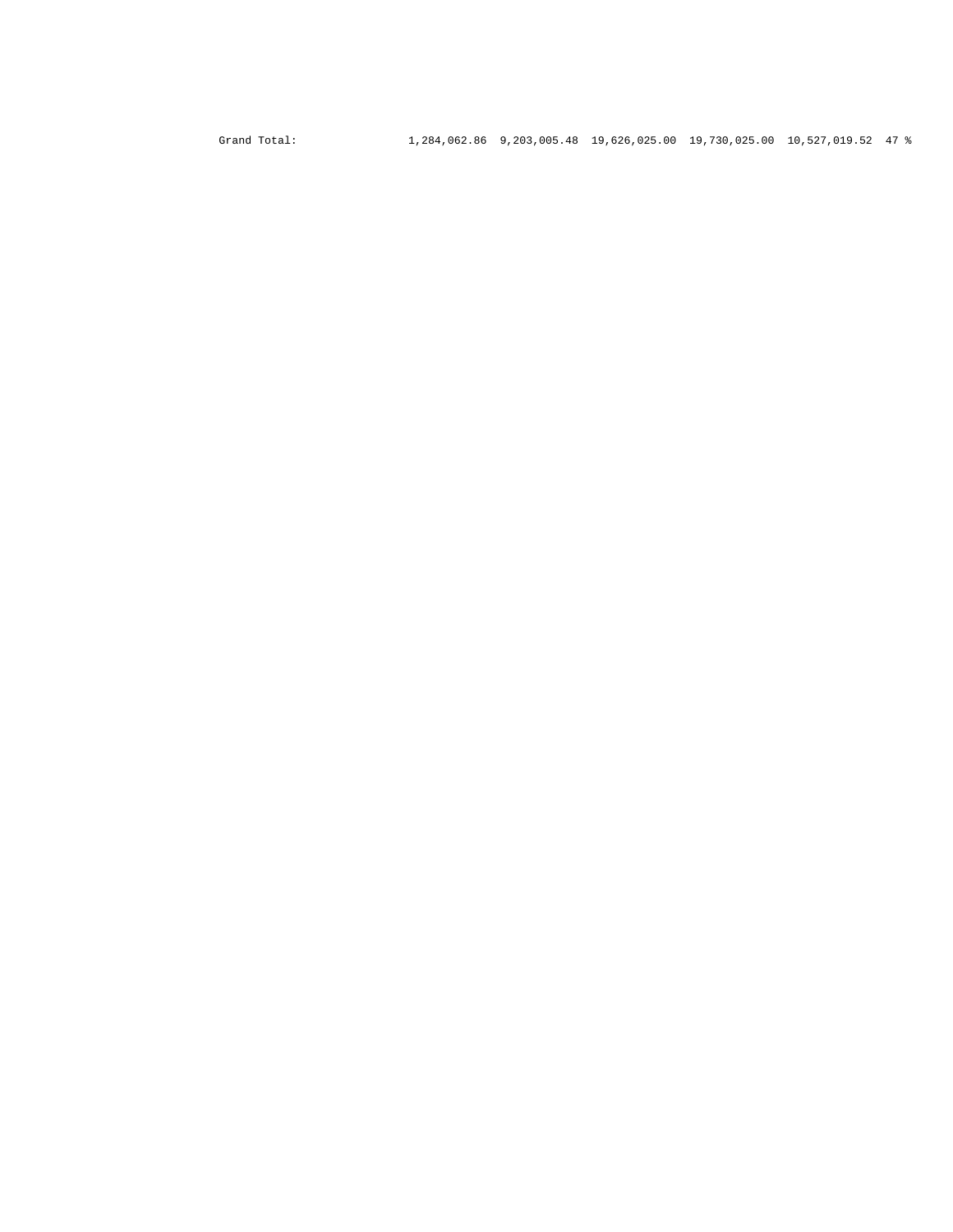| | | | | | | |
|---|---|---|---|---|---|---|
| Grand Total: | 1,284,062.86 | 9,203,005.48 | 19,626,025.00 | 19,730,025.00 | 10,527,019.52 | 47 % |